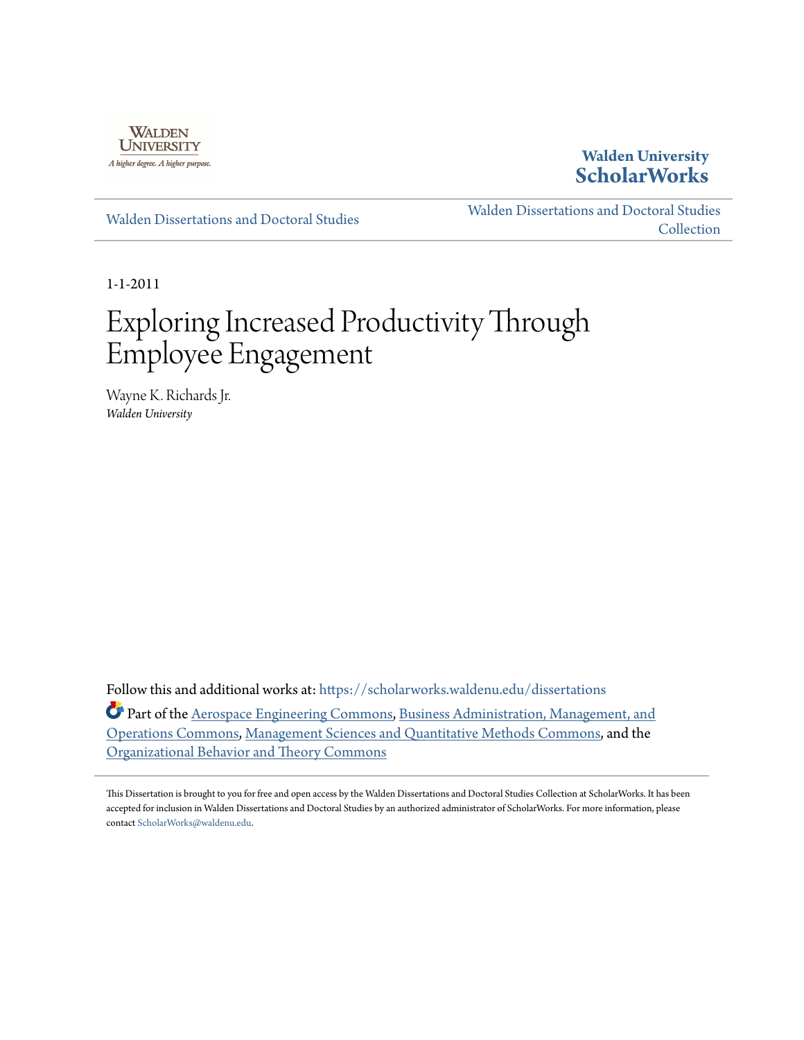Walden University

A higher degree. A higher purpose.

**Walden University ScholarWorks**

Walden Dissertations and Doctoral Studies

Walden Dissertations and Doctoral Studies Collection

1-1-2011

# Exploring Increased Productivity Through Employee Engagement

Wayne K. Richards Jr.
*Walden University*

Follow this and additional works at: https://scholarworks.waldenu.edu/dissertations

Part of the Aerospace Engineering Commons, Business Administration, Management, and Operations Commons, Management Sciences and Quantitative Methods Commons, and the Organizational Behavior and Theory Commons

This Dissertation is brought to you for free and open access by the Walden Dissertations and Doctoral Studies Collection at ScholarWorks. It has been accepted for inclusion in Walden Dissertations and Doctoral Studies by an authorized administrator of ScholarWorks. For more information, please contact ScholarWorks@waldenu.edu.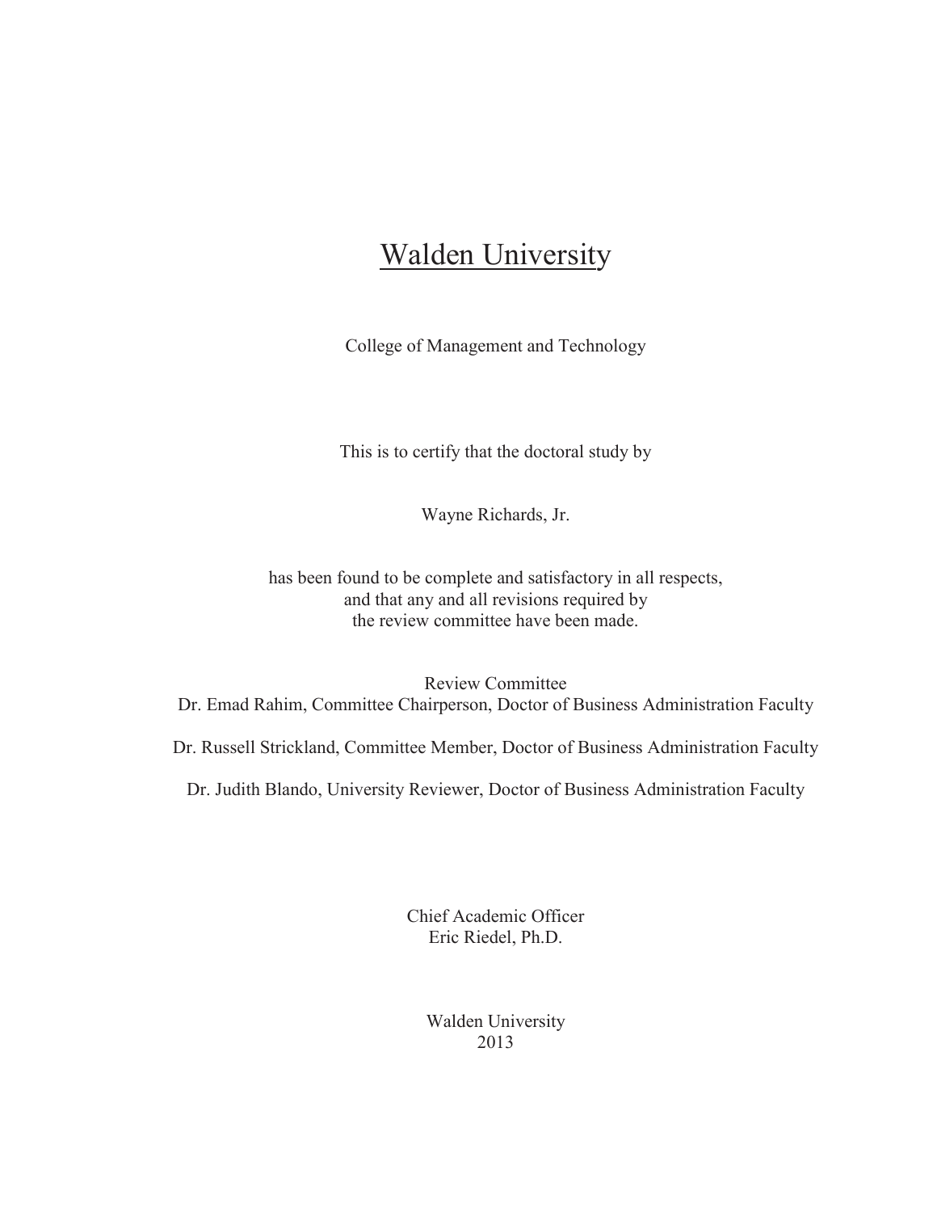# Walden University

College of Management and Technology

This is to certify that the doctoral study by

Wayne Richards, Jr.

has been found to be complete and satisfactory in all respects,
and that any and all revisions required by
the review committee have been made.

Review Committee
Dr. Emad Rahim, Committee Chairperson, Doctor of Business Administration Faculty

Dr. Russell Strickland, Committee Member, Doctor of Business Administration Faculty

Dr. Judith Blando, University Reviewer, Doctor of Business Administration Faculty

Chief Academic Officer
Eric Riedel, Ph.D.

Walden University
2013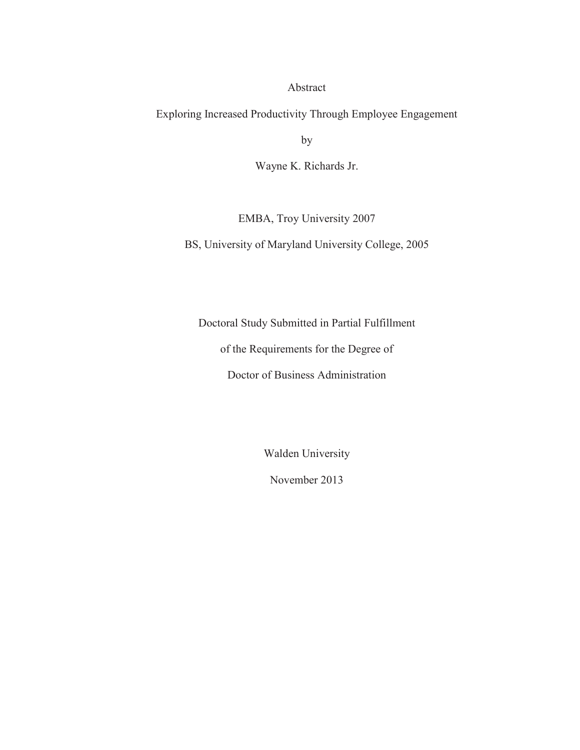Abstract

Exploring Increased Productivity Through Employee Engagement

by

Wayne K. Richards Jr.

EMBA, Troy University 2007

BS, University of Maryland University College, 2005

Doctoral Study Submitted in Partial Fulfillment

of the Requirements for the Degree of

Doctor of Business Administration

Walden University

November 2013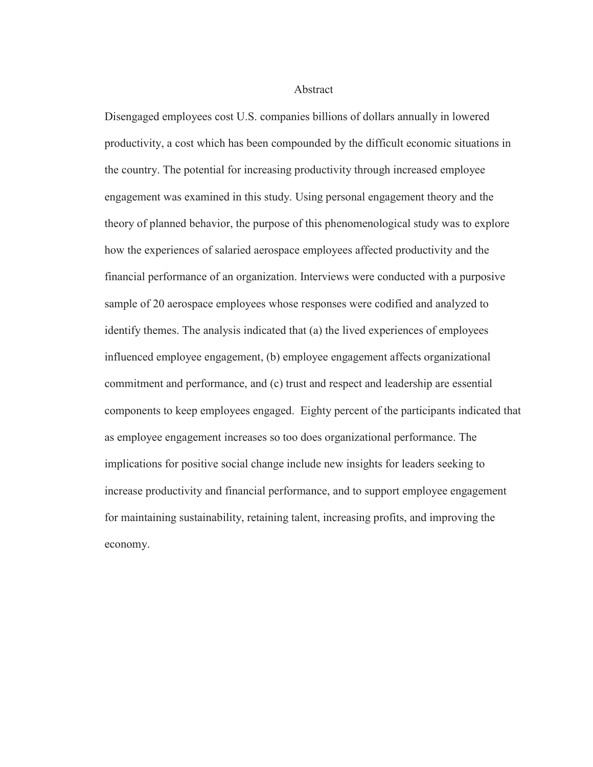# Abstract

Disengaged employees cost U.S. companies billions of dollars annually in lowered productivity, a cost which has been compounded by the difficult economic situations in the country. The potential for increasing productivity through increased employee engagement was examined in this study. Using personal engagement theory and the theory of planned behavior, the purpose of this phenomenological study was to explore how the experiences of salaried aerospace employees affected productivity and the financial performance of an organization. Interviews were conducted with a purposive sample of 20 aerospace employees whose responses were codified and analyzed to identify themes. The analysis indicated that (a) the lived experiences of employees influenced employee engagement, (b) employee engagement affects organizational commitment and performance, and (c) trust and respect and leadership are essential components to keep employees engaged. Eighty percent of the participants indicated that as employee engagement increases so too does organizational performance. The implications for positive social change include new insights for leaders seeking to increase productivity and financial performance, and to support employee engagement for maintaining sustainability, retaining talent, increasing profits, and improving the economy.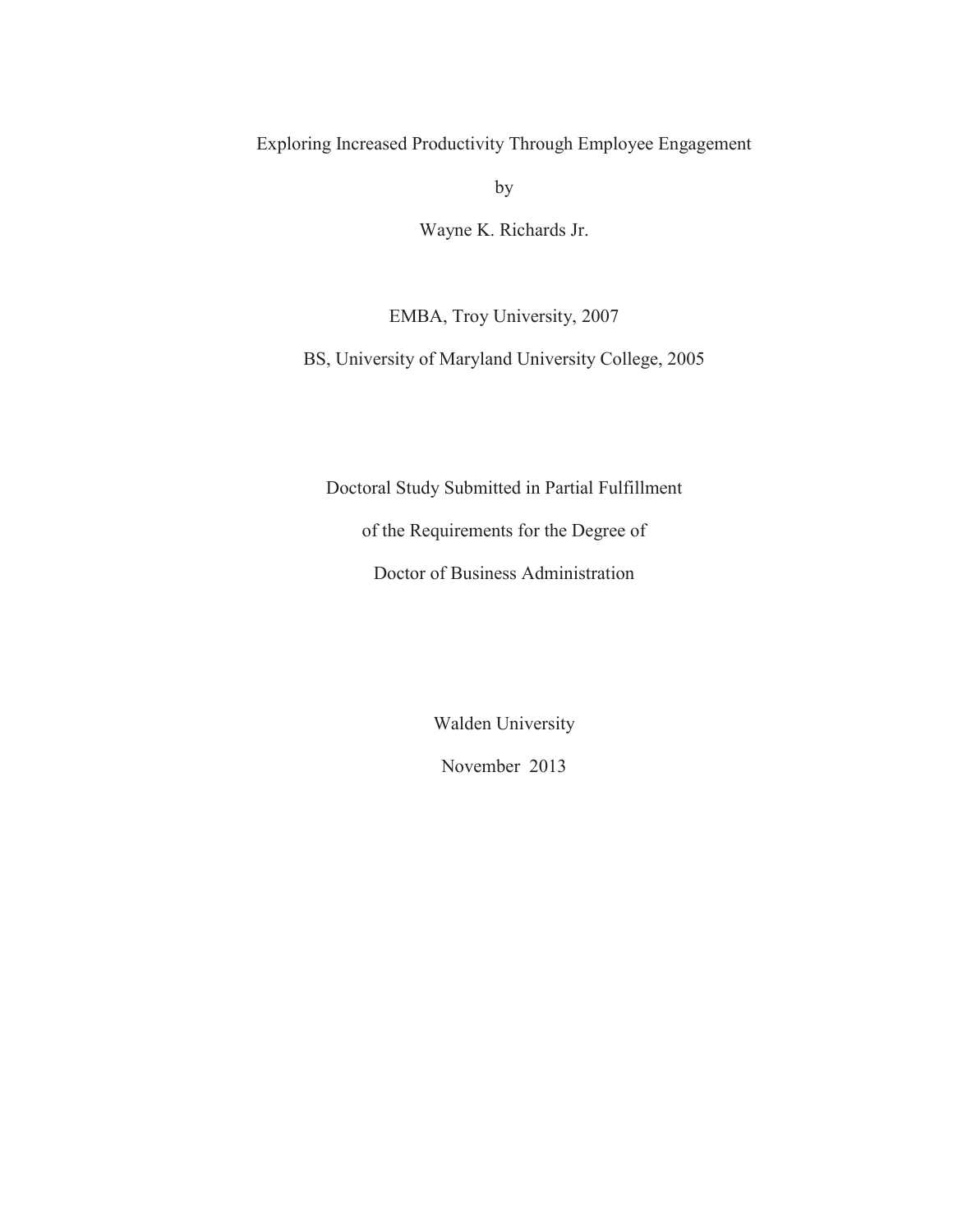Exploring Increased Productivity Through Employee Engagement

by

Wayne K. Richards Jr.

EMBA, Troy University, 2007

BS, University of Maryland University College, 2005

Doctoral Study Submitted in Partial Fulfillment

of the Requirements for the Degree of

Doctor of Business Administration

Walden University

November 2013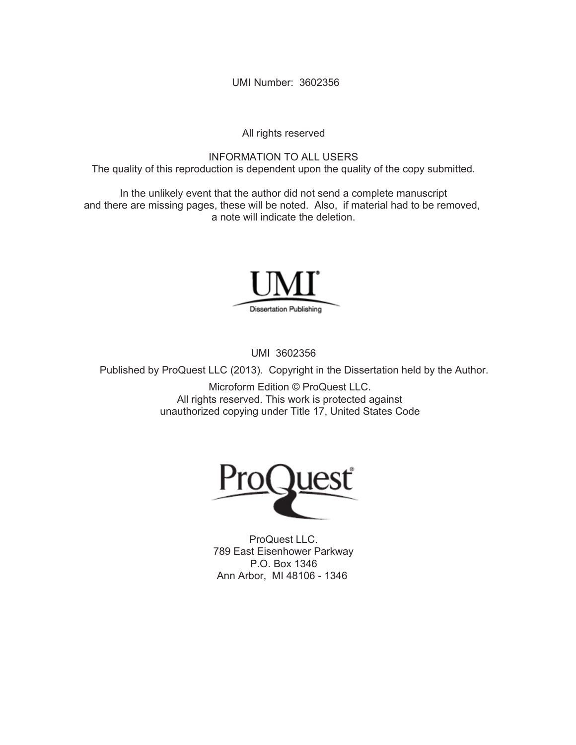UMI Number: 3602356

All rights reserved

INFORMATION TO ALL USERS
The quality of this reproduction is dependent upon the quality of the copy submitted.

In the unlikely event that the author did not send a complete manuscript and there are missing pages, these will be noted. Also, if material had to be removed, a note will indicate the deletion.

UMI
Dissertation Publishing

UMI 3602356

Published by ProQuest LLC (2013). Copyright in the Dissertation held by the Author.

Microform Edition © ProQuest LLC.
All rights reserved. This work is protected against unauthorized copying under Title 17, United States Code

ProQuest

ProQuest LLC.
789 East Eisenhower Parkway
P.O. Box 1346
Ann Arbor, MI 48106 - 1346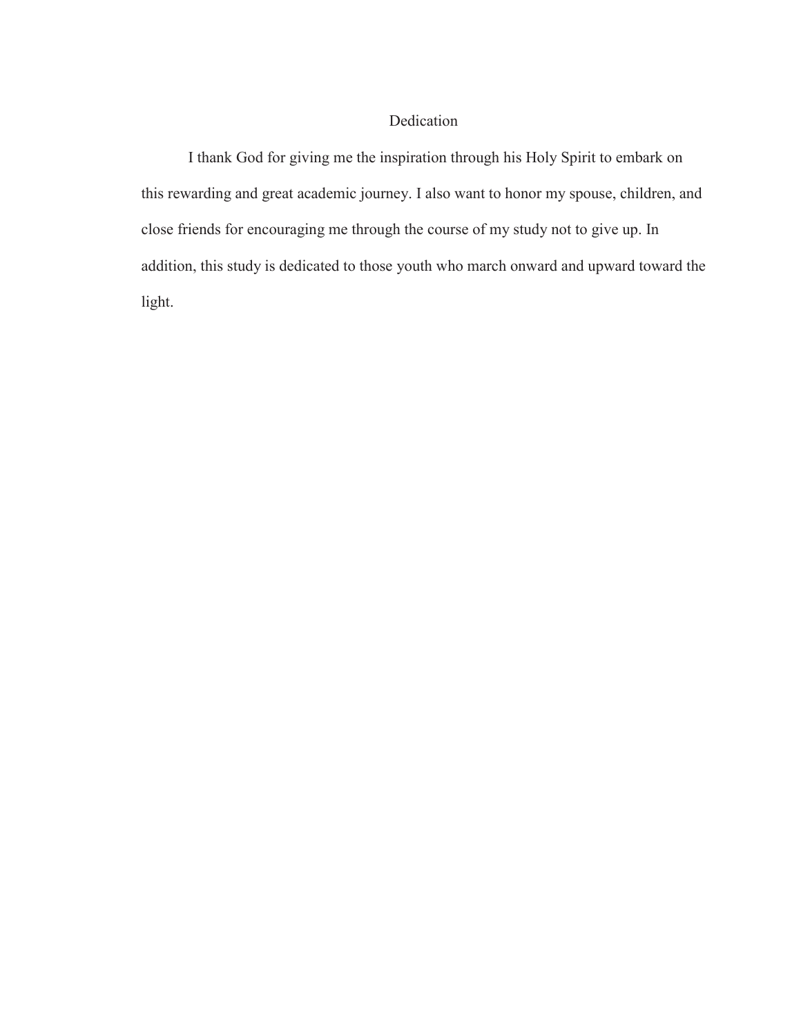# Dedication

I thank God for giving me the inspiration through his Holy Spirit to embark on this rewarding and great academic journey. I also want to honor my spouse, children, and close friends for encouraging me through the course of my study not to give up. In addition, this study is dedicated to those youth who march onward and upward toward the light.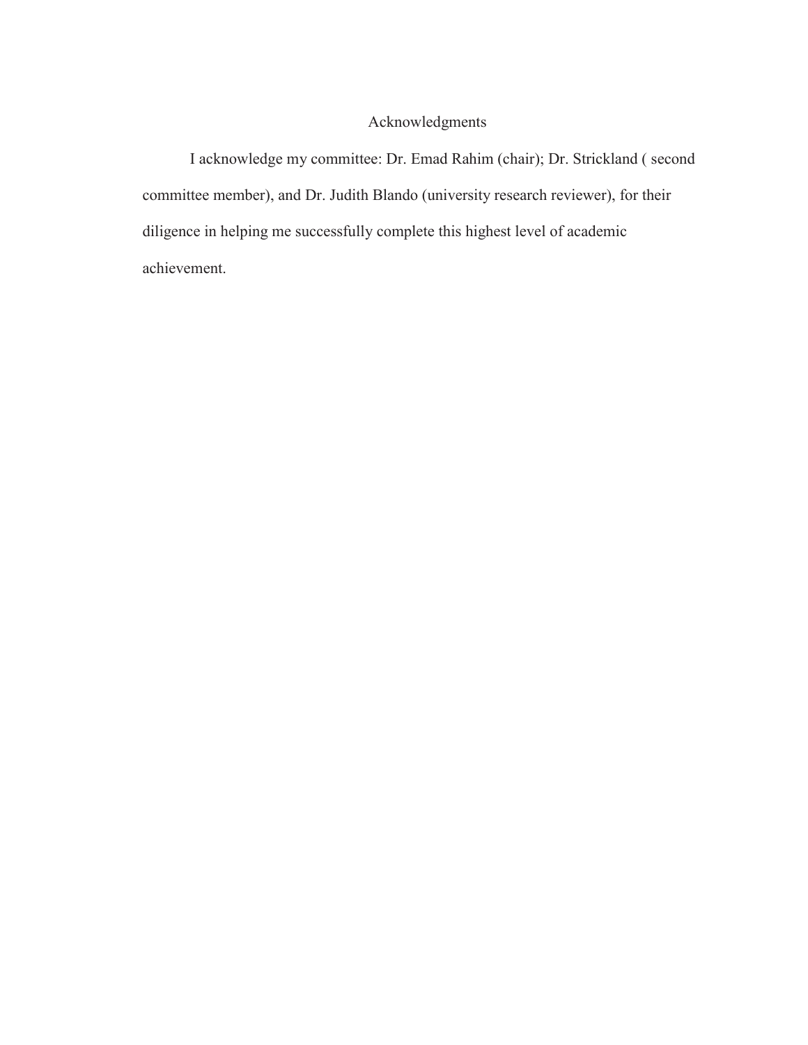# Acknowledgments

I acknowledge my committee: Dr. Emad Rahim (chair); Dr. Strickland ( second committee member), and Dr. Judith Blando (university research reviewer), for their diligence in helping me successfully complete this highest level of academic achievement.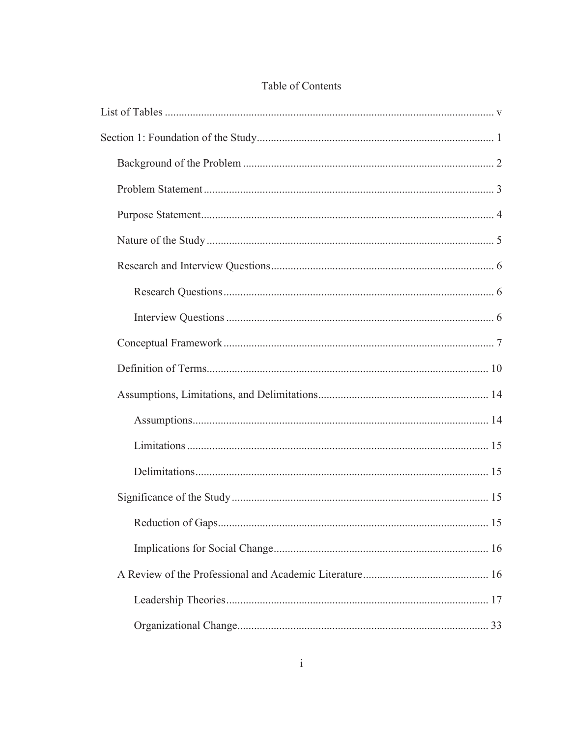# Table of Contents

List of Tables ..................................................................................................................... v

Section 1: Foundation of the Study .................................................................................... 1

- Background of the Problem ......................................................................................... 2
- Problem Statement ....................................................................................................... 3
- Purpose Statement ........................................................................................................ 4
- Nature of the Study ...................................................................................................... 5
- Research and Interview Questions ............................................................................... 6
  - Research Questions ................................................................................................ 6
  - Interview Questions ............................................................................................... 6
- Conceptual Framework ................................................................................................ 7
- Definition of Terms .................................................................................................... 10
- Assumptions, Limitations, and Delimitations ............................................................ 14
  - Assumptions ......................................................................................................... 14
  - Limitations ........................................................................................................... 15
  - Delimitations ........................................................................................................ 15
- Significance of the Study ........................................................................................... 15
  - Reduction of Gaps ................................................................................................ 15
  - Implications for Social Change ............................................................................ 16
- A Review of the Professional and Academic Literature ............................................ 16
  - Leadership Theories ............................................................................................. 17
  - Organizational Change ......................................................................................... 33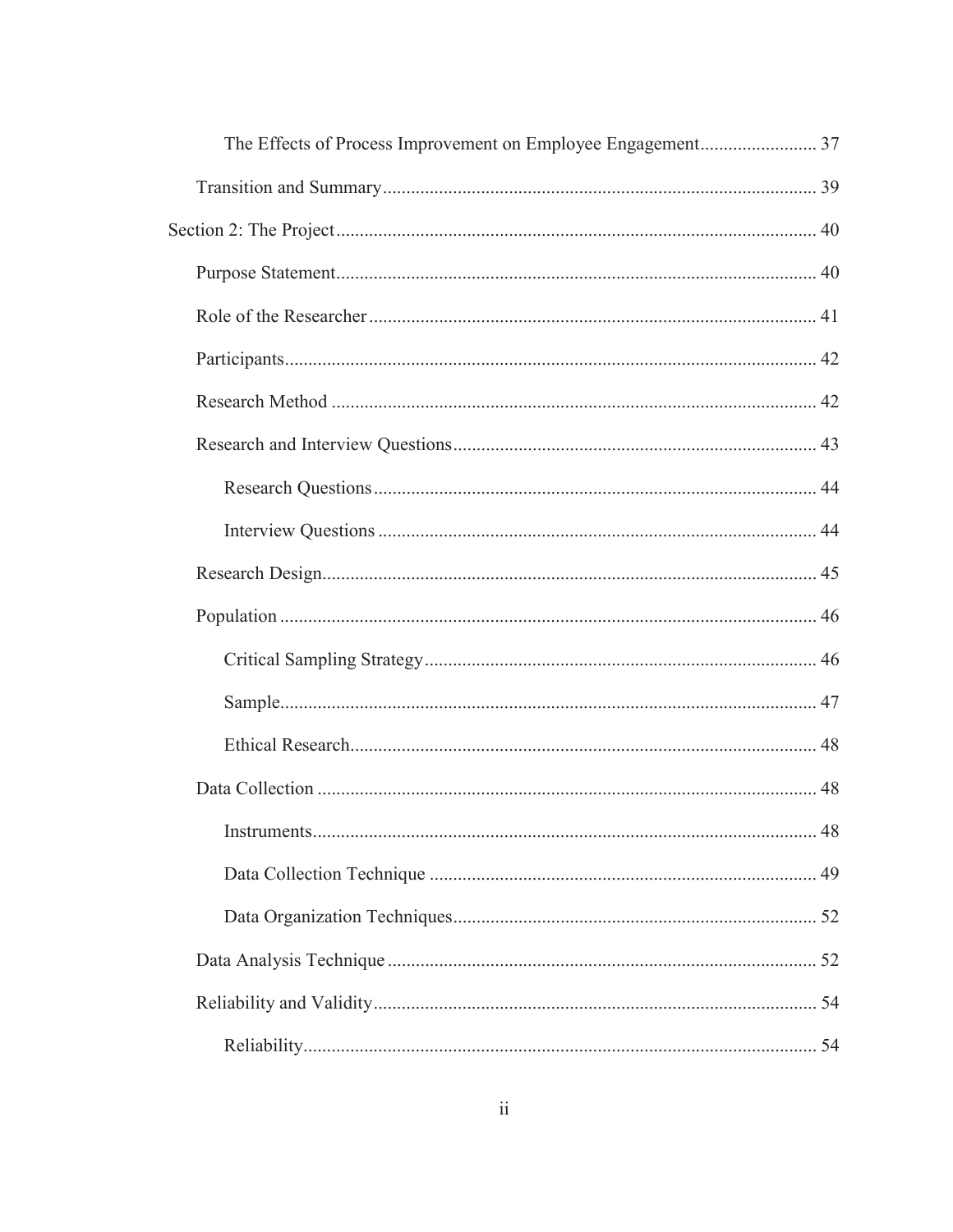The Effects of Process Improvement on Employee Engagement........................ 37

Transition and Summary........................................................................................ 39

Section 2: The Project.................................................................................................. 40

Purpose Statement.................................................................................................. 40

Role of the Researcher........................................................................................... 41

Participants............................................................................................................. 42

Research Method ................................................................................................... 42

Research and Interview Questions......................................................................... 43

Research Questions.......................................................................................... 44

Interview Questions ......................................................................................... 44

Research Design..................................................................................................... 45

Population .............................................................................................................. 46

Critical Sampling Strategy............................................................................... 46

Sample.............................................................................................................. 47

Ethical Research............................................................................................... 48

Data Collection ...................................................................................................... 48

Instruments....................................................................................................... 48

Data Collection Technique .............................................................................. 49

Data Organization Techniques......................................................................... 52

Data Analysis Technique ....................................................................................... 52

Reliability and Validity.......................................................................................... 54

Reliability......................................................................................................... 54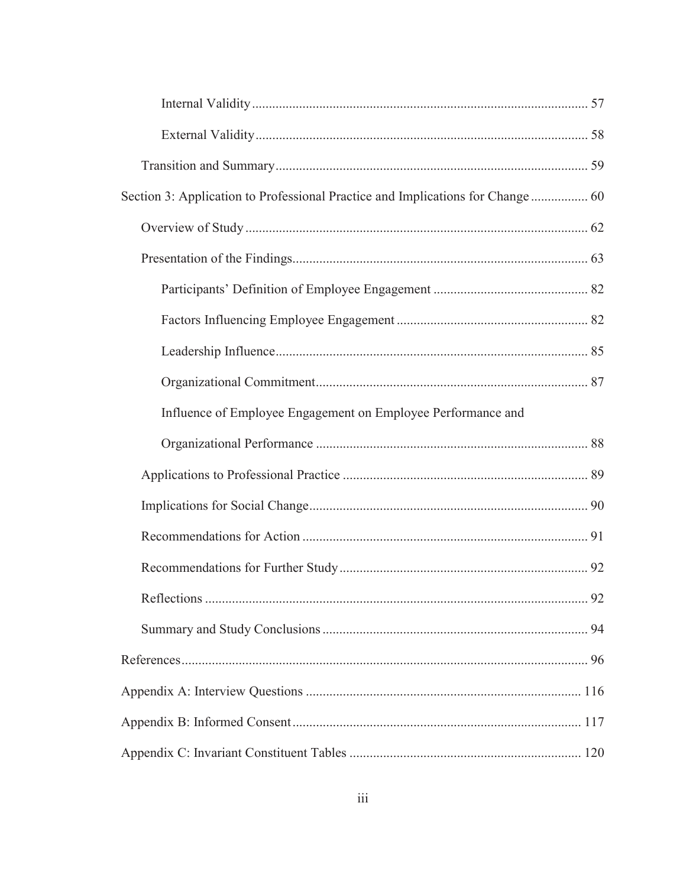Internal Validity ..... 57

External Validity ..... 58

Transition and Summary ..... 59

Section 3: Application to Professional Practice and Implications for Change ..... 60

Overview of Study ..... 62

Presentation of the Findings ..... 63

Participants' Definition of Employee Engagement ..... 82

Factors Influencing Employee Engagement ..... 82

Leadership Influence ..... 85

Organizational Commitment ..... 87

Influence of Employee Engagement on Employee Performance and Organizational Performance ..... 88

Applications to Professional Practice ..... 89

Implications for Social Change ..... 90

Recommendations for Action ..... 91

Recommendations for Further Study ..... 92

Reflections ..... 92

Summary and Study Conclusions ..... 94

References ..... 96

Appendix A: Interview Questions ..... 116

Appendix B: Informed Consent ..... 117

Appendix C: Invariant Constituent Tables ..... 120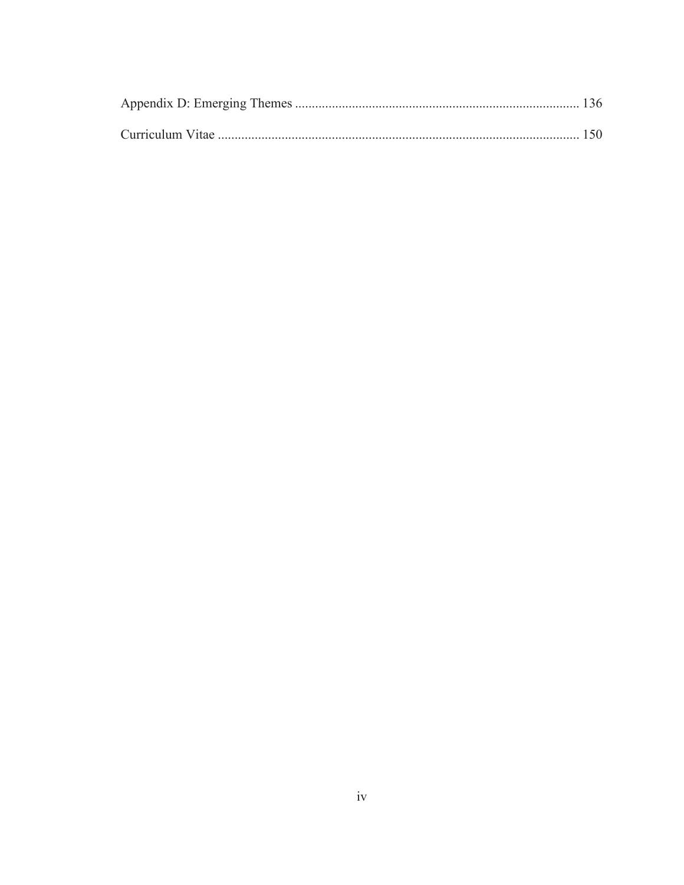Appendix D: Emerging Themes ..................................................................................... 136

Curriculum Vitae ............................................................................................................ 150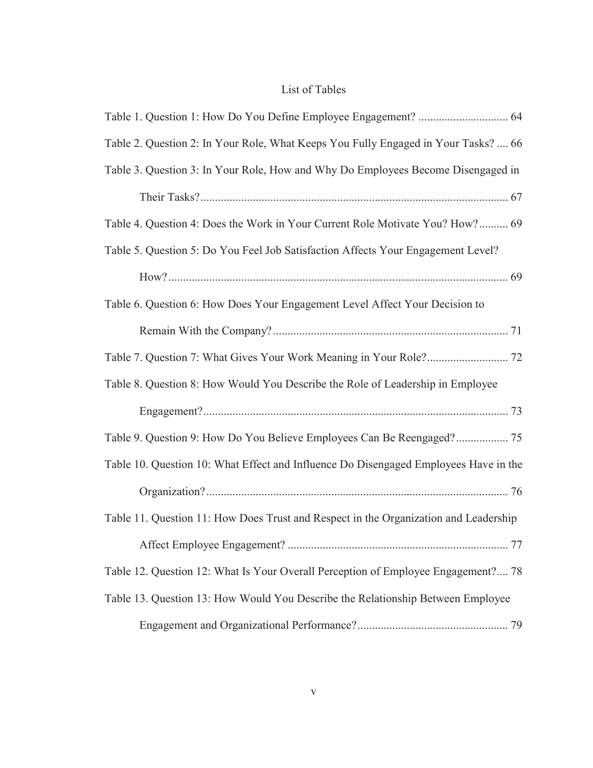# List of Tables

Table 1. Question 1: How Do You Define Employee Engagement? ............................... 64

Table 2. Question 2: In Your Role, What Keeps You Fully Engaged in Your Tasks? .... 66

Table 3. Question 3: In Your Role, How and Why Do Employees Become Disengaged in Their Tasks? ......................................................................................................... 67

Table 4. Question 4: Does the Work in Your Current Role Motivate You? How? .......... 69

Table 5. Question 5: Do You Feel Job Satisfaction Affects Your Engagement Level? How? ..................................................................................................................... 69

Table 6. Question 6: How Does Your Engagement Level Affect Your Decision to Remain With the Company? ................................................................................. 71

Table 7. Question 7: What Gives Your Work Meaning in Your Role? ............................ 72

Table 8. Question 8: How Would You Describe the Role of Leadership in Employee Engagement? ......................................................................................................... 73

Table 9. Question 9: How Do You Believe Employees Can Be Reengaged? .................. 75

Table 10. Question 10: What Effect and Influence Do Disengaged Employees Have in the Organization? ........................................................................................................ 76

Table 11. Question 11: How Does Trust and Respect in the Organization and Leadership Affect Employee Engagement? ............................................................................ 77

Table 12. Question 12: What Is Your Overall Perception of Employee Engagement? .... 78

Table 13. Question 13: How Would You Describe the Relationship Between Employee Engagement and Organizational Performance? .................................................... 79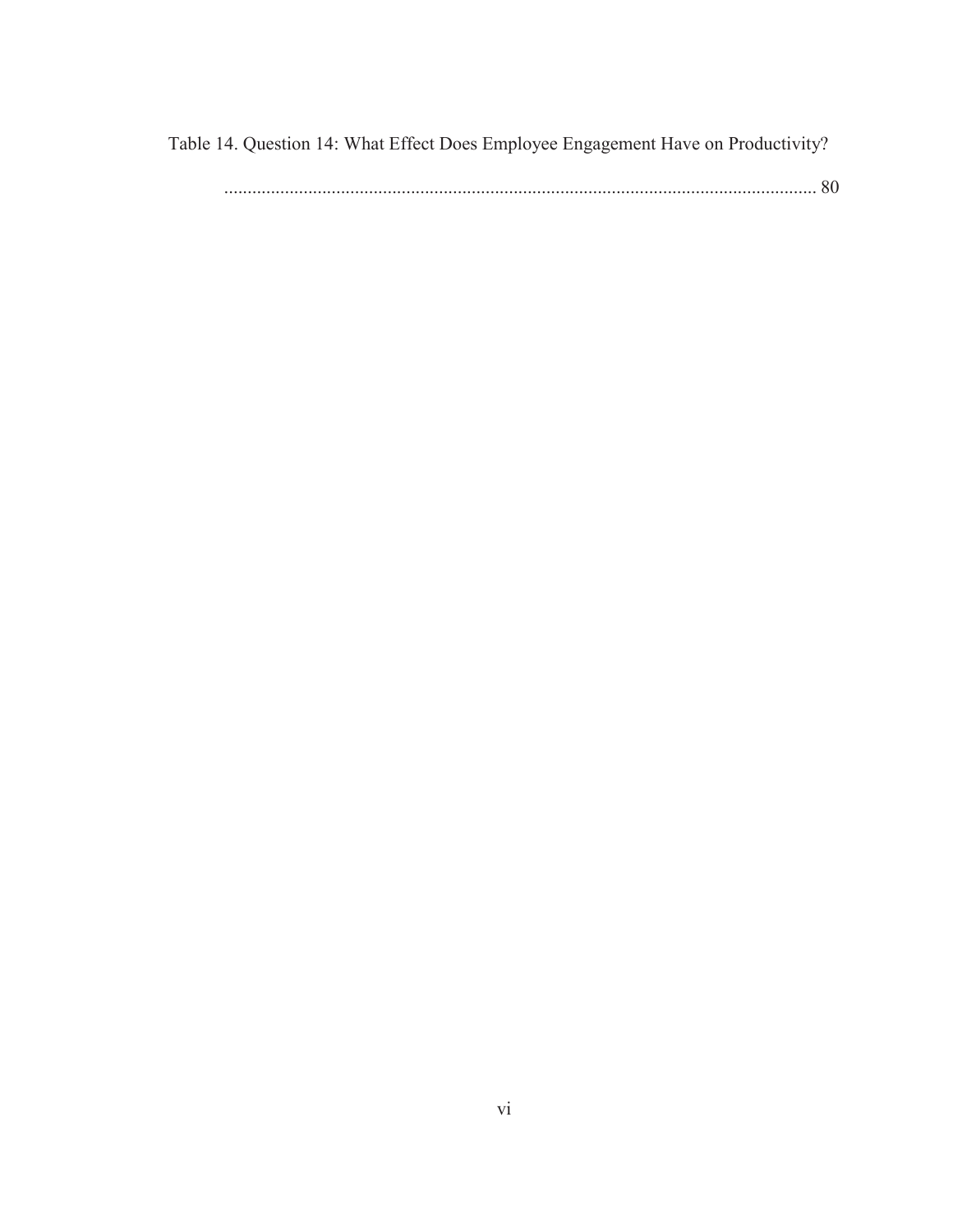Table 14. Question 14: What Effect Does Employee Engagement Have on Productivity? .......... 80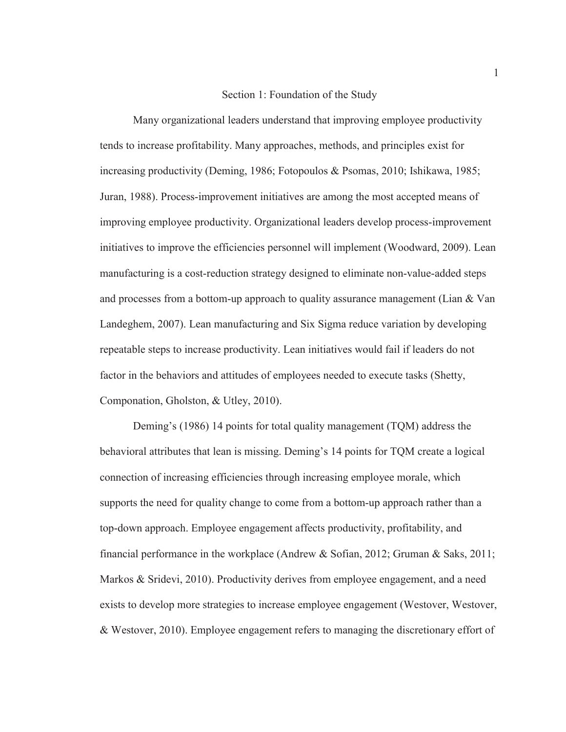# Section 1: Foundation of the Study

Many organizational leaders understand that improving employee productivity tends to increase profitability. Many approaches, methods, and principles exist for increasing productivity (Deming, 1986; Fotopoulos & Psomas, 2010; Ishikawa, 1985; Juran, 1988). Process-improvement initiatives are among the most accepted means of improving employee productivity. Organizational leaders develop process-improvement initiatives to improve the efficiencies personnel will implement (Woodward, 2009). Lean manufacturing is a cost-reduction strategy designed to eliminate non-value-added steps and processes from a bottom-up approach to quality assurance management (Lian & Van Landeghem, 2007). Lean manufacturing and Six Sigma reduce variation by developing repeatable steps to increase productivity. Lean initiatives would fail if leaders do not factor in the behaviors and attitudes of employees needed to execute tasks (Shetty, Componation, Gholston, & Utley, 2010).

Deming's (1986) 14 points for total quality management (TQM) address the behavioral attributes that lean is missing. Deming's 14 points for TQM create a logical connection of increasing efficiencies through increasing employee morale, which supports the need for quality change to come from a bottom-up approach rather than a top-down approach. Employee engagement affects productivity, profitability, and financial performance in the workplace (Andrew & Sofian, 2012; Gruman & Saks, 2011; Markos & Sridevi, 2010). Productivity derives from employee engagement, and a need exists to develop more strategies to increase employee engagement (Westover, Westover, & Westover, 2010). Employee engagement refers to managing the discretionary effort of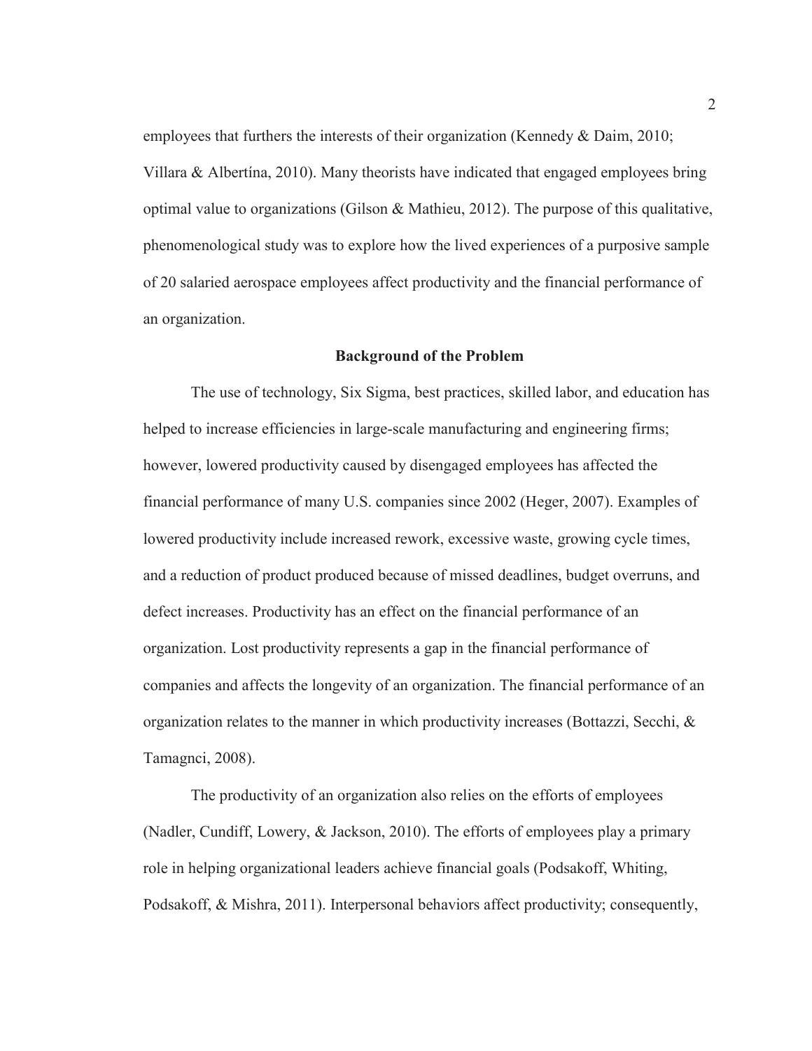employees that furthers the interests of their organization (Kennedy & Daim, 2010; Villara & Albertína, 2010). Many theorists have indicated that engaged employees bring optimal value to organizations (Gilson & Mathieu, 2012). The purpose of this qualitative, phenomenological study was to explore how the lived experiences of a purposive sample of 20 salaried aerospace employees affect productivity and the financial performance of an organization.

## Background of the Problem

The use of technology, Six Sigma, best practices, skilled labor, and education has helped to increase efficiencies in large-scale manufacturing and engineering firms; however, lowered productivity caused by disengaged employees has affected the financial performance of many U.S. companies since 2002 (Heger, 2007). Examples of lowered productivity include increased rework, excessive waste, growing cycle times, and a reduction of product produced because of missed deadlines, budget overruns, and defect increases. Productivity has an effect on the financial performance of an organization. Lost productivity represents a gap in the financial performance of companies and affects the longevity of an organization. The financial performance of an organization relates to the manner in which productivity increases (Bottazzi, Secchi, & Tamagnci, 2008).

The productivity of an organization also relies on the efforts of employees (Nadler, Cundiff, Lowery, & Jackson, 2010). The efforts of employees play a primary role in helping organizational leaders achieve financial goals (Podsakoff, Whiting, Podsakoff, & Mishra, 2011). Interpersonal behaviors affect productivity; consequently,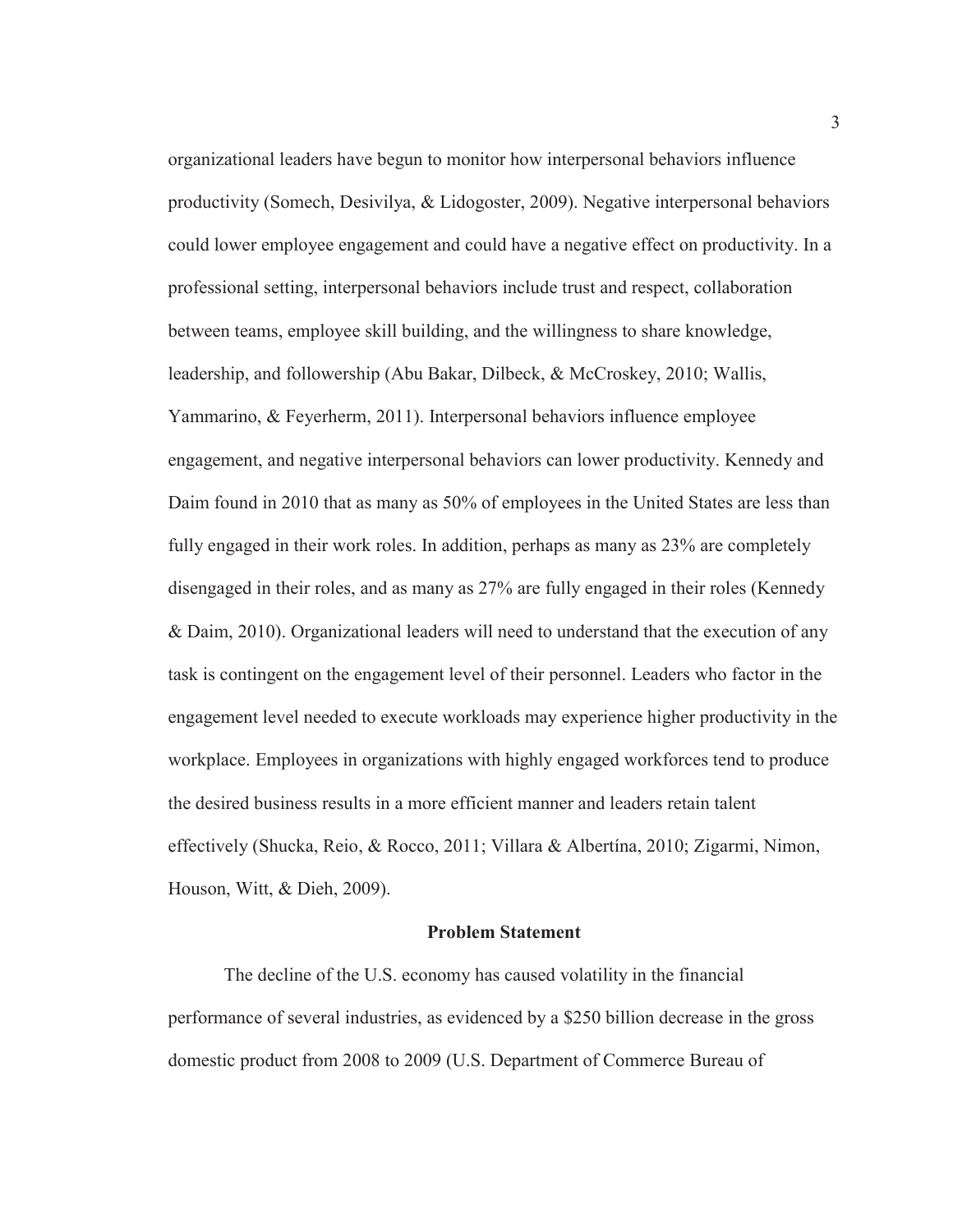organizational leaders have begun to monitor how interpersonal behaviors influence productivity (Somech, Desivilya, & Lidogoster, 2009). Negative interpersonal behaviors could lower employee engagement and could have a negative effect on productivity. In a professional setting, interpersonal behaviors include trust and respect, collaboration between teams, employee skill building, and the willingness to share knowledge, leadership, and followership (Abu Bakar, Dilbeck, & McCroskey, 2010; Wallis, Yammarino, & Feyerherm, 2011). Interpersonal behaviors influence employee engagement, and negative interpersonal behaviors can lower productivity. Kennedy and Daim found in 2010 that as many as 50% of employees in the United States are less than fully engaged in their work roles. In addition, perhaps as many as 23% are completely disengaged in their roles, and as many as 27% are fully engaged in their roles (Kennedy & Daim, 2010). Organizational leaders will need to understand that the execution of any task is contingent on the engagement level of their personnel. Leaders who factor in the engagement level needed to execute workloads may experience higher productivity in the workplace. Employees in organizations with highly engaged workforces tend to produce the desired business results in a more efficient manner and leaders retain talent effectively (Shucka, Reio, & Rocco, 2011; Villara & Albertína, 2010; Zigarmi, Nimon, Houson, Witt, & Dieh, 2009).

## Problem Statement

The decline of the U.S. economy has caused volatility in the financial performance of several industries, as evidenced by a $250 billion decrease in the gross domestic product from 2008 to 2009 (U.S. Department of Commerce Bureau of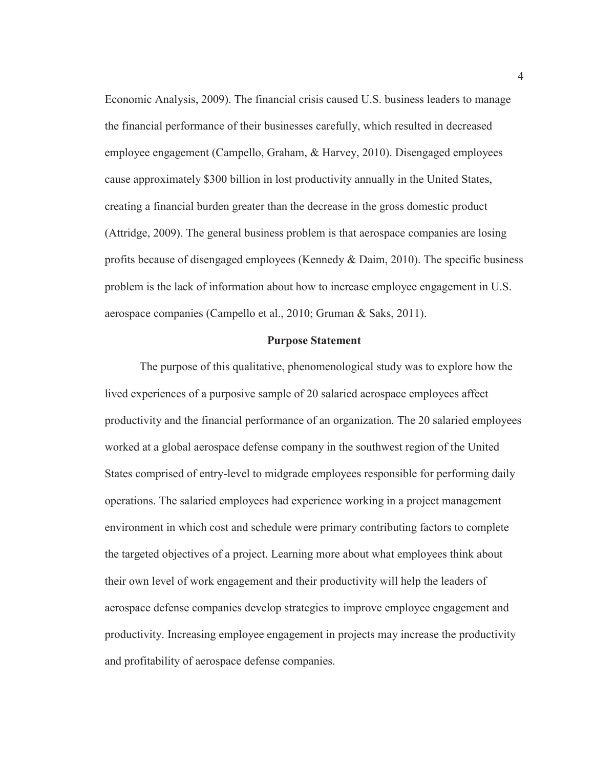Economic Analysis, 2009). The financial crisis caused U.S. business leaders to manage the financial performance of their businesses carefully, which resulted in decreased employee engagement (Campello, Graham, & Harvey, 2010). Disengaged employees cause approximately $300 billion in lost productivity annually in the United States, creating a financial burden greater than the decrease in the gross domestic product (Attridge, 2009). The general business problem is that aerospace companies are losing profits because of disengaged employees (Kennedy & Daim, 2010). The specific business problem is the lack of information about how to increase employee engagement in U.S. aerospace companies (Campello et al., 2010; Gruman & Saks, 2011).

## Purpose Statement

The purpose of this qualitative, phenomenological study was to explore how the lived experiences of a purposive sample of 20 salaried aerospace employees affect productivity and the financial performance of an organization. The 20 salaried employees worked at a global aerospace defense company in the southwest region of the United States comprised of entry-level to midgrade employees responsible for performing daily operations. The salaried employees had experience working in a project management environment in which cost and schedule were primary contributing factors to complete the targeted objectives of a project. Learning more about what employees think about their own level of work engagement and their productivity will help the leaders of aerospace defense companies develop strategies to improve employee engagement and productivity. Increasing employee engagement in projects may increase the productivity and profitability of aerospace defense companies.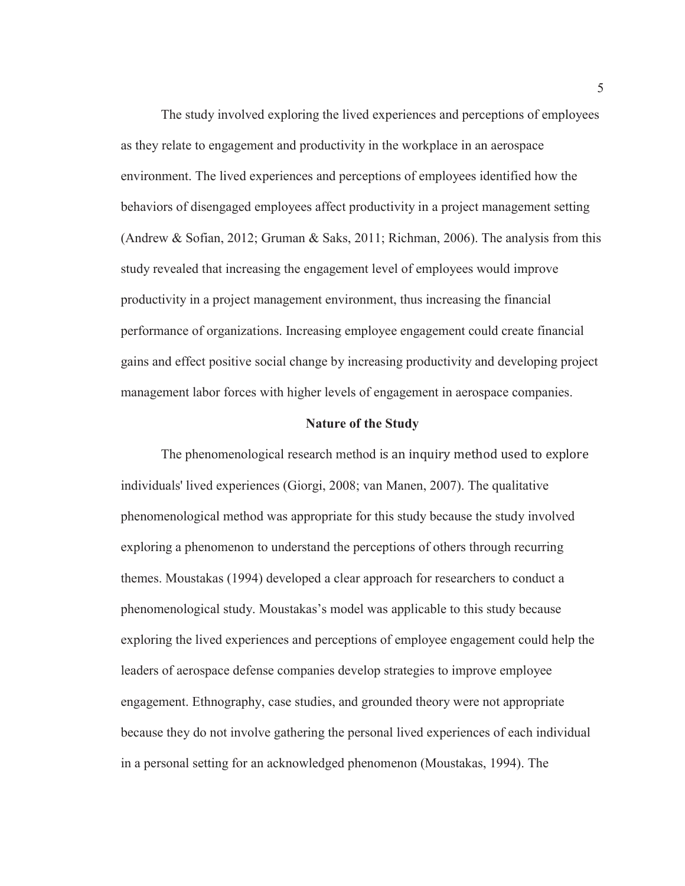The study involved exploring the lived experiences and perceptions of employees as they relate to engagement and productivity in the workplace in an aerospace environment. The lived experiences and perceptions of employees identified how the behaviors of disengaged employees affect productivity in a project management setting (Andrew & Sofian, 2012; Gruman & Saks, 2011; Richman, 2006). The analysis from this study revealed that increasing the engagement level of employees would improve productivity in a project management environment, thus increasing the financial performance of organizations. Increasing employee engagement could create financial gains and effect positive social change by increasing productivity and developing project management labor forces with higher levels of engagement in aerospace companies.

## Nature of the Study

The phenomenological research method is an inquiry method used to explore individuals' lived experiences (Giorgi, 2008; van Manen, 2007). The qualitative phenomenological method was appropriate for this study because the study involved exploring a phenomenon to understand the perceptions of others through recurring themes. Moustakas (1994) developed a clear approach for researchers to conduct a phenomenological study. Moustakas's model was applicable to this study because exploring the lived experiences and perceptions of employee engagement could help the leaders of aerospace defense companies develop strategies to improve employee engagement. Ethnography, case studies, and grounded theory were not appropriate because they do not involve gathering the personal lived experiences of each individual in a personal setting for an acknowledged phenomenon (Moustakas, 1994). The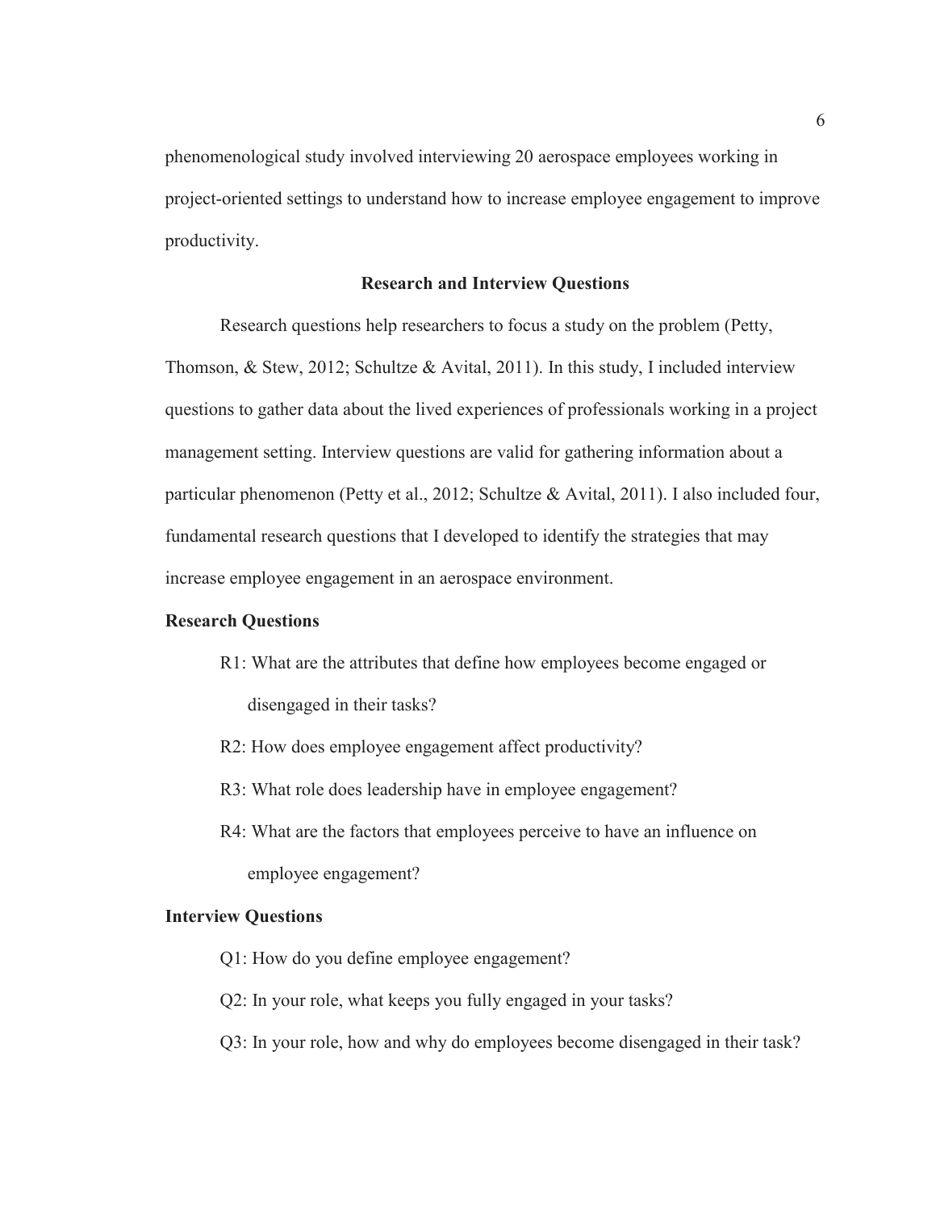phenomenological study involved interviewing 20 aerospace employees working in project-oriented settings to understand how to increase employee engagement to improve productivity.

## Research and Interview Questions

Research questions help researchers to focus a study on the problem (Petty, Thomson, & Stew, 2012; Schultze & Avital, 2011). In this study, I included interview questions to gather data about the lived experiences of professionals working in a project management setting. Interview questions are valid for gathering information about a particular phenomenon (Petty et al., 2012; Schultze & Avital, 2011). I also included four, fundamental research questions that I developed to identify the strategies that may increase employee engagement in an aerospace environment.

### Research Questions

R1: What are the attributes that define how employees become engaged or disengaged in their tasks?

R2: How does employee engagement affect productivity?

R3: What role does leadership have in employee engagement?

R4: What are the factors that employees perceive to have an influence on employee engagement?

### Interview Questions

Q1: How do you define employee engagement?

Q2: In your role, what keeps you fully engaged in your tasks?

Q3: In your role, how and why do employees become disengaged in their task?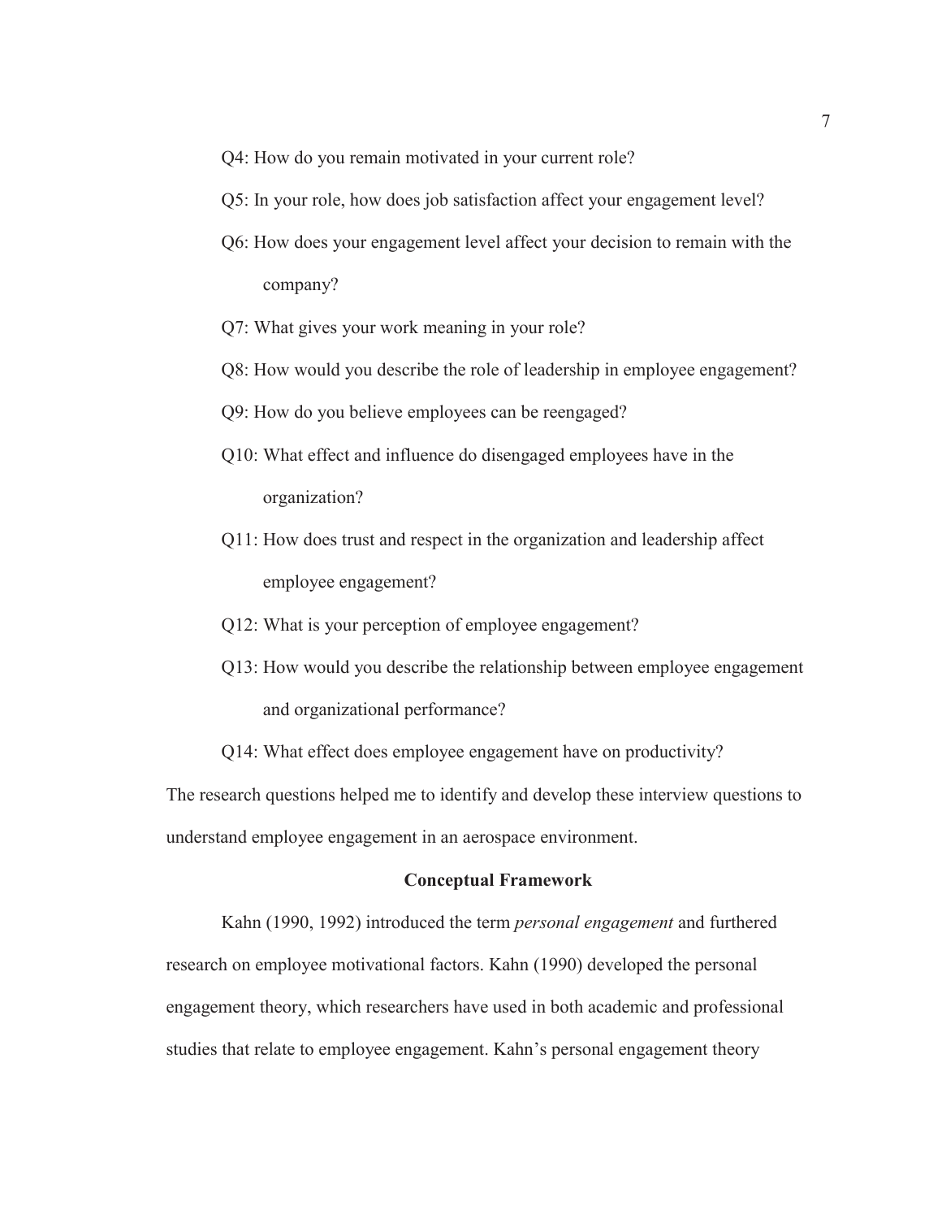Q4: How do you remain motivated in your current role?

Q5: In your role, how does job satisfaction affect your engagement level?

Q6: How does your engagement level affect your decision to remain with the company?

Q7: What gives your work meaning in your role?

Q8: How would you describe the role of leadership in employee engagement?

Q9: How do you believe employees can be reengaged?

Q10: What effect and influence do disengaged employees have in the organization?

Q11: How does trust and respect in the organization and leadership affect employee engagement?

Q12: What is your perception of employee engagement?

Q13: How would you describe the relationship between employee engagement and organizational performance?

Q14: What effect does employee engagement have on productivity?

The research questions helped me to identify and develop these interview questions to understand employee engagement in an aerospace environment.

## Conceptual Framework

Kahn (1990, 1992) introduced the term *personal engagement* and furthered research on employee motivational factors. Kahn (1990) developed the personal engagement theory, which researchers have used in both academic and professional studies that relate to employee engagement. Kahn's personal engagement theory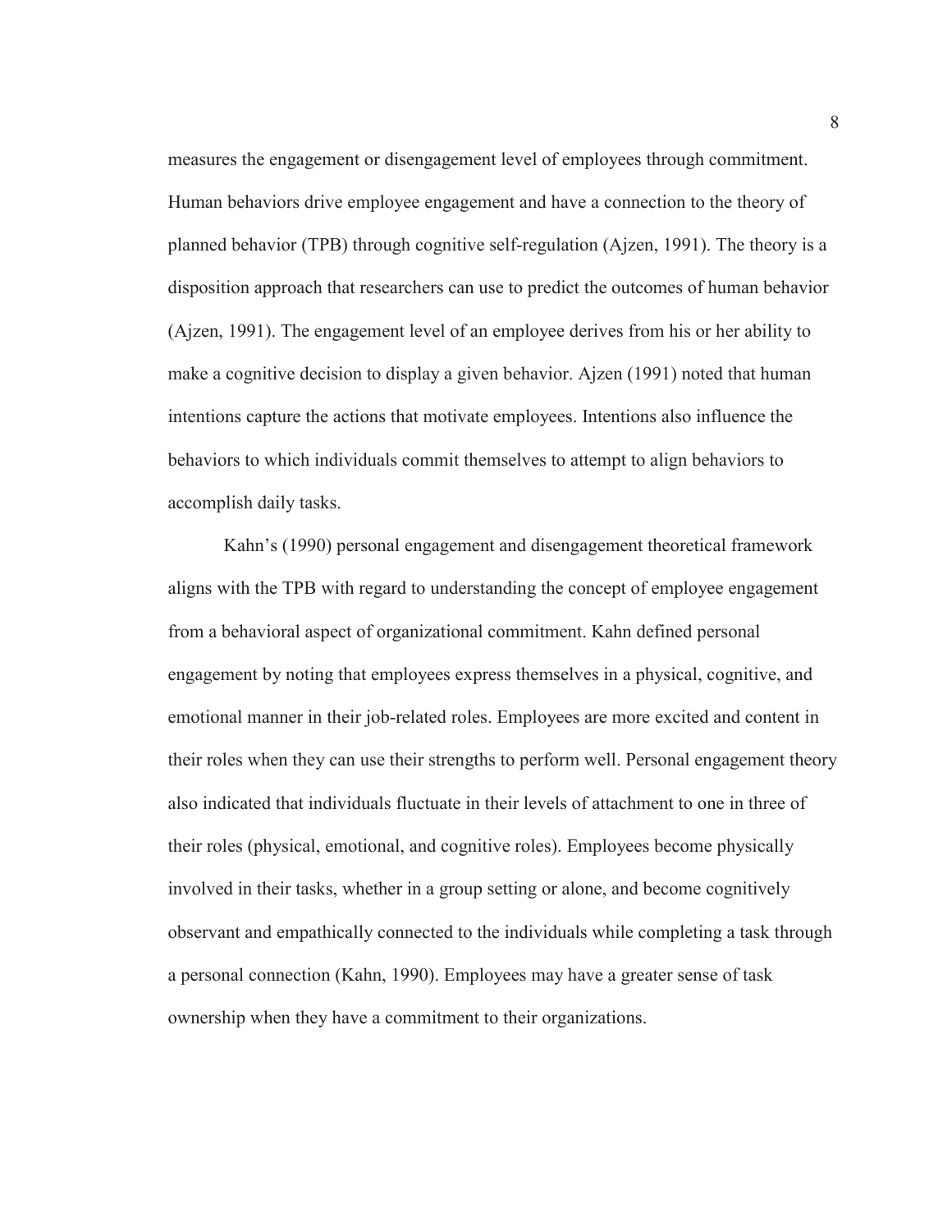measures the engagement or disengagement level of employees through commitment. Human behaviors drive employee engagement and have a connection to the theory of planned behavior (TPB) through cognitive self-regulation (Ajzen, 1991). The theory is a disposition approach that researchers can use to predict the outcomes of human behavior (Ajzen, 1991). The engagement level of an employee derives from his or her ability to make a cognitive decision to display a given behavior. Ajzen (1991) noted that human intentions capture the actions that motivate employees. Intentions also influence the behaviors to which individuals commit themselves to attempt to align behaviors to accomplish daily tasks.

Kahn's (1990) personal engagement and disengagement theoretical framework aligns with the TPB with regard to understanding the concept of employee engagement from a behavioral aspect of organizational commitment. Kahn defined personal engagement by noting that employees express themselves in a physical, cognitive, and emotional manner in their job-related roles. Employees are more excited and content in their roles when they can use their strengths to perform well. Personal engagement theory also indicated that individuals fluctuate in their levels of attachment to one in three of their roles (physical, emotional, and cognitive roles). Employees become physically involved in their tasks, whether in a group setting or alone, and become cognitively observant and empathically connected to the individuals while completing a task through a personal connection (Kahn, 1990). Employees may have a greater sense of task ownership when they have a commitment to their organizations.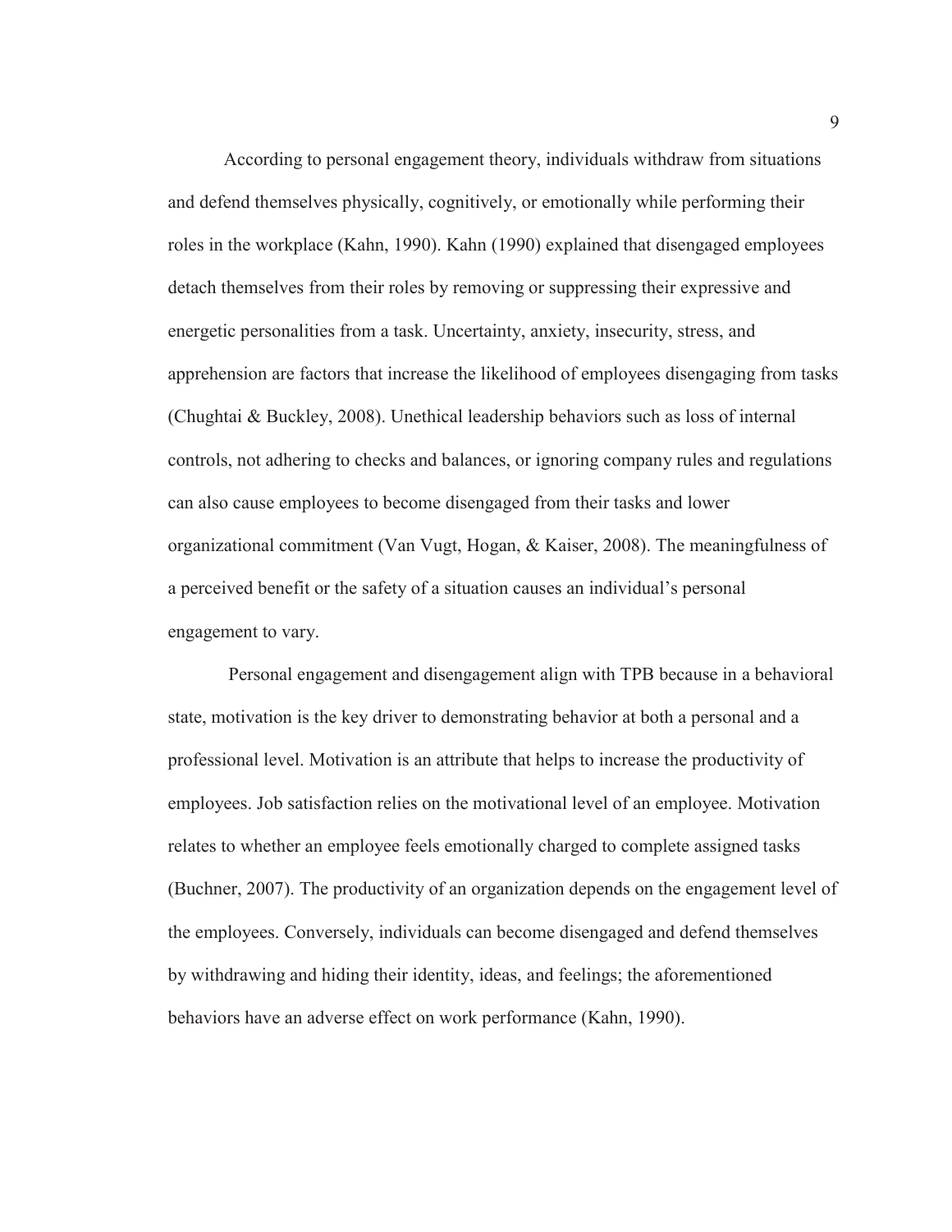According to personal engagement theory, individuals withdraw from situations and defend themselves physically, cognitively, or emotionally while performing their roles in the workplace (Kahn, 1990). Kahn (1990) explained that disengaged employees detach themselves from their roles by removing or suppressing their expressive and energetic personalities from a task. Uncertainty, anxiety, insecurity, stress, and apprehension are factors that increase the likelihood of employees disengaging from tasks (Chughtai & Buckley, 2008). Unethical leadership behaviors such as loss of internal controls, not adhering to checks and balances, or ignoring company rules and regulations can also cause employees to become disengaged from their tasks and lower organizational commitment (Van Vugt, Hogan, & Kaiser, 2008). The meaningfulness of a perceived benefit or the safety of a situation causes an individual's personal engagement to vary.

Personal engagement and disengagement align with TPB because in a behavioral state, motivation is the key driver to demonstrating behavior at both a personal and a professional level. Motivation is an attribute that helps to increase the productivity of employees. Job satisfaction relies on the motivational level of an employee. Motivation relates to whether an employee feels emotionally charged to complete assigned tasks (Buchner, 2007). The productivity of an organization depends on the engagement level of the employees. Conversely, individuals can become disengaged and defend themselves by withdrawing and hiding their identity, ideas, and feelings; the aforementioned behaviors have an adverse effect on work performance (Kahn, 1990).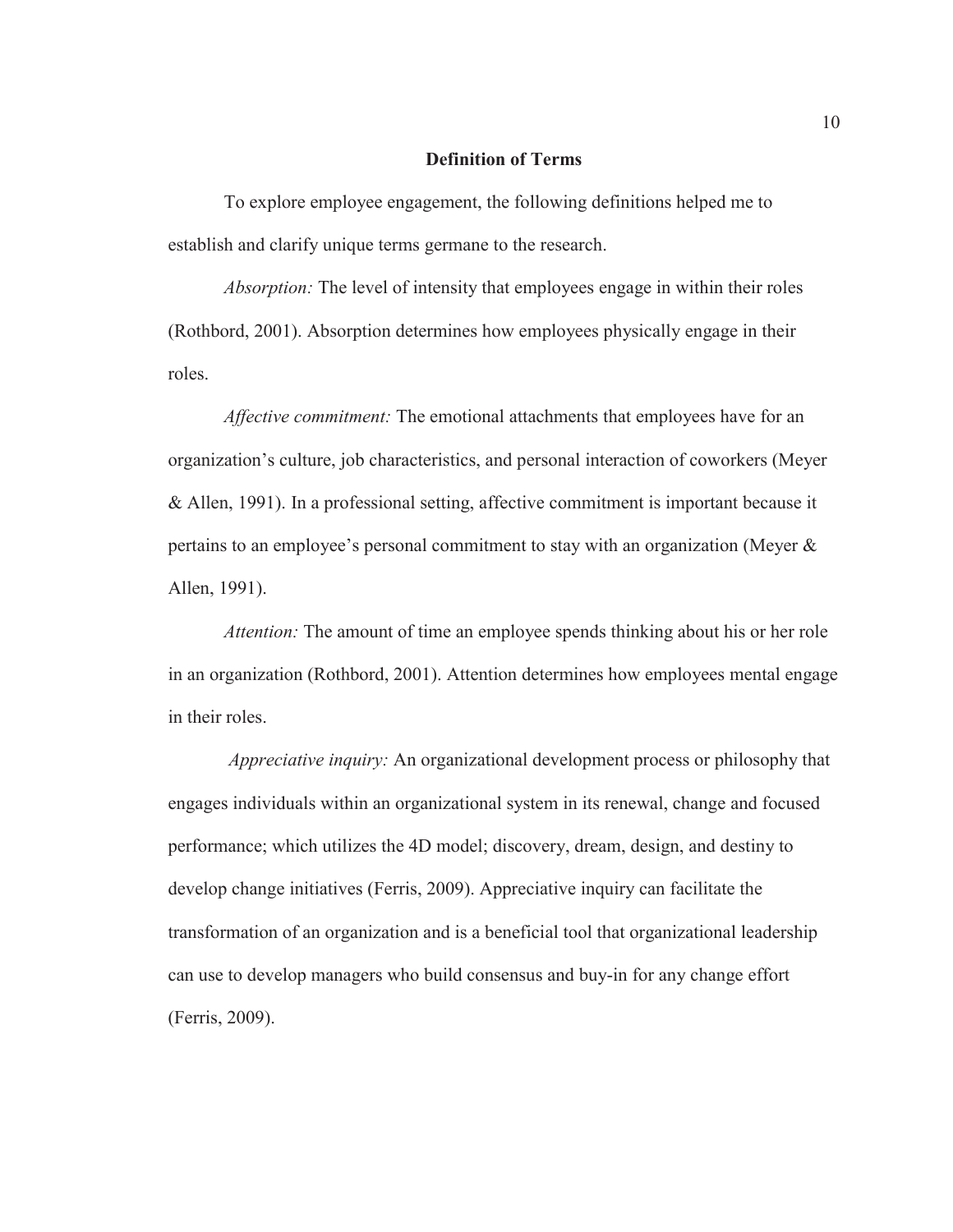## Definition of Terms

To explore employee engagement, the following definitions helped me to establish and clarify unique terms germane to the research.

*Absorption:* The level of intensity that employees engage in within their roles (Rothbord, 2001). Absorption determines how employees physically engage in their roles.

*Affective commitment:* The emotional attachments that employees have for an organization's culture, job characteristics, and personal interaction of coworkers (Meyer & Allen, 1991). In a professional setting, affective commitment is important because it pertains to an employee's personal commitment to stay with an organization (Meyer & Allen, 1991).

*Attention:* The amount of time an employee spends thinking about his or her role in an organization (Rothbord, 2001). Attention determines how employees mental engage in their roles.

*Appreciative inquiry:* An organizational development process or philosophy that engages individuals within an organizational system in its renewal, change and focused performance; which utilizes the 4D model; discovery, dream, design, and destiny to develop change initiatives (Ferris, 2009). Appreciative inquiry can facilitate the transformation of an organization and is a beneficial tool that organizational leadership can use to develop managers who build consensus and buy-in for any change effort (Ferris, 2009).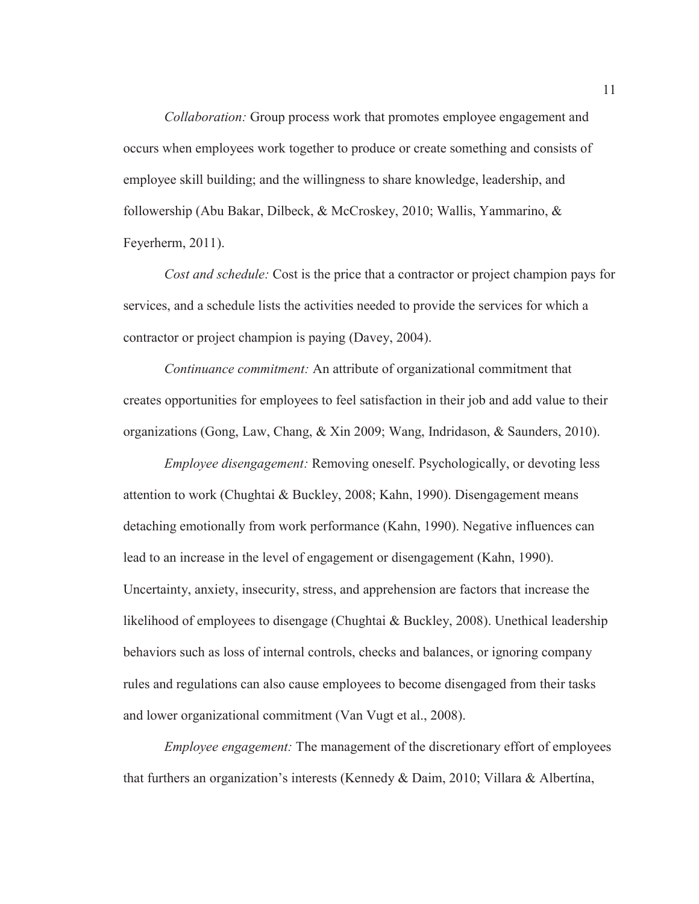*Collaboration:* Group process work that promotes employee engagement and occurs when employees work together to produce or create something and consists of employee skill building; and the willingness to share knowledge, leadership, and followership (Abu Bakar, Dilbeck, & McCroskey, 2010; Wallis, Yammarino, & Feyerherm, 2011).

*Cost and schedule:* Cost is the price that a contractor or project champion pays for services, and a schedule lists the activities needed to provide the services for which a contractor or project champion is paying (Davey, 2004).

*Continuance commitment:* An attribute of organizational commitment that creates opportunities for employees to feel satisfaction in their job and add value to their organizations (Gong, Law, Chang, & Xin 2009; Wang, Indridason, & Saunders, 2010).

*Employee disengagement:* Removing oneself. Psychologically, or devoting less attention to work (Chughtai & Buckley, 2008; Kahn, 1990). Disengagement means detaching emotionally from work performance (Kahn, 1990). Negative influences can lead to an increase in the level of engagement or disengagement (Kahn, 1990). Uncertainty, anxiety, insecurity, stress, and apprehension are factors that increase the likelihood of employees to disengage (Chughtai & Buckley, 2008). Unethical leadership behaviors such as loss of internal controls, checks and balances, or ignoring company rules and regulations can also cause employees to become disengaged from their tasks and lower organizational commitment (Van Vugt et al., 2008).

*Employee engagement:* The management of the discretionary effort of employees that furthers an organization's interests (Kennedy & Daim, 2010; Villara & Albertína,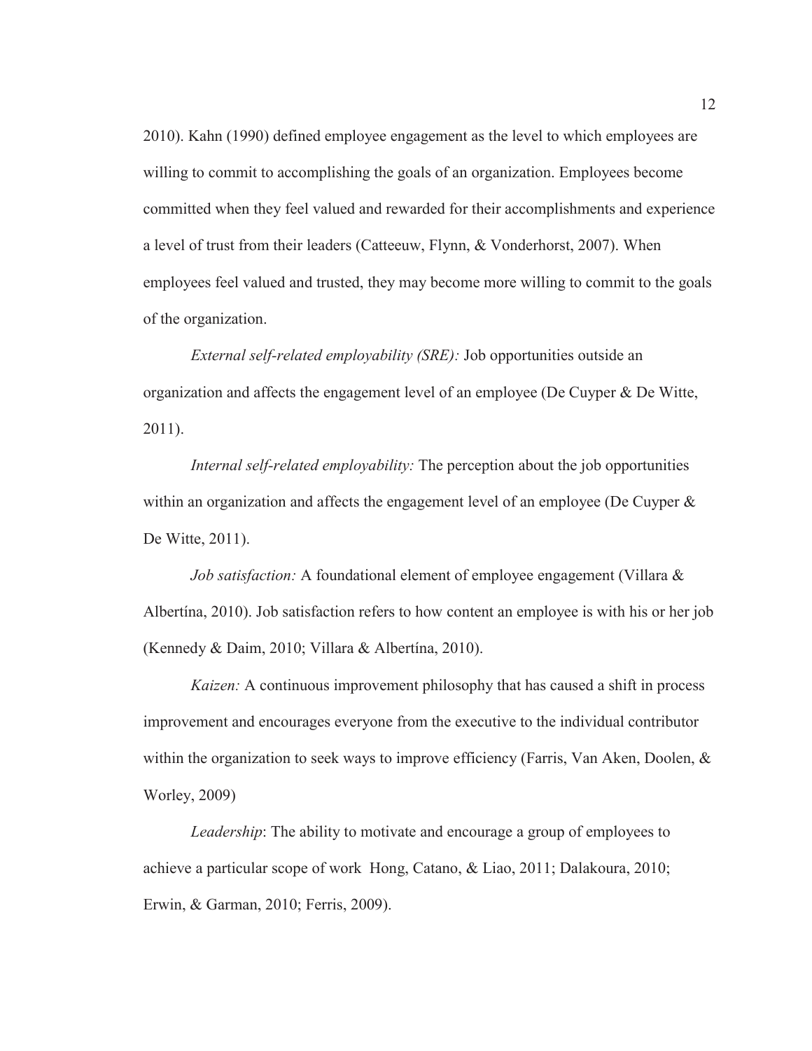2010). Kahn (1990) defined employee engagement as the level to which employees are willing to commit to accomplishing the goals of an organization. Employees become committed when they feel valued and rewarded for their accomplishments and experience a level of trust from their leaders (Catteeuw, Flynn, & Vonderhorst, 2007). When employees feel valued and trusted, they may become more willing to commit to the goals of the organization.

*External self-related employability (SRE):* Job opportunities outside an organization and affects the engagement level of an employee (De Cuyper & De Witte, 2011).

*Internal self-related employability:* The perception about the job opportunities within an organization and affects the engagement level of an employee (De Cuyper & De Witte, 2011).

*Job satisfaction:* A foundational element of employee engagement (Villara & Albertína, 2010). Job satisfaction refers to how content an employee is with his or her job (Kennedy & Daim, 2010; Villara & Albertína, 2010).

*Kaizen:* A continuous improvement philosophy that has caused a shift in process improvement and encourages everyone from the executive to the individual contributor within the organization to seek ways to improve efficiency (Farris, Van Aken, Doolen, & Worley, 2009)

*Leadership*: The ability to motivate and encourage a group of employees to achieve a particular scope of work  Hong, Catano, & Liao, 2011; Dalakoura, 2010; Erwin, & Garman, 2010; Ferris, 2009).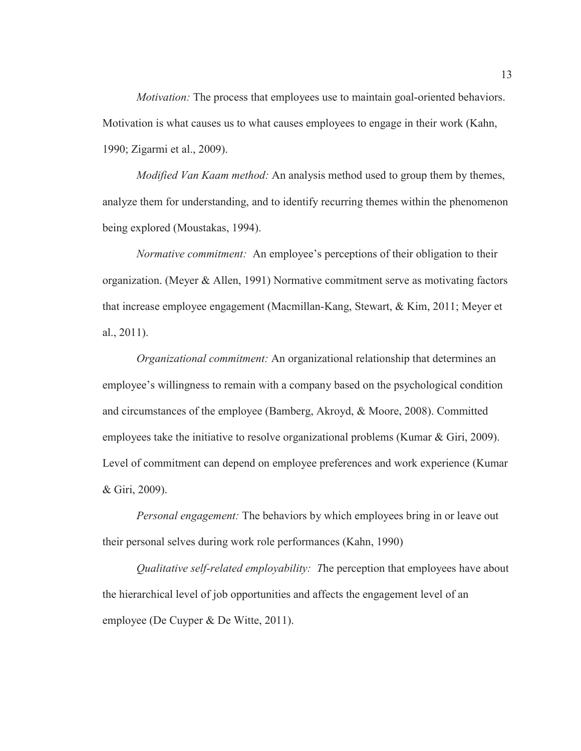*Motivation:* The process that employees use to maintain goal-oriented behaviors. Motivation is what causes us to what causes employees to engage in their work (Kahn, 1990; Zigarmi et al., 2009).

*Modified Van Kaam method:* An analysis method used to group them by themes, analyze them for understanding, and to identify recurring themes within the phenomenon being explored (Moustakas, 1994).

*Normative commitment:* An employee's perceptions of their obligation to their organization. (Meyer & Allen, 1991) Normative commitment serve as motivating factors that increase employee engagement (Macmillan-Kang, Stewart, & Kim, 2011; Meyer et al., 2011).

*Organizational commitment:* An organizational relationship that determines an employee's willingness to remain with a company based on the psychological condition and circumstances of the employee (Bamberg, Akroyd, & Moore, 2008). Committed employees take the initiative to resolve organizational problems (Kumar & Giri, 2009). Level of commitment can depend on employee preferences and work experience (Kumar & Giri, 2009).

*Personal engagement:* The behaviors by which employees bring in or leave out their personal selves during work role performances (Kahn, 1990)

*Qualitative self-related employability: T*he perception that employees have about the hierarchical level of job opportunities and affects the engagement level of an employee (De Cuyper & De Witte, 2011).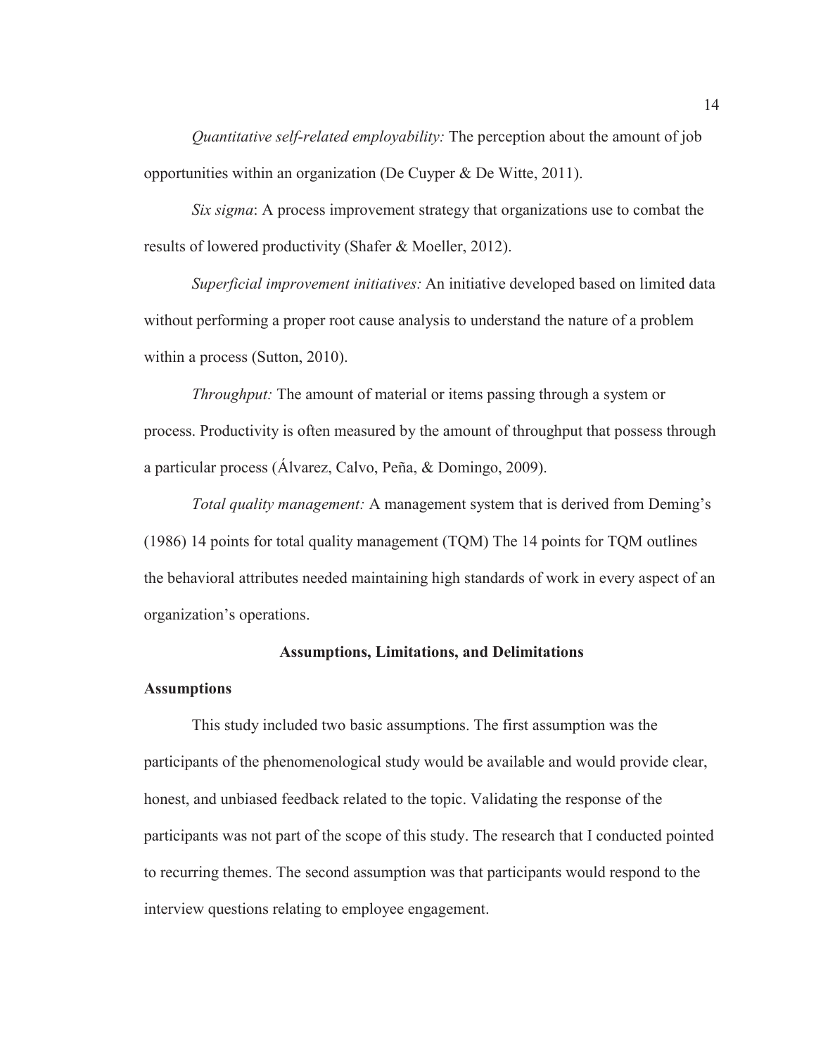*Quantitative self-related employability:* The perception about the amount of job opportunities within an organization (De Cuyper & De Witte, 2011).

*Six sigma*: A process improvement strategy that organizations use to combat the results of lowered productivity (Shafer & Moeller, 2012).

*Superficial improvement initiatives:* An initiative developed based on limited data without performing a proper root cause analysis to understand the nature of a problem within a process (Sutton, 2010).

*Throughput:* The amount of material or items passing through a system or process. Productivity is often measured by the amount of throughput that possess through a particular process (Álvarez, Calvo, Peña, & Domingo, 2009).

*Total quality management:* A management system that is derived from Deming's (1986) 14 points for total quality management (TQM) The 14 points for TQM outlines the behavioral attributes needed maintaining high standards of work in every aspect of an organization's operations.

## Assumptions, Limitations, and Delimitations

### Assumptions

This study included two basic assumptions. The first assumption was the participants of the phenomenological study would be available and would provide clear, honest, and unbiased feedback related to the topic. Validating the response of the participants was not part of the scope of this study. The research that I conducted pointed to recurring themes. The second assumption was that participants would respond to the interview questions relating to employee engagement.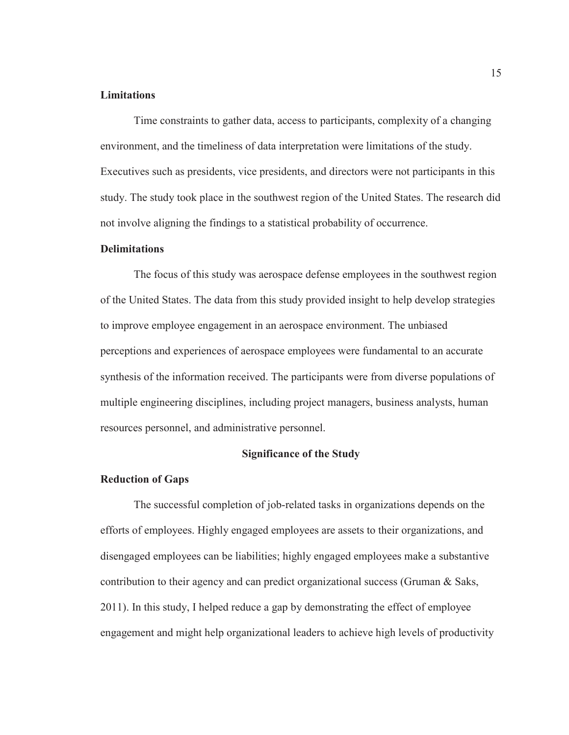### Limitations

Time constraints to gather data, access to participants, complexity of a changing environment, and the timeliness of data interpretation were limitations of the study. Executives such as presidents, vice presidents, and directors were not participants in this study. The study took place in the southwest region of the United States. The research did not involve aligning the findings to a statistical probability of occurrence.

### Delimitations

The focus of this study was aerospace defense employees in the southwest region of the United States. The data from this study provided insight to help develop strategies to improve employee engagement in an aerospace environment. The unbiased perceptions and experiences of aerospace employees were fundamental to an accurate synthesis of the information received. The participants were from diverse populations of multiple engineering disciplines, including project managers, business analysts, human resources personnel, and administrative personnel.

## Significance of the Study

### Reduction of Gaps

The successful completion of job-related tasks in organizations depends on the efforts of employees. Highly engaged employees are assets to their organizations, and disengaged employees can be liabilities; highly engaged employees make a substantive contribution to their agency and can predict organizational success (Gruman & Saks, 2011). In this study, I helped reduce a gap by demonstrating the effect of employee engagement and might help organizational leaders to achieve high levels of productivity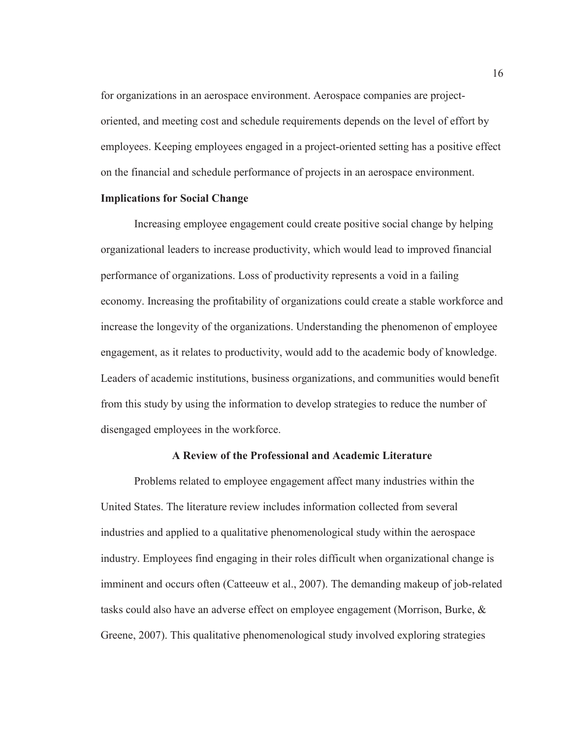for organizations in an aerospace environment. Aerospace companies are project-oriented, and meeting cost and schedule requirements depends on the level of effort by employees. Keeping employees engaged in a project-oriented setting has a positive effect on the financial and schedule performance of projects in an aerospace environment.

### Implications for Social Change

Increasing employee engagement could create positive social change by helping organizational leaders to increase productivity, which would lead to improved financial performance of organizations. Loss of productivity represents a void in a failing economy. Increasing the profitability of organizations could create a stable workforce and increase the longevity of the organizations. Understanding the phenomenon of employee engagement, as it relates to productivity, would add to the academic body of knowledge. Leaders of academic institutions, business organizations, and communities would benefit from this study by using the information to develop strategies to reduce the number of disengaged employees in the workforce.

## A Review of the Professional and Academic Literature

Problems related to employee engagement affect many industries within the United States. The literature review includes information collected from several industries and applied to a qualitative phenomenological study within the aerospace industry. Employees find engaging in their roles difficult when organizational change is imminent and occurs often (Catteeuw et al., 2007). The demanding makeup of job-related tasks could also have an adverse effect on employee engagement (Morrison, Burke, & Greene, 2007). This qualitative phenomenological study involved exploring strategies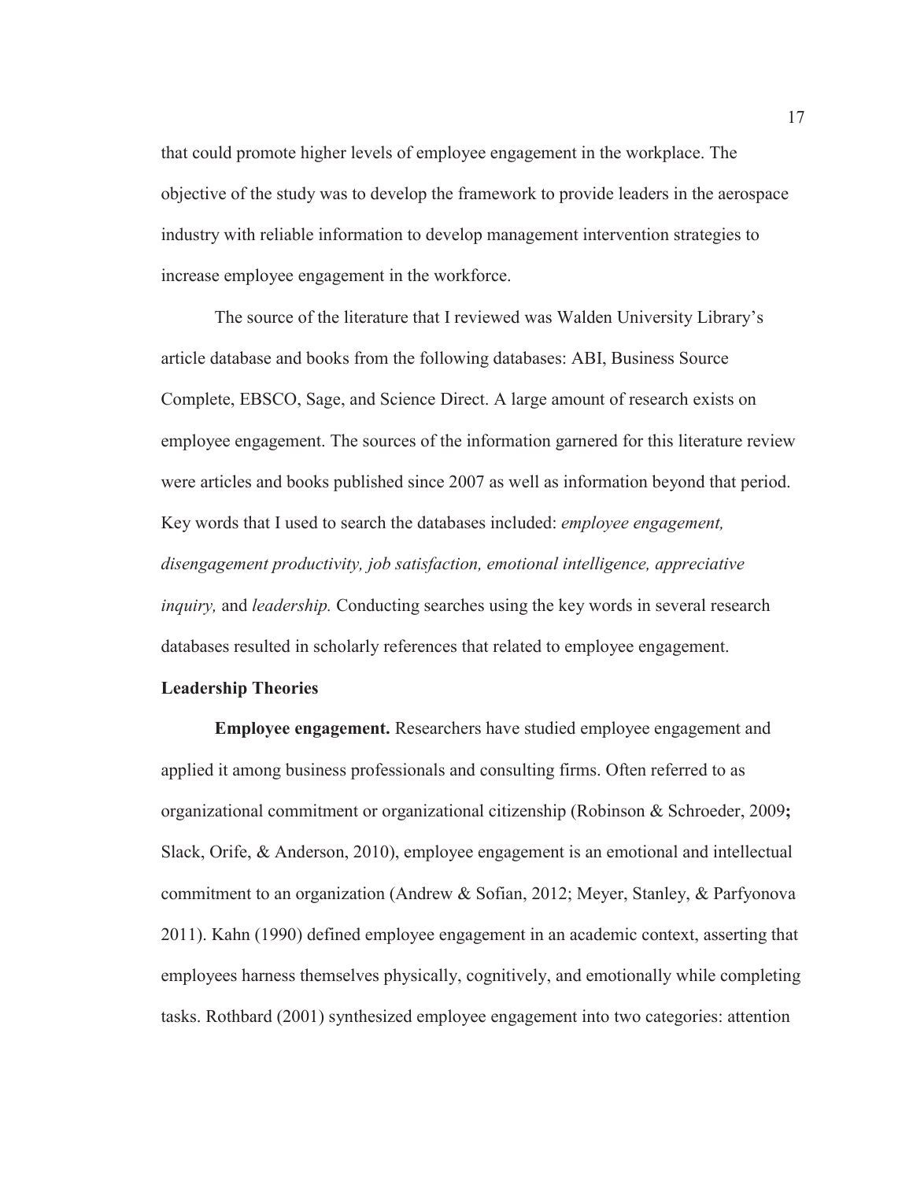that could promote higher levels of employee engagement in the workplace. The objective of the study was to develop the framework to provide leaders in the aerospace industry with reliable information to develop management intervention strategies to increase employee engagement in the workforce.

The source of the literature that I reviewed was Walden University Library's article database and books from the following databases: ABI, Business Source Complete, EBSCO, Sage, and Science Direct. A large amount of research exists on employee engagement. The sources of the information garnered for this literature review were articles and books published since 2007 as well as information beyond that period. Key words that I used to search the databases included: *employee engagement, disengagement productivity, job satisfaction, emotional intelligence, appreciative inquiry,* and *leadership.* Conducting searches using the key words in several research databases resulted in scholarly references that related to employee engagement.

## Leadership Theories

**Employee engagement.** Researchers have studied employee engagement and applied it among business professionals and consulting firms. Often referred to as organizational commitment or organizational citizenship (Robinson & Schroeder, 2009; Slack, Orife, & Anderson, 2010), employee engagement is an emotional and intellectual commitment to an organization (Andrew & Sofian, 2012; Meyer, Stanley, & Parfyonova 2011). Kahn (1990) defined employee engagement in an academic context, asserting that employees harness themselves physically, cognitively, and emotionally while completing tasks. Rothbard (2001) synthesized employee engagement into two categories: attention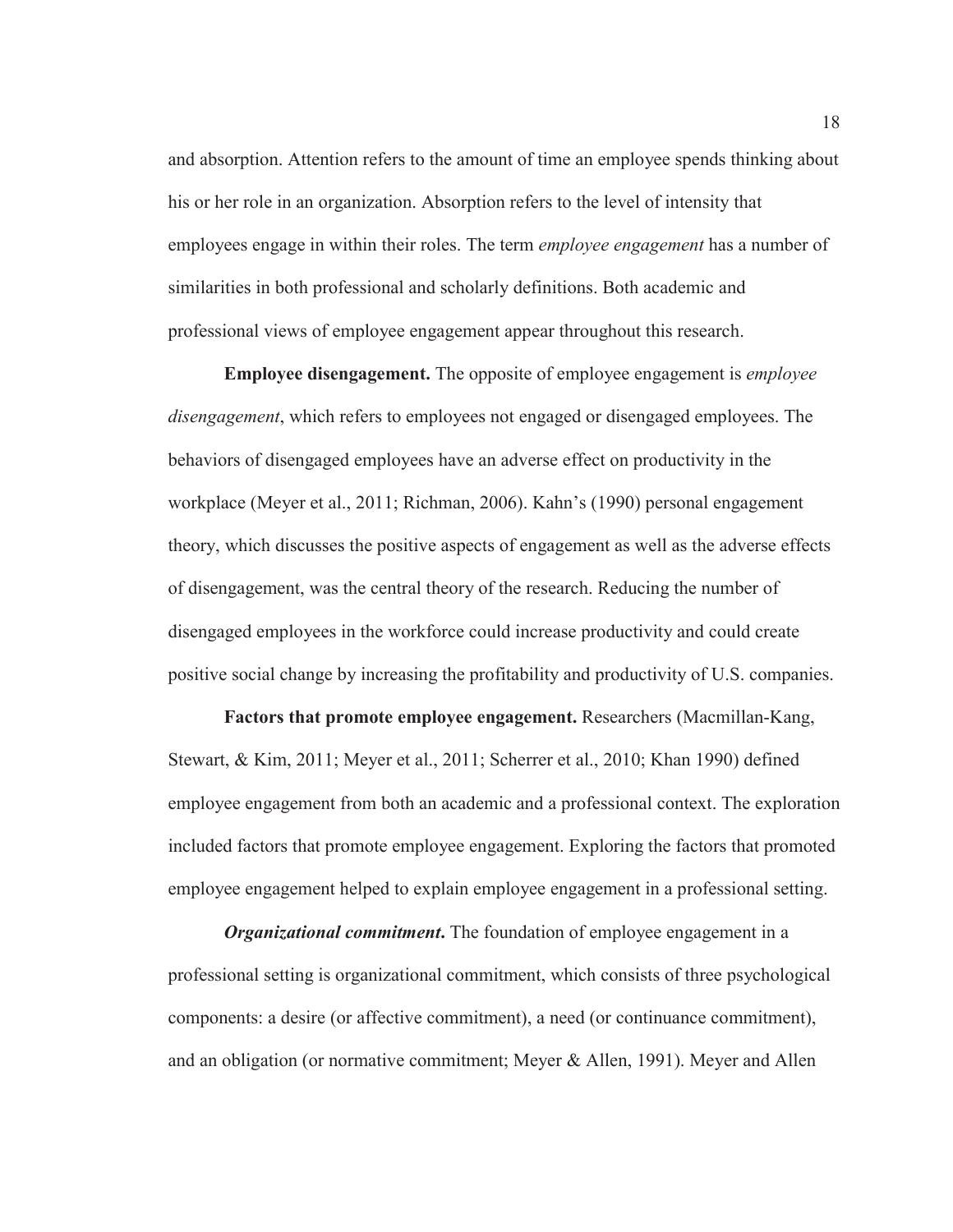and absorption. Attention refers to the amount of time an employee spends thinking about his or her role in an organization. Absorption refers to the level of intensity that employees engage in within their roles. The term *employee engagement* has a number of similarities in both professional and scholarly definitions. Both academic and professional views of employee engagement appear throughout this research.

**Employee disengagement.** The opposite of employee engagement is *employee disengagement*, which refers to employees not engaged or disengaged employees. The behaviors of disengaged employees have an adverse effect on productivity in the workplace (Meyer et al., 2011; Richman, 2006). Kahn's (1990) personal engagement theory, which discusses the positive aspects of engagement as well as the adverse effects of disengagement, was the central theory of the research. Reducing the number of disengaged employees in the workforce could increase productivity and could create positive social change by increasing the profitability and productivity of U.S. companies.

**Factors that promote employee engagement.** Researchers (Macmillan-Kang, Stewart, & Kim, 2011; Meyer et al., 2011; Scherrer et al., 2010; Khan 1990) defined employee engagement from both an academic and a professional context. The exploration included factors that promote employee engagement. Exploring the factors that promoted employee engagement helped to explain employee engagement in a professional setting.

***Organizational commitment.*** The foundation of employee engagement in a professional setting is organizational commitment, which consists of three psychological components: a desire (or affective commitment), a need (or continuance commitment), and an obligation (or normative commitment; Meyer & Allen, 1991). Meyer and Allen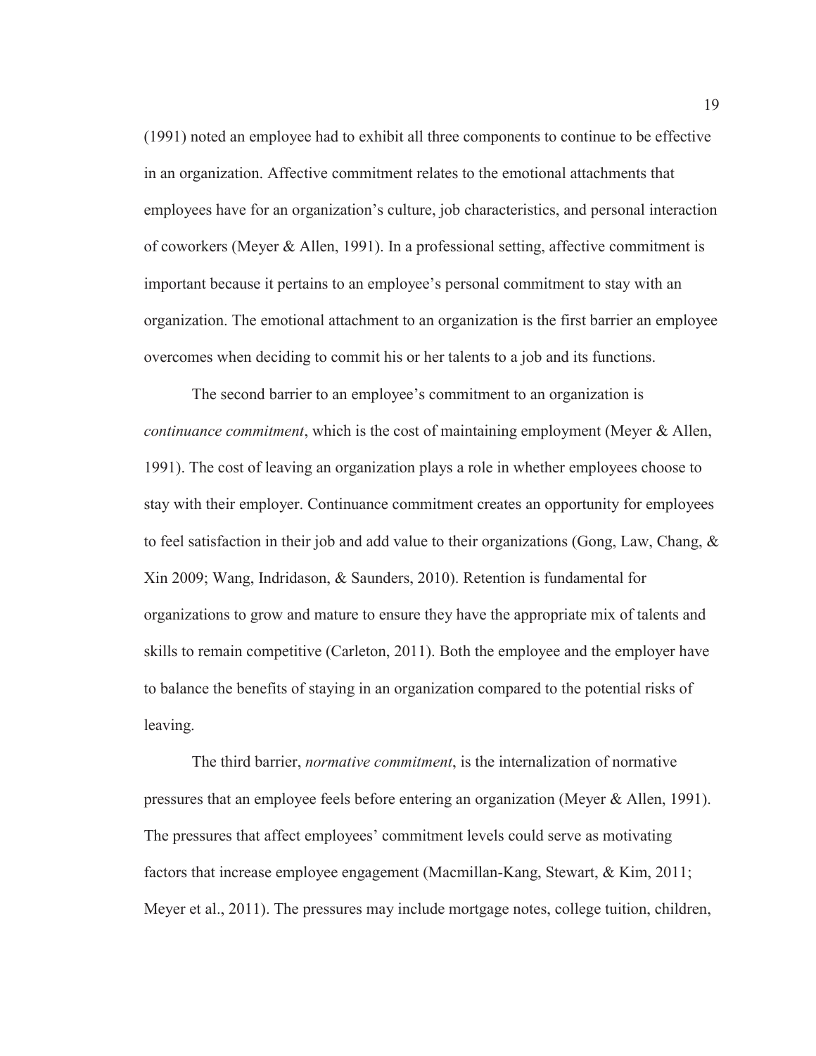(1991) noted an employee had to exhibit all three components to continue to be effective in an organization. Affective commitment relates to the emotional attachments that employees have for an organization's culture, job characteristics, and personal interaction of coworkers (Meyer & Allen, 1991). In a professional setting, affective commitment is important because it pertains to an employee's personal commitment to stay with an organization. The emotional attachment to an organization is the first barrier an employee overcomes when deciding to commit his or her talents to a job and its functions.

The second barrier to an employee's commitment to an organization is *continuance commitment*, which is the cost of maintaining employment (Meyer & Allen, 1991). The cost of leaving an organization plays a role in whether employees choose to stay with their employer. Continuance commitment creates an opportunity for employees to feel satisfaction in their job and add value to their organizations (Gong, Law, Chang, & Xin 2009; Wang, Indridason, & Saunders, 2010). Retention is fundamental for organizations to grow and mature to ensure they have the appropriate mix of talents and skills to remain competitive (Carleton, 2011). Both the employee and the employer have to balance the benefits of staying in an organization compared to the potential risks of leaving.

The third barrier, *normative commitment*, is the internalization of normative pressures that an employee feels before entering an organization (Meyer & Allen, 1991). The pressures that affect employees' commitment levels could serve as motivating factors that increase employee engagement (Macmillan-Kang, Stewart, & Kim, 2011; Meyer et al., 2011). The pressures may include mortgage notes, college tuition, children,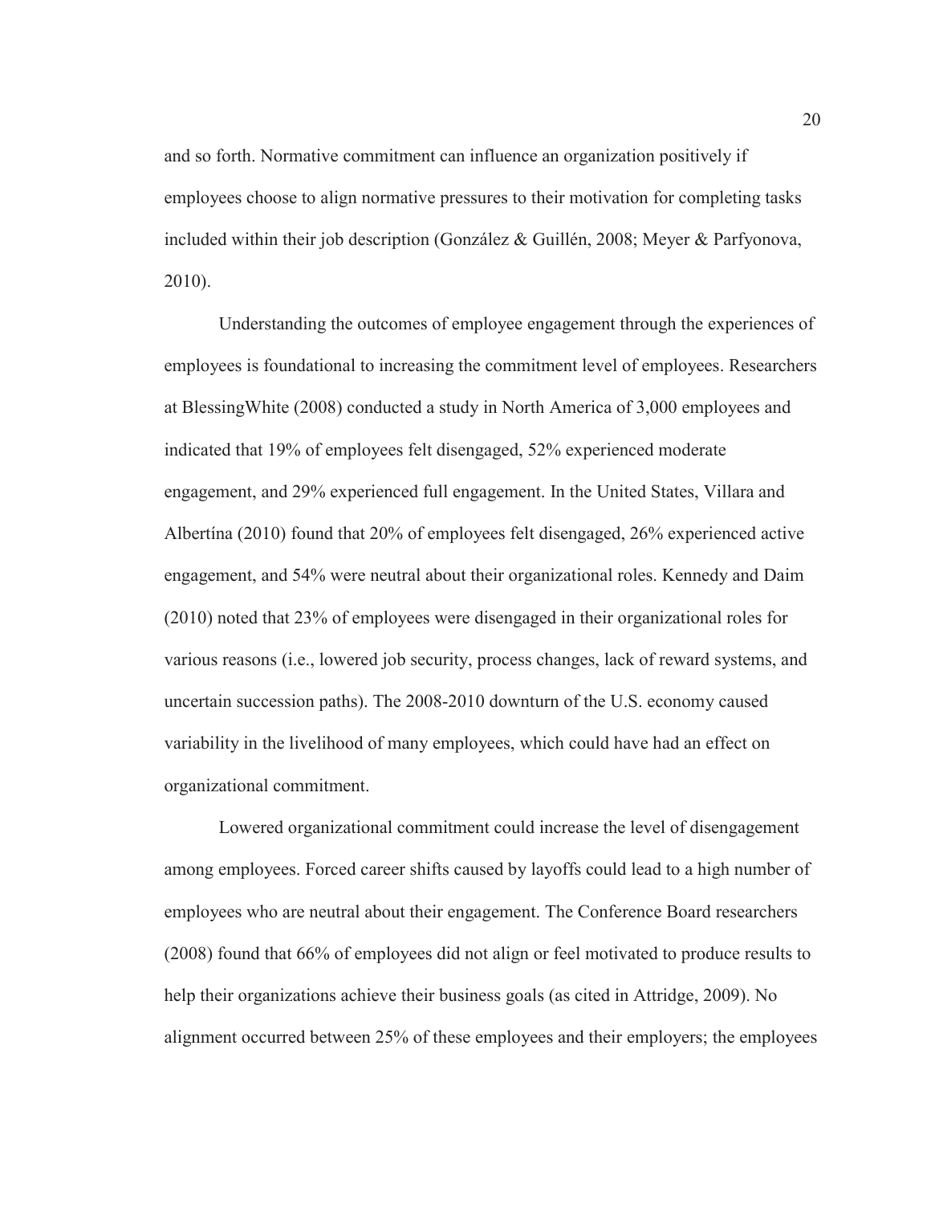and so forth. Normative commitment can influence an organization positively if employees choose to align normative pressures to their motivation for completing tasks included within their job description (González & Guillén, 2008; Meyer & Parfyonova, 2010).

Understanding the outcomes of employee engagement through the experiences of employees is foundational to increasing the commitment level of employees. Researchers at BlessingWhite (2008) conducted a study in North America of 3,000 employees and indicated that 19% of employees felt disengaged, 52% experienced moderate engagement, and 29% experienced full engagement. In the United States, Villara and Albertína (2010) found that 20% of employees felt disengaged, 26% experienced active engagement, and 54% were neutral about their organizational roles. Kennedy and Daim (2010) noted that 23% of employees were disengaged in their organizational roles for various reasons (i.e., lowered job security, process changes, lack of reward systems, and uncertain succession paths). The 2008-2010 downturn of the U.S. economy caused variability in the livelihood of many employees, which could have had an effect on organizational commitment.

Lowered organizational commitment could increase the level of disengagement among employees. Forced career shifts caused by layoffs could lead to a high number of employees who are neutral about their engagement. The Conference Board researchers (2008) found that 66% of employees did not align or feel motivated to produce results to help their organizations achieve their business goals (as cited in Attridge, 2009). No alignment occurred between 25% of these employees and their employers; the employees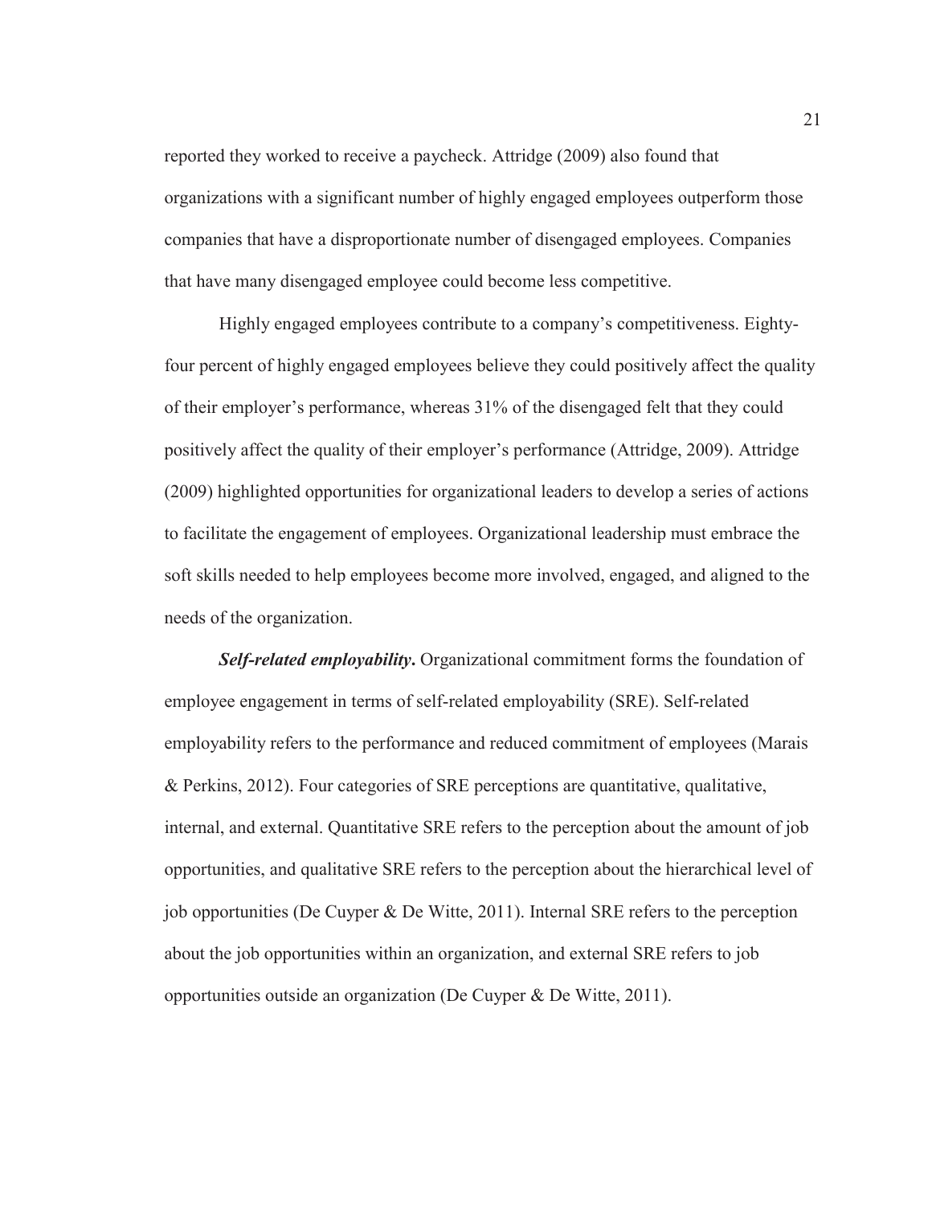reported they worked to receive a paycheck. Attridge (2009) also found that organizations with a significant number of highly engaged employees outperform those companies that have a disproportionate number of disengaged employees. Companies that have many disengaged employee could become less competitive.

Highly engaged employees contribute to a company's competitiveness. Eighty-four percent of highly engaged employees believe they could positively affect the quality of their employer's performance, whereas 31% of the disengaged felt that they could positively affect the quality of their employer's performance (Attridge, 2009). Attridge (2009) highlighted opportunities for organizational leaders to develop a series of actions to facilitate the engagement of employees. Organizational leadership must embrace the soft skills needed to help employees become more involved, engaged, and aligned to the needs of the organization.

***Self-related employability*.** Organizational commitment forms the foundation of employee engagement in terms of self-related employability (SRE). Self-related employability refers to the performance and reduced commitment of employees (Marais & Perkins, 2012). Four categories of SRE perceptions are quantitative, qualitative, internal, and external. Quantitative SRE refers to the perception about the amount of job opportunities, and qualitative SRE refers to the perception about the hierarchical level of job opportunities (De Cuyper & De Witte, 2011). Internal SRE refers to the perception about the job opportunities within an organization, and external SRE refers to job opportunities outside an organization (De Cuyper & De Witte, 2011).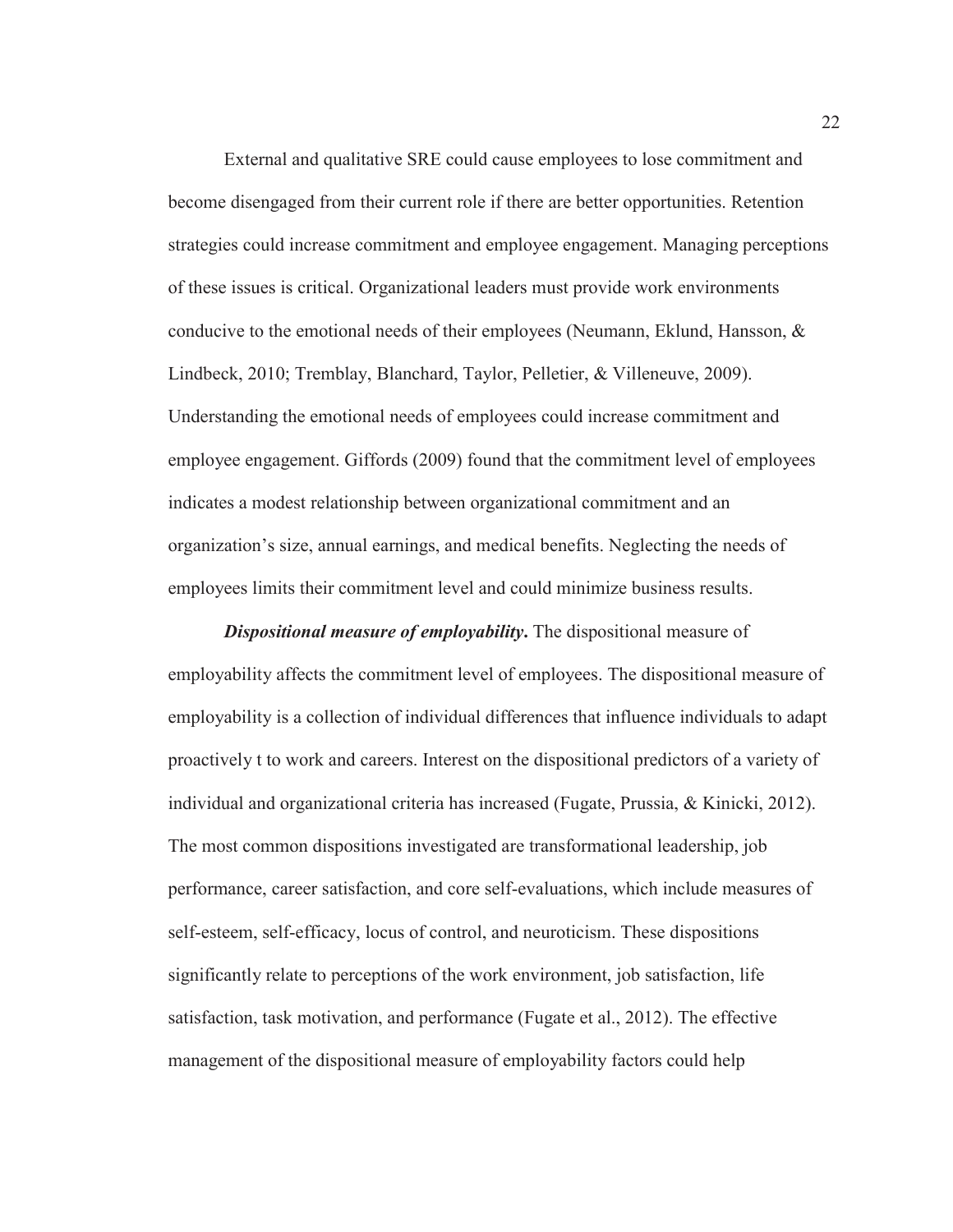External and qualitative SRE could cause employees to lose commitment and become disengaged from their current role if there are better opportunities. Retention strategies could increase commitment and employee engagement. Managing perceptions of these issues is critical. Organizational leaders must provide work environments conducive to the emotional needs of their employees (Neumann, Eklund, Hansson, & Lindbeck, 2010; Tremblay, Blanchard, Taylor, Pelletier, & Villeneuve, 2009). Understanding the emotional needs of employees could increase commitment and employee engagement. Giffords (2009) found that the commitment level of employees indicates a modest relationship between organizational commitment and an organization's size, annual earnings, and medical benefits. Neglecting the needs of employees limits their commitment level and could minimize business results.

***Dispositional measure of employability*.** The dispositional measure of employability affects the commitment level of employees. The dispositional measure of employability is a collection of individual differences that influence individuals to adapt proactively t to work and careers. Interest on the dispositional predictors of a variety of individual and organizational criteria has increased (Fugate, Prussia, & Kinicki, 2012). The most common dispositions investigated are transformational leadership, job performance, career satisfaction, and core self-evaluations, which include measures of self-esteem, self-efficacy, locus of control, and neuroticism. These dispositions significantly relate to perceptions of the work environment, job satisfaction, life satisfaction, task motivation, and performance (Fugate et al., 2012). The effective management of the dispositional measure of employability factors could help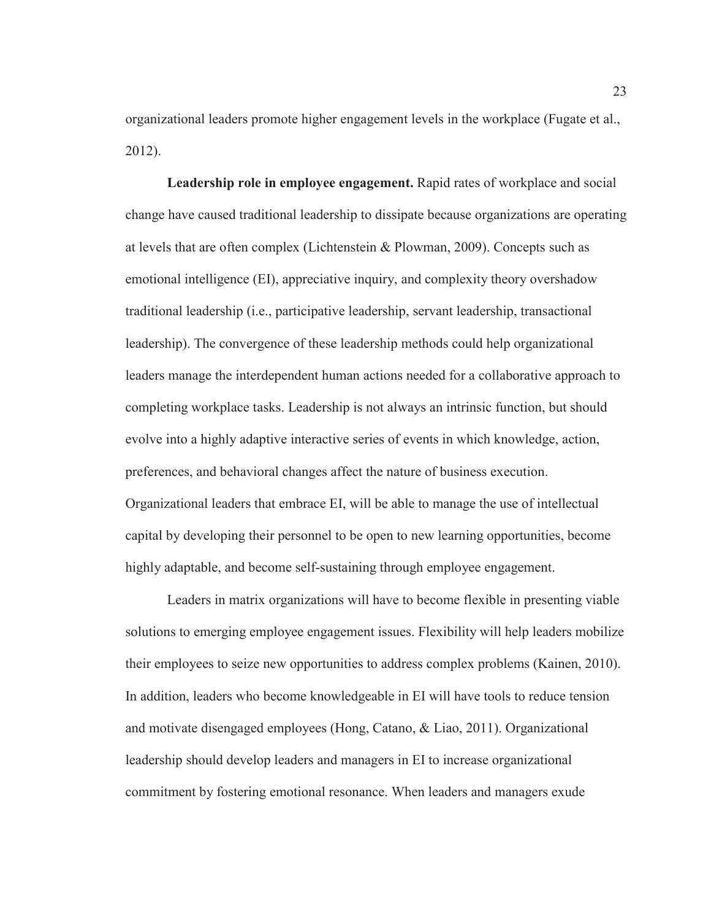organizational leaders promote higher engagement levels in the workplace (Fugate et al., 2012).

**Leadership role in employee engagement.** Rapid rates of workplace and social change have caused traditional leadership to dissipate because organizations are operating at levels that are often complex (Lichtenstein & Plowman, 2009). Concepts such as emotional intelligence (EI), appreciative inquiry, and complexity theory overshadow traditional leadership (i.e., participative leadership, servant leadership, transactional leadership). The convergence of these leadership methods could help organizational leaders manage the interdependent human actions needed for a collaborative approach to completing workplace tasks. Leadership is not always an intrinsic function, but should evolve into a highly adaptive interactive series of events in which knowledge, action, preferences, and behavioral changes affect the nature of business execution. Organizational leaders that embrace EI, will be able to manage the use of intellectual capital by developing their personnel to be open to new learning opportunities, become highly adaptable, and become self-sustaining through employee engagement.

Leaders in matrix organizations will have to become flexible in presenting viable solutions to emerging employee engagement issues. Flexibility will help leaders mobilize their employees to seize new opportunities to address complex problems (Kainen, 2010). In addition, leaders who become knowledgeable in EI will have tools to reduce tension and motivate disengaged employees (Hong, Catano, & Liao, 2011). Organizational leadership should develop leaders and managers in EI to increase organizational commitment by fostering emotional resonance. When leaders and managers exude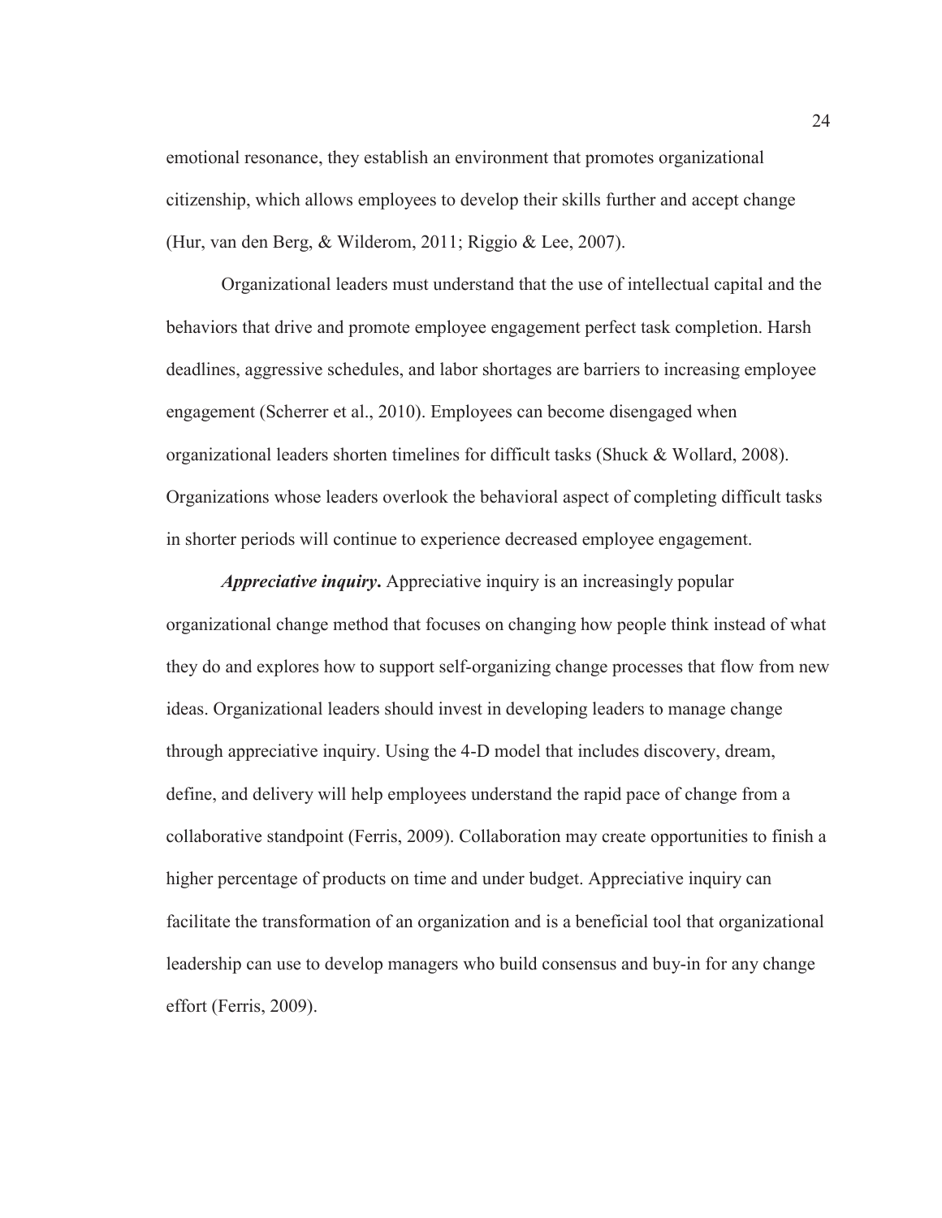emotional resonance, they establish an environment that promotes organizational citizenship, which allows employees to develop their skills further and accept change (Hur, van den Berg, & Wilderom, 2011; Riggio & Lee, 2007).

Organizational leaders must understand that the use of intellectual capital and the behaviors that drive and promote employee engagement perfect task completion. Harsh deadlines, aggressive schedules, and labor shortages are barriers to increasing employee engagement (Scherrer et al., 2010). Employees can become disengaged when organizational leaders shorten timelines for difficult tasks (Shuck & Wollard, 2008). Organizations whose leaders overlook the behavioral aspect of completing difficult tasks in shorter periods will continue to experience decreased employee engagement.

***Appreciative inquiry*.** Appreciative inquiry is an increasingly popular organizational change method that focuses on changing how people think instead of what they do and explores how to support self-organizing change processes that flow from new ideas. Organizational leaders should invest in developing leaders to manage change through appreciative inquiry. Using the 4-D model that includes discovery, dream, define, and delivery will help employees understand the rapid pace of change from a collaborative standpoint (Ferris, 2009). Collaboration may create opportunities to finish a higher percentage of products on time and under budget. Appreciative inquiry can facilitate the transformation of an organization and is a beneficial tool that organizational leadership can use to develop managers who build consensus and buy-in for any change effort (Ferris, 2009).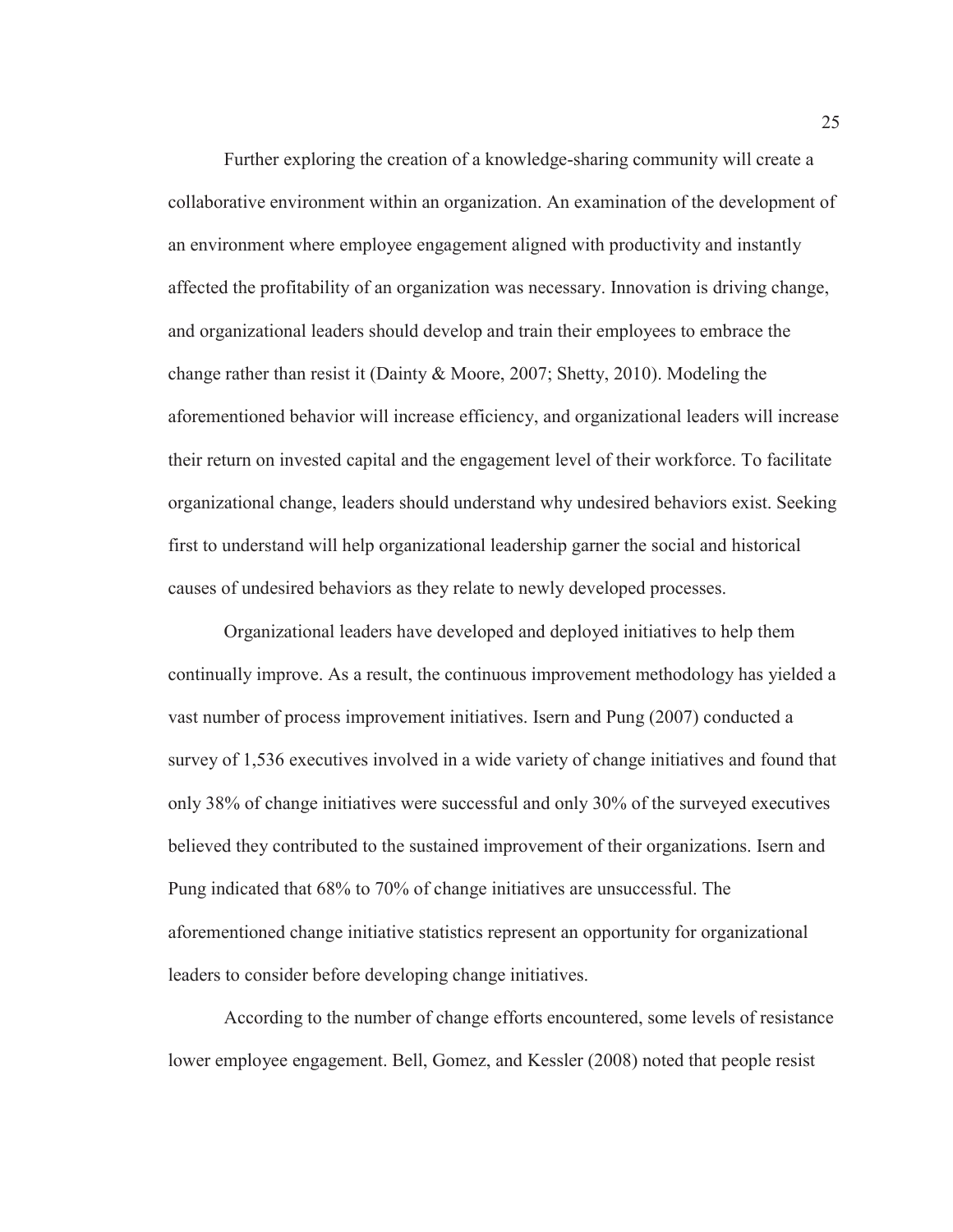Further exploring the creation of a knowledge-sharing community will create a collaborative environment within an organization. An examination of the development of an environment where employee engagement aligned with productivity and instantly affected the profitability of an organization was necessary. Innovation is driving change, and organizational leaders should develop and train their employees to embrace the change rather than resist it (Dainty & Moore, 2007; Shetty, 2010). Modeling the aforementioned behavior will increase efficiency, and organizational leaders will increase their return on invested capital and the engagement level of their workforce. To facilitate organizational change, leaders should understand why undesired behaviors exist. Seeking first to understand will help organizational leadership garner the social and historical causes of undesired behaviors as they relate to newly developed processes.

Organizational leaders have developed and deployed initiatives to help them continually improve. As a result, the continuous improvement methodology has yielded a vast number of process improvement initiatives. Isern and Pung (2007) conducted a survey of 1,536 executives involved in a wide variety of change initiatives and found that only 38% of change initiatives were successful and only 30% of the surveyed executives believed they contributed to the sustained improvement of their organizations. Isern and Pung indicated that 68% to 70% of change initiatives are unsuccessful. The aforementioned change initiative statistics represent an opportunity for organizational leaders to consider before developing change initiatives.

According to the number of change efforts encountered, some levels of resistance lower employee engagement. Bell, Gomez, and Kessler (2008) noted that people resist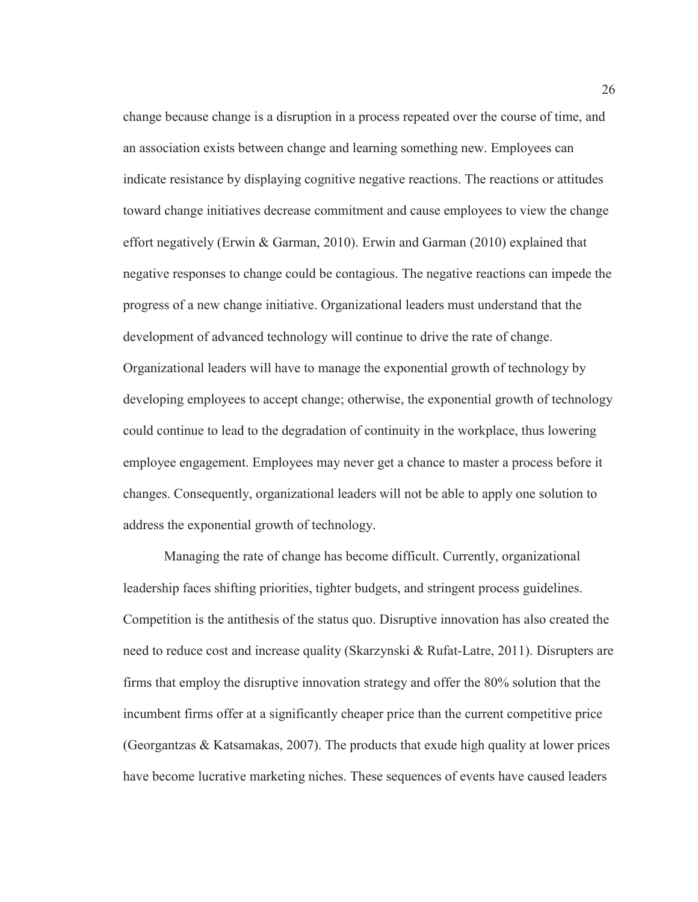change because change is a disruption in a process repeated over the course of time, and an association exists between change and learning something new. Employees can indicate resistance by displaying cognitive negative reactions. The reactions or attitudes toward change initiatives decrease commitment and cause employees to view the change effort negatively (Erwin & Garman, 2010). Erwin and Garman (2010) explained that negative responses to change could be contagious. The negative reactions can impede the progress of a new change initiative. Organizational leaders must understand that the development of advanced technology will continue to drive the rate of change. Organizational leaders will have to manage the exponential growth of technology by developing employees to accept change; otherwise, the exponential growth of technology could continue to lead to the degradation of continuity in the workplace, thus lowering employee engagement. Employees may never get a chance to master a process before it changes. Consequently, organizational leaders will not be able to apply one solution to address the exponential growth of technology.

Managing the rate of change has become difficult. Currently, organizational leadership faces shifting priorities, tighter budgets, and stringent process guidelines. Competition is the antithesis of the status quo. Disruptive innovation has also created the need to reduce cost and increase quality (Skarzynski & Rufat-Latre, 2011). Disrupters are firms that employ the disruptive innovation strategy and offer the 80% solution that the incumbent firms offer at a significantly cheaper price than the current competitive price (Georgantzas & Katsamakas, 2007). The products that exude high quality at lower prices have become lucrative marketing niches. These sequences of events have caused leaders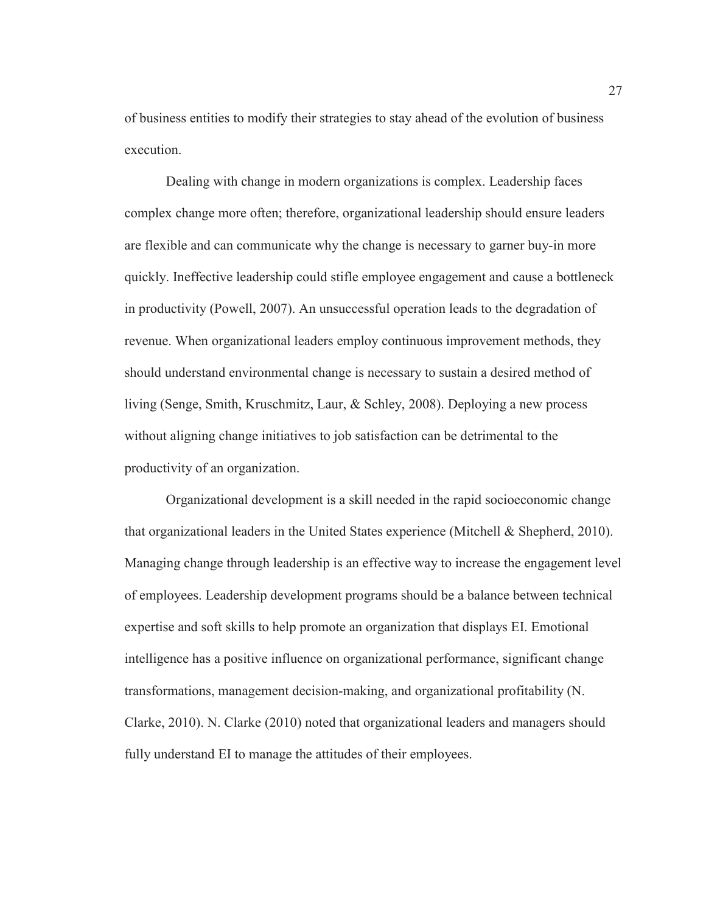of business entities to modify their strategies to stay ahead of the evolution of business execution.

Dealing with change in modern organizations is complex. Leadership faces complex change more often; therefore, organizational leadership should ensure leaders are flexible and can communicate why the change is necessary to garner buy-in more quickly. Ineffective leadership could stifle employee engagement and cause a bottleneck in productivity (Powell, 2007). An unsuccessful operation leads to the degradation of revenue. When organizational leaders employ continuous improvement methods, they should understand environmental change is necessary to sustain a desired method of living (Senge, Smith, Kruschmitz, Laur, & Schley, 2008). Deploying a new process without aligning change initiatives to job satisfaction can be detrimental to the productivity of an organization.

Organizational development is a skill needed in the rapid socioeconomic change that organizational leaders in the United States experience (Mitchell & Shepherd, 2010). Managing change through leadership is an effective way to increase the engagement level of employees. Leadership development programs should be a balance between technical expertise and soft skills to help promote an organization that displays EI. Emotional intelligence has a positive influence on organizational performance, significant change transformations, management decision-making, and organizational profitability (N. Clarke, 2010). N. Clarke (2010) noted that organizational leaders and managers should fully understand EI to manage the attitudes of their employees.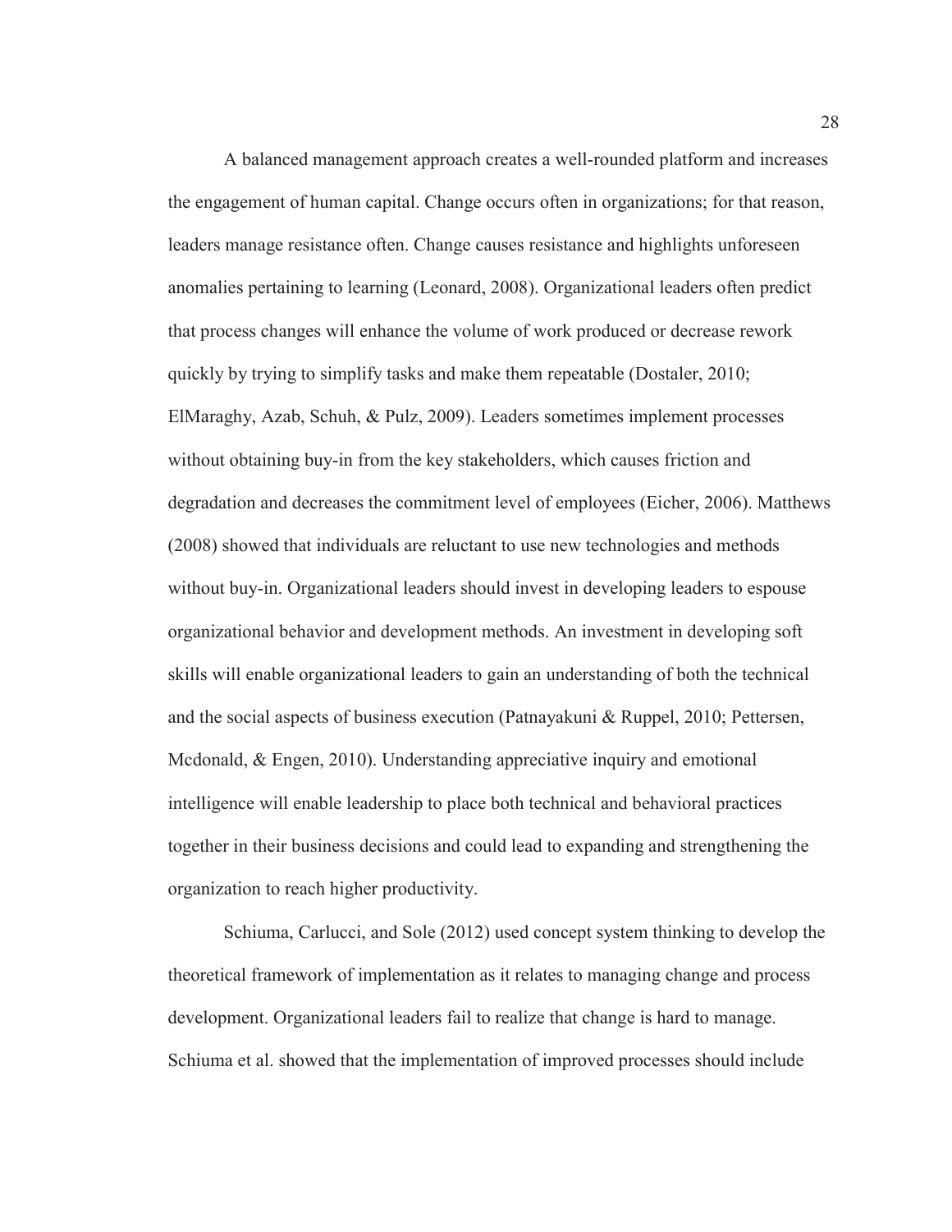A balanced management approach creates a well-rounded platform and increases the engagement of human capital. Change occurs often in organizations; for that reason, leaders manage resistance often. Change causes resistance and highlights unforeseen anomalies pertaining to learning (Leonard, 2008). Organizational leaders often predict that process changes will enhance the volume of work produced or decrease rework quickly by trying to simplify tasks and make them repeatable (Dostaler, 2010; ElMaraghy, Azab, Schuh, & Pulz, 2009). Leaders sometimes implement processes without obtaining buy-in from the key stakeholders, which causes friction and degradation and decreases the commitment level of employees (Eicher, 2006). Matthews (2008) showed that individuals are reluctant to use new technologies and methods without buy-in. Organizational leaders should invest in developing leaders to espouse organizational behavior and development methods. An investment in developing soft skills will enable organizational leaders to gain an understanding of both the technical and the social aspects of business execution (Patnayakuni & Ruppel, 2010; Pettersen, Mcdonald, & Engen, 2010). Understanding appreciative inquiry and emotional intelligence will enable leadership to place both technical and behavioral practices together in their business decisions and could lead to expanding and strengthening the organization to reach higher productivity.

Schiuma, Carlucci, and Sole (2012) used concept system thinking to develop the theoretical framework of implementation as it relates to managing change and process development. Organizational leaders fail to realize that change is hard to manage. Schiuma et al. showed that the implementation of improved processes should include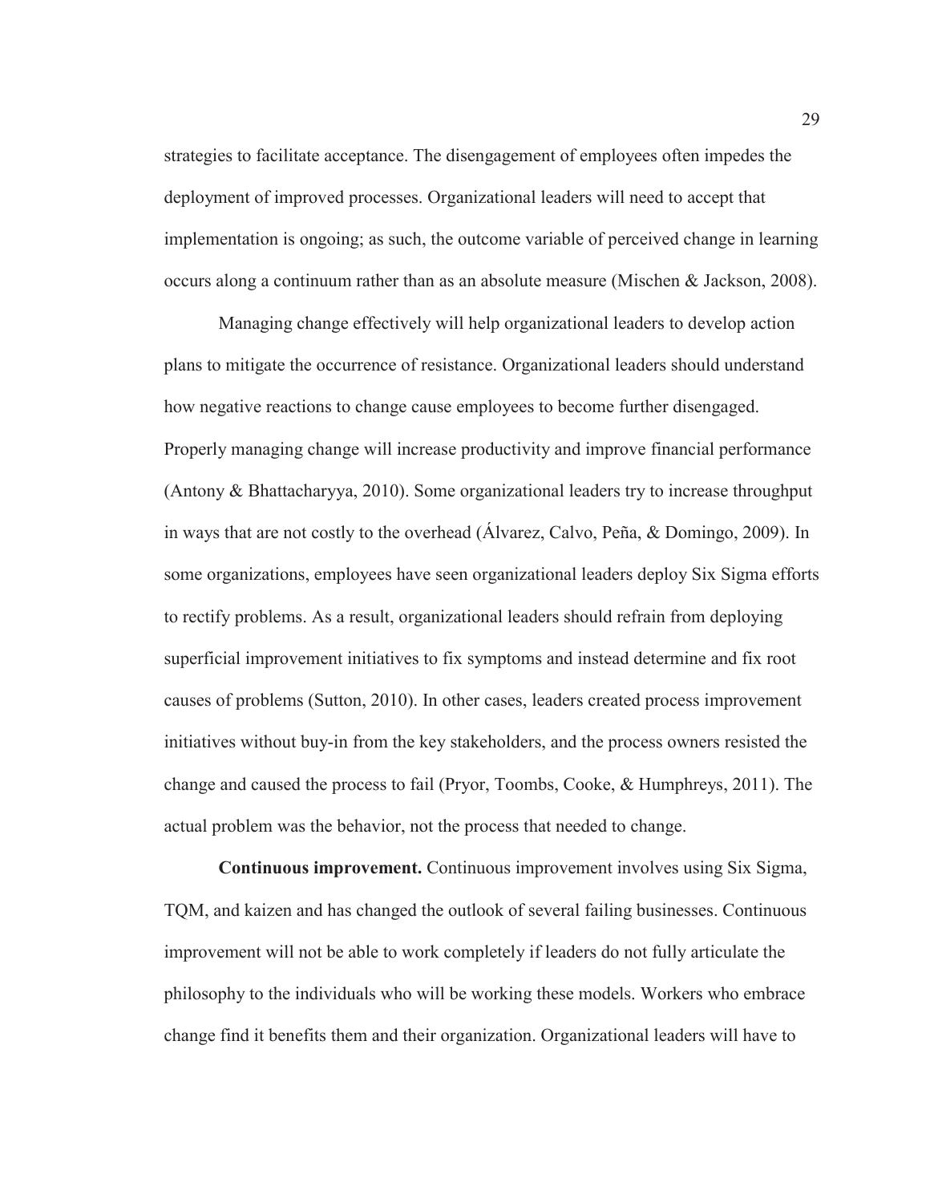strategies to facilitate acceptance. The disengagement of employees often impedes the deployment of improved processes. Organizational leaders will need to accept that implementation is ongoing; as such, the outcome variable of perceived change in learning occurs along a continuum rather than as an absolute measure (Mischen & Jackson, 2008).

Managing change effectively will help organizational leaders to develop action plans to mitigate the occurrence of resistance. Organizational leaders should understand how negative reactions to change cause employees to become further disengaged. Properly managing change will increase productivity and improve financial performance (Antony & Bhattacharyya, 2010). Some organizational leaders try to increase throughput in ways that are not costly to the overhead (Álvarez, Calvo, Peña, & Domingo, 2009). In some organizations, employees have seen organizational leaders deploy Six Sigma efforts to rectify problems. As a result, organizational leaders should refrain from deploying superficial improvement initiatives to fix symptoms and instead determine and fix root causes of problems (Sutton, 2010). In other cases, leaders created process improvement initiatives without buy-in from the key stakeholders, and the process owners resisted the change and caused the process to fail (Pryor, Toombs, Cooke, & Humphreys, 2011). The actual problem was the behavior, not the process that needed to change.

**Continuous improvement.** Continuous improvement involves using Six Sigma, TQM, and kaizen and has changed the outlook of several failing businesses. Continuous improvement will not be able to work completely if leaders do not fully articulate the philosophy to the individuals who will be working these models. Workers who embrace change find it benefits them and their organization. Organizational leaders will have to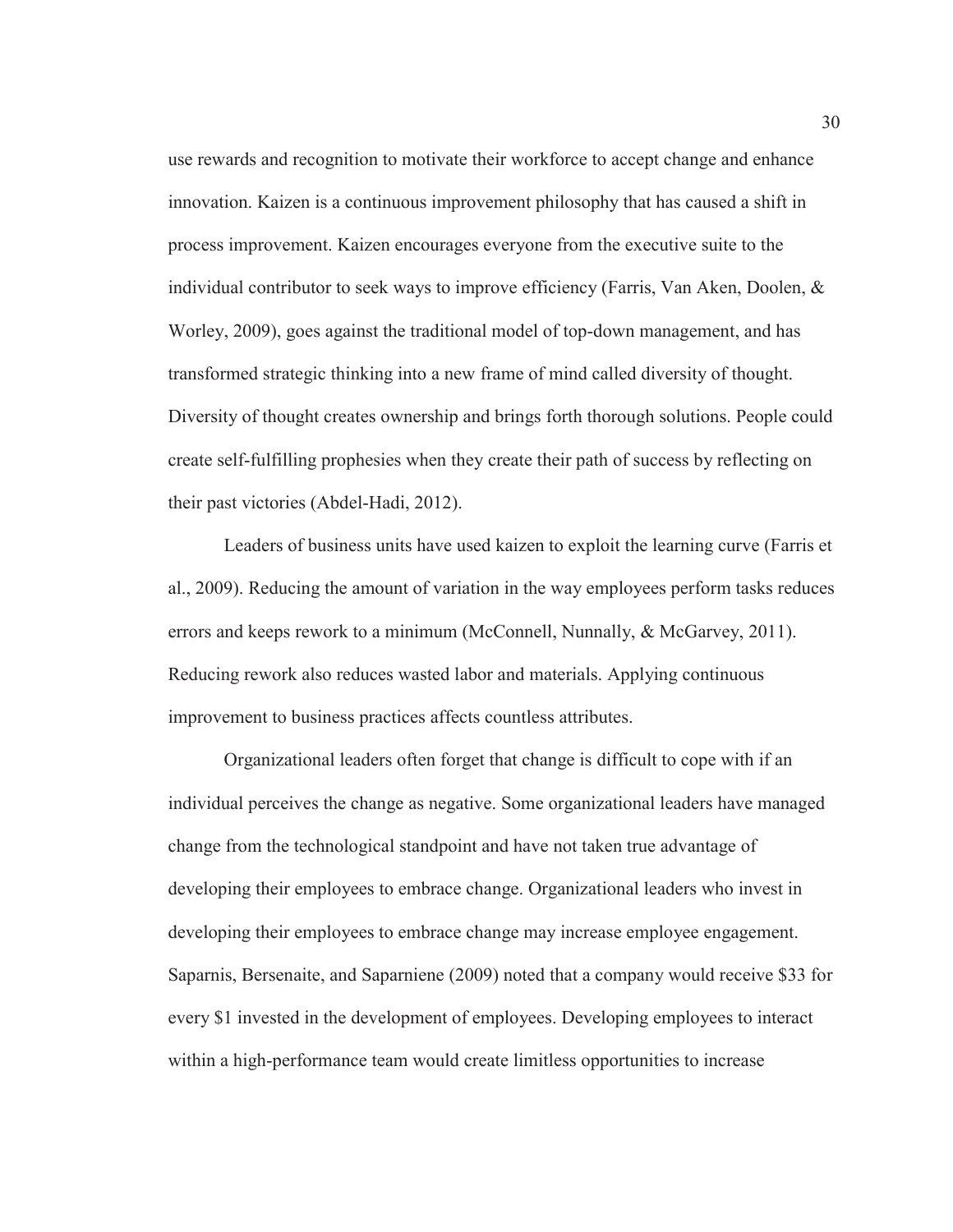use rewards and recognition to motivate their workforce to accept change and enhance innovation. Kaizen is a continuous improvement philosophy that has caused a shift in process improvement. Kaizen encourages everyone from the executive suite to the individual contributor to seek ways to improve efficiency (Farris, Van Aken, Doolen, & Worley, 2009), goes against the traditional model of top-down management, and has transformed strategic thinking into a new frame of mind called diversity of thought. Diversity of thought creates ownership and brings forth thorough solutions. People could create self-fulfilling prophesies when they create their path of success by reflecting on their past victories (Abdel-Hadi, 2012).

Leaders of business units have used kaizen to exploit the learning curve (Farris et al., 2009). Reducing the amount of variation in the way employees perform tasks reduces errors and keeps rework to a minimum (McConnell, Nunnally, & McGarvey, 2011). Reducing rework also reduces wasted labor and materials. Applying continuous improvement to business practices affects countless attributes.

Organizational leaders often forget that change is difficult to cope with if an individual perceives the change as negative. Some organizational leaders have managed change from the technological standpoint and have not taken true advantage of developing their employees to embrace change. Organizational leaders who invest in developing their employees to embrace change may increase employee engagement. Saparnis, Bersenaite, and Saparniene (2009) noted that a company would receive $33 for every $1 invested in the development of employees. Developing employees to interact within a high-performance team would create limitless opportunities to increase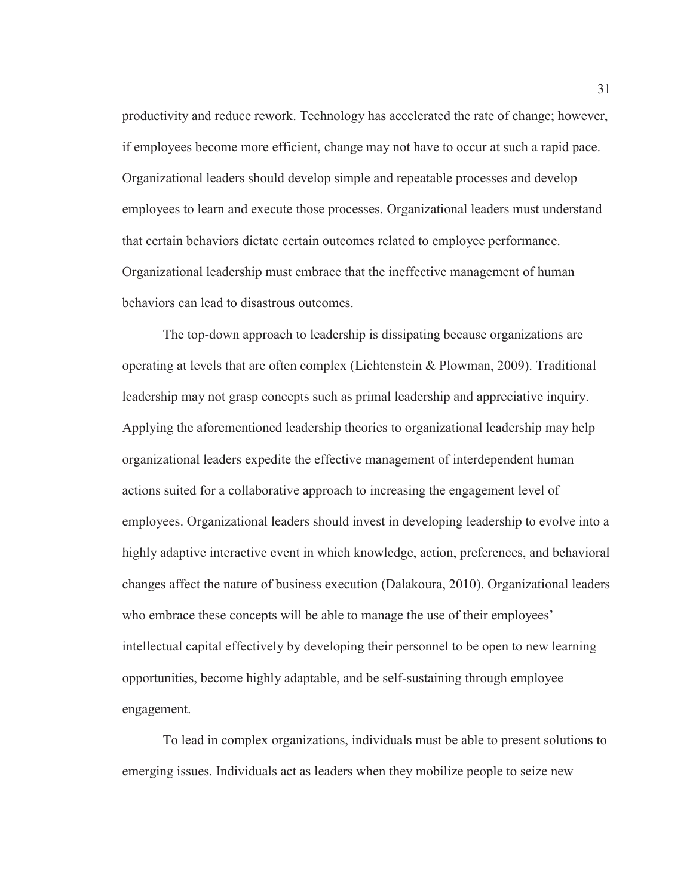productivity and reduce rework. Technology has accelerated the rate of change; however, if employees become more efficient, change may not have to occur at such a rapid pace. Organizational leaders should develop simple and repeatable processes and develop employees to learn and execute those processes. Organizational leaders must understand that certain behaviors dictate certain outcomes related to employee performance. Organizational leadership must embrace that the ineffective management of human behaviors can lead to disastrous outcomes.

The top-down approach to leadership is dissipating because organizations are operating at levels that are often complex (Lichtenstein & Plowman, 2009). Traditional leadership may not grasp concepts such as primal leadership and appreciative inquiry. Applying the aforementioned leadership theories to organizational leadership may help organizational leaders expedite the effective management of interdependent human actions suited for a collaborative approach to increasing the engagement level of employees. Organizational leaders should invest in developing leadership to evolve into a highly adaptive interactive event in which knowledge, action, preferences, and behavioral changes affect the nature of business execution (Dalakoura, 2010). Organizational leaders who embrace these concepts will be able to manage the use of their employees' intellectual capital effectively by developing their personnel to be open to new learning opportunities, become highly adaptable, and be self-sustaining through employee engagement.

To lead in complex organizations, individuals must be able to present solutions to emerging issues. Individuals act as leaders when they mobilize people to seize new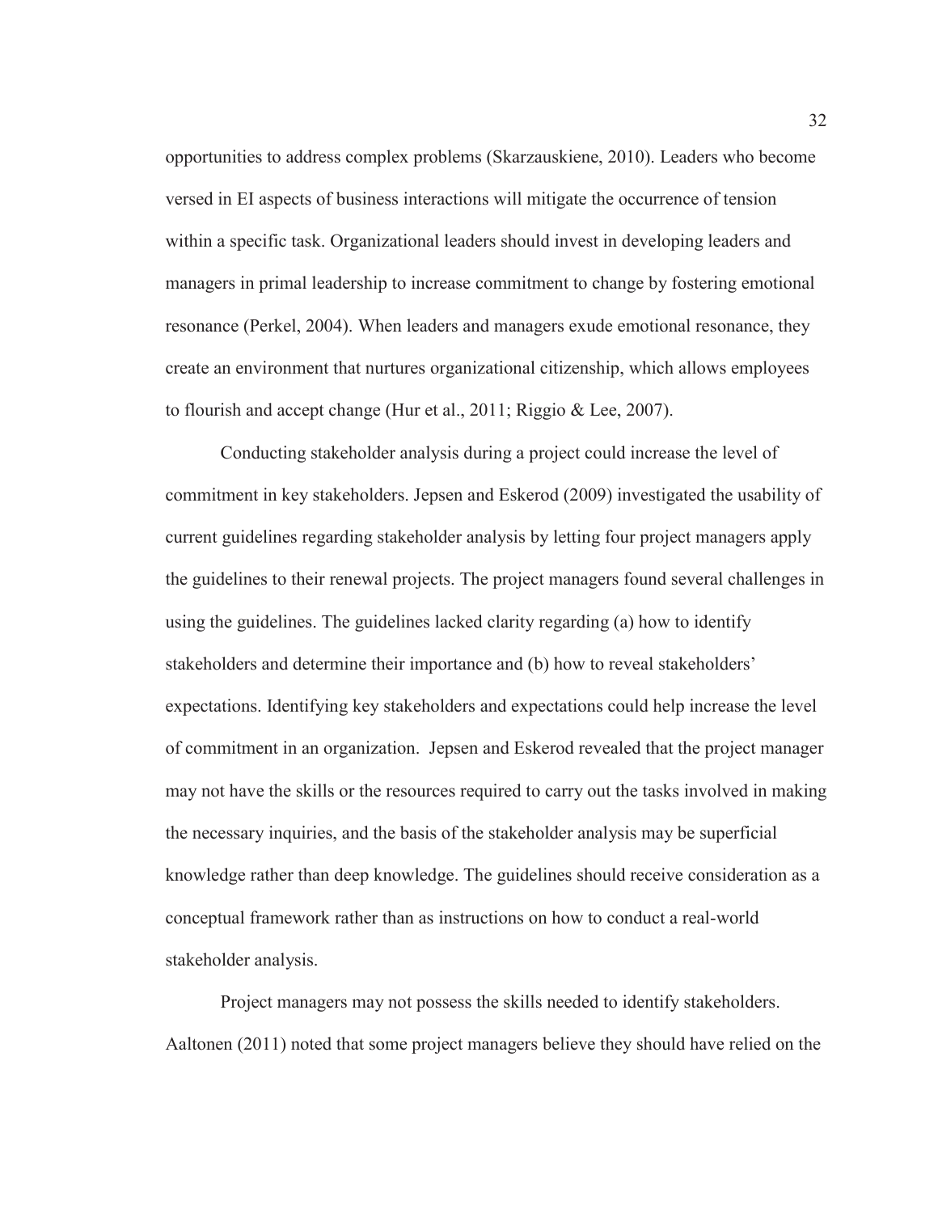opportunities to address complex problems (Skarzauskiene, 2010). Leaders who become versed in EI aspects of business interactions will mitigate the occurrence of tension within a specific task. Organizational leaders should invest in developing leaders and managers in primal leadership to increase commitment to change by fostering emotional resonance (Perkel, 2004). When leaders and managers exude emotional resonance, they create an environment that nurtures organizational citizenship, which allows employees to flourish and accept change (Hur et al., 2011; Riggio & Lee, 2007).

Conducting stakeholder analysis during a project could increase the level of commitment in key stakeholders. Jepsen and Eskerod (2009) investigated the usability of current guidelines regarding stakeholder analysis by letting four project managers apply the guidelines to their renewal projects. The project managers found several challenges in using the guidelines. The guidelines lacked clarity regarding (a) how to identify stakeholders and determine their importance and (b) how to reveal stakeholders' expectations. Identifying key stakeholders and expectations could help increase the level of commitment in an organization. Jepsen and Eskerod revealed that the project manager may not have the skills or the resources required to carry out the tasks involved in making the necessary inquiries, and the basis of the stakeholder analysis may be superficial knowledge rather than deep knowledge. The guidelines should receive consideration as a conceptual framework rather than as instructions on how to conduct a real-world stakeholder analysis.

Project managers may not possess the skills needed to identify stakeholders. Aaltonen (2011) noted that some project managers believe they should have relied on the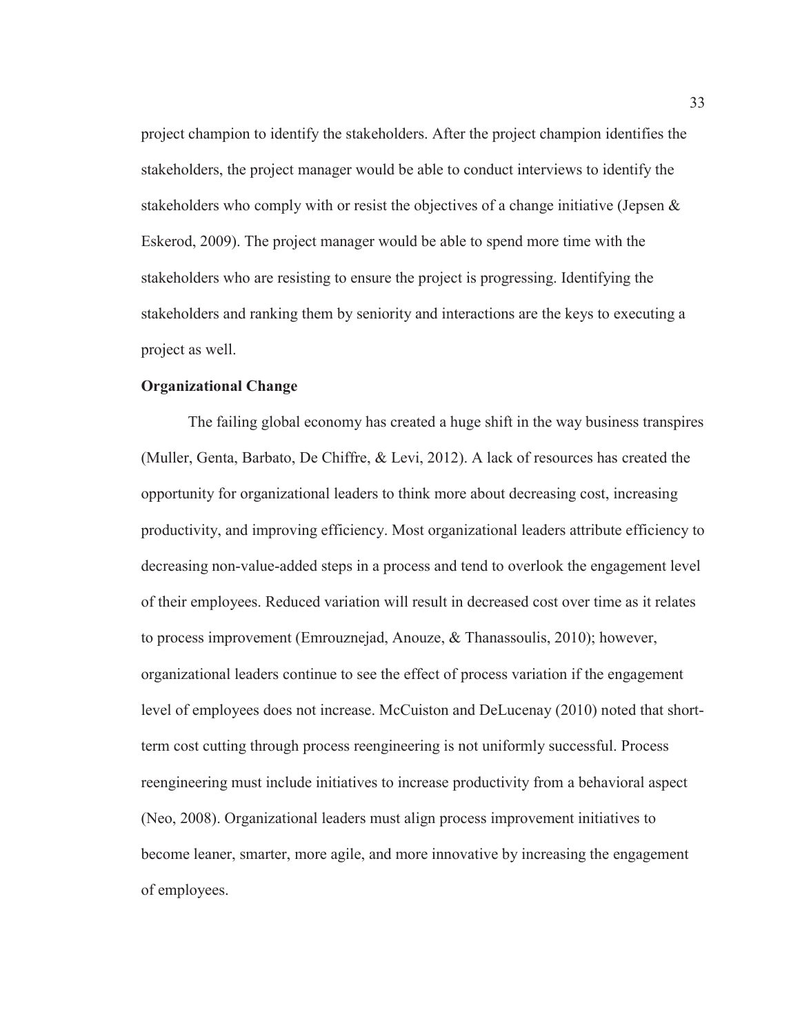project champion to identify the stakeholders. After the project champion identifies the stakeholders, the project manager would be able to conduct interviews to identify the stakeholders who comply with or resist the objectives of a change initiative (Jepsen & Eskerod, 2009). The project manager would be able to spend more time with the stakeholders who are resisting to ensure the project is progressing. Identifying the stakeholders and ranking them by seniority and interactions are the keys to executing a project as well.

**Organizational Change**

The failing global economy has created a huge shift in the way business transpires (Muller, Genta, Barbato, De Chiffre, & Levi, 2012). A lack of resources has created the opportunity for organizational leaders to think more about decreasing cost, increasing productivity, and improving efficiency. Most organizational leaders attribute efficiency to decreasing non-value-added steps in a process and tend to overlook the engagement level of their employees. Reduced variation will result in decreased cost over time as it relates to process improvement (Emrouznejad, Anouze, & Thanassoulis, 2010); however, organizational leaders continue to see the effect of process variation if the engagement level of employees does not increase. McCuiston and DeLucenay (2010) noted that short-term cost cutting through process reengineering is not uniformly successful. Process reengineering must include initiatives to increase productivity from a behavioral aspect (Neo, 2008). Organizational leaders must align process improvement initiatives to become leaner, smarter, more agile, and more innovative by increasing the engagement of employees.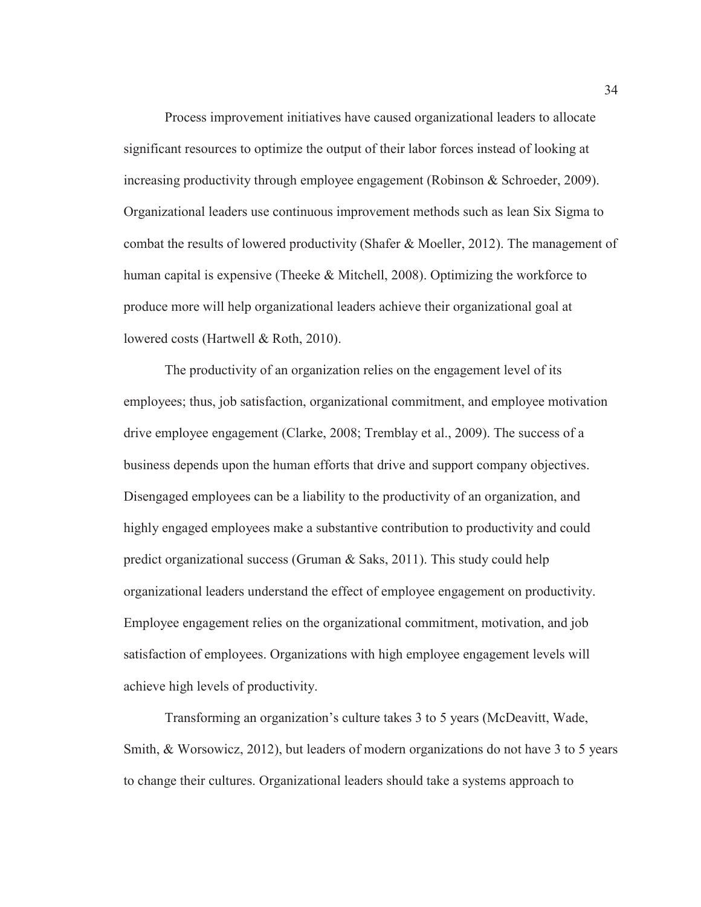Process improvement initiatives have caused organizational leaders to allocate significant resources to optimize the output of their labor forces instead of looking at increasing productivity through employee engagement (Robinson & Schroeder, 2009). Organizational leaders use continuous improvement methods such as lean Six Sigma to combat the results of lowered productivity (Shafer & Moeller, 2012). The management of human capital is expensive (Theeke & Mitchell, 2008). Optimizing the workforce to produce more will help organizational leaders achieve their organizational goal at lowered costs (Hartwell & Roth, 2010).

The productivity of an organization relies on the engagement level of its employees; thus, job satisfaction, organizational commitment, and employee motivation drive employee engagement (Clarke, 2008; Tremblay et al., 2009). The success of a business depends upon the human efforts that drive and support company objectives. Disengaged employees can be a liability to the productivity of an organization, and highly engaged employees make a substantive contribution to productivity and could predict organizational success (Gruman & Saks, 2011). This study could help organizational leaders understand the effect of employee engagement on productivity. Employee engagement relies on the organizational commitment, motivation, and job satisfaction of employees. Organizations with high employee engagement levels will achieve high levels of productivity.

Transforming an organization's culture takes 3 to 5 years (McDeavitt, Wade, Smith, & Worsowicz, 2012), but leaders of modern organizations do not have 3 to 5 years to change their cultures. Organizational leaders should take a systems approach to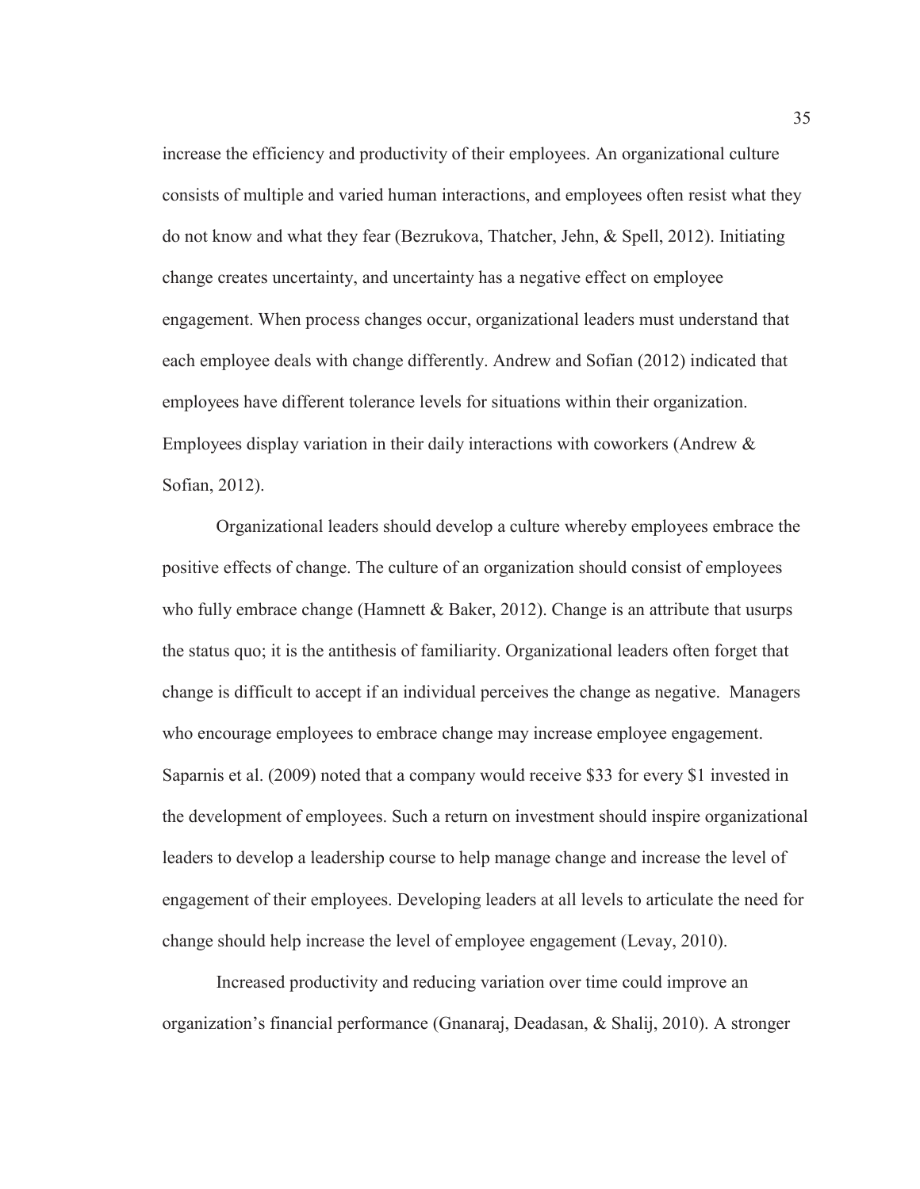increase the efficiency and productivity of their employees. An organizational culture consists of multiple and varied human interactions, and employees often resist what they do not know and what they fear (Bezrukova, Thatcher, Jehn, & Spell, 2012). Initiating change creates uncertainty, and uncertainty has a negative effect on employee engagement. When process changes occur, organizational leaders must understand that each employee deals with change differently. Andrew and Sofian (2012) indicated that employees have different tolerance levels for situations within their organization. Employees display variation in their daily interactions with coworkers (Andrew & Sofian, 2012).

Organizational leaders should develop a culture whereby employees embrace the positive effects of change. The culture of an organization should consist of employees who fully embrace change (Hamnett & Baker, 2012). Change is an attribute that usurps the status quo; it is the antithesis of familiarity. Organizational leaders often forget that change is difficult to accept if an individual perceives the change as negative. Managers who encourage employees to embrace change may increase employee engagement. Saparnis et al. (2009) noted that a company would receive $33 for every $1 invested in the development of employees. Such a return on investment should inspire organizational leaders to develop a leadership course to help manage change and increase the level of engagement of their employees. Developing leaders at all levels to articulate the need for change should help increase the level of employee engagement (Levay, 2010).

Increased productivity and reducing variation over time could improve an organization's financial performance (Gnanaraj, Deadasan, & Shalij, 2010). A stronger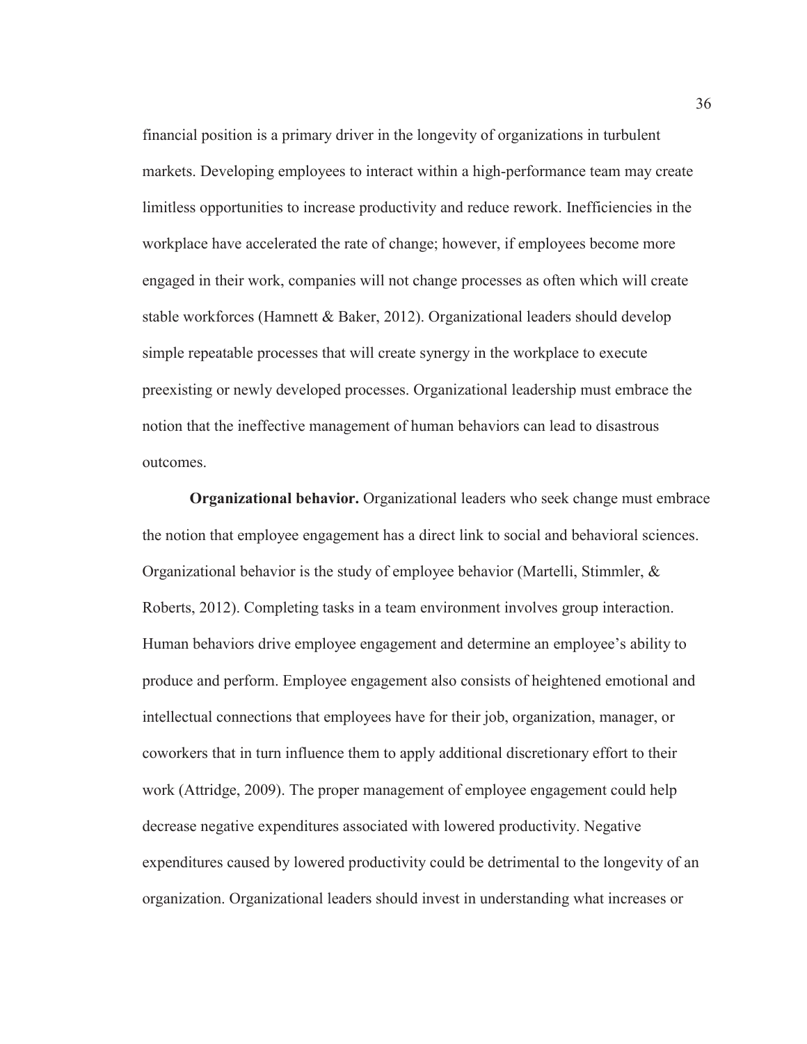financial position is a primary driver in the longevity of organizations in turbulent markets. Developing employees to interact within a high-performance team may create limitless opportunities to increase productivity and reduce rework. Inefficiencies in the workplace have accelerated the rate of change; however, if employees become more engaged in their work, companies will not change processes as often which will create stable workforces (Hamnett & Baker, 2012). Organizational leaders should develop simple repeatable processes that will create synergy in the workplace to execute preexisting or newly developed processes. Organizational leadership must embrace the notion that the ineffective management of human behaviors can lead to disastrous outcomes.

**Organizational behavior.** Organizational leaders who seek change must embrace the notion that employee engagement has a direct link to social and behavioral sciences. Organizational behavior is the study of employee behavior (Martelli, Stimmler, & Roberts, 2012). Completing tasks in a team environment involves group interaction. Human behaviors drive employee engagement and determine an employee's ability to produce and perform. Employee engagement also consists of heightened emotional and intellectual connections that employees have for their job, organization, manager, or coworkers that in turn influence them to apply additional discretionary effort to their work (Attridge, 2009). The proper management of employee engagement could help decrease negative expenditures associated with lowered productivity. Negative expenditures caused by lowered productivity could be detrimental to the longevity of an organization. Organizational leaders should invest in understanding what increases or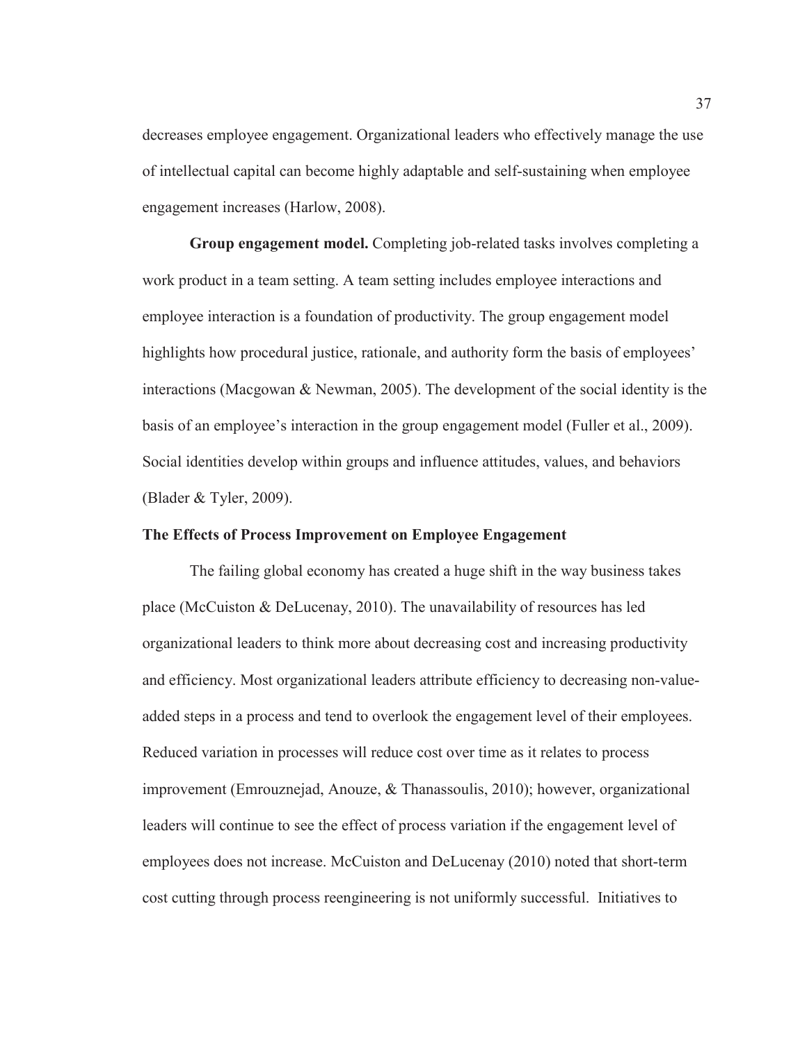decreases employee engagement. Organizational leaders who effectively manage the use of intellectual capital can become highly adaptable and self-sustaining when employee engagement increases (Harlow, 2008).

**Group engagement model.** Completing job-related tasks involves completing a work product in a team setting. A team setting includes employee interactions and employee interaction is a foundation of productivity. The group engagement model highlights how procedural justice, rationale, and authority form the basis of employees' interactions (Macgowan & Newman, 2005). The development of the social identity is the basis of an employee's interaction in the group engagement model (Fuller et al., 2009). Social identities develop within groups and influence attitudes, values, and behaviors (Blader & Tyler, 2009).

## The Effects of Process Improvement on Employee Engagement

The failing global economy has created a huge shift in the way business takes place (McCuiston & DeLucenay, 2010). The unavailability of resources has led organizational leaders to think more about decreasing cost and increasing productivity and efficiency. Most organizational leaders attribute efficiency to decreasing non-value-added steps in a process and tend to overlook the engagement level of their employees. Reduced variation in processes will reduce cost over time as it relates to process improvement (Emrouznejad, Anouze, & Thanassoulis, 2010); however, organizational leaders will continue to see the effect of process variation if the engagement level of employees does not increase. McCuiston and DeLucenay (2010) noted that short-term cost cutting through process reengineering is not uniformly successful. Initiatives to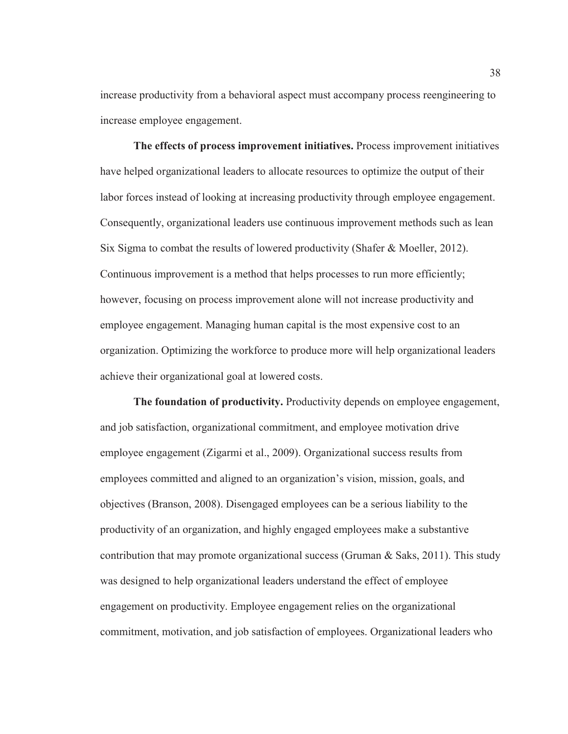increase productivity from a behavioral aspect must accompany process reengineering to increase employee engagement.

**The effects of process improvement initiatives.** Process improvement initiatives have helped organizational leaders to allocate resources to optimize the output of their labor forces instead of looking at increasing productivity through employee engagement. Consequently, organizational leaders use continuous improvement methods such as lean Six Sigma to combat the results of lowered productivity (Shafer & Moeller, 2012). Continuous improvement is a method that helps processes to run more efficiently; however, focusing on process improvement alone will not increase productivity and employee engagement. Managing human capital is the most expensive cost to an organization. Optimizing the workforce to produce more will help organizational leaders achieve their organizational goal at lowered costs.

**The foundation of productivity.** Productivity depends on employee engagement, and job satisfaction, organizational commitment, and employee motivation drive employee engagement (Zigarmi et al., 2009). Organizational success results from employees committed and aligned to an organization's vision, mission, goals, and objectives (Branson, 2008). Disengaged employees can be a serious liability to the productivity of an organization, and highly engaged employees make a substantive contribution that may promote organizational success (Gruman & Saks, 2011). This study was designed to help organizational leaders understand the effect of employee engagement on productivity. Employee engagement relies on the organizational commitment, motivation, and job satisfaction of employees. Organizational leaders who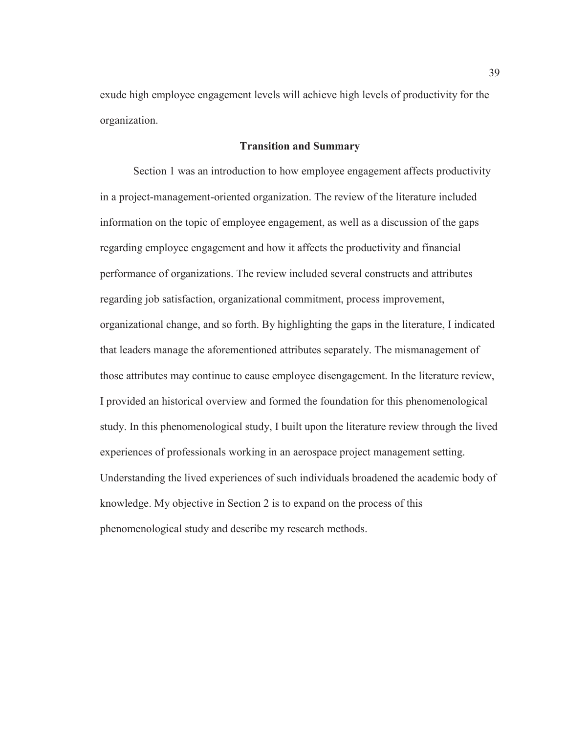exude high employee engagement levels will achieve high levels of productivity for the organization.

## Transition and Summary

Section 1 was an introduction to how employee engagement affects productivity in a project-management-oriented organization. The review of the literature included information on the topic of employee engagement, as well as a discussion of the gaps regarding employee engagement and how it affects the productivity and financial performance of organizations. The review included several constructs and attributes regarding job satisfaction, organizational commitment, process improvement, organizational change, and so forth. By highlighting the gaps in the literature, I indicated that leaders manage the aforementioned attributes separately. The mismanagement of those attributes may continue to cause employee disengagement. In the literature review, I provided an historical overview and formed the foundation for this phenomenological study. In this phenomenological study, I built upon the literature review through the lived experiences of professionals working in an aerospace project management setting. Understanding the lived experiences of such individuals broadened the academic body of knowledge. My objective in Section 2 is to expand on the process of this phenomenological study and describe my research methods.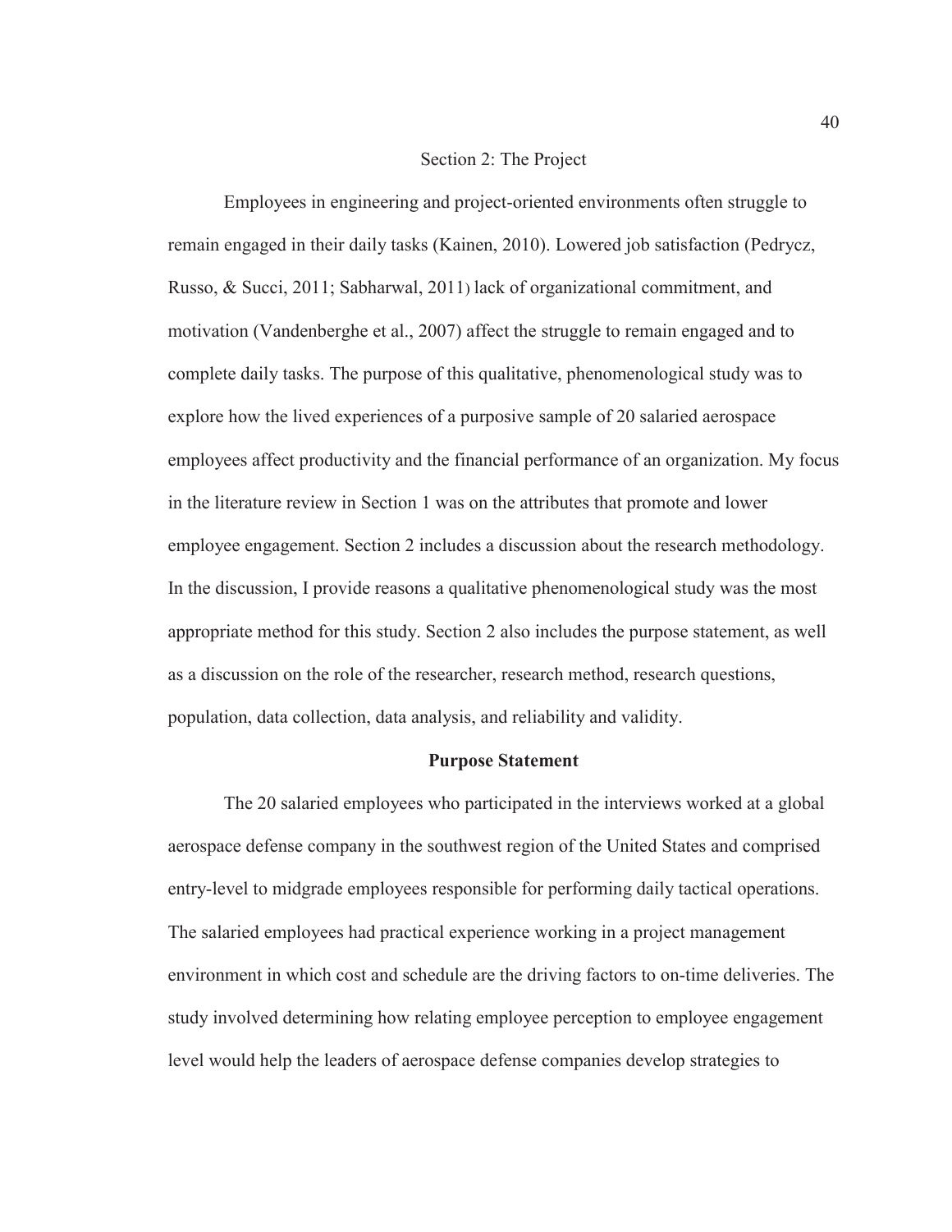# Section 2: The Project

Employees in engineering and project-oriented environments often struggle to remain engaged in their daily tasks (Kainen, 2010). Lowered job satisfaction (Pedrycz, Russo, & Succi, 2011; Sabharwal, 2011) lack of organizational commitment, and motivation (Vandenberghe et al., 2007) affect the struggle to remain engaged and to complete daily tasks. The purpose of this qualitative, phenomenological study was to explore how the lived experiences of a purposive sample of 20 salaried aerospace employees affect productivity and the financial performance of an organization. My focus in the literature review in Section 1 was on the attributes that promote and lower employee engagement. Section 2 includes a discussion about the research methodology. In the discussion, I provide reasons a qualitative phenomenological study was the most appropriate method for this study. Section 2 also includes the purpose statement, as well as a discussion on the role of the researcher, research method, research questions, population, data collection, data analysis, and reliability and validity.

## Purpose Statement

The 20 salaried employees who participated in the interviews worked at a global aerospace defense company in the southwest region of the United States and comprised entry-level to midgrade employees responsible for performing daily tactical operations. The salaried employees had practical experience working in a project management environment in which cost and schedule are the driving factors to on-time deliveries. The study involved determining how relating employee perception to employee engagement level would help the leaders of aerospace defense companies develop strategies to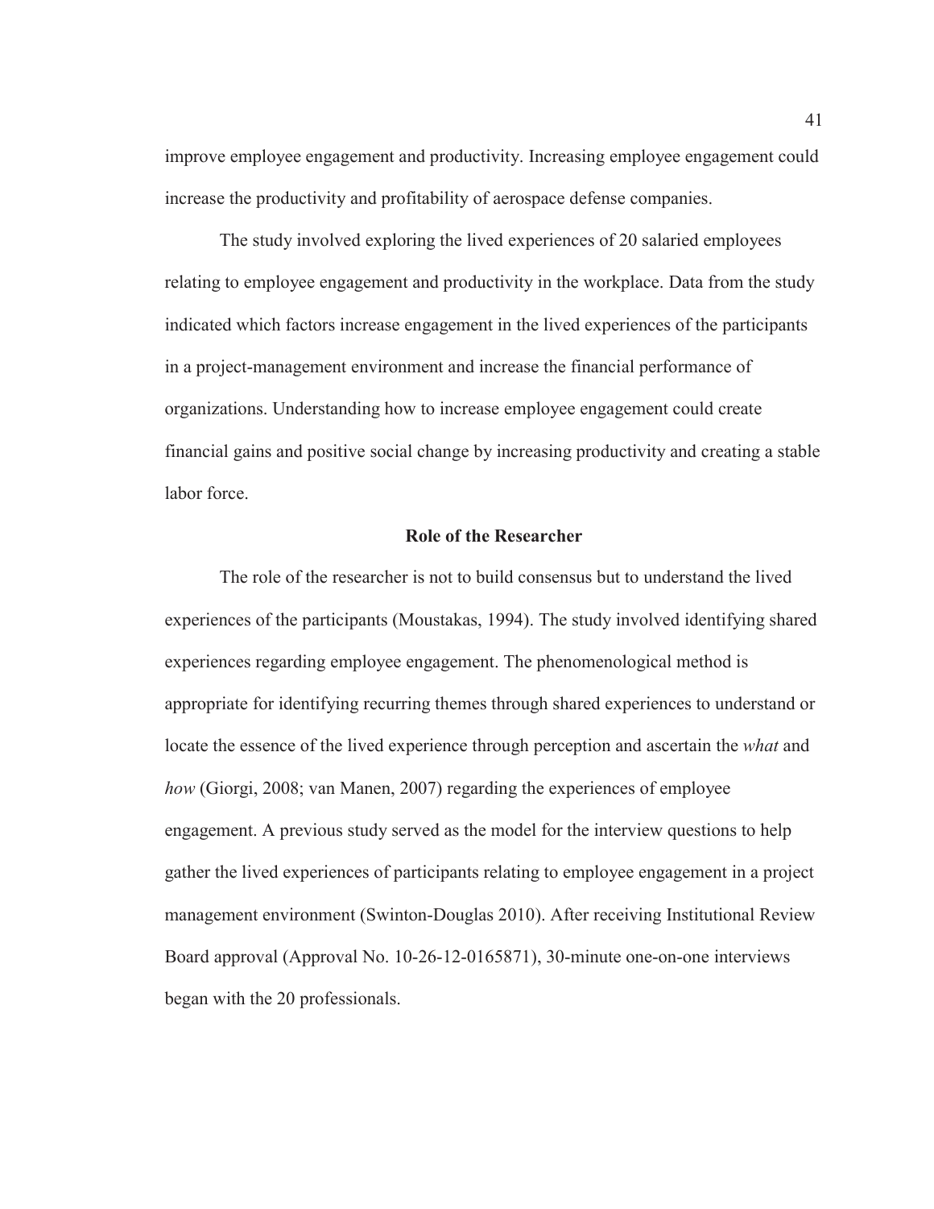improve employee engagement and productivity. Increasing employee engagement could increase the productivity and profitability of aerospace defense companies.

The study involved exploring the lived experiences of 20 salaried employees relating to employee engagement and productivity in the workplace. Data from the study indicated which factors increase engagement in the lived experiences of the participants in a project-management environment and increase the financial performance of organizations. Understanding how to increase employee engagement could create financial gains and positive social change by increasing productivity and creating a stable labor force.

## Role of the Researcher

The role of the researcher is not to build consensus but to understand the lived experiences of the participants (Moustakas, 1994). The study involved identifying shared experiences regarding employee engagement. The phenomenological method is appropriate for identifying recurring themes through shared experiences to understand or locate the essence of the lived experience through perception and ascertain the *what* and *how* (Giorgi, 2008; van Manen, 2007) regarding the experiences of employee engagement. A previous study served as the model for the interview questions to help gather the lived experiences of participants relating to employee engagement in a project management environment (Swinton-Douglas 2010). After receiving Institutional Review Board approval (Approval No. 10-26-12-0165871), 30-minute one-on-one interviews began with the 20 professionals.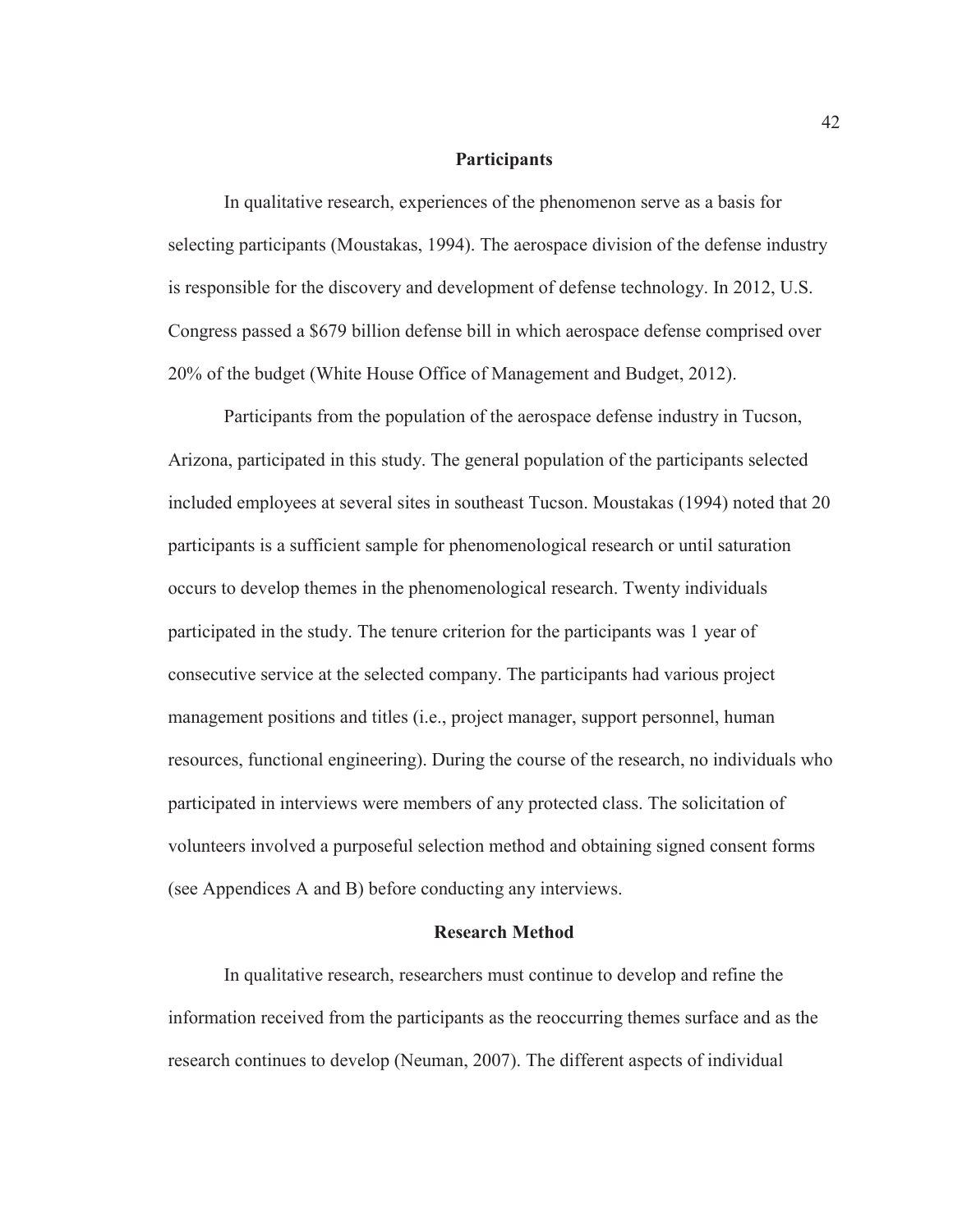## Participants

In qualitative research, experiences of the phenomenon serve as a basis for selecting participants (Moustakas, 1994). The aerospace division of the defense industry is responsible for the discovery and development of defense technology. In 2012, U.S. Congress passed a $679 billion defense bill in which aerospace defense comprised over 20% of the budget (White House Office of Management and Budget, 2012).

Participants from the population of the aerospace defense industry in Tucson, Arizona, participated in this study. The general population of the participants selected included employees at several sites in southeast Tucson. Moustakas (1994) noted that 20 participants is a sufficient sample for phenomenological research or until saturation occurs to develop themes in the phenomenological research. Twenty individuals participated in the study. The tenure criterion for the participants was 1 year of consecutive service at the selected company. The participants had various project management positions and titles (i.e., project manager, support personnel, human resources, functional engineering). During the course of the research, no individuals who participated in interviews were members of any protected class. The solicitation of volunteers involved a purposeful selection method and obtaining signed consent forms (see Appendices A and B) before conducting any interviews.

## Research Method

In qualitative research, researchers must continue to develop and refine the information received from the participants as the reoccurring themes surface and as the research continues to develop (Neuman, 2007). The different aspects of individual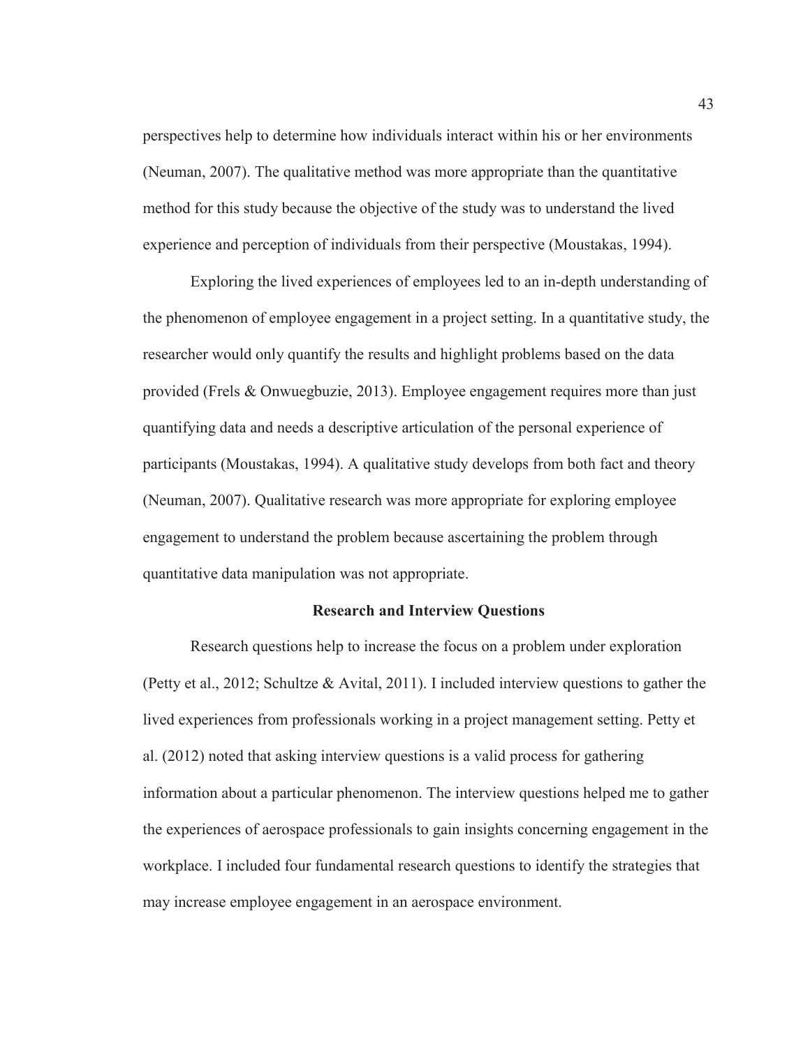perspectives help to determine how individuals interact within his or her environments (Neuman, 2007). The qualitative method was more appropriate than the quantitative method for this study because the objective of the study was to understand the lived experience and perception of individuals from their perspective (Moustakas, 1994).

Exploring the lived experiences of employees led to an in-depth understanding of the phenomenon of employee engagement in a project setting. In a quantitative study, the researcher would only quantify the results and highlight problems based on the data provided (Frels & Onwuegbuzie, 2013). Employee engagement requires more than just quantifying data and needs a descriptive articulation of the personal experience of participants (Moustakas, 1994). A qualitative study develops from both fact and theory (Neuman, 2007). Qualitative research was more appropriate for exploring employee engagement to understand the problem because ascertaining the problem through quantitative data manipulation was not appropriate.

## Research and Interview Questions

Research questions help to increase the focus on a problem under exploration (Petty et al., 2012; Schultze & Avital, 2011). I included interview questions to gather the lived experiences from professionals working in a project management setting. Petty et al. (2012) noted that asking interview questions is a valid process for gathering information about a particular phenomenon. The interview questions helped me to gather the experiences of aerospace professionals to gain insights concerning engagement in the workplace. I included four fundamental research questions to identify the strategies that may increase employee engagement in an aerospace environment.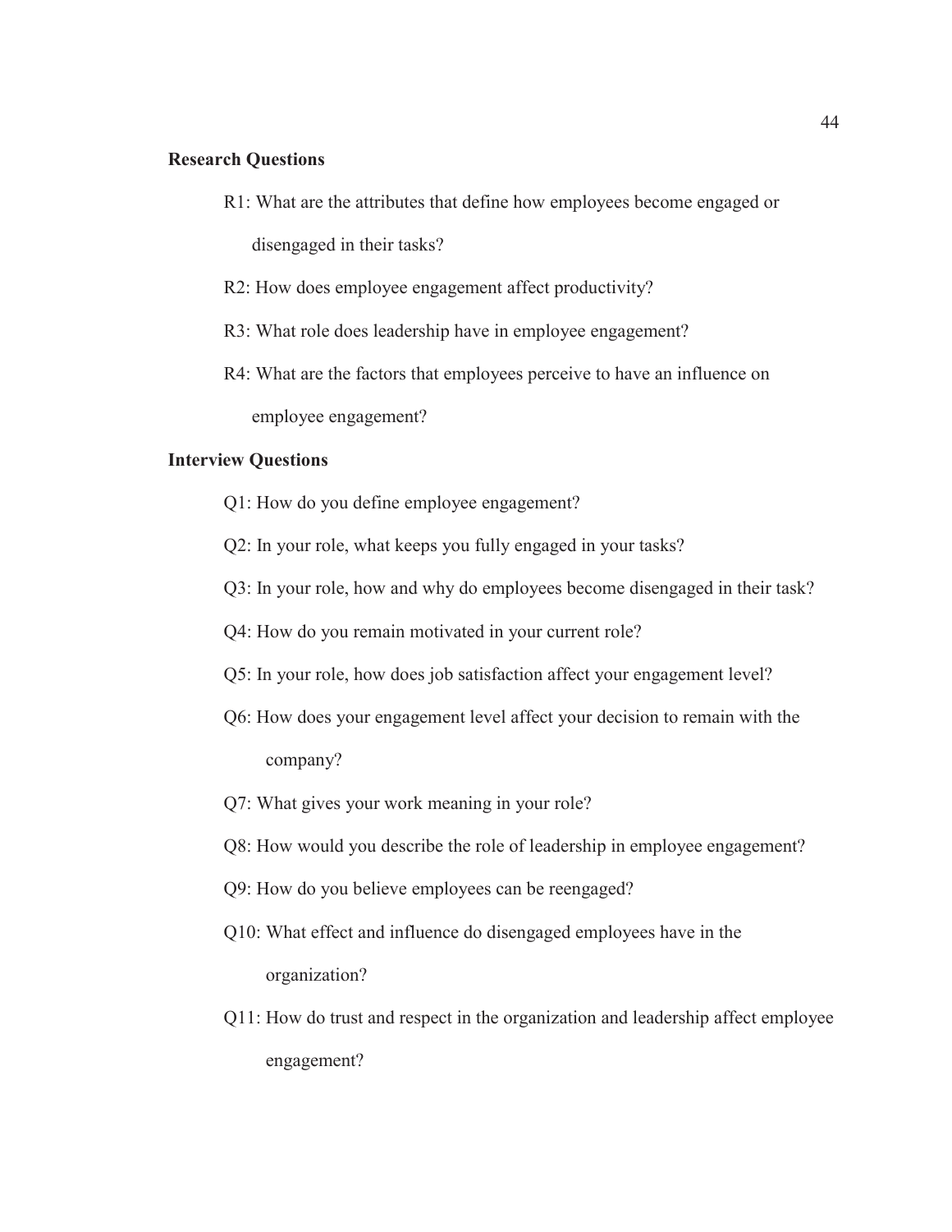**Research Questions**

R1: What are the attributes that define how employees become engaged or disengaged in their tasks?

R2: How does employee engagement affect productivity?

R3: What role does leadership have in employee engagement?

R4: What are the factors that employees perceive to have an influence on employee engagement?

**Interview Questions**

Q1: How do you define employee engagement?

Q2: In your role, what keeps you fully engaged in your tasks?

Q3: In your role, how and why do employees become disengaged in their task?

Q4: How do you remain motivated in your current role?

Q5: In your role, how does job satisfaction affect your engagement level?

Q6: How does your engagement level affect your decision to remain with the company?

Q7: What gives your work meaning in your role?

Q8: How would you describe the role of leadership in employee engagement?

Q9: How do you believe employees can be reengaged?

Q10: What effect and influence do disengaged employees have in the organization?

Q11: How do trust and respect in the organization and leadership affect employee engagement?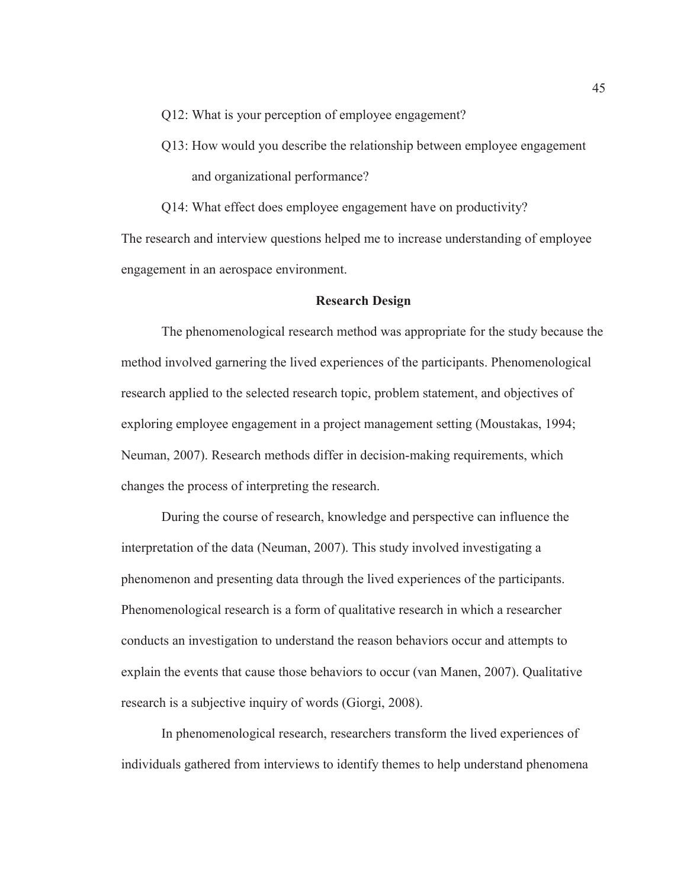Q12: What is your perception of employee engagement?

Q13: How would you describe the relationship between employee engagement and organizational performance?

Q14: What effect does employee engagement have on productivity?

The research and interview questions helped me to increase understanding of employee engagement in an aerospace environment.

## Research Design

The phenomenological research method was appropriate for the study because the method involved garnering the lived experiences of the participants. Phenomenological research applied to the selected research topic, problem statement, and objectives of exploring employee engagement in a project management setting (Moustakas, 1994; Neuman, 2007). Research methods differ in decision-making requirements, which changes the process of interpreting the research.

During the course of research, knowledge and perspective can influence the interpretation of the data (Neuman, 2007). This study involved investigating a phenomenon and presenting data through the lived experiences of the participants. Phenomenological research is a form of qualitative research in which a researcher conducts an investigation to understand the reason behaviors occur and attempts to explain the events that cause those behaviors to occur (van Manen, 2007). Qualitative research is a subjective inquiry of words (Giorgi, 2008).

In phenomenological research, researchers transform the lived experiences of individuals gathered from interviews to identify themes to help understand phenomena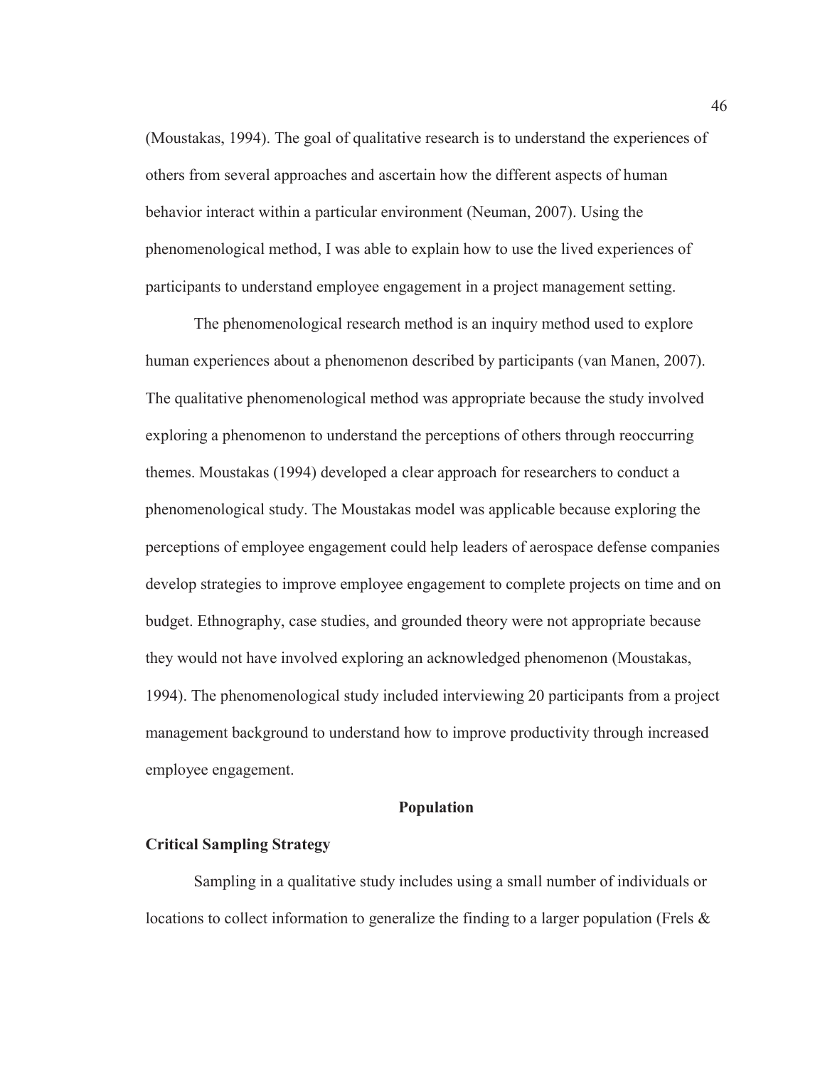(Moustakas, 1994). The goal of qualitative research is to understand the experiences of others from several approaches and ascertain how the different aspects of human behavior interact within a particular environment (Neuman, 2007). Using the phenomenological method, I was able to explain how to use the lived experiences of participants to understand employee engagement in a project management setting.

The phenomenological research method is an inquiry method used to explore human experiences about a phenomenon described by participants (van Manen, 2007). The qualitative phenomenological method was appropriate because the study involved exploring a phenomenon to understand the perceptions of others through reoccurring themes. Moustakas (1994) developed a clear approach for researchers to conduct a phenomenological study. The Moustakas model was applicable because exploring the perceptions of employee engagement could help leaders of aerospace defense companies develop strategies to improve employee engagement to complete projects on time and on budget. Ethnography, case studies, and grounded theory were not appropriate because they would not have involved exploring an acknowledged phenomenon (Moustakas, 1994). The phenomenological study included interviewing 20 participants from a project management background to understand how to improve productivity through increased employee engagement.

## Population

### Critical Sampling Strategy

Sampling in a qualitative study includes using a small number of individuals or locations to collect information to generalize the finding to a larger population (Frels &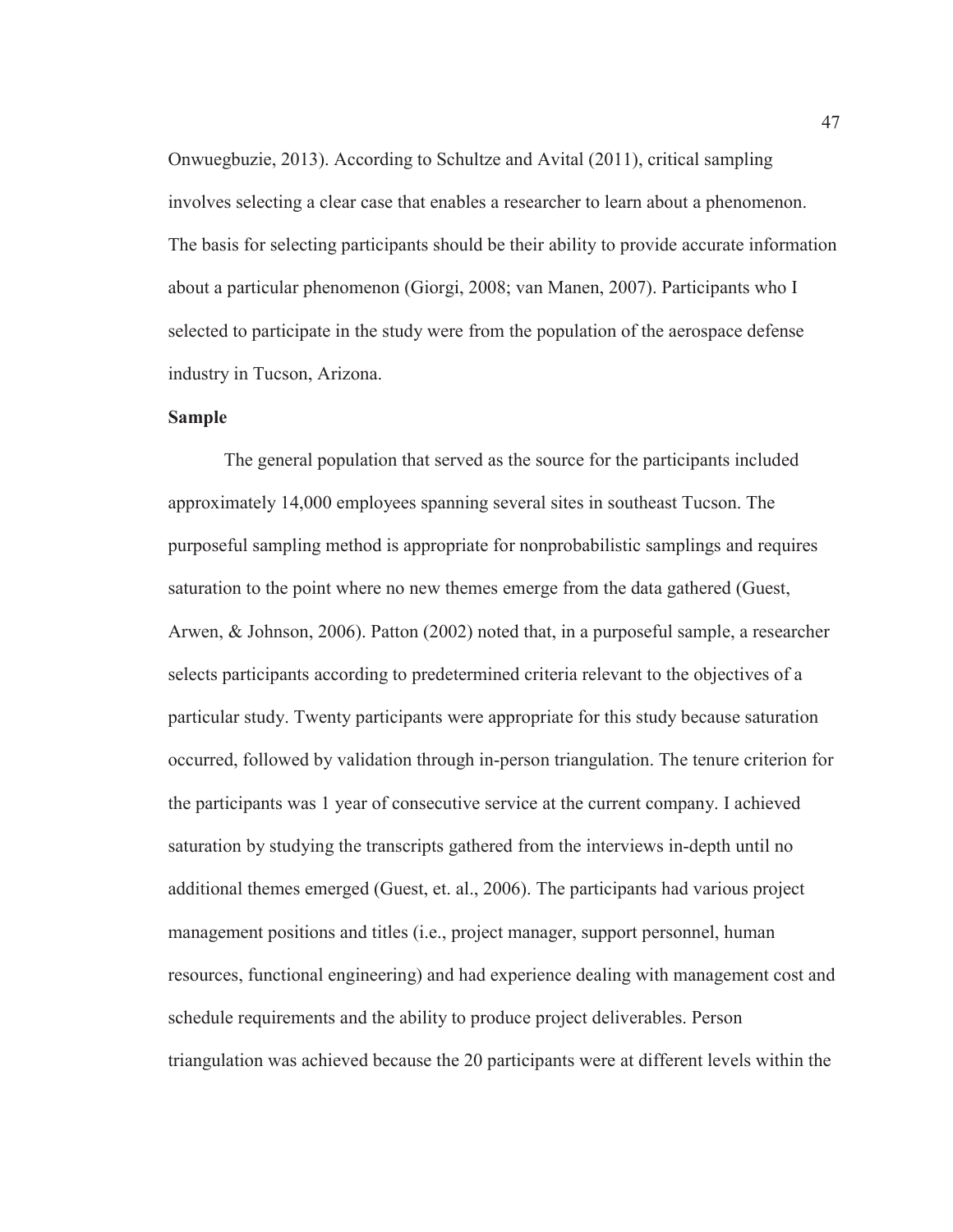Onwuegbuzie, 2013). According to Schultze and Avital (2011), critical sampling involves selecting a clear case that enables a researcher to learn about a phenomenon. The basis for selecting participants should be their ability to provide accurate information about a particular phenomenon (Giorgi, 2008; van Manen, 2007). Participants who I selected to participate in the study were from the population of the aerospace defense industry in Tucson, Arizona.

**Sample**

The general population that served as the source for the participants included approximately 14,000 employees spanning several sites in southeast Tucson. The purposeful sampling method is appropriate for nonprobabilistic samplings and requires saturation to the point where no new themes emerge from the data gathered (Guest, Arwen, & Johnson, 2006). Patton (2002) noted that, in a purposeful sample, a researcher selects participants according to predetermined criteria relevant to the objectives of a particular study. Twenty participants were appropriate for this study because saturation occurred, followed by validation through in-person triangulation. The tenure criterion for the participants was 1 year of consecutive service at the current company. I achieved saturation by studying the transcripts gathered from the interviews in-depth until no additional themes emerged (Guest, et. al., 2006). The participants had various project management positions and titles (i.e., project manager, support personnel, human resources, functional engineering) and had experience dealing with management cost and schedule requirements and the ability to produce project deliverables. Person triangulation was achieved because the 20 participants were at different levels within the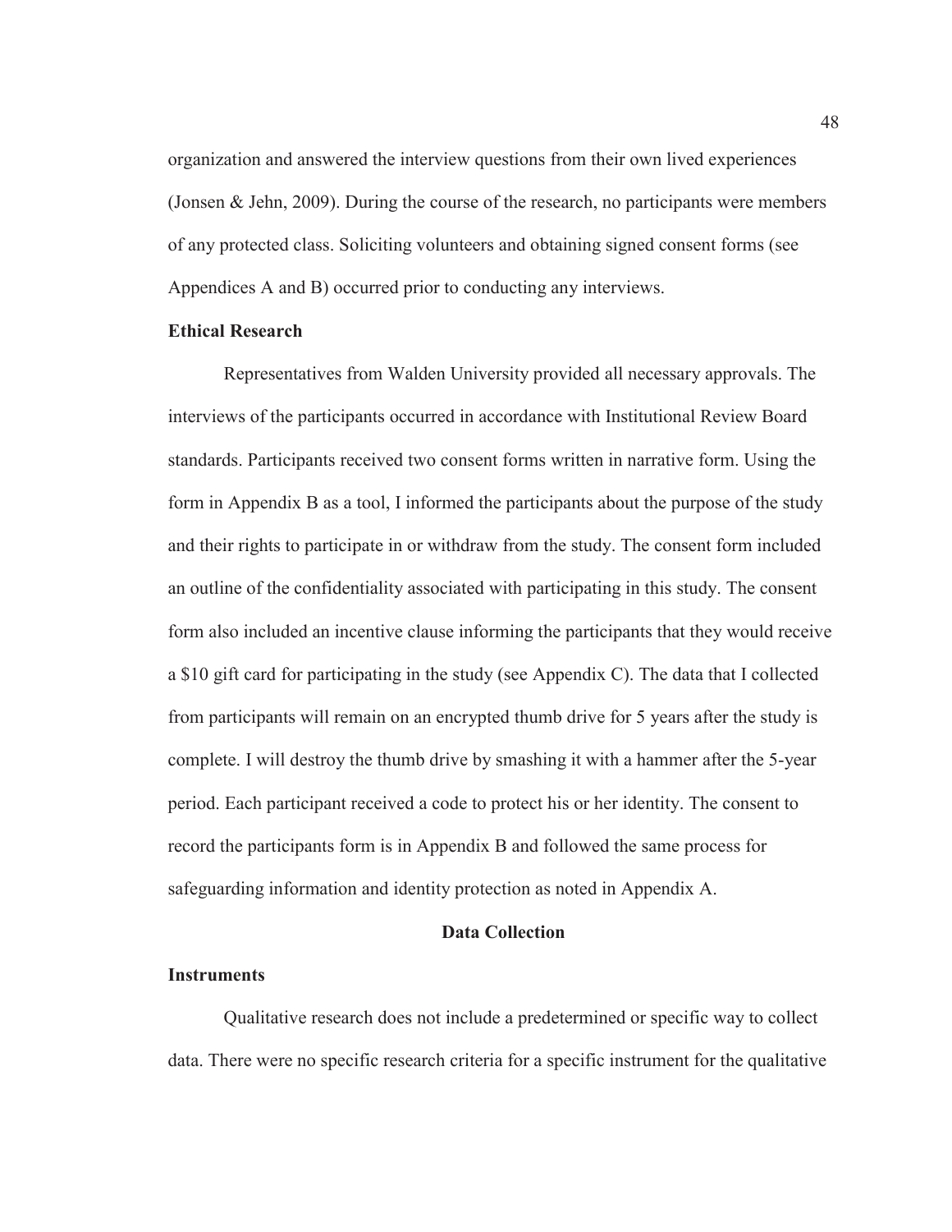organization and answered the interview questions from their own lived experiences (Jonsen & Jehn, 2009). During the course of the research, no participants were members of any protected class. Soliciting volunteers and obtaining signed consent forms (see Appendices A and B) occurred prior to conducting any interviews.

### Ethical Research

Representatives from Walden University provided all necessary approvals. The interviews of the participants occurred in accordance with Institutional Review Board standards. Participants received two consent forms written in narrative form. Using the form in Appendix B as a tool, I informed the participants about the purpose of the study and their rights to participate in or withdraw from the study. The consent form included an outline of the confidentiality associated with participating in this study. The consent form also included an incentive clause informing the participants that they would receive a $10 gift card for participating in the study (see Appendix C). The data that I collected from participants will remain on an encrypted thumb drive for 5 years after the study is complete. I will destroy the thumb drive by smashing it with a hammer after the 5-year period. Each participant received a code to protect his or her identity. The consent to record the participants form is in Appendix B and followed the same process for safeguarding information and identity protection as noted in Appendix A.

## Data Collection

### Instruments

Qualitative research does not include a predetermined or specific way to collect data. There were no specific research criteria for a specific instrument for the qualitative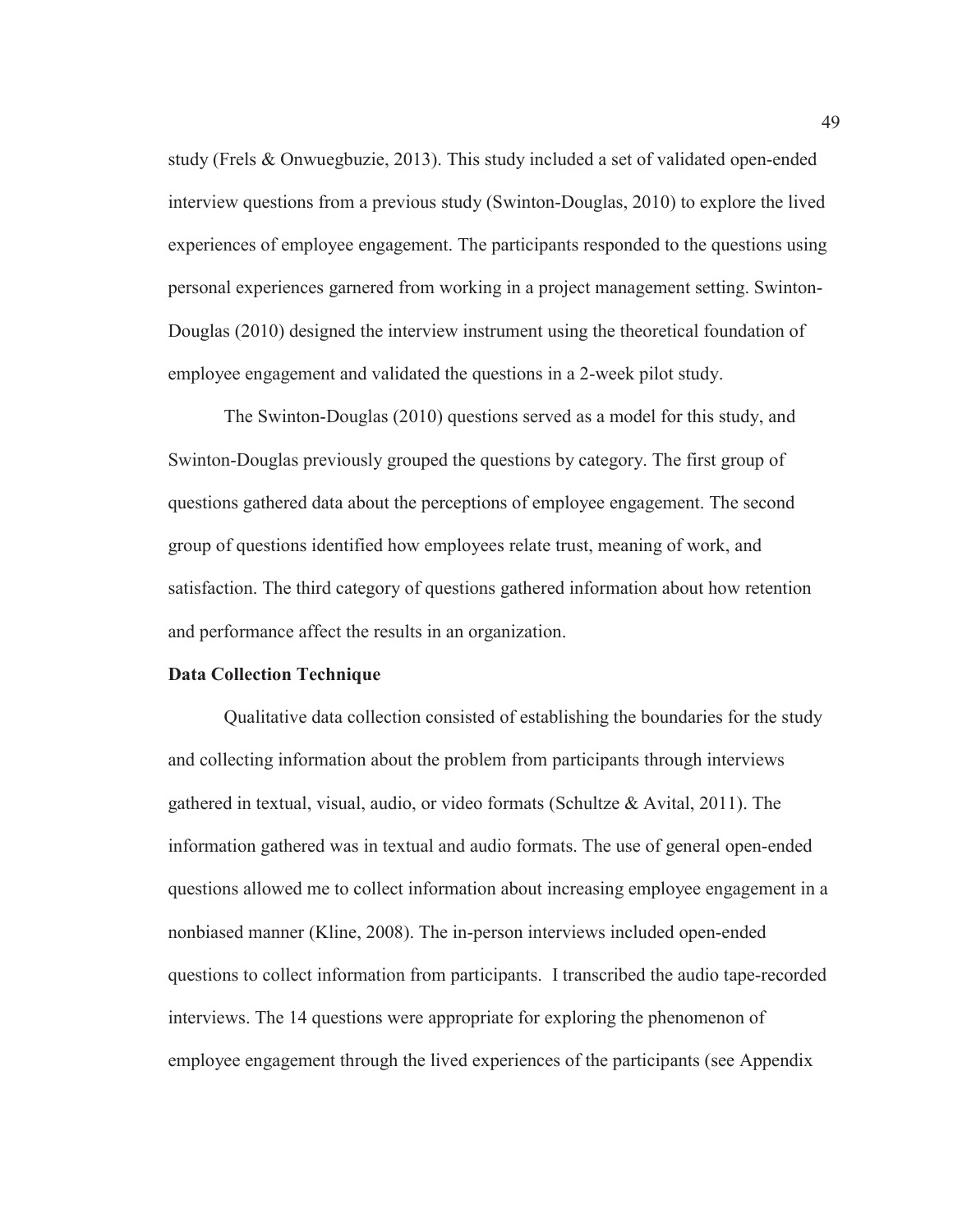study (Frels & Onwuegbuzie, 2013). This study included a set of validated open-ended interview questions from a previous study (Swinton-Douglas, 2010) to explore the lived experiences of employee engagement. The participants responded to the questions using personal experiences garnered from working in a project management setting. Swinton-Douglas (2010) designed the interview instrument using the theoretical foundation of employee engagement and validated the questions in a 2-week pilot study.

The Swinton-Douglas (2010) questions served as a model for this study, and Swinton-Douglas previously grouped the questions by category. The first group of questions gathered data about the perceptions of employee engagement. The second group of questions identified how employees relate trust, meaning of work, and satisfaction. The third category of questions gathered information about how retention and performance affect the results in an organization.

**Data Collection Technique**

Qualitative data collection consisted of establishing the boundaries for the study and collecting information about the problem from participants through interviews gathered in textual, visual, audio, or video formats (Schultze & Avital, 2011). The information gathered was in textual and audio formats. The use of general open-ended questions allowed me to collect information about increasing employee engagement in a nonbiased manner (Kline, 2008). The in-person interviews included open-ended questions to collect information from participants. I transcribed the audio tape-recorded interviews. The 14 questions were appropriate for exploring the phenomenon of employee engagement through the lived experiences of the participants (see Appendix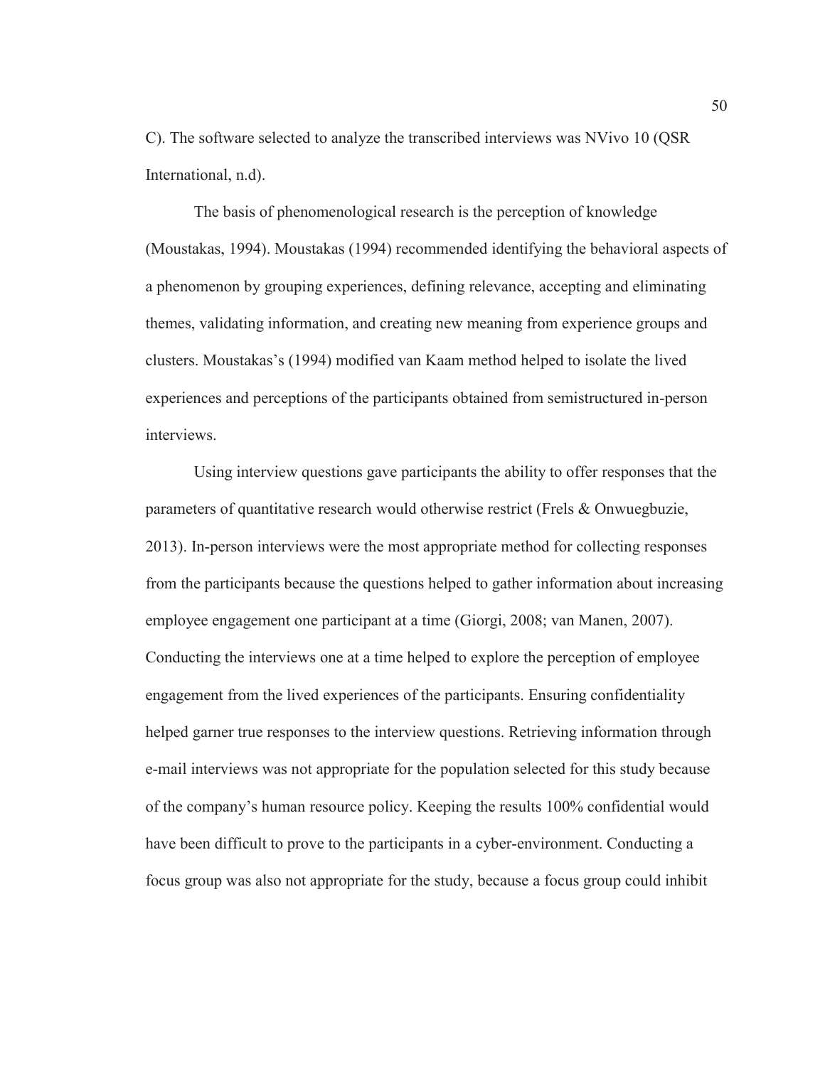C). The software selected to analyze the transcribed interviews was NVivo 10 (QSR International, n.d).

The basis of phenomenological research is the perception of knowledge (Moustakas, 1994). Moustakas (1994) recommended identifying the behavioral aspects of a phenomenon by grouping experiences, defining relevance, accepting and eliminating themes, validating information, and creating new meaning from experience groups and clusters. Moustakas's (1994) modified van Kaam method helped to isolate the lived experiences and perceptions of the participants obtained from semistructured in-person interviews.

Using interview questions gave participants the ability to offer responses that the parameters of quantitative research would otherwise restrict (Frels & Onwuegbuzie, 2013). In-person interviews were the most appropriate method for collecting responses from the participants because the questions helped to gather information about increasing employee engagement one participant at a time (Giorgi, 2008; van Manen, 2007). Conducting the interviews one at a time helped to explore the perception of employee engagement from the lived experiences of the participants. Ensuring confidentiality helped garner true responses to the interview questions. Retrieving information through e-mail interviews was not appropriate for the population selected for this study because of the company's human resource policy. Keeping the results 100% confidential would have been difficult to prove to the participants in a cyber-environment. Conducting a focus group was also not appropriate for the study, because a focus group could inhibit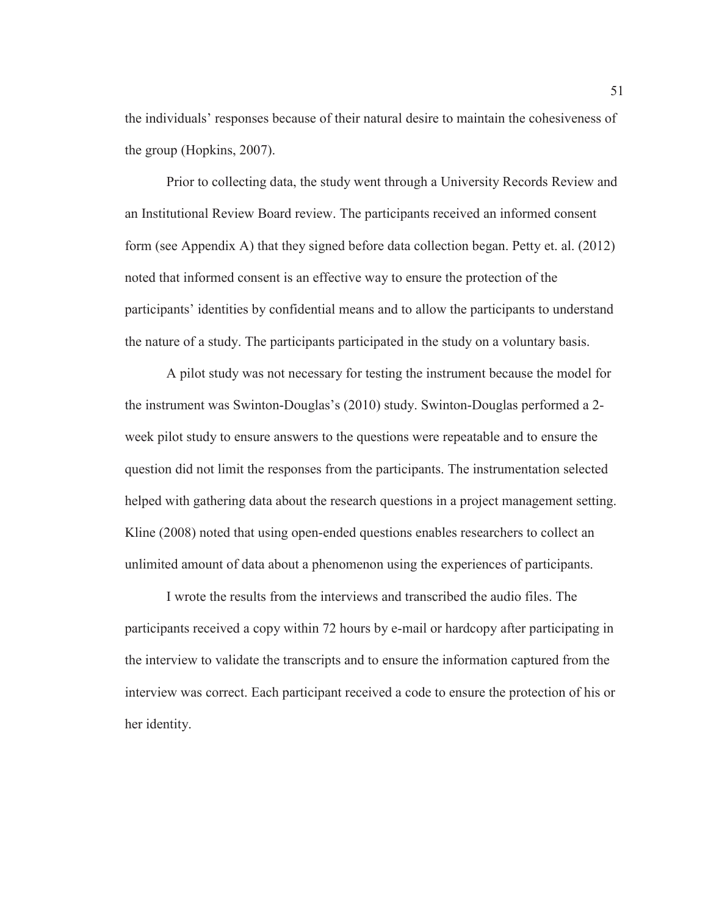the individuals' responses because of their natural desire to maintain the cohesiveness of the group (Hopkins, 2007).

Prior to collecting data, the study went through a University Records Review and an Institutional Review Board review. The participants received an informed consent form (see Appendix A) that they signed before data collection began. Petty et. al. (2012) noted that informed consent is an effective way to ensure the protection of the participants' identities by confidential means and to allow the participants to understand the nature of a study. The participants participated in the study on a voluntary basis.

A pilot study was not necessary for testing the instrument because the model for the instrument was Swinton-Douglas's (2010) study. Swinton-Douglas performed a 2-week pilot study to ensure answers to the questions were repeatable and to ensure the question did not limit the responses from the participants. The instrumentation selected helped with gathering data about the research questions in a project management setting. Kline (2008) noted that using open-ended questions enables researchers to collect an unlimited amount of data about a phenomenon using the experiences of participants.

I wrote the results from the interviews and transcribed the audio files. The participants received a copy within 72 hours by e-mail or hardcopy after participating in the interview to validate the transcripts and to ensure the information captured from the interview was correct. Each participant received a code to ensure the protection of his or her identity.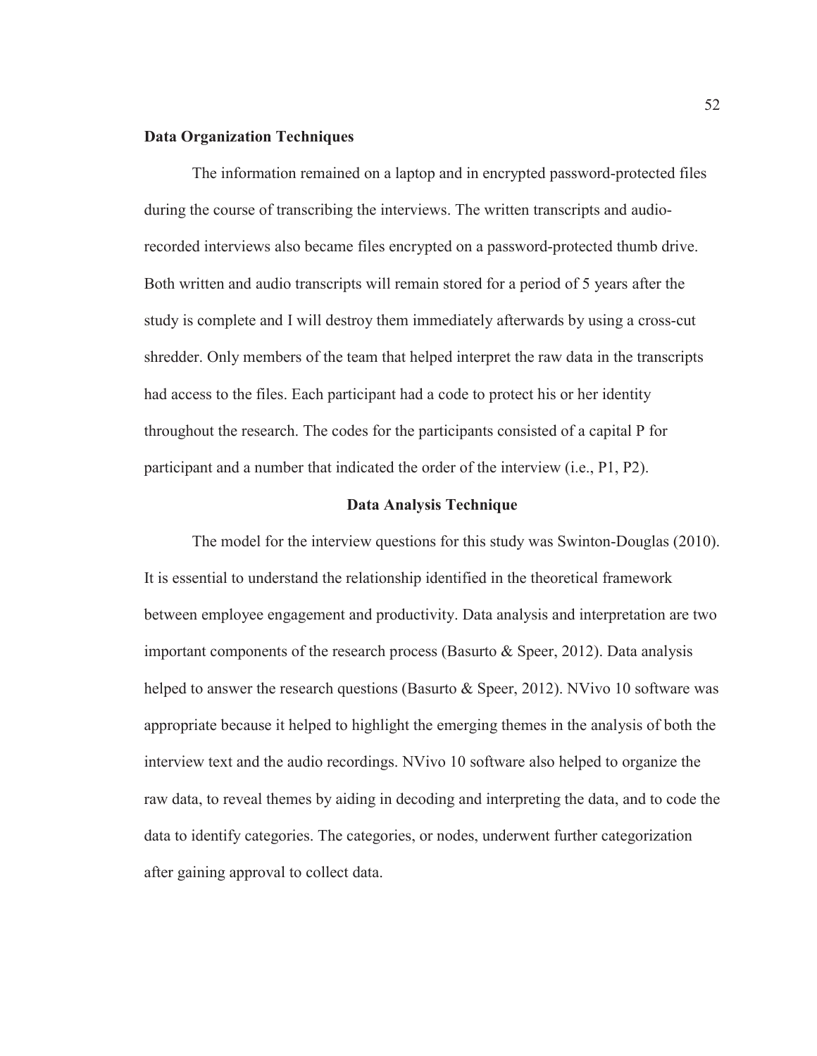### Data Organization Techniques

The information remained on a laptop and in encrypted password-protected files during the course of transcribing the interviews. The written transcripts and audio-recorded interviews also became files encrypted on a password-protected thumb drive. Both written and audio transcripts will remain stored for a period of 5 years after the study is complete and I will destroy them immediately afterwards by using a cross-cut shredder. Only members of the team that helped interpret the raw data in the transcripts had access to the files. Each participant had a code to protect his or her identity throughout the research. The codes for the participants consisted of a capital P for participant and a number that indicated the order of the interview (i.e., P1, P2).

## Data Analysis Technique

The model for the interview questions for this study was Swinton-Douglas (2010). It is essential to understand the relationship identified in the theoretical framework between employee engagement and productivity. Data analysis and interpretation are two important components of the research process (Basurto & Speer, 2012). Data analysis helped to answer the research questions (Basurto & Speer, 2012). NVivo 10 software was appropriate because it helped to highlight the emerging themes in the analysis of both the interview text and the audio recordings. NVivo 10 software also helped to organize the raw data, to reveal themes by aiding in decoding and interpreting the data, and to code the data to identify categories. The categories, or nodes, underwent further categorization after gaining approval to collect data.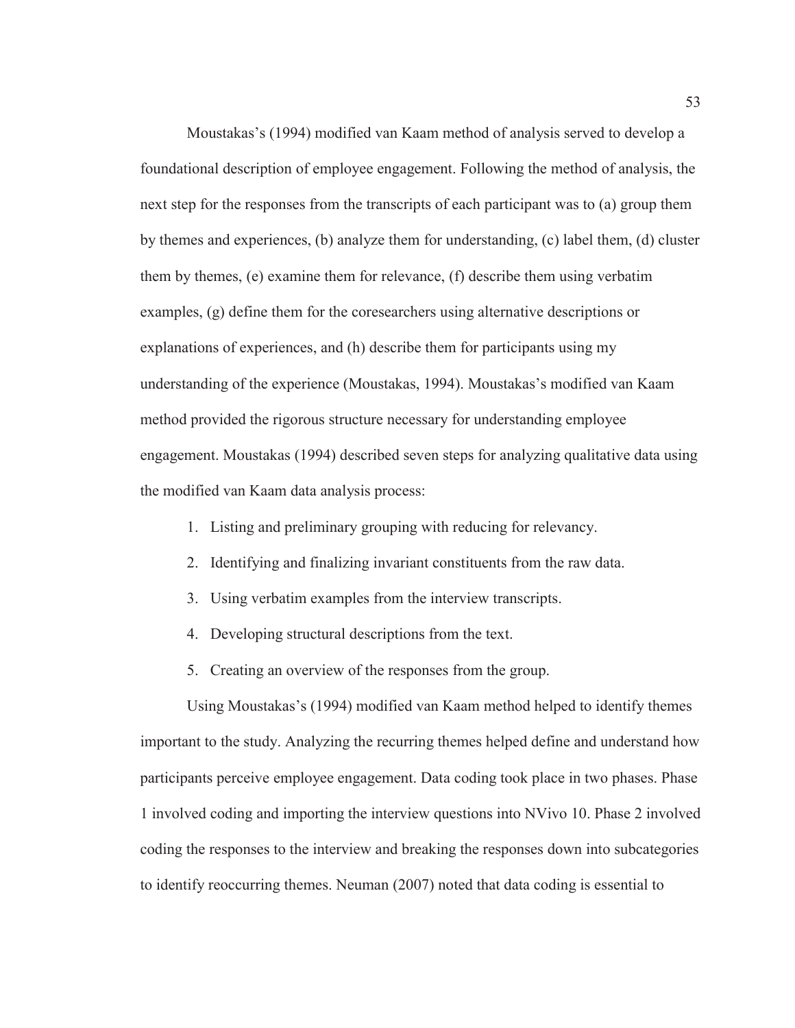Moustakas's (1994) modified van Kaam method of analysis served to develop a foundational description of employee engagement. Following the method of analysis, the next step for the responses from the transcripts of each participant was to (a) group them by themes and experiences, (b) analyze them for understanding, (c) label them, (d) cluster them by themes, (e) examine them for relevance, (f) describe them using verbatim examples, (g) define them for the coresearchers using alternative descriptions or explanations of experiences, and (h) describe them for participants using my understanding of the experience (Moustakas, 1994). Moustakas's modified van Kaam method provided the rigorous structure necessary for understanding employee engagement. Moustakas (1994) described seven steps for analyzing qualitative data using the modified van Kaam data analysis process:

1. Listing and preliminary grouping with reducing for relevancy.
2. Identifying and finalizing invariant constituents from the raw data.
3. Using verbatim examples from the interview transcripts.
4. Developing structural descriptions from the text.
5. Creating an overview of the responses from the group.

Using Moustakas's (1994) modified van Kaam method helped to identify themes important to the study. Analyzing the recurring themes helped define and understand how participants perceive employee engagement. Data coding took place in two phases. Phase 1 involved coding and importing the interview questions into NVivo 10. Phase 2 involved coding the responses to the interview and breaking the responses down into subcategories to identify reoccurring themes. Neuman (2007) noted that data coding is essential to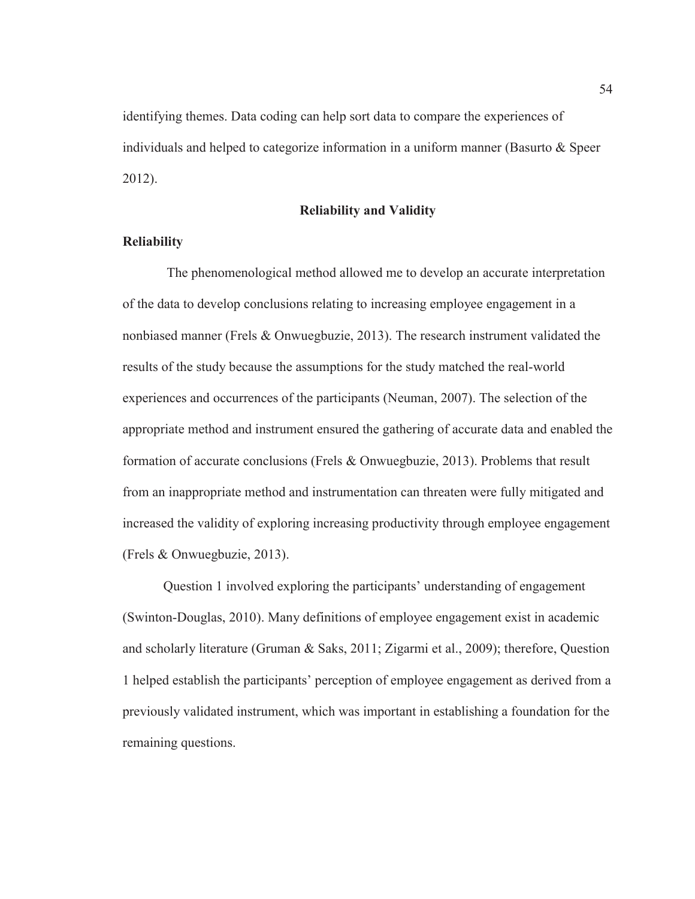identifying themes. Data coding can help sort data to compare the experiences of individuals and helped to categorize information in a uniform manner (Basurto & Speer 2012).

## Reliability and Validity

### Reliability

The phenomenological method allowed me to develop an accurate interpretation of the data to develop conclusions relating to increasing employee engagement in a nonbiased manner (Frels & Onwuegbuzie, 2013). The research instrument validated the results of the study because the assumptions for the study matched the real-world experiences and occurrences of the participants (Neuman, 2007). The selection of the appropriate method and instrument ensured the gathering of accurate data and enabled the formation of accurate conclusions (Frels & Onwuegbuzie, 2013). Problems that result from an inappropriate method and instrumentation can threaten were fully mitigated and increased the validity of exploring increasing productivity through employee engagement (Frels & Onwuegbuzie, 2013).

Question 1 involved exploring the participants' understanding of engagement (Swinton-Douglas, 2010). Many definitions of employee engagement exist in academic and scholarly literature (Gruman & Saks, 2011; Zigarmi et al., 2009); therefore, Question 1 helped establish the participants' perception of employee engagement as derived from a previously validated instrument, which was important in establishing a foundation for the remaining questions.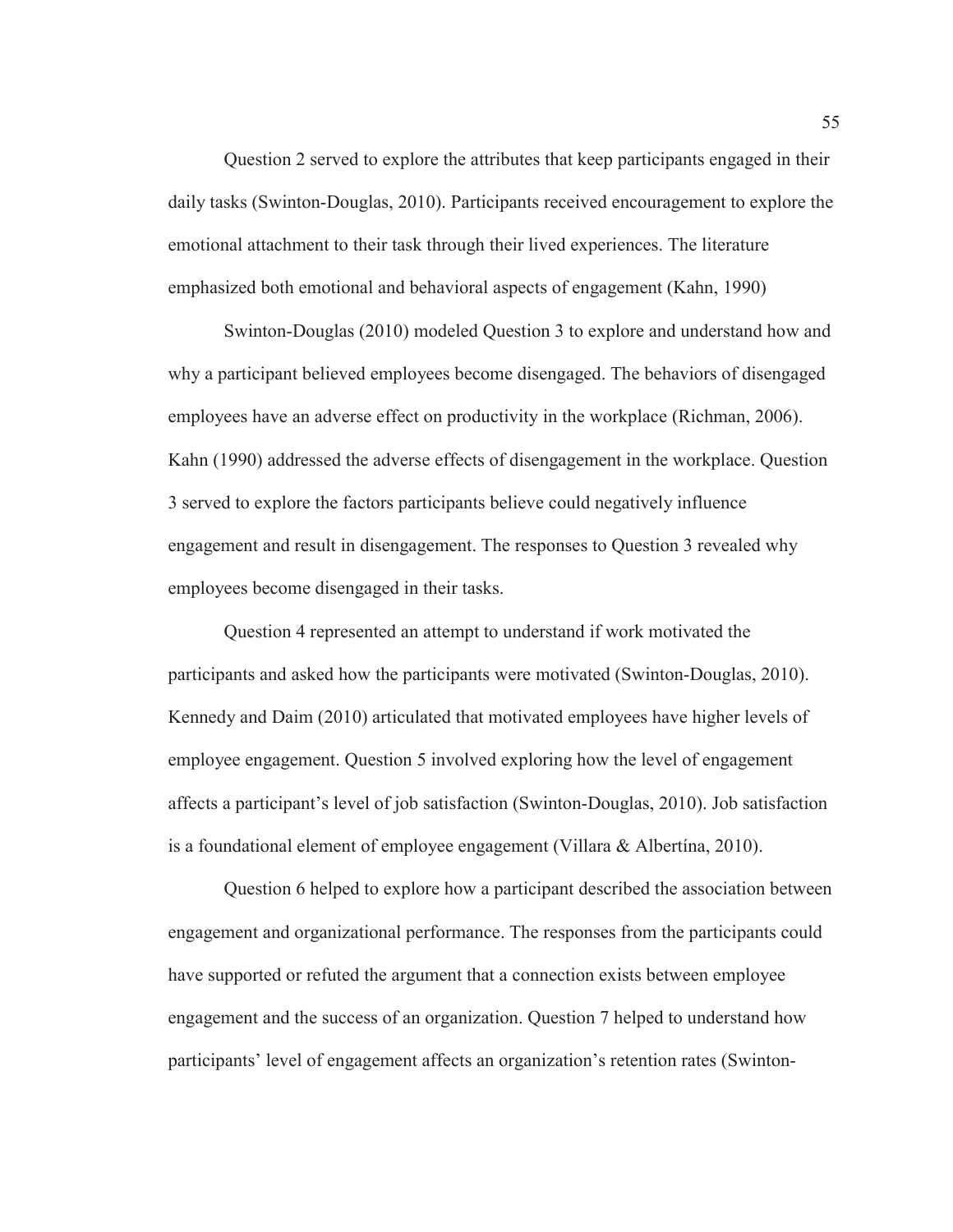Question 2 served to explore the attributes that keep participants engaged in their daily tasks (Swinton-Douglas, 2010). Participants received encouragement to explore the emotional attachment to their task through their lived experiences. The literature emphasized both emotional and behavioral aspects of engagement (Kahn, 1990)

Swinton-Douglas (2010) modeled Question 3 to explore and understand how and why a participant believed employees become disengaged. The behaviors of disengaged employees have an adverse effect on productivity in the workplace (Richman, 2006). Kahn (1990) addressed the adverse effects of disengagement in the workplace. Question 3 served to explore the factors participants believe could negatively influence engagement and result in disengagement. The responses to Question 3 revealed why employees become disengaged in their tasks.

Question 4 represented an attempt to understand if work motivated the participants and asked how the participants were motivated (Swinton-Douglas, 2010). Kennedy and Daim (2010) articulated that motivated employees have higher levels of employee engagement. Question 5 involved exploring how the level of engagement affects a participant's level of job satisfaction (Swinton-Douglas, 2010). Job satisfaction is a foundational element of employee engagement (Villara & Albertína, 2010).

Question 6 helped to explore how a participant described the association between engagement and organizational performance. The responses from the participants could have supported or refuted the argument that a connection exists between employee engagement and the success of an organization. Question 7 helped to understand how participants' level of engagement affects an organization's retention rates (Swinton-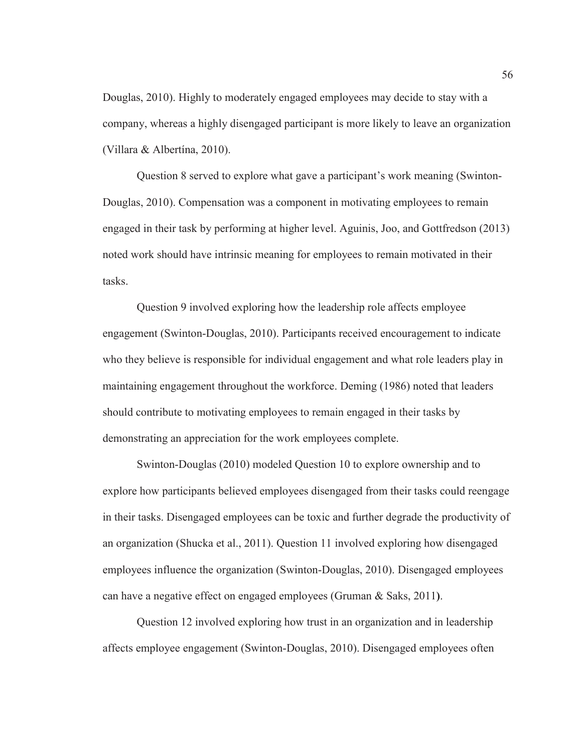Douglas, 2010). Highly to moderately engaged employees may decide to stay with a company, whereas a highly disengaged participant is more likely to leave an organization (Villara & Albertína, 2010).

Question 8 served to explore what gave a participant's work meaning (Swinton-Douglas, 2010). Compensation was a component in motivating employees to remain engaged in their task by performing at higher level. Aguinis, Joo, and Gottfredson (2013) noted work should have intrinsic meaning for employees to remain motivated in their tasks.

Question 9 involved exploring how the leadership role affects employee engagement (Swinton-Douglas, 2010). Participants received encouragement to indicate who they believe is responsible for individual engagement and what role leaders play in maintaining engagement throughout the workforce. Deming (1986) noted that leaders should contribute to motivating employees to remain engaged in their tasks by demonstrating an appreciation for the work employees complete.

Swinton-Douglas (2010) modeled Question 10 to explore ownership and to explore how participants believed employees disengaged from their tasks could reengage in their tasks. Disengaged employees can be toxic and further degrade the productivity of an organization (Shucka et al., 2011). Question 11 involved exploring how disengaged employees influence the organization (Swinton-Douglas, 2010). Disengaged employees can have a negative effect on engaged employees (Gruman & Saks, 2011).

Question 12 involved exploring how trust in an organization and in leadership affects employee engagement (Swinton-Douglas, 2010). Disengaged employees often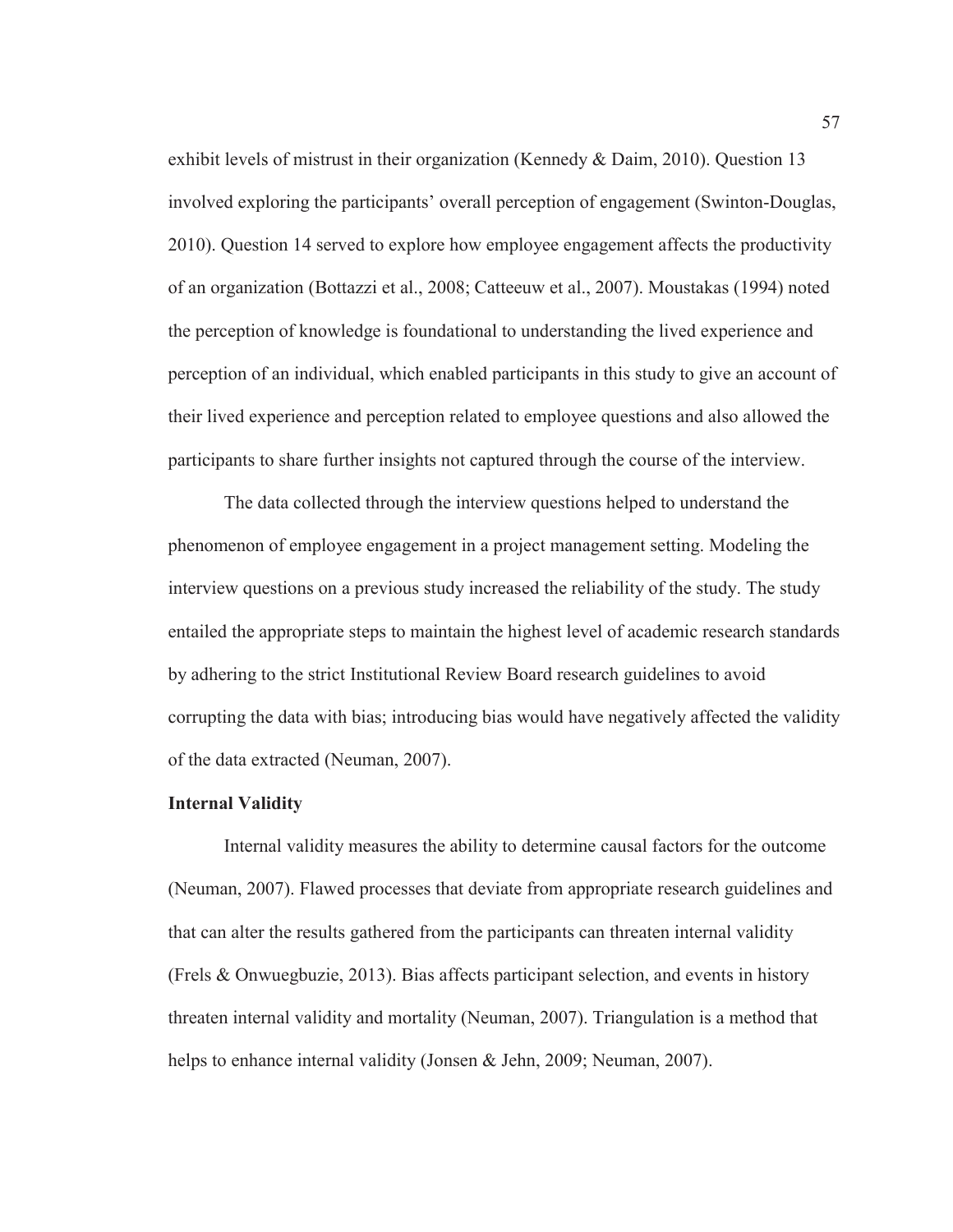exhibit levels of mistrust in their organization (Kennedy & Daim, 2010). Question 13 involved exploring the participants' overall perception of engagement (Swinton-Douglas, 2010). Question 14 served to explore how employee engagement affects the productivity of an organization (Bottazzi et al., 2008; Catteeuw et al., 2007). Moustakas (1994) noted the perception of knowledge is foundational to understanding the lived experience and perception of an individual, which enabled participants in this study to give an account of their lived experience and perception related to employee questions and also allowed the participants to share further insights not captured through the course of the interview.

The data collected through the interview questions helped to understand the phenomenon of employee engagement in a project management setting. Modeling the interview questions on a previous study increased the reliability of the study. The study entailed the appropriate steps to maintain the highest level of academic research standards by adhering to the strict Institutional Review Board research guidelines to avoid corrupting the data with bias; introducing bias would have negatively affected the validity of the data extracted (Neuman, 2007).

**Internal Validity**

Internal validity measures the ability to determine causal factors for the outcome (Neuman, 2007). Flawed processes that deviate from appropriate research guidelines and that can alter the results gathered from the participants can threaten internal validity (Frels & Onwuegbuzie, 2013). Bias affects participant selection, and events in history threaten internal validity and mortality (Neuman, 2007). Triangulation is a method that helps to enhance internal validity (Jonsen & Jehn, 2009; Neuman, 2007).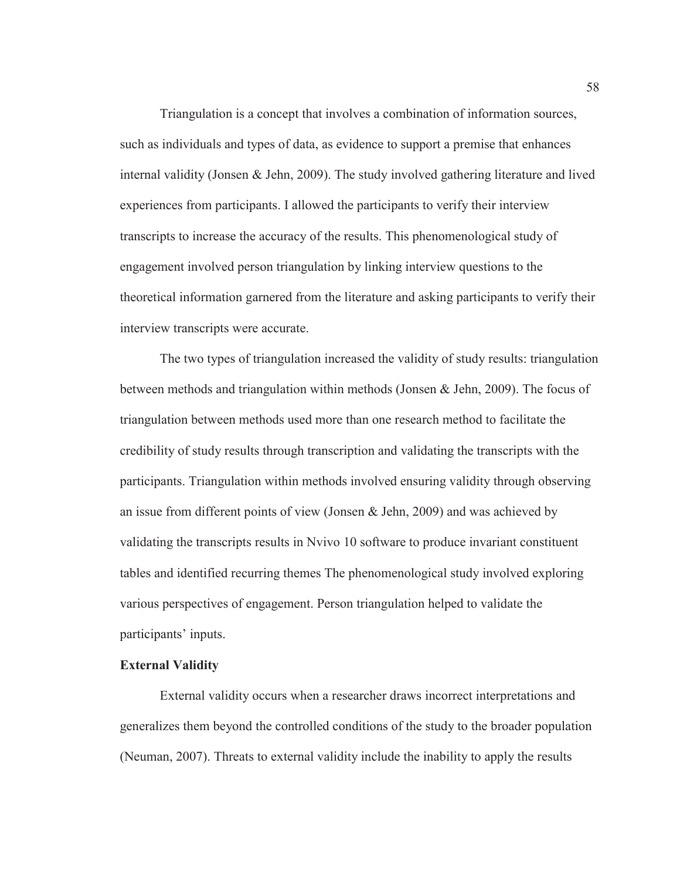Triangulation is a concept that involves a combination of information sources, such as individuals and types of data, as evidence to support a premise that enhances internal validity (Jonsen & Jehn, 2009). The study involved gathering literature and lived experiences from participants. I allowed the participants to verify their interview transcripts to increase the accuracy of the results. This phenomenological study of engagement involved person triangulation by linking interview questions to the theoretical information garnered from the literature and asking participants to verify their interview transcripts were accurate.

The two types of triangulation increased the validity of study results: triangulation between methods and triangulation within methods (Jonsen & Jehn, 2009). The focus of triangulation between methods used more than one research method to facilitate the credibility of study results through transcription and validating the transcripts with the participants. Triangulation within methods involved ensuring validity through observing an issue from different points of view (Jonsen & Jehn, 2009) and was achieved by validating the transcripts results in Nvivo 10 software to produce invariant constituent tables and identified recurring themes The phenomenological study involved exploring various perspectives of engagement. Person triangulation helped to validate the participants' inputs.

### External Validity

External validity occurs when a researcher draws incorrect interpretations and generalizes them beyond the controlled conditions of the study to the broader population (Neuman, 2007). Threats to external validity include the inability to apply the results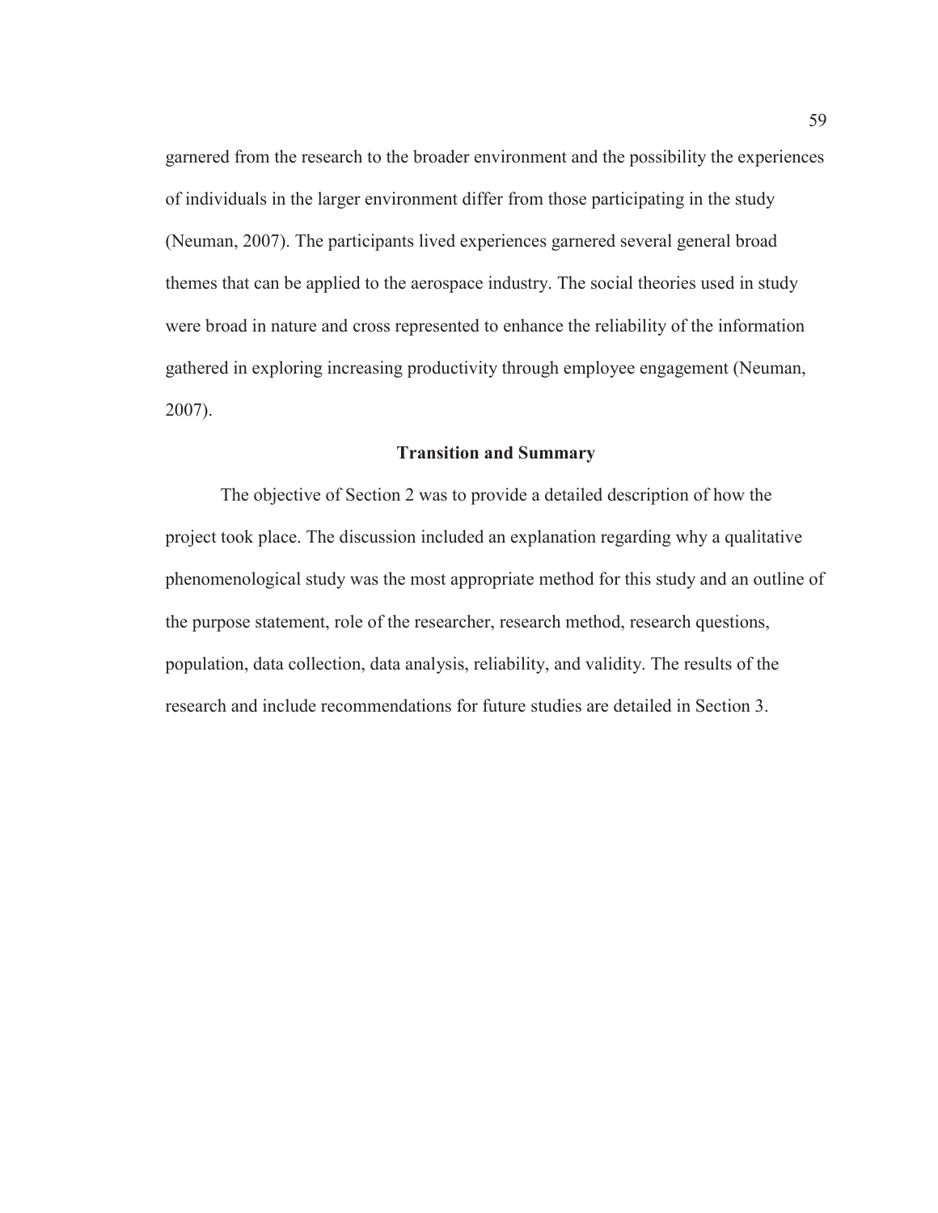garnered from the research to the broader environment and the possibility the experiences of individuals in the larger environment differ from those participating in the study (Neuman, 2007). The participants lived experiences garnered several general broad themes that can be applied to the aerospace industry. The social theories used in study were broad in nature and cross represented to enhance the reliability of the information gathered in exploring increasing productivity through employee engagement (Neuman, 2007).

## Transition and Summary

The objective of Section 2 was to provide a detailed description of how the project took place. The discussion included an explanation regarding why a qualitative phenomenological study was the most appropriate method for this study and an outline of the purpose statement, role of the researcher, research method, research questions, population, data collection, data analysis, reliability, and validity. The results of the research and include recommendations for future studies are detailed in Section 3.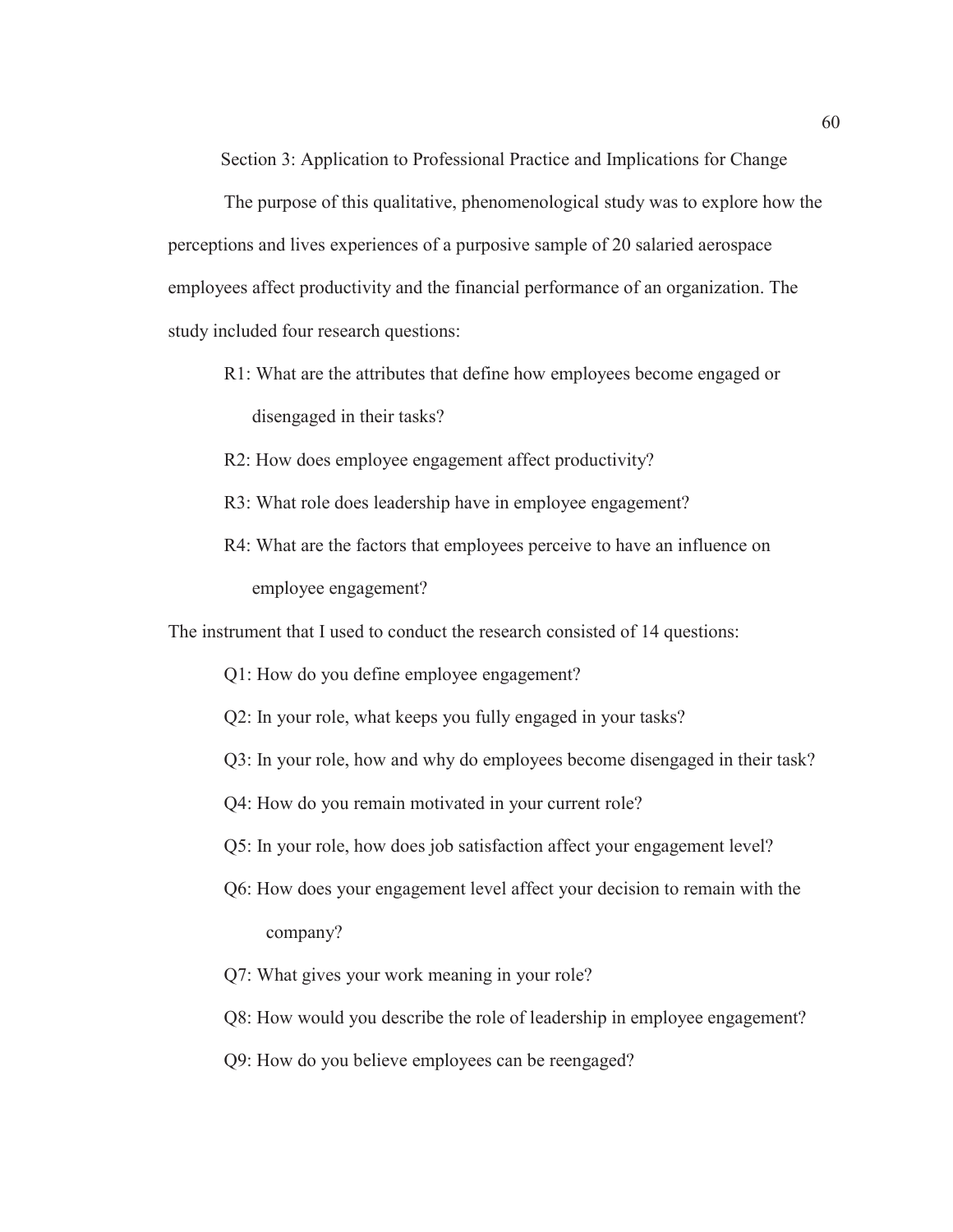## Section 3: Application to Professional Practice and Implications for Change

The purpose of this qualitative, phenomenological study was to explore how the perceptions and lives experiences of a purposive sample of 20 salaried aerospace employees affect productivity and the financial performance of an organization. The study included four research questions:

R1: What are the attributes that define how employees become engaged or disengaged in their tasks?

R2: How does employee engagement affect productivity?

R3: What role does leadership have in employee engagement?

R4: What are the factors that employees perceive to have an influence on employee engagement?

The instrument that I used to conduct the research consisted of 14 questions:

Q1: How do you define employee engagement?

Q2: In your role, what keeps you fully engaged in your tasks?

Q3: In your role, how and why do employees become disengaged in their task?

Q4: How do you remain motivated in your current role?

Q5: In your role, how does job satisfaction affect your engagement level?

Q6: How does your engagement level affect your decision to remain with the company?

Q7: What gives your work meaning in your role?

Q8: How would you describe the role of leadership in employee engagement?

Q9: How do you believe employees can be reengaged?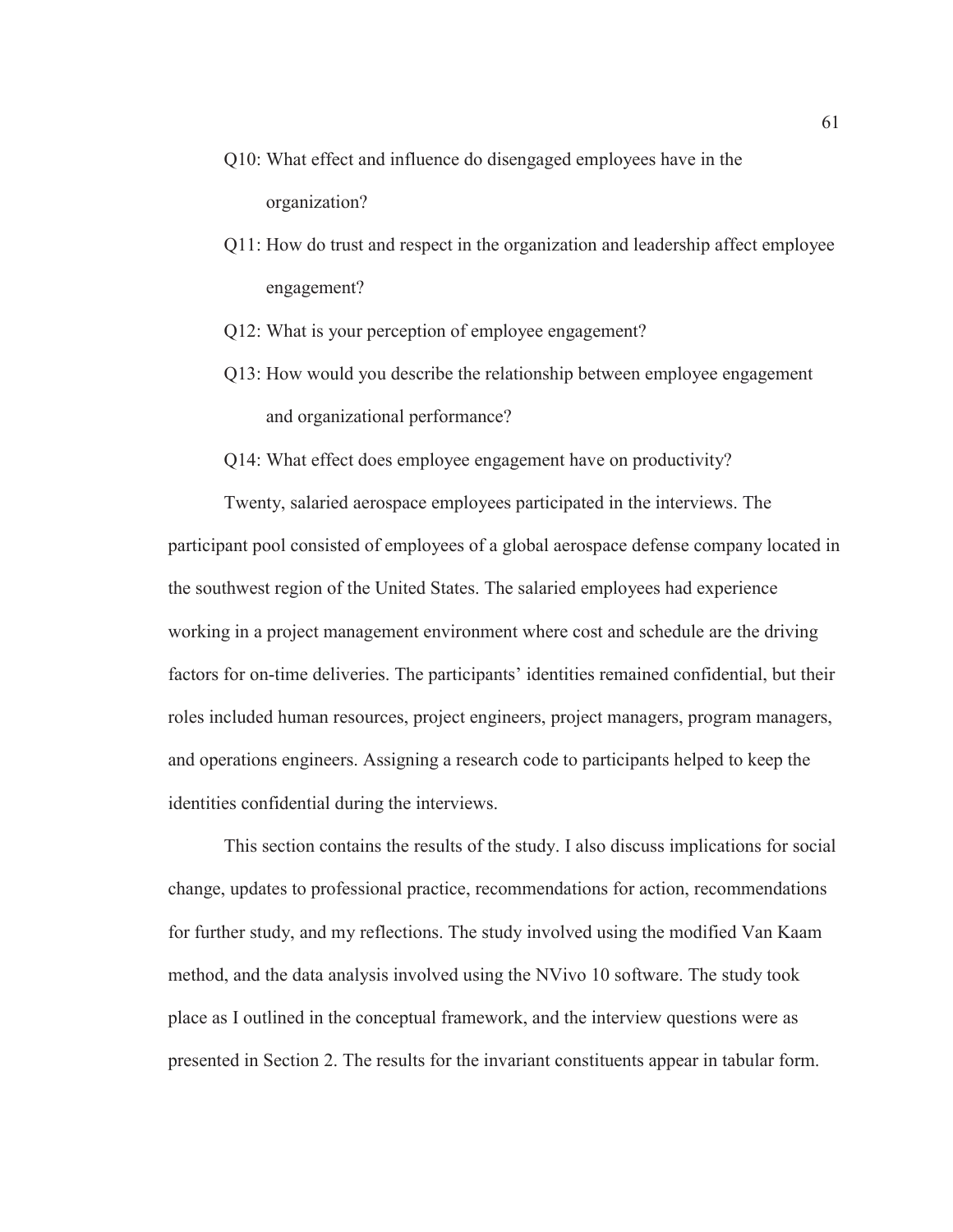Q10: What effect and influence do disengaged employees have in the organization?

Q11: How do trust and respect in the organization and leadership affect employee engagement?

Q12: What is your perception of employee engagement?

Q13: How would you describe the relationship between employee engagement and organizational performance?

Q14: What effect does employee engagement have on productivity?

Twenty, salaried aerospace employees participated in the interviews. The participant pool consisted of employees of a global aerospace defense company located in the southwest region of the United States. The salaried employees had experience working in a project management environment where cost and schedule are the driving factors for on-time deliveries. The participants' identities remained confidential, but their roles included human resources, project engineers, project managers, program managers, and operations engineers. Assigning a research code to participants helped to keep the identities confidential during the interviews.

This section contains the results of the study. I also discuss implications for social change, updates to professional practice, recommendations for action, recommendations for further study, and my reflections. The study involved using the modified Van Kaam method, and the data analysis involved using the NVivo 10 software. The study took place as I outlined in the conceptual framework, and the interview questions were as presented in Section 2. The results for the invariant constituents appear in tabular form.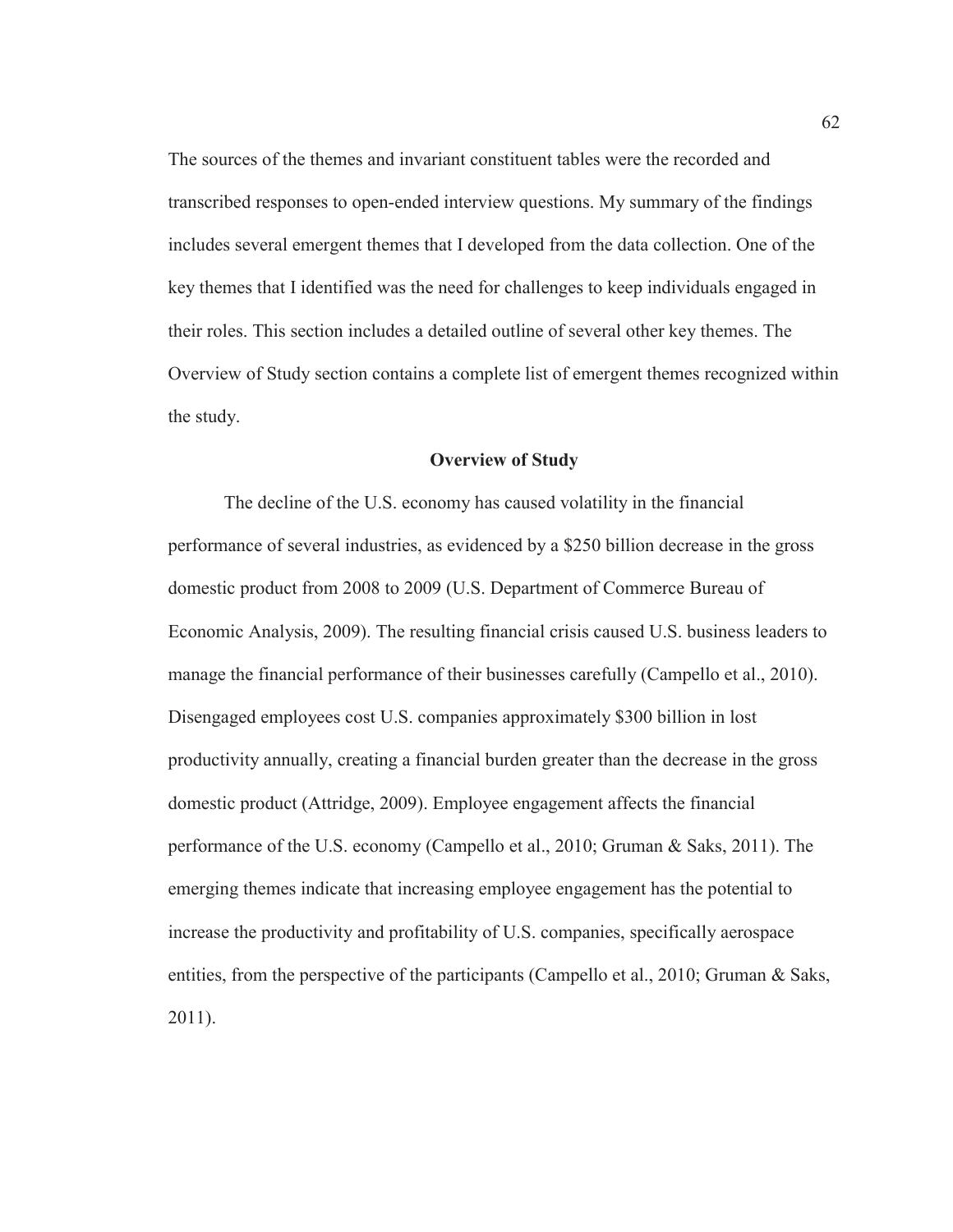The sources of the themes and invariant constituent tables were the recorded and transcribed responses to open-ended interview questions. My summary of the findings includes several emergent themes that I developed from the data collection. One of the key themes that I identified was the need for challenges to keep individuals engaged in their roles. This section includes a detailed outline of several other key themes. The Overview of Study section contains a complete list of emergent themes recognized within the study.

## Overview of Study

The decline of the U.S. economy has caused volatility in the financial performance of several industries, as evidenced by a $250 billion decrease in the gross domestic product from 2008 to 2009 (U.S. Department of Commerce Bureau of Economic Analysis, 2009). The resulting financial crisis caused U.S. business leaders to manage the financial performance of their businesses carefully (Campello et al., 2010). Disengaged employees cost U.S. companies approximately $300 billion in lost productivity annually, creating a financial burden greater than the decrease in the gross domestic product (Attridge, 2009). Employee engagement affects the financial performance of the U.S. economy (Campello et al., 2010; Gruman & Saks, 2011). The emerging themes indicate that increasing employee engagement has the potential to increase the productivity and profitability of U.S. companies, specifically aerospace entities, from the perspective of the participants (Campello et al., 2010; Gruman & Saks, 2011).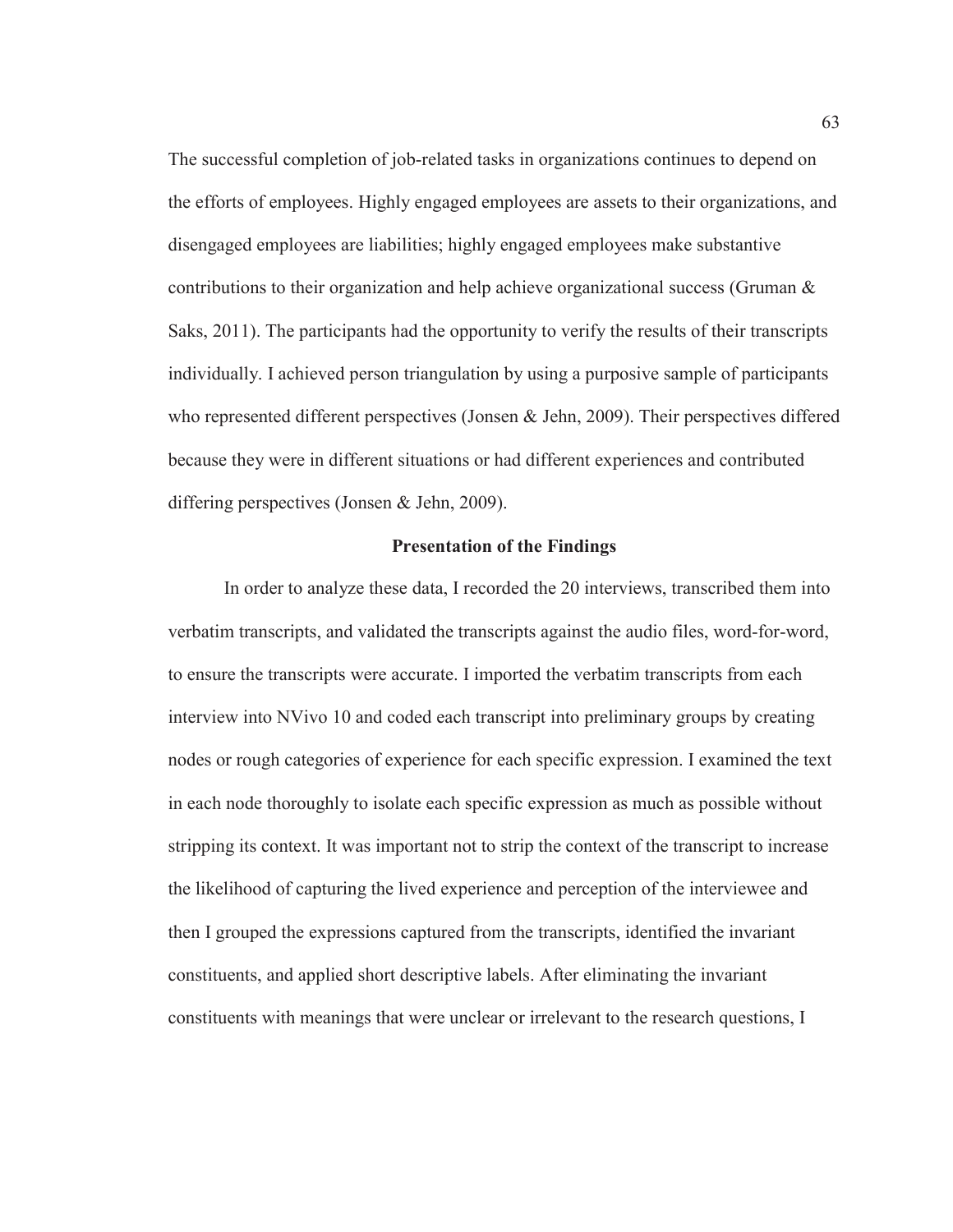The successful completion of job-related tasks in organizations continues to depend on the efforts of employees. Highly engaged employees are assets to their organizations, and disengaged employees are liabilities; highly engaged employees make substantive contributions to their organization and help achieve organizational success (Gruman & Saks, 2011). The participants had the opportunity to verify the results of their transcripts individually. I achieved person triangulation by using a purposive sample of participants who represented different perspectives (Jonsen & Jehn, 2009). Their perspectives differed because they were in different situations or had different experiences and contributed differing perspectives (Jonsen & Jehn, 2009).

## Presentation of the Findings

In order to analyze these data, I recorded the 20 interviews, transcribed them into verbatim transcripts, and validated the transcripts against the audio files, word-for-word, to ensure the transcripts were accurate. I imported the verbatim transcripts from each interview into NVivo 10 and coded each transcript into preliminary groups by creating nodes or rough categories of experience for each specific expression. I examined the text in each node thoroughly to isolate each specific expression as much as possible without stripping its context. It was important not to strip the context of the transcript to increase the likelihood of capturing the lived experience and perception of the interviewee and then I grouped the expressions captured from the transcripts, identified the invariant constituents, and applied short descriptive labels. After eliminating the invariant constituents with meanings that were unclear or irrelevant to the research questions, I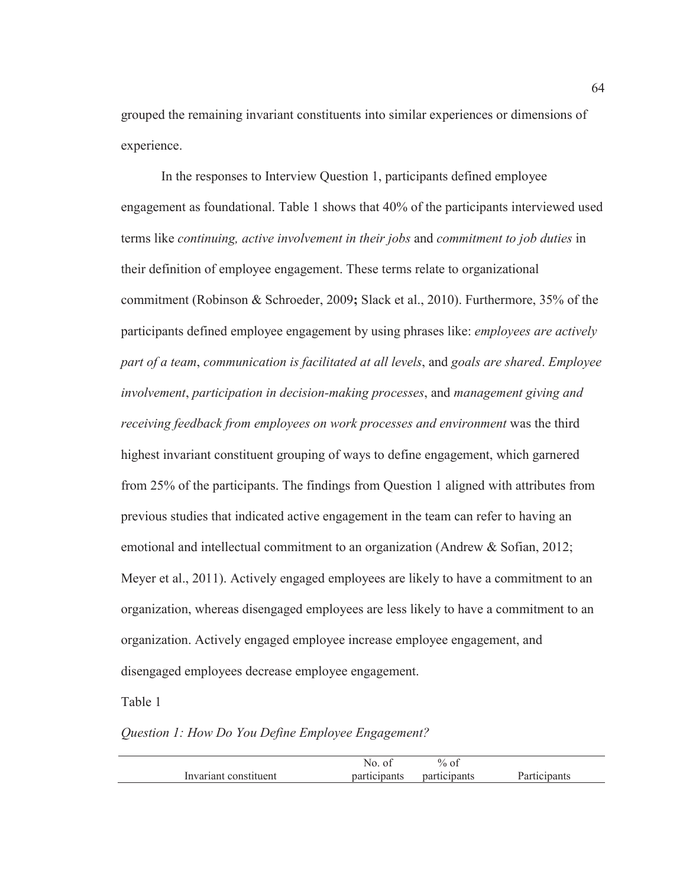grouped the remaining invariant constituents into similar experiences or dimensions of experience.

In the responses to Interview Question 1, participants defined employee engagement as foundational. Table 1 shows that 40% of the participants interviewed used terms like *continuing, active involvement in their jobs* and *commitment to job duties* in their definition of employee engagement. These terms relate to organizational commitment (Robinson & Schroeder, 2009**;** Slack et al., 2010). Furthermore, 35% of the participants defined employee engagement by using phrases like: *employees are actively part of a team*, *communication is facilitated at all levels*, and *goals are shared*. *Employee involvement*, *participation in decision-making processes*, and *management giving and receiving feedback from employees on work processes and environment* was the third highest invariant constituent grouping of ways to define engagement, which garnered from 25% of the participants. The findings from Question 1 aligned with attributes from previous studies that indicated active engagement in the team can refer to having an emotional and intellectual commitment to an organization (Andrew & Sofian, 2012; Meyer et al., 2011). Actively engaged employees are likely to have a commitment to an organization, whereas disengaged employees are less likely to have a commitment to an organization. Actively engaged employee increase employee engagement, and disengaged employees decrease employee engagement.

Table 1

*Question 1: How Do You Define Employee Engagement?*

| Invariant constituent | No. of participants | % of participants | Participants |
|---|---|---|---|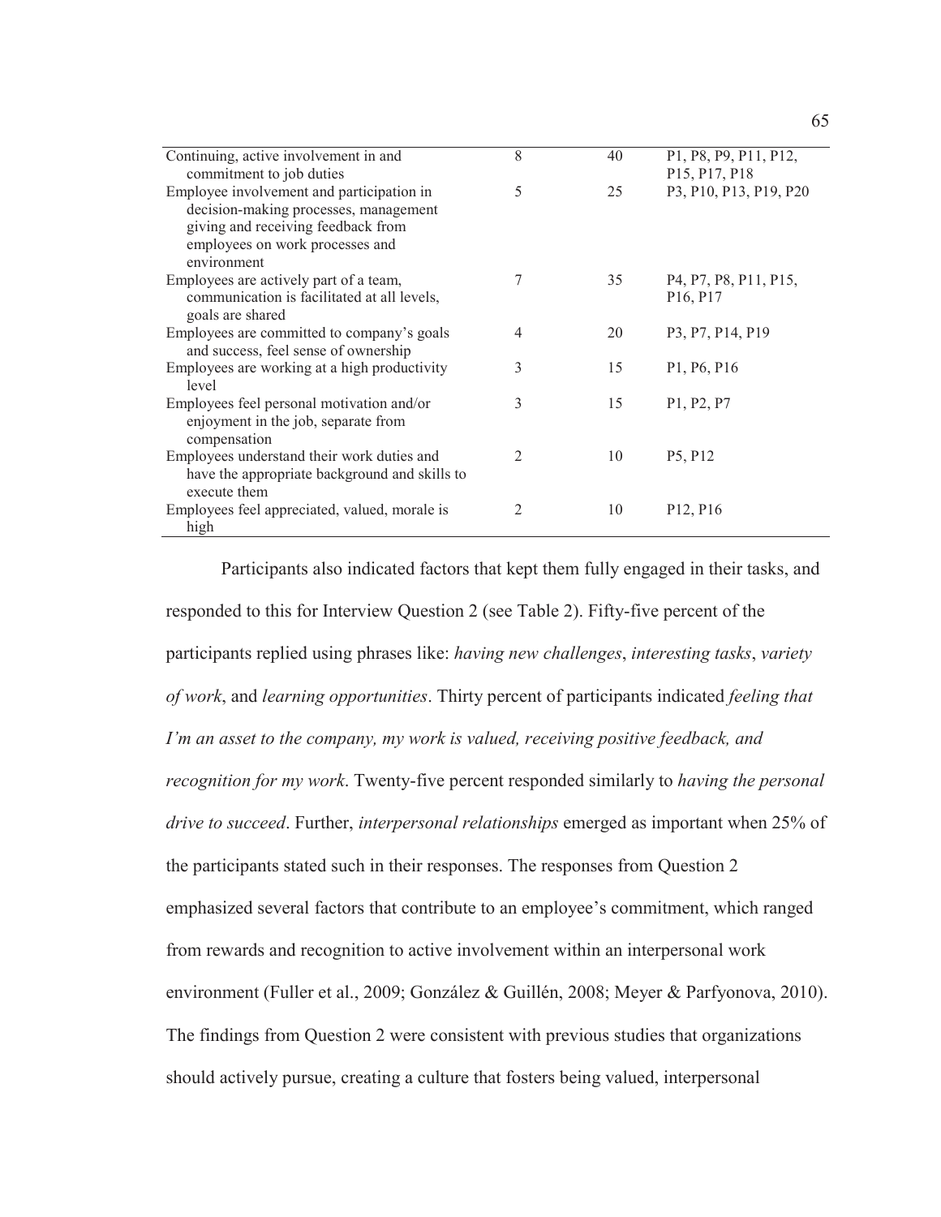| | | | |
|---|---|---|---|
| Continuing, active involvement in and commitment to job duties | 8 | 40 | P1, P8, P9, P11, P12, P15, P17, P18 |
| Employee involvement and participation in decision-making processes, management giving and receiving feedback from employees on work processes and environment | 5 | 25 | P3, P10, P13, P19, P20 |
| Employees are actively part of a team, communication is facilitated at all levels, goals are shared | 7 | 35 | P4, P7, P8, P11, P15, P16, P17 |
| Employees are committed to company's goals and success, feel sense of ownership | 4 | 20 | P3, P7, P14, P19 |
| Employees are working at a high productivity level | 3 | 15 | P1, P6, P16 |
| Employees feel personal motivation and/or enjoyment in the job, separate from compensation | 3 | 15 | P1, P2, P7 |
| Employees understand their work duties and have the appropriate background and skills to execute them | 2 | 10 | P5, P12 |
| Employees feel appreciated, valued, morale is high | 2 | 10 | P12, P16 |

Participants also indicated factors that kept them fully engaged in their tasks, and responded to this for Interview Question 2 (see Table 2). Fifty-five percent of the participants replied using phrases like: *having new challenges*, *interesting tasks*, *variety of work*, and *learning opportunities*. Thirty percent of participants indicated *feeling that I'm an asset to the company, my work is valued, receiving positive feedback, and recognition for my work*. Twenty-five percent responded similarly to *having the personal drive to succeed*. Further, *interpersonal relationships* emerged as important when 25% of the participants stated such in their responses. The responses from Question 2 emphasized several factors that contribute to an employee's commitment, which ranged from rewards and recognition to active involvement within an interpersonal work environment (Fuller et al., 2009; González & Guillén, 2008; Meyer & Parfyonova, 2010). The findings from Question 2 were consistent with previous studies that organizations should actively pursue, creating a culture that fosters being valued, interpersonal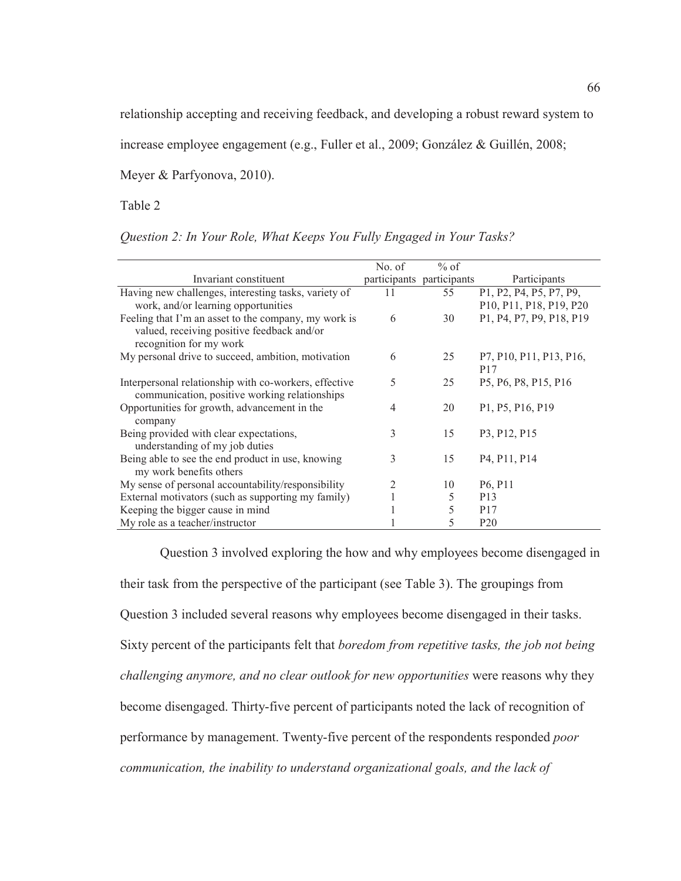relationship accepting and receiving feedback, and developing a robust reward system to increase employee engagement (e.g., Fuller et al., 2009; González & Guillén, 2008; Meyer & Parfyonova, 2010).

Table 2

*Question 2: In Your Role, What Keeps You Fully Engaged in Your Tasks?*

| Invariant constituent | No. of participants | % of participants | Participants |
|---|---|---|---|
| Having new challenges, interesting tasks, variety of work, and/or learning opportunities | 11 | 55 | P1, P2, P4, P5, P7, P9, P10, P11, P18, P19, P20 |
| Feeling that I'm an asset to the company, my work is valued, receiving positive feedback and/or recognition for my work | 6 | 30 | P1, P4, P7, P9, P18, P19 |
| My personal drive to succeed, ambition, motivation | 6 | 25 | P7, P10, P11, P13, P16, P17 |
| Interpersonal relationship with co-workers, effective communication, positive working relationships | 5 | 25 | P5, P6, P8, P15, P16 |
| Opportunities for growth, advancement in the company | 4 | 20 | P1, P5, P16, P19 |
| Being provided with clear expectations, understanding of my job duties | 3 | 15 | P3, P12, P15 |
| Being able to see the end product in use, knowing my work benefits others | 3 | 15 | P4, P11, P14 |
| My sense of personal accountability/responsibility | 2 | 10 | P6, P11 |
| External motivators (such as supporting my family) | 1 | 5 | P13 |
| Keeping the bigger cause in mind | 1 | 5 | P17 |
| My role as a teacher/instructor | 1 | 5 | P20 |

Question 3 involved exploring the how and why employees become disengaged in their task from the perspective of the participant (see Table 3). The groupings from Question 3 included several reasons why employees become disengaged in their tasks. Sixty percent of the participants felt that *boredom from repetitive tasks, the job not being challenging anymore, and no clear outlook for new opportunities* were reasons why they become disengaged. Thirty-five percent of participants noted the lack of recognition of performance by management. Twenty-five percent of the respondents responded *poor communication, the inability to understand organizational goals, and the lack of*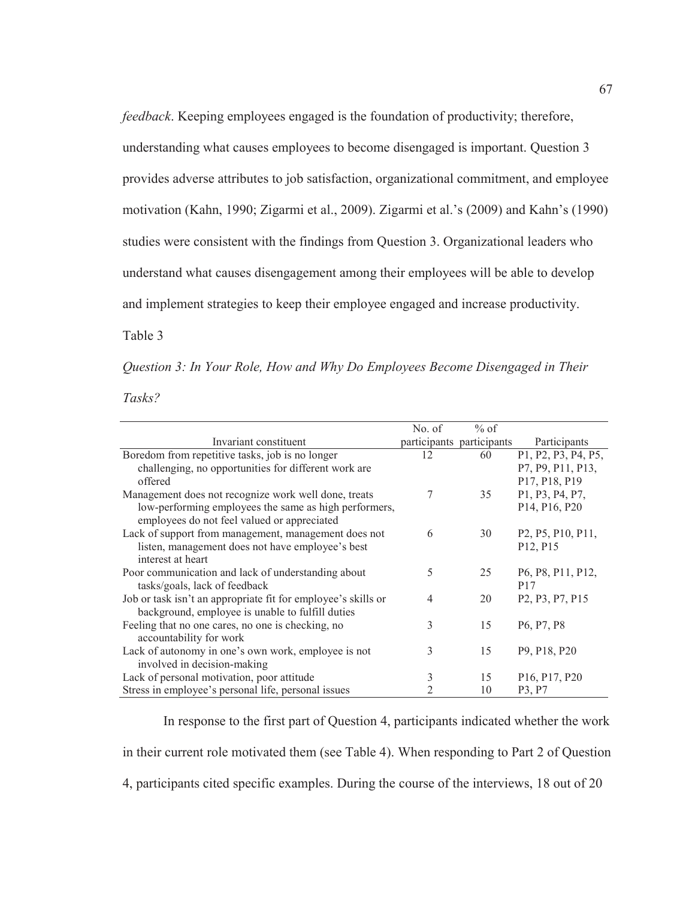*feedback*. Keeping employees engaged is the foundation of productivity; therefore, understanding what causes employees to become disengaged is important. Question 3 provides adverse attributes to job satisfaction, organizational commitment, and employee motivation (Kahn, 1990; Zigarmi et al., 2009). Zigarmi et al.'s (2009) and Kahn's (1990) studies were consistent with the findings from Question 3. Organizational leaders who understand what causes disengagement among their employees will be able to develop and implement strategies to keep their employee engaged and increase productivity.

Table 3

*Question 3: In Your Role, How and Why Do Employees Become Disengaged in Their Tasks?*

| Invariant constituent | No. of participants | % of participants | Participants |
|---|---|---|---|
| Boredom from repetitive tasks, job is no longer challenging, no opportunities for different work are offered | 12 | 60 | P1, P2, P3, P4, P5, P7, P9, P11, P13, P17, P18, P19 |
| Management does not recognize work well done, treats low-performing employees the same as high performers, employees do not feel valued or appreciated | 7 | 35 | P1, P3, P4, P7, P14, P16, P20 |
| Lack of support from management, management does not listen, management does not have employee's best interest at heart | 6 | 30 | P2, P5, P10, P11, P12, P15 |
| Poor communication and lack of understanding about tasks/goals, lack of feedback | 5 | 25 | P6, P8, P11, P12, P17 |
| Job or task isn't an appropriate fit for employee's skills or background, employee is unable to fulfill duties | 4 | 20 | P2, P3, P7, P15 |
| Feeling that no one cares, no one is checking, no accountability for work | 3 | 15 | P6, P7, P8 |
| Lack of autonomy in one's own work, employee is not involved in decision-making | 3 | 15 | P9, P18, P20 |
| Lack of personal motivation, poor attitude | 3 | 15 | P16, P17, P20 |
| Stress in employee's personal life, personal issues | 2 | 10 | P3, P7 |

In response to the first part of Question 4, participants indicated whether the work in their current role motivated them (see Table 4). When responding to Part 2 of Question 4, participants cited specific examples. During the course of the interviews, 18 out of 20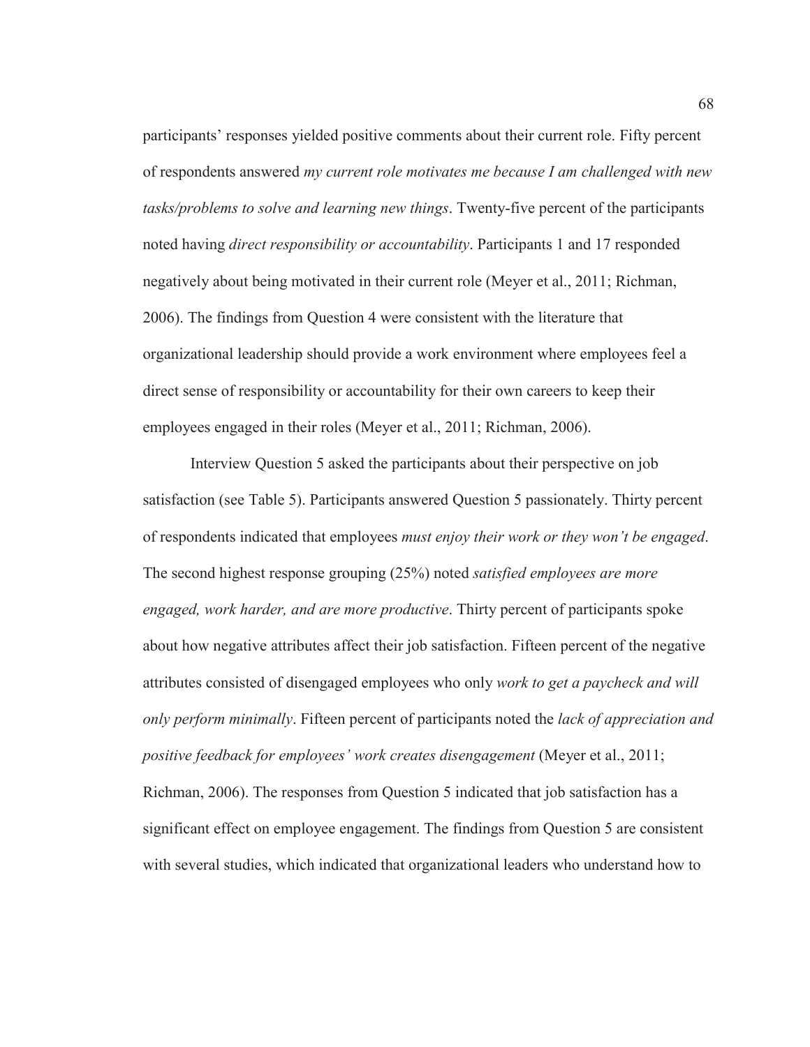participants' responses yielded positive comments about their current role. Fifty percent of respondents answered *my current role motivates me because I am challenged with new tasks/problems to solve and learning new things*. Twenty-five percent of the participants noted having *direct responsibility or accountability*. Participants 1 and 17 responded negatively about being motivated in their current role (Meyer et al., 2011; Richman, 2006). The findings from Question 4 were consistent with the literature that organizational leadership should provide a work environment where employees feel a direct sense of responsibility or accountability for their own careers to keep their employees engaged in their roles (Meyer et al., 2011; Richman, 2006).

Interview Question 5 asked the participants about their perspective on job satisfaction (see Table 5). Participants answered Question 5 passionately. Thirty percent of respondents indicated that employees *must enjoy their work or they won't be engaged*. The second highest response grouping (25%) noted *satisfied employees are more engaged, work harder, and are more productive*. Thirty percent of participants spoke about how negative attributes affect their job satisfaction. Fifteen percent of the negative attributes consisted of disengaged employees who only *work to get a paycheck and will only perform minimally*. Fifteen percent of participants noted the *lack of appreciation and positive feedback for employees' work creates disengagement* (Meyer et al., 2011; Richman, 2006). The responses from Question 5 indicated that job satisfaction has a significant effect on employee engagement. The findings from Question 5 are consistent with several studies, which indicated that organizational leaders who understand how to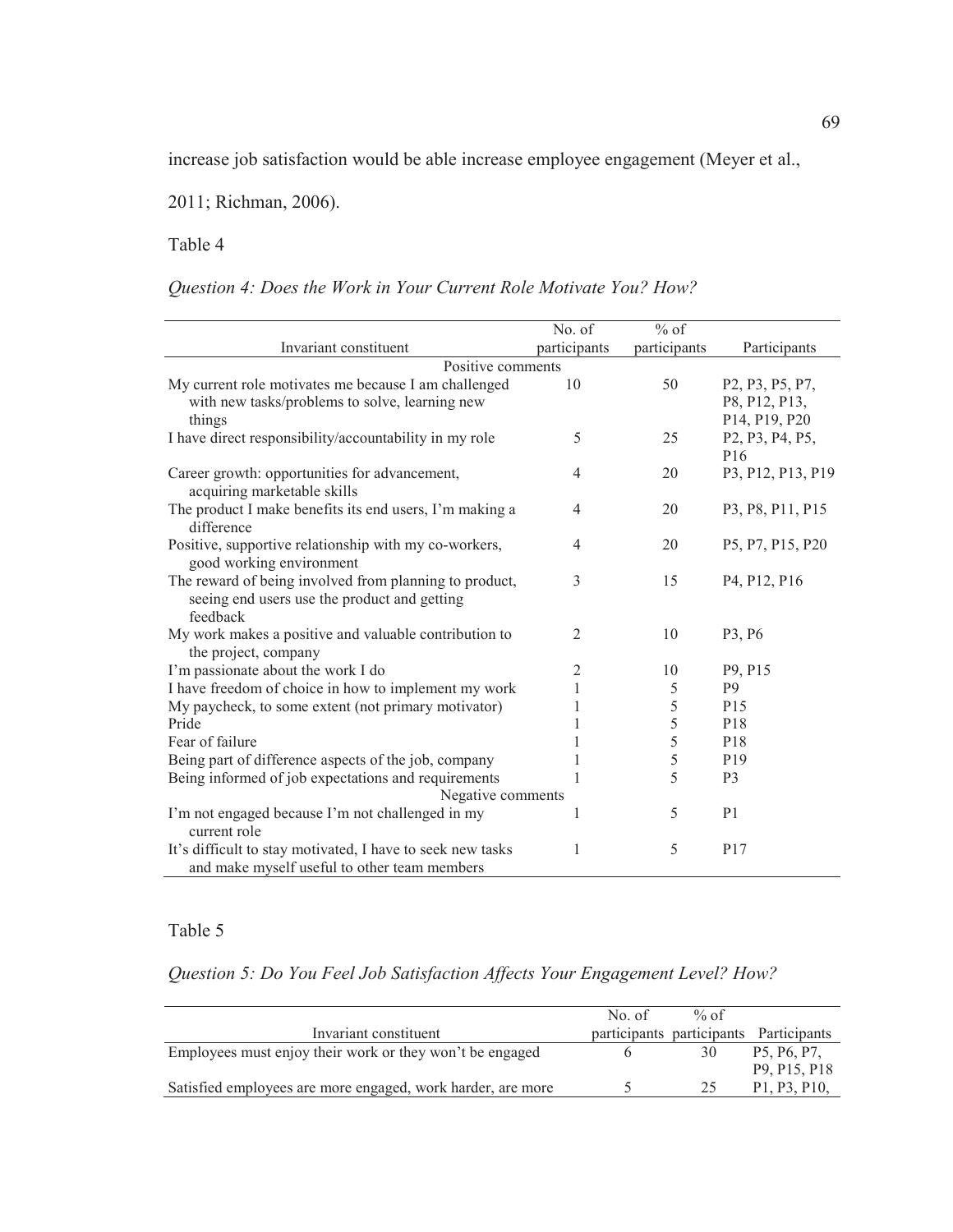increase job satisfaction would be able increase employee engagement (Meyer et al., 2011; Richman, 2006).

Table 4

*Question 4: Does the Work in Your Current Role Motivate You? How?*

| Invariant constituent | No. of participants | % of participants | Participants |
|---|---|---|---|
| Positive comments | | | |
| My current role motivates me because I am challenged with new tasks/problems to solve, learning new things | 10 | 50 | P2, P3, P5, P7, P8, P12, P13, P14, P19, P20 |
| I have direct responsibility/accountability in my role | 5 | 25 | P2, P3, P4, P5, P16 |
| Career growth: opportunities for advancement, acquiring marketable skills | 4 | 20 | P3, P12, P13, P19 |
| The product I make benefits its end users, I'm making a difference | 4 | 20 | P3, P8, P11, P15 |
| Positive, supportive relationship with my co-workers, good working environment | 4 | 20 | P5, P7, P15, P20 |
| The reward of being involved from planning to product, seeing end users use the product and getting feedback | 3 | 15 | P4, P12, P16 |
| My work makes a positive and valuable contribution to the project, company | 2 | 10 | P3, P6 |
| I'm passionate about the work I do | 2 | 10 | P9, P15 |
| I have freedom of choice in how to implement my work | 1 | 5 | P9 |
| My paycheck, to some extent (not primary motivator) | 1 | 5 | P15 |
| Pride | 1 | 5 | P18 |
| Fear of failure | 1 | 5 | P18 |
| Being part of difference aspects of the job, company | 1 | 5 | P19 |
| Being informed of job expectations and requirements | 1 | 5 | P3 |
| Negative comments | | | |
| I'm not engaged because I'm not challenged in my current role | 1 | 5 | P1 |
| It's difficult to stay motivated, I have to seek new tasks and make myself useful to other team members | 1 | 5 | P17 |

Table 5

*Question 5: Do You Feel Job Satisfaction Affects Your Engagement Level? How?*

| Invariant constituent | No. of participants | % of participants | Participants |
|---|---|---|---|
| Employees must enjoy their work or they won't be engaged | 6 | 30 | P5, P6, P7, P9, P15, P18 |
| Satisfied employees are more engaged, work harder, are more | 5 | 25 | P1, P3, P10, |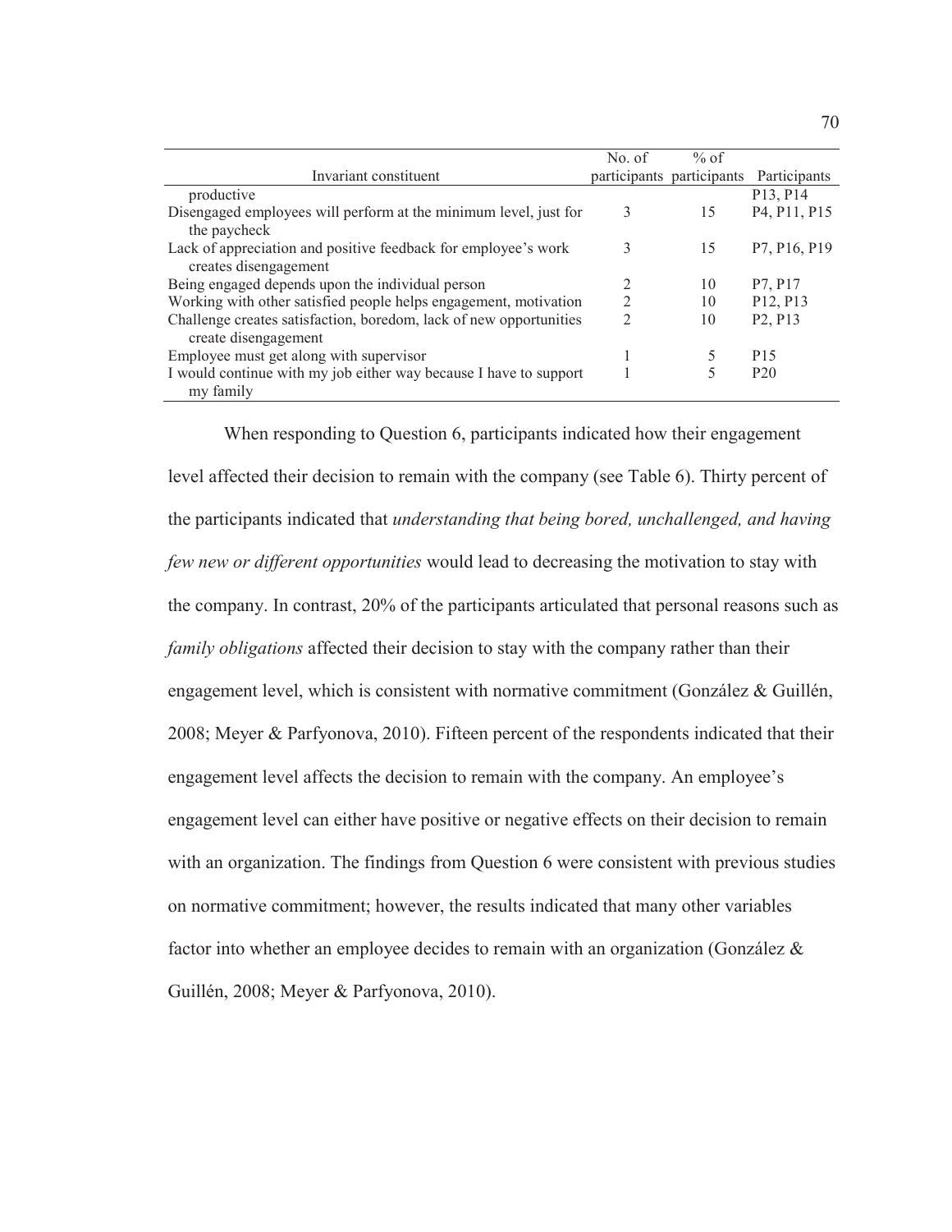| Invariant constituent | No. of participants | % of participants | Participants |
|---|---|---|---|
| productive | | | P13, P14 |
| Disengaged employees will perform at the minimum level, just for the paycheck | 3 | 15 | P4, P11, P15 |
| Lack of appreciation and positive feedback for employee's work creates disengagement | 3 | 15 | P7, P16, P19 |
| Being engaged depends upon the individual person | 2 | 10 | P7, P17 |
| Working with other satisfied people helps engagement, motivation | 2 | 10 | P12, P13 |
| Challenge creates satisfaction, boredom, lack of new opportunities create disengagement | 2 | 10 | P2, P13 |
| Employee must get along with supervisor | 1 | 5 | P15 |
| I would continue with my job either way because I have to support my family | 1 | 5 | P20 |

When responding to Question 6, participants indicated how their engagement level affected their decision to remain with the company (see Table 6). Thirty percent of the participants indicated that *understanding that being bored, unchallenged, and having few new or different opportunities* would lead to decreasing the motivation to stay with the company. In contrast, 20% of the participants articulated that personal reasons such as *family obligations* affected their decision to stay with the company rather than their engagement level, which is consistent with normative commitment (González & Guillén, 2008; Meyer & Parfyonova, 2010). Fifteen percent of the respondents indicated that their engagement level affects the decision to remain with the company. An employee's engagement level can either have positive or negative effects on their decision to remain with an organization. The findings from Question 6 were consistent with previous studies on normative commitment; however, the results indicated that many other variables factor into whether an employee decides to remain with an organization (González & Guillén, 2008; Meyer & Parfyonova, 2010).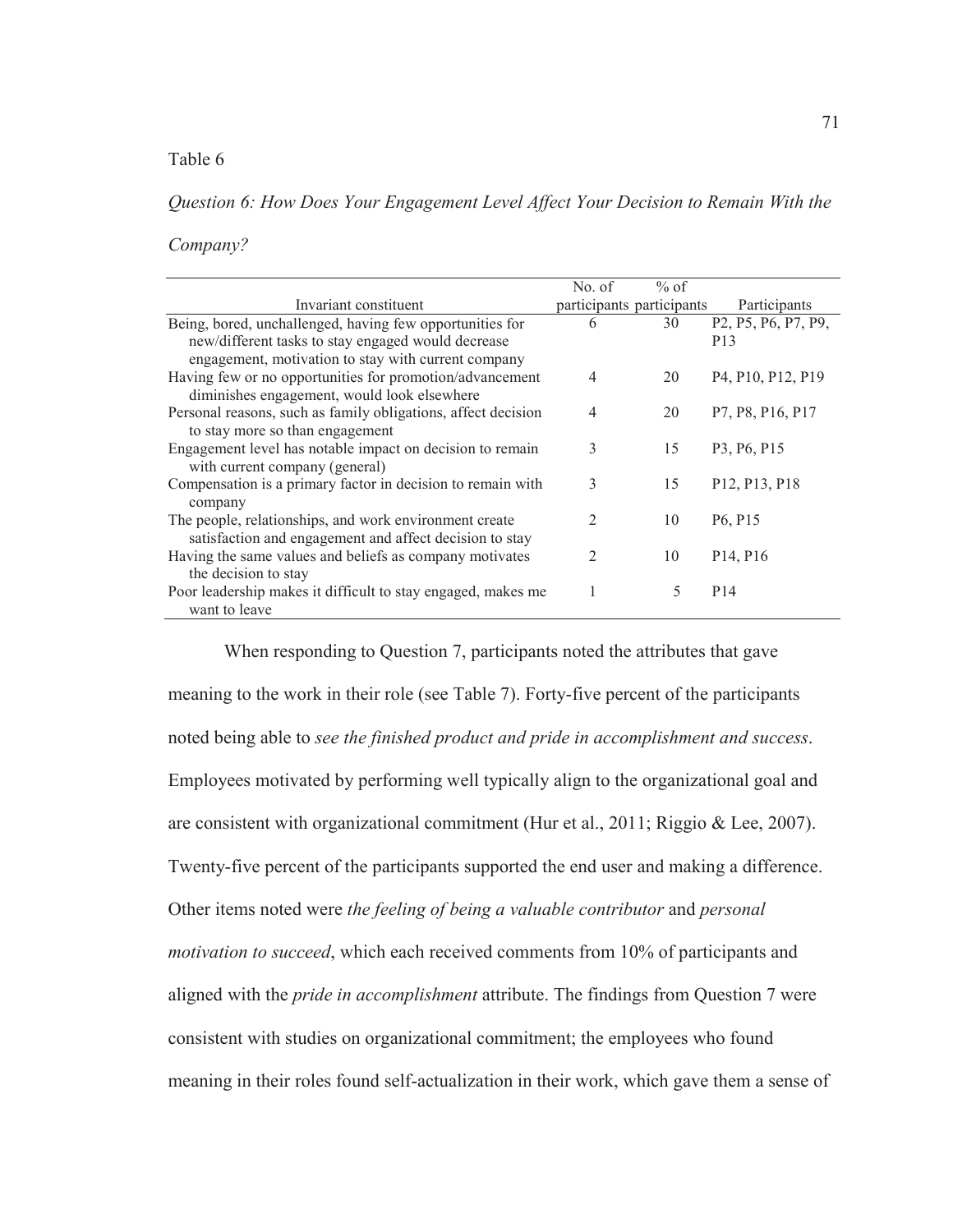Table 6

*Question 6: How Does Your Engagement Level Affect Your Decision to Remain With the Company?*

| Invariant constituent | No. of participants | % of participants | Participants |
|---|---|---|---|
| Being, bored, unchallenged, having few opportunities for new/different tasks to stay engaged would decrease engagement, motivation to stay with current company | 6 | 30 | P2, P5, P6, P7, P9, P13 |
| Having few or no opportunities for promotion/advancement diminishes engagement, would look elsewhere | 4 | 20 | P4, P10, P12, P19 |
| Personal reasons, such as family obligations, affect decision to stay more so than engagement | 4 | 20 | P7, P8, P16, P17 |
| Engagement level has notable impact on decision to remain with current company (general) | 3 | 15 | P3, P6, P15 |
| Compensation is a primary factor in decision to remain with company | 3 | 15 | P12, P13, P18 |
| The people, relationships, and work environment create satisfaction and engagement and affect decision to stay | 2 | 10 | P6, P15 |
| Having the same values and beliefs as company motivates the decision to stay | 2 | 10 | P14, P16 |
| Poor leadership makes it difficult to stay engaged, makes me want to leave | 1 | 5 | P14 |

When responding to Question 7, participants noted the attributes that gave meaning to the work in their role (see Table 7). Forty-five percent of the participants noted being able to *see the finished product and pride in accomplishment and success*. Employees motivated by performing well typically align to the organizational goal and are consistent with organizational commitment (Hur et al., 2011; Riggio & Lee, 2007). Twenty-five percent of the participants supported the end user and making a difference. Other items noted were *the feeling of being a valuable contributor* and *personal motivation to succeed*, which each received comments from 10% of participants and aligned with the *pride in accomplishment* attribute. The findings from Question 7 were consistent with studies on organizational commitment; the employees who found meaning in their roles found self-actualization in their work, which gave them a sense of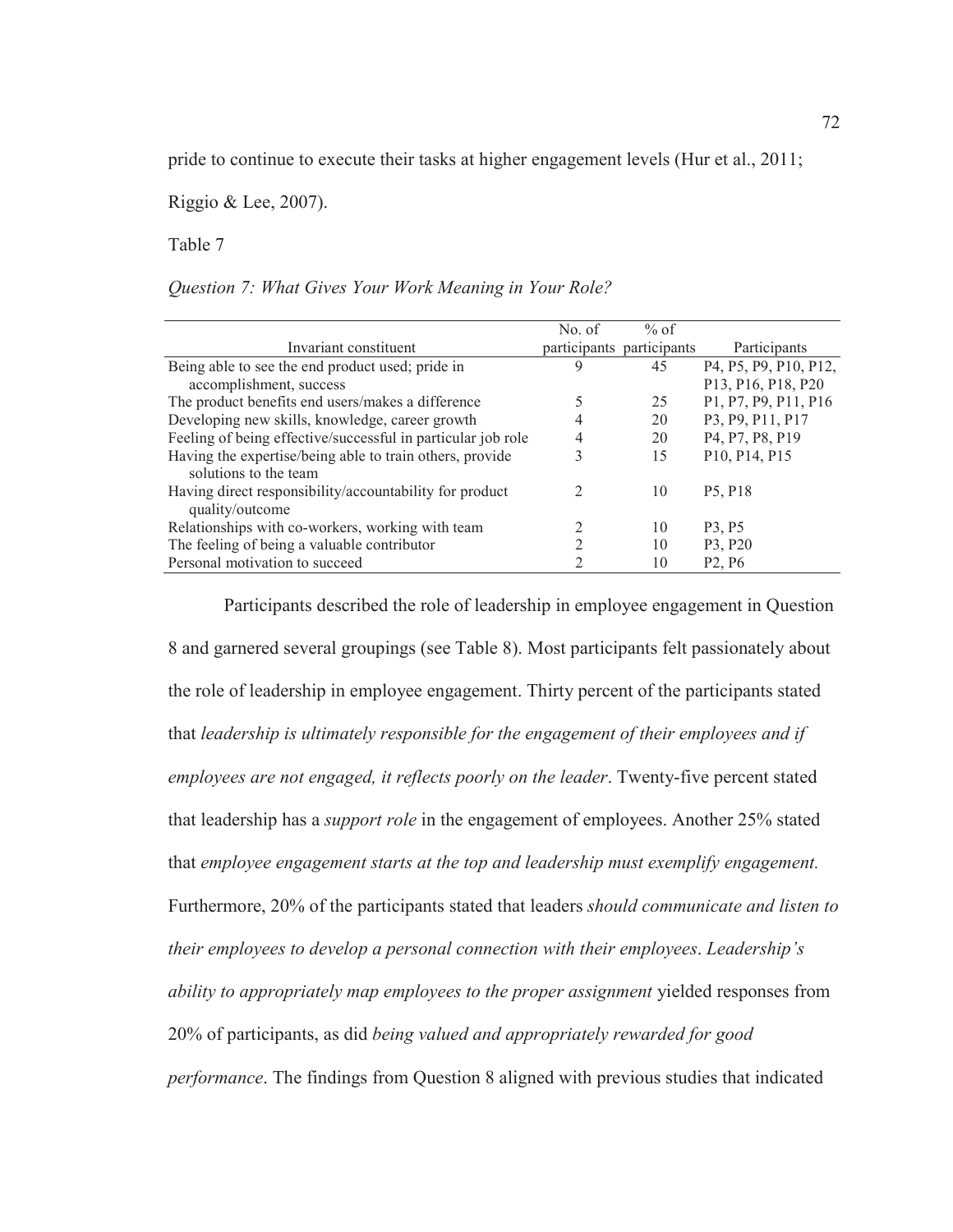pride to continue to execute their tasks at higher engagement levels (Hur et al., 2011; Riggio & Lee, 2007).

Table 7

*Question 7: What Gives Your Work Meaning in Your Role?*

| Invariant constituent | No. of participants | % of participants | Participants |
|---|---|---|---|
| Being able to see the end product used; pride in accomplishment, success | 9 | 45 | P4, P5, P9, P10, P12, P13, P16, P18, P20 |
| The product benefits end users/makes a difference | 5 | 25 | P1, P7, P9, P11, P16 |
| Developing new skills, knowledge, career growth | 4 | 20 | P3, P9, P11, P17 |
| Feeling of being effective/successful in particular job role | 4 | 20 | P4, P7, P8, P19 |
| Having the expertise/being able to train others, provide solutions to the team | 3 | 15 | P10, P14, P15 |
| Having direct responsibility/accountability for product quality/outcome | 2 | 10 | P5, P18 |
| Relationships with co-workers, working with team | 2 | 10 | P3, P5 |
| The feeling of being a valuable contributor | 2 | 10 | P3, P20 |
| Personal motivation to succeed | 2 | 10 | P2, P6 |

Participants described the role of leadership in employee engagement in Question 8 and garnered several groupings (see Table 8). Most participants felt passionately about the role of leadership in employee engagement. Thirty percent of the participants stated that *leadership is ultimately responsible for the engagement of their employees and if employees are not engaged, it reflects poorly on the leader*. Twenty-five percent stated that leadership has a *support role* in the engagement of employees. Another 25% stated that *employee engagement starts at the top and leadership must exemplify engagement.* Furthermore, 20% of the participants stated that leaders *should communicate and listen to their employees to develop a personal connection with their employees*. *Leadership's ability to appropriately map employees to the proper assignment* yielded responses from 20% of participants, as did *being valued and appropriately rewarded for good performance*. The findings from Question 8 aligned with previous studies that indicated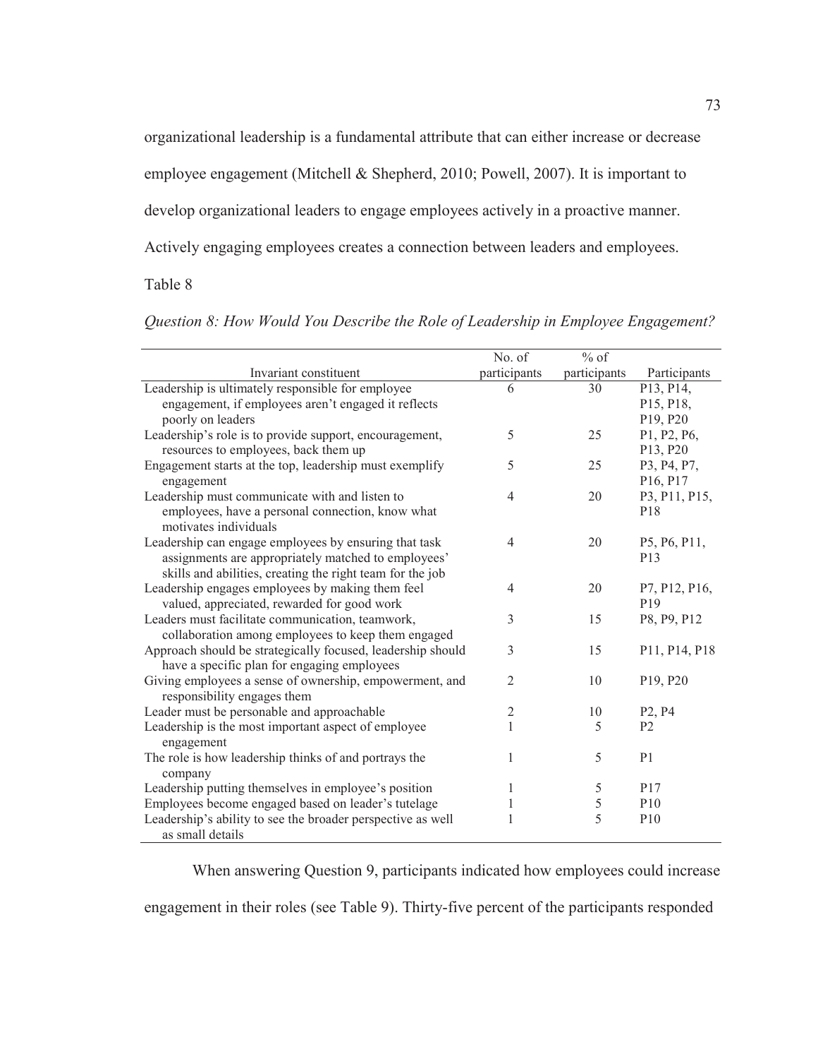organizational leadership is a fundamental attribute that can either increase or decrease employee engagement (Mitchell & Shepherd, 2010; Powell, 2007). It is important to develop organizational leaders to engage employees actively in a proactive manner. Actively engaging employees creates a connection between leaders and employees.

Table 8

*Question 8: How Would You Describe the Role of Leadership in Employee Engagement?*

| Invariant constituent | No. of participants | % of participants | Participants |
|---|---|---|---|
| Leadership is ultimately responsible for employee engagement, if employees aren't engaged it reflects poorly on leaders | 6 | 30 | P13, P14, P15, P18, P19, P20 |
| Leadership's role is to provide support, encouragement, resources to employees, back them up | 5 | 25 | P1, P2, P6, P13, P20 |
| Engagement starts at the top, leadership must exemplify engagement | 5 | 25 | P3, P4, P7, P16, P17 |
| Leadership must communicate with and listen to employees, have a personal connection, know what motivates individuals | 4 | 20 | P3, P11, P15, P18 |
| Leadership can engage employees by ensuring that task assignments are appropriately matched to employees' skills and abilities, creating the right team for the job | 4 | 20 | P5, P6, P11, P13 |
| Leadership engages employees by making them feel valued, appreciated, rewarded for good work | 4 | 20 | P7, P12, P16, P19 |
| Leaders must facilitate communication, teamwork, collaboration among employees to keep them engaged | 3 | 15 | P8, P9, P12 |
| Approach should be strategically focused, leadership should have a specific plan for engaging employees | 3 | 15 | P11, P14, P18 |
| Giving employees a sense of ownership, empowerment, and responsibility engages them | 2 | 10 | P19, P20 |
| Leader must be personable and approachable | 2 | 10 | P2, P4 |
| Leadership is the most important aspect of employee engagement | 1 | 5 | P2 |
| The role is how leadership thinks of and portrays the company | 1 | 5 | P1 |
| Leadership putting themselves in employee's position | 1 | 5 | P17 |
| Employees become engaged based on leader's tutelage | 1 | 5 | P10 |
| Leadership's ability to see the broader perspective as well as small details | 1 | 5 | P10 |

When answering Question 9, participants indicated how employees could increase engagement in their roles (see Table 9). Thirty-five percent of the participants responded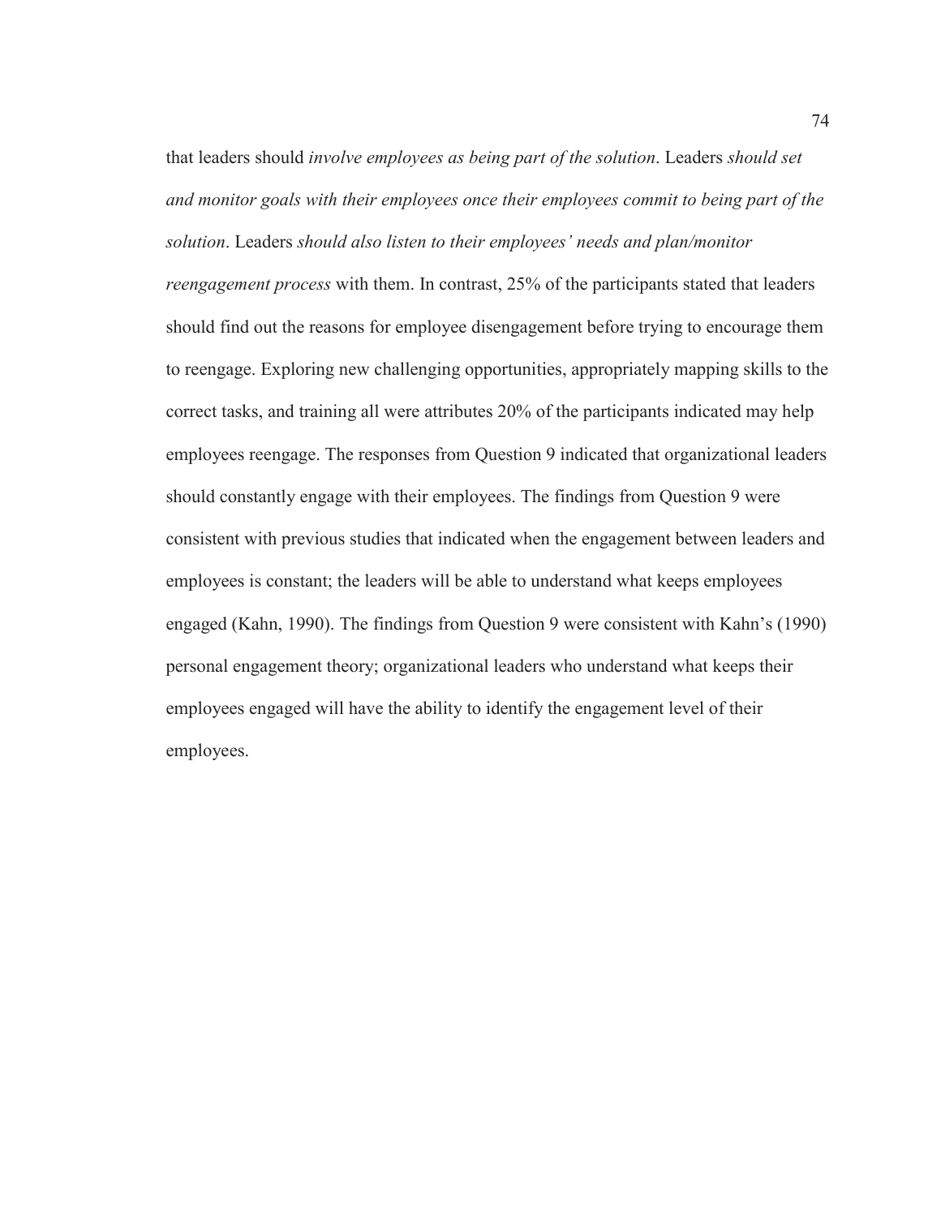that leaders should *involve employees as being part of the solution*. Leaders *should set and monitor goals with their employees once their employees commit to being part of the solution*. Leaders *should also listen to their employees' needs and plan/monitor reengagement process* with them. In contrast, 25% of the participants stated that leaders should find out the reasons for employee disengagement before trying to encourage them to reengage. Exploring new challenging opportunities, appropriately mapping skills to the correct tasks, and training all were attributes 20% of the participants indicated may help employees reengage. The responses from Question 9 indicated that organizational leaders should constantly engage with their employees. The findings from Question 9 were consistent with previous studies that indicated when the engagement between leaders and employees is constant; the leaders will be able to understand what keeps employees engaged (Kahn, 1990). The findings from Question 9 were consistent with Kahn's (1990) personal engagement theory; organizational leaders who understand what keeps their employees engaged will have the ability to identify the engagement level of their employees.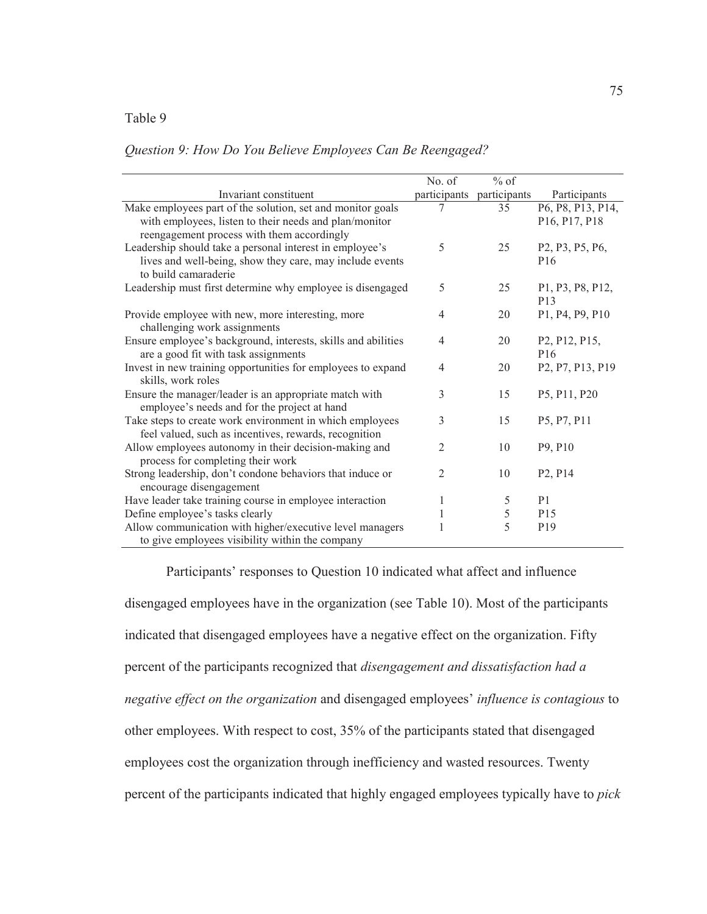Table 9

*Question 9: How Do You Believe Employees Can Be Reengaged?*

| Invariant constituent | No. of participants | % of participants | Participants |
|---|---|---|---|
| Make employees part of the solution, set and monitor goals with employees, listen to their needs and plan/monitor reengagement process with them accordingly | 7 | 35 | P6, P8, P13, P14, P16, P17, P18 |
| Leadership should take a personal interest in employee's lives and well-being, show they care, may include events to build camaraderie | 5 | 25 | P2, P3, P5, P6, P16 |
| Leadership must first determine why employee is disengaged | 5 | 25 | P1, P3, P8, P12, P13 |
| Provide employee with new, more interesting, more challenging work assignments | 4 | 20 | P1, P4, P9, P10 |
| Ensure employee's background, interests, skills and abilities are a good fit with task assignments | 4 | 20 | P2, P12, P15, P16 |
| Invest in new training opportunities for employees to expand skills, work roles | 4 | 20 | P2, P7, P13, P19 |
| Ensure the manager/leader is an appropriate match with employee's needs and for the project at hand | 3 | 15 | P5, P11, P20 |
| Take steps to create work environment in which employees feel valued, such as incentives, rewards, recognition | 3 | 15 | P5, P7, P11 |
| Allow employees autonomy in their decision-making and process for completing their work | 2 | 10 | P9, P10 |
| Strong leadership, don't condone behaviors that induce or encourage disengagement | 2 | 10 | P2, P14 |
| Have leader take training course in employee interaction | 1 | 5 | P1 |
| Define employee's tasks clearly | 1 | 5 | P15 |
| Allow communication with higher/executive level managers to give employees visibility within the company | 1 | 5 | P19 |

Participants' responses to Question 10 indicated what affect and influence disengaged employees have in the organization (see Table 10). Most of the participants indicated that disengaged employees have a negative effect on the organization. Fifty percent of the participants recognized that *disengagement and dissatisfaction had a negative effect on the organization* and disengaged employees' *influence is contagious* to other employees. With respect to cost, 35% of the participants stated that disengaged employees cost the organization through inefficiency and wasted resources. Twenty percent of the participants indicated that highly engaged employees typically have to *pick*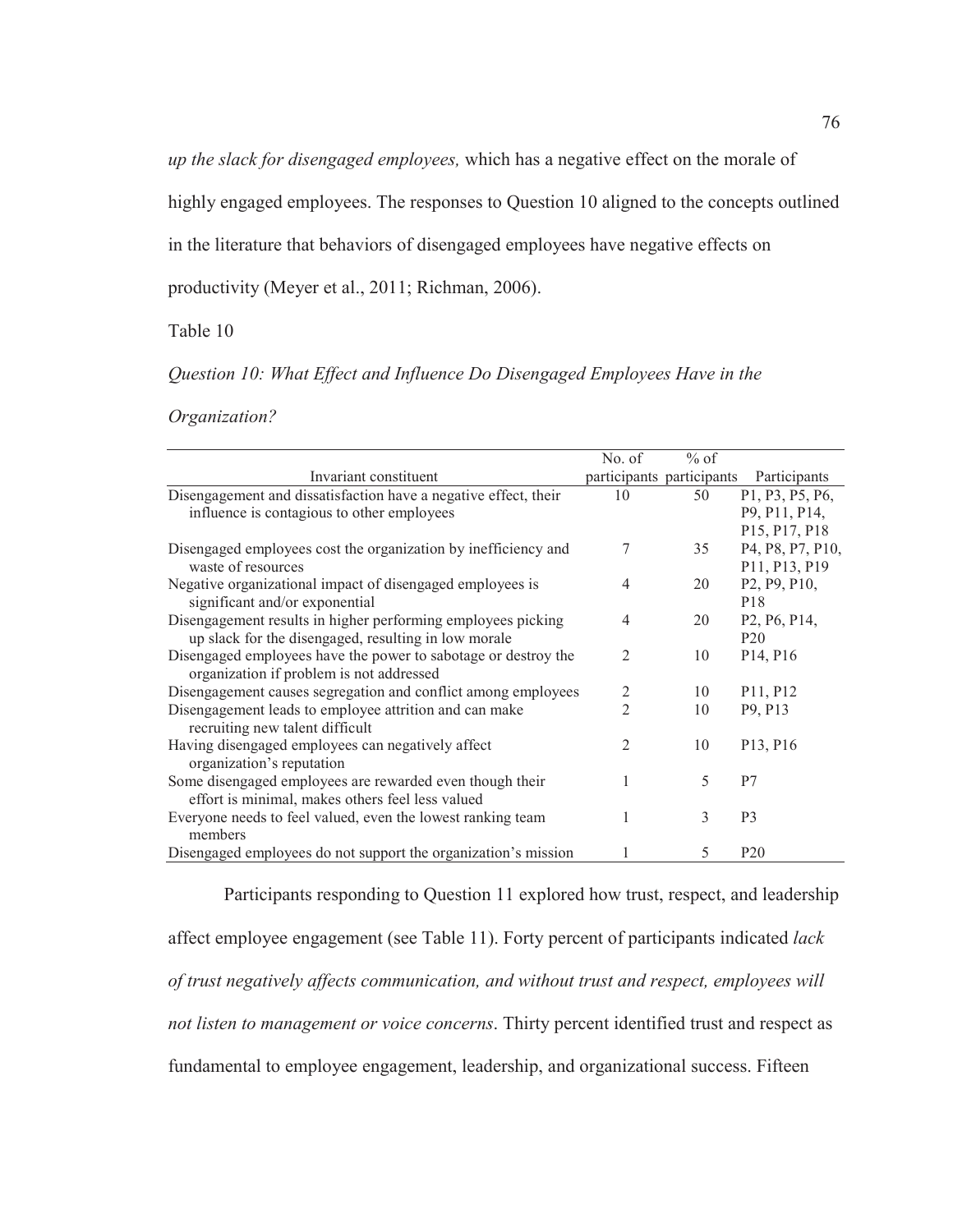*up the slack for disengaged employees,* which has a negative effect on the morale of highly engaged employees. The responses to Question 10 aligned to the concepts outlined in the literature that behaviors of disengaged employees have negative effects on productivity (Meyer et al., 2011; Richman, 2006).

Table 10

*Question 10: What Effect and Influence Do Disengaged Employees Have in the Organization?*

| Invariant constituent | No. of participants | % of participants | Participants |
|---|---|---|---|
| Disengagement and dissatisfaction have a negative effect, their influence is contagious to other employees | 10 | 50 | P1, P3, P5, P6, P9, P11, P14, P15, P17, P18 |
| Disengaged employees cost the organization by inefficiency and waste of resources | 7 | 35 | P4, P8, P7, P10, P11, P13, P19 |
| Negative organizational impact of disengaged employees is significant and/or exponential | 4 | 20 | P2, P9, P10, P18 |
| Disengagement results in higher performing employees picking up slack for the disengaged, resulting in low morale | 4 | 20 | P2, P6, P14, P20 |
| Disengaged employees have the power to sabotage or destroy the organization if problem is not addressed | 2 | 10 | P14, P16 |
| Disengagement causes segregation and conflict among employees | 2 | 10 | P11, P12 |
| Disengagement leads to employee attrition and can make recruiting new talent difficult | 2 | 10 | P9, P13 |
| Having disengaged employees can negatively affect organization's reputation | 2 | 10 | P13, P16 |
| Some disengaged employees are rewarded even though their effort is minimal, makes others feel less valued | 1 | 5 | P7 |
| Everyone needs to feel valued, even the lowest ranking team members | 1 | 3 | P3 |
| Disengaged employees do not support the organization's mission | 1 | 5 | P20 |

Participants responding to Question 11 explored how trust, respect, and leadership affect employee engagement (see Table 11). Forty percent of participants indicated *lack of trust negatively affects communication, and without trust and respect, employees will not listen to management or voice concerns*. Thirty percent identified trust and respect as fundamental to employee engagement, leadership, and organizational success. Fifteen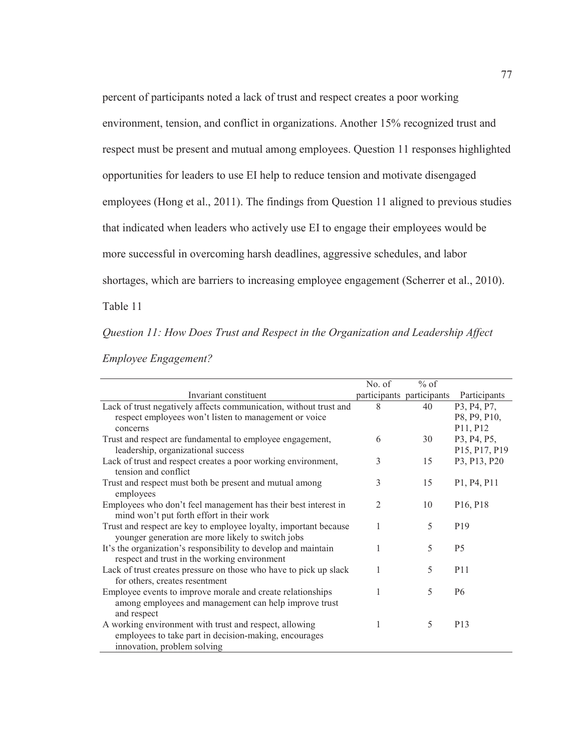percent of participants noted a lack of trust and respect creates a poor working environment, tension, and conflict in organizations. Another 15% recognized trust and respect must be present and mutual among employees. Question 11 responses highlighted opportunities for leaders to use EI help to reduce tension and motivate disengaged employees (Hong et al., 2011). The findings from Question 11 aligned to previous studies that indicated when leaders who actively use EI to engage their employees would be more successful in overcoming harsh deadlines, aggressive schedules, and labor shortages, which are barriers to increasing employee engagement (Scherrer et al., 2010).

Table 11

*Question 11: How Does Trust and Respect in the Organization and Leadership Affect Employee Engagement?*

| Invariant constituent | No. of participants | % of participants | Participants |
|---|---|---|---|
| Lack of trust negatively affects communication, without trust and respect employees won't listen to management or voice concerns | 8 | 40 | P3, P4, P7, P8, P9, P10, P11, P12 |
| Trust and respect are fundamental to employee engagement, leadership, organizational success | 6 | 30 | P3, P4, P5, P15, P17, P19 |
| Lack of trust and respect creates a poor working environment, tension and conflict | 3 | 15 | P3, P13, P20 |
| Trust and respect must both be present and mutual among employees | 3 | 15 | P1, P4, P11 |
| Employees who don't feel management has their best interest in mind won't put forth effort in their work | 2 | 10 | P16, P18 |
| Trust and respect are key to employee loyalty, important because younger generation are more likely to switch jobs | 1 | 5 | P19 |
| It's the organization's responsibility to develop and maintain respect and trust in the working environment | 1 | 5 | P5 |
| Lack of trust creates pressure on those who have to pick up slack for others, creates resentment | 1 | 5 | P11 |
| Employee events to improve morale and create relationships among employees and management can help improve trust and respect | 1 | 5 | P6 |
| A working environment with trust and respect, allowing employees to take part in decision-making, encourages innovation, problem solving | 1 | 5 | P13 |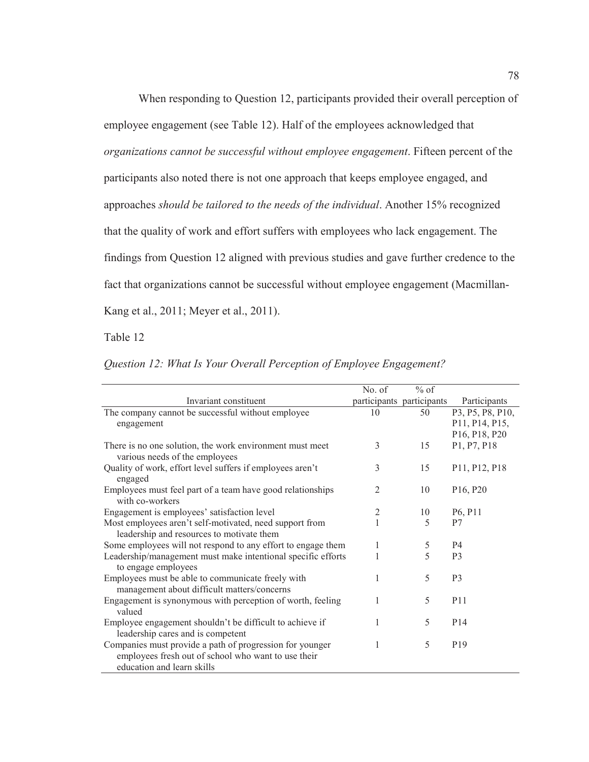When responding to Question 12, participants provided their overall perception of employee engagement (see Table 12). Half of the employees acknowledged that *organizations cannot be successful without employee engagement*. Fifteen percent of the participants also noted there is not one approach that keeps employee engaged, and approaches *should be tailored to the needs of the individual*. Another 15% recognized that the quality of work and effort suffers with employees who lack engagement. The findings from Question 12 aligned with previous studies and gave further credence to the fact that organizations cannot be successful without employee engagement (Macmillan-Kang et al., 2011; Meyer et al., 2011).

Table 12

*Question 12: What Is Your Overall Perception of Employee Engagement?*

| Invariant constituent | No. of participants | % of participants | Participants |
|---|---|---|---|
| The company cannot be successful without employee engagement | 10 | 50 | P3, P5, P8, P10, P11, P14, P15, P16, P18, P20 |
| There is no one solution, the work environment must meet various needs of the employees | 3 | 15 | P1, P7, P18 |
| Quality of work, effort level suffers if employees aren't engaged | 3 | 15 | P11, P12, P18 |
| Employees must feel part of a team have good relationships with co-workers | 2 | 10 | P16, P20 |
| Engagement is employees' satisfaction level | 2 | 10 | P6, P11 |
| Most employees aren't self-motivated, need support from leadership and resources to motivate them | 1 | 5 | P7 |
| Some employees will not respond to any effort to engage them | 1 | 5 | P4 |
| Leadership/management must make intentional specific efforts to engage employees | 1 | 5 | P3 |
| Employees must be able to communicate freely with management about difficult matters/concerns | 1 | 5 | P3 |
| Engagement is synonymous with perception of worth, feeling valued | 1 | 5 | P11 |
| Employee engagement shouldn't be difficult to achieve if leadership cares and is competent | 1 | 5 | P14 |
| Companies must provide a path of progression for younger employees fresh out of school who want to use their education and learn skills | 1 | 5 | P19 |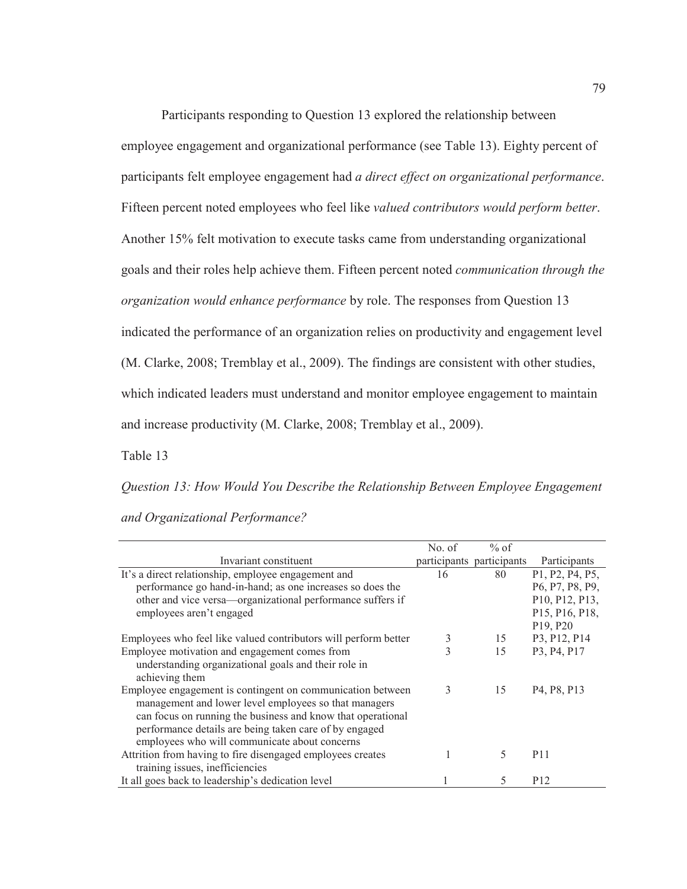Participants responding to Question 13 explored the relationship between employee engagement and organizational performance (see Table 13). Eighty percent of participants felt employee engagement had *a direct effect on organizational performance*. Fifteen percent noted employees who feel like *valued contributors would perform better*. Another 15% felt motivation to execute tasks came from understanding organizational goals and their roles help achieve them. Fifteen percent noted *communication through the organization would enhance performance* by role. The responses from Question 13 indicated the performance of an organization relies on productivity and engagement level (M. Clarke, 2008; Tremblay et al., 2009). The findings are consistent with other studies, which indicated leaders must understand and monitor employee engagement to maintain and increase productivity (M. Clarke, 2008; Tremblay et al., 2009).

Table 13

*Question 13: How Would You Describe the Relationship Between Employee Engagement and Organizational Performance?*

| Invariant constituent | No. of participants | % of participants | Participants |
|---|---|---|---|
| It's a direct relationship, employee engagement and performance go hand-in-hand; as one increases so does the other and vice versa—organizational performance suffers if employees aren't engaged | 16 | 80 | P1, P2, P4, P5, P6, P7, P8, P9, P10, P12, P13, P15, P16, P18, P19, P20 |
| Employees who feel like valued contributors will perform better | 3 | 15 | P3, P12, P14 |
| Employee motivation and engagement comes from understanding organizational goals and their role in achieving them | 3 | 15 | P3, P4, P17 |
| Employee engagement is contingent on communication between management and lower level employees so that managers can focus on running the business and know that operational performance details are being taken care of by engaged employees who will communicate about concerns | 3 | 15 | P4, P8, P13 |
| Attrition from having to fire disengaged employees creates training issues, inefficiencies | 1 | 5 | P11 |
| It all goes back to leadership's dedication level | 1 | 5 | P12 |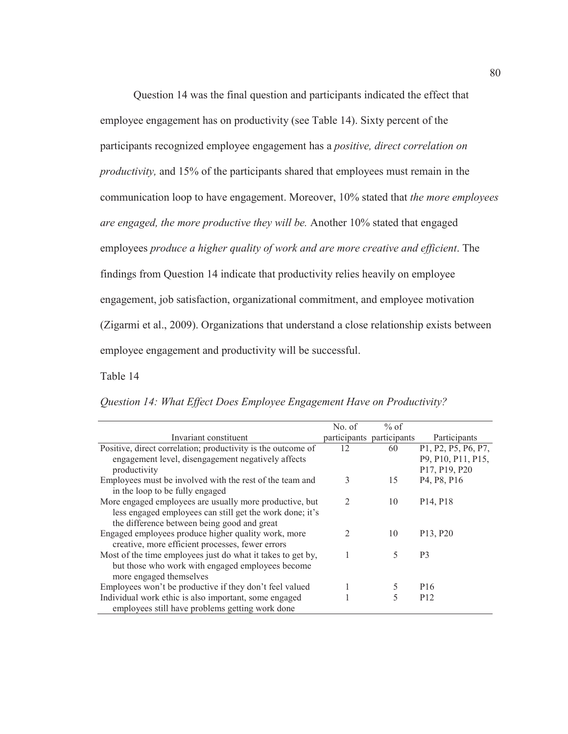Question 14 was the final question and participants indicated the effect that employee engagement has on productivity (see Table 14). Sixty percent of the participants recognized employee engagement has a *positive, direct correlation on productivity,* and 15% of the participants shared that employees must remain in the communication loop to have engagement. Moreover, 10% stated that *the more employees are engaged, the more productive they will be.* Another 10% stated that engaged employees *produce a higher quality of work and are more creative and efficient*. The findings from Question 14 indicate that productivity relies heavily on employee engagement, job satisfaction, organizational commitment, and employee motivation (Zigarmi et al., 2009). Organizations that understand a close relationship exists between employee engagement and productivity will be successful.

Table 14

*Question 14: What Effect Does Employee Engagement Have on Productivity?*

| Invariant constituent | No. of participants | % of participants | Participants |
|---|---|---|---|
| Positive, direct correlation; productivity is the outcome of engagement level, disengagement negatively affects productivity | 12 | 60 | P1, P2, P5, P6, P7, P9, P10, P11, P15, P17, P19, P20 |
| Employees must be involved with the rest of the team and in the loop to be fully engaged | 3 | 15 | P4, P8, P16 |
| More engaged employees are usually more productive, but less engaged employees can still get the work done; it's the difference between being good and great | 2 | 10 | P14, P18 |
| Engaged employees produce higher quality work, more creative, more efficient processes, fewer errors | 2 | 10 | P13, P20 |
| Most of the time employees just do what it takes to get by, but those who work with engaged employees become more engaged themselves | 1 | 5 | P3 |
| Employees won't be productive if they don't feel valued | 1 | 5 | P16 |
| Individual work ethic is also important, some engaged employees still have problems getting work done | 1 | 5 | P12 |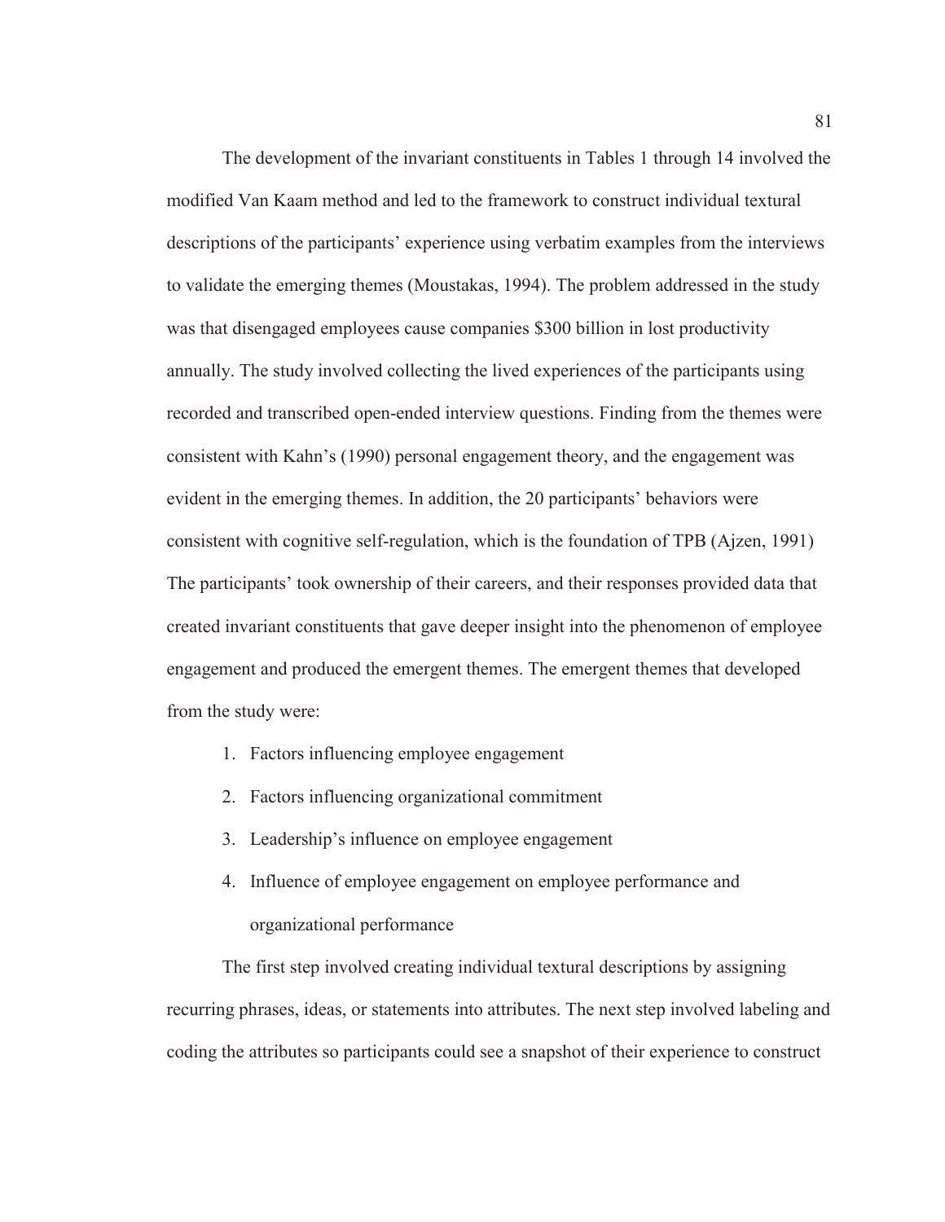The development of the invariant constituents in Tables 1 through 14 involved the modified Van Kaam method and led to the framework to construct individual textural descriptions of the participants' experience using verbatim examples from the interviews to validate the emerging themes (Moustakas, 1994). The problem addressed in the study was that disengaged employees cause companies $300 billion in lost productivity annually. The study involved collecting the lived experiences of the participants using recorded and transcribed open-ended interview questions. Finding from the themes were consistent with Kahn's (1990) personal engagement theory, and the engagement was evident in the emerging themes. In addition, the 20 participants' behaviors were consistent with cognitive self-regulation, which is the foundation of TPB (Ajzen, 1991) The participants' took ownership of their careers, and their responses provided data that created invariant constituents that gave deeper insight into the phenomenon of employee engagement and produced the emergent themes. The emergent themes that developed from the study were:

1. Factors influencing employee engagement
2. Factors influencing organizational commitment
3. Leadership's influence on employee engagement
4. Influence of employee engagement on employee performance and organizational performance

The first step involved creating individual textural descriptions by assigning recurring phrases, ideas, or statements into attributes. The next step involved labeling and coding the attributes so participants could see a snapshot of their experience to construct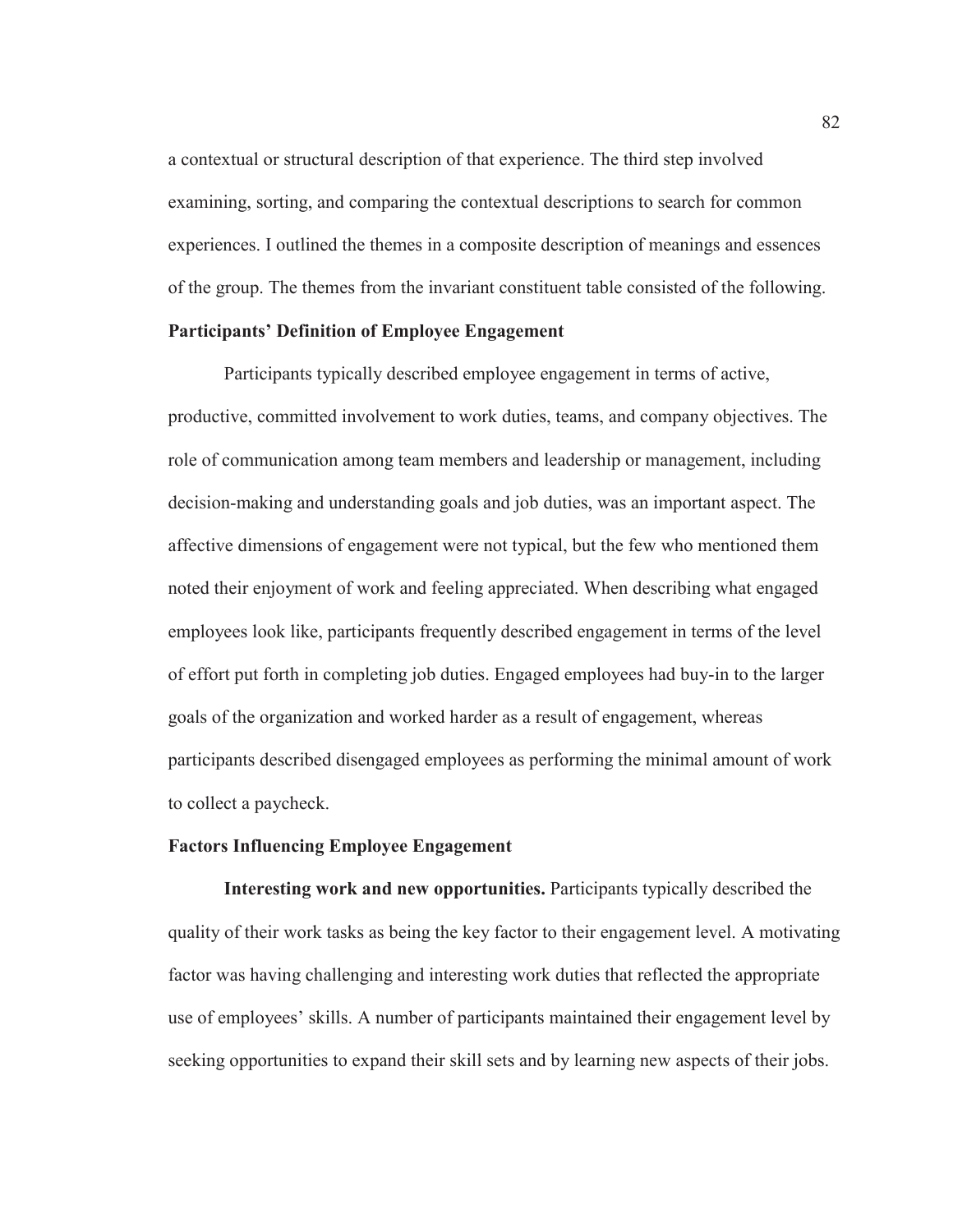a contextual or structural description of that experience. The third step involved examining, sorting, and comparing the contextual descriptions to search for common experiences. I outlined the themes in a composite description of meanings and essences of the group. The themes from the invariant constituent table consisted of the following.

## Participants' Definition of Employee Engagement

Participants typically described employee engagement in terms of active, productive, committed involvement to work duties, teams, and company objectives. The role of communication among team members and leadership or management, including decision-making and understanding goals and job duties, was an important aspect. The affective dimensions of engagement were not typical, but the few who mentioned them noted their enjoyment of work and feeling appreciated. When describing what engaged employees look like, participants frequently described engagement in terms of the level of effort put forth in completing job duties. Engaged employees had buy-in to the larger goals of the organization and worked harder as a result of engagement, whereas participants described disengaged employees as performing the minimal amount of work to collect a paycheck.

## Factors Influencing Employee Engagement

**Interesting work and new opportunities.** Participants typically described the quality of their work tasks as being the key factor to their engagement level. A motivating factor was having challenging and interesting work duties that reflected the appropriate use of employees' skills. A number of participants maintained their engagement level by seeking opportunities to expand their skill sets and by learning new aspects of their jobs.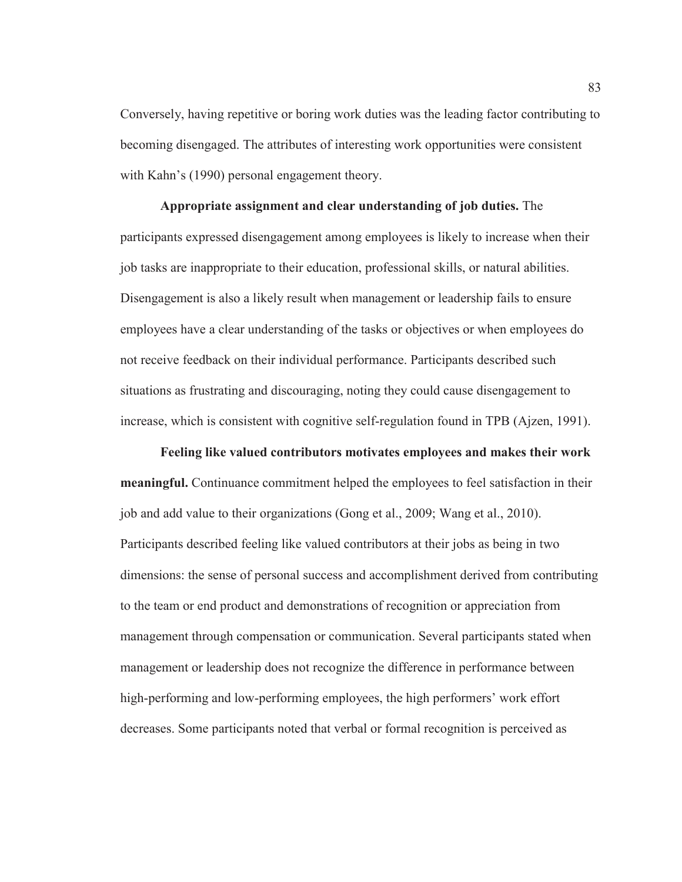Conversely, having repetitive or boring work duties was the leading factor contributing to becoming disengaged. The attributes of interesting work opportunities were consistent with Kahn's (1990) personal engagement theory.

**Appropriate assignment and clear understanding of job duties.** The participants expressed disengagement among employees is likely to increase when their job tasks are inappropriate to their education, professional skills, or natural abilities. Disengagement is also a likely result when management or leadership fails to ensure employees have a clear understanding of the tasks or objectives or when employees do not receive feedback on their individual performance. Participants described such situations as frustrating and discouraging, noting they could cause disengagement to increase, which is consistent with cognitive self-regulation found in TPB (Ajzen, 1991).

**Feeling like valued contributors motivates employees and makes their work meaningful.** Continuance commitment helped the employees to feel satisfaction in their job and add value to their organizations (Gong et al., 2009; Wang et al., 2010). Participants described feeling like valued contributors at their jobs as being in two dimensions: the sense of personal success and accomplishment derived from contributing to the team or end product and demonstrations of recognition or appreciation from management through compensation or communication. Several participants stated when management or leadership does not recognize the difference in performance between high-performing and low-performing employees, the high performers' work effort decreases. Some participants noted that verbal or formal recognition is perceived as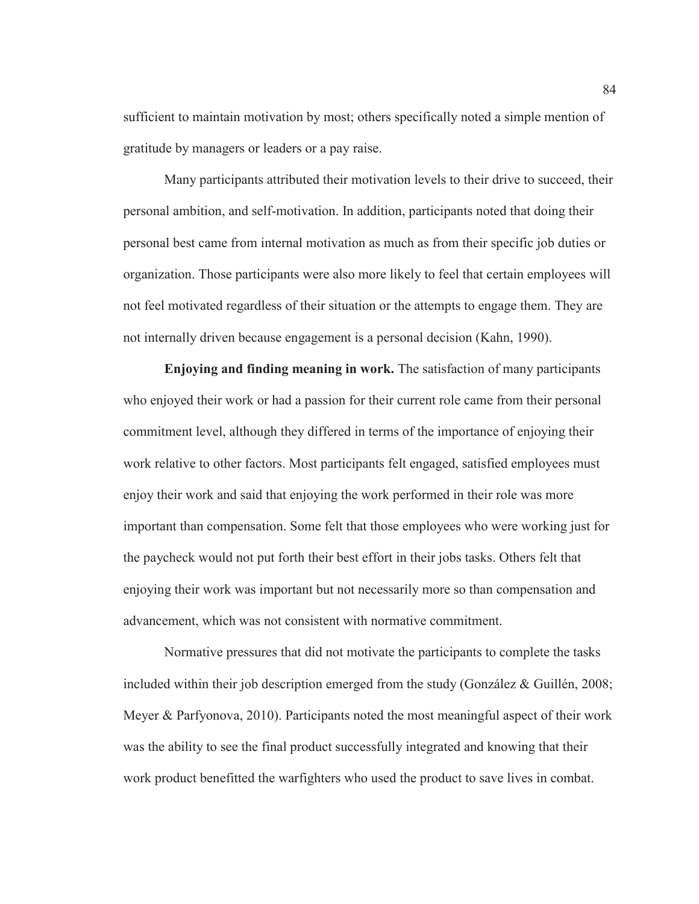sufficient to maintain motivation by most; others specifically noted a simple mention of gratitude by managers or leaders or a pay raise.

Many participants attributed their motivation levels to their drive to succeed, their personal ambition, and self-motivation. In addition, participants noted that doing their personal best came from internal motivation as much as from their specific job duties or organization. Those participants were also more likely to feel that certain employees will not feel motivated regardless of their situation or the attempts to engage them. They are not internally driven because engagement is a personal decision (Kahn, 1990).

**Enjoying and finding meaning in work.** The satisfaction of many participants who enjoyed their work or had a passion for their current role came from their personal commitment level, although they differed in terms of the importance of enjoying their work relative to other factors. Most participants felt engaged, satisfied employees must enjoy their work and said that enjoying the work performed in their role was more important than compensation. Some felt that those employees who were working just for the paycheck would not put forth their best effort in their jobs tasks. Others felt that enjoying their work was important but not necessarily more so than compensation and advancement, which was not consistent with normative commitment.

Normative pressures that did not motivate the participants to complete the tasks included within their job description emerged from the study (González & Guillén, 2008; Meyer & Parfyonova, 2010). Participants noted the most meaningful aspect of their work was the ability to see the final product successfully integrated and knowing that their work product benefitted the warfighters who used the product to save lives in combat.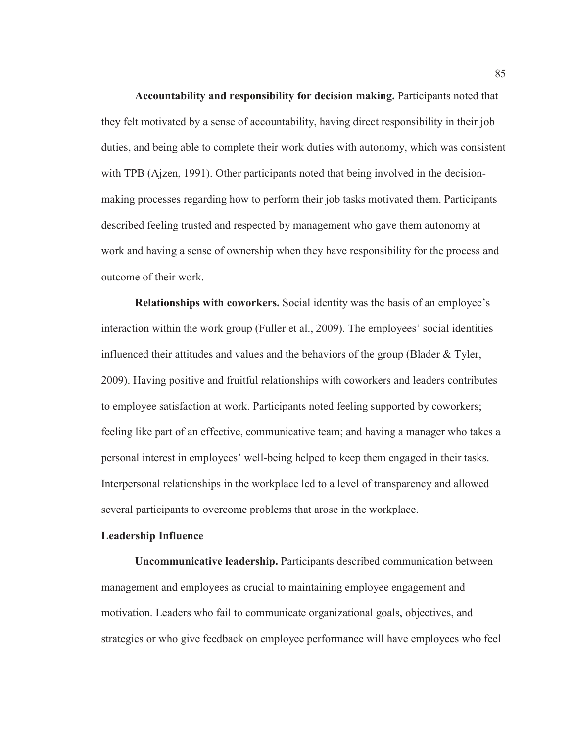**Accountability and responsibility for decision making.** Participants noted that they felt motivated by a sense of accountability, having direct responsibility in their job duties, and being able to complete their work duties with autonomy, which was consistent with TPB (Ajzen, 1991). Other participants noted that being involved in the decision-making processes regarding how to perform their job tasks motivated them. Participants described feeling trusted and respected by management who gave them autonomy at work and having a sense of ownership when they have responsibility for the process and outcome of their work.

**Relationships with coworkers.** Social identity was the basis of an employee's interaction within the work group (Fuller et al., 2009). The employees' social identities influenced their attitudes and values and the behaviors of the group (Blader & Tyler, 2009). Having positive and fruitful relationships with coworkers and leaders contributes to employee satisfaction at work. Participants noted feeling supported by coworkers; feeling like part of an effective, communicative team; and having a manager who takes a personal interest in employees' well-being helped to keep them engaged in their tasks. Interpersonal relationships in the workplace led to a level of transparency and allowed several participants to overcome problems that arose in the workplace.

### Leadership Influence

**Uncommunicative leadership.** Participants described communication between management and employees as crucial to maintaining employee engagement and motivation. Leaders who fail to communicate organizational goals, objectives, and strategies or who give feedback on employee performance will have employees who feel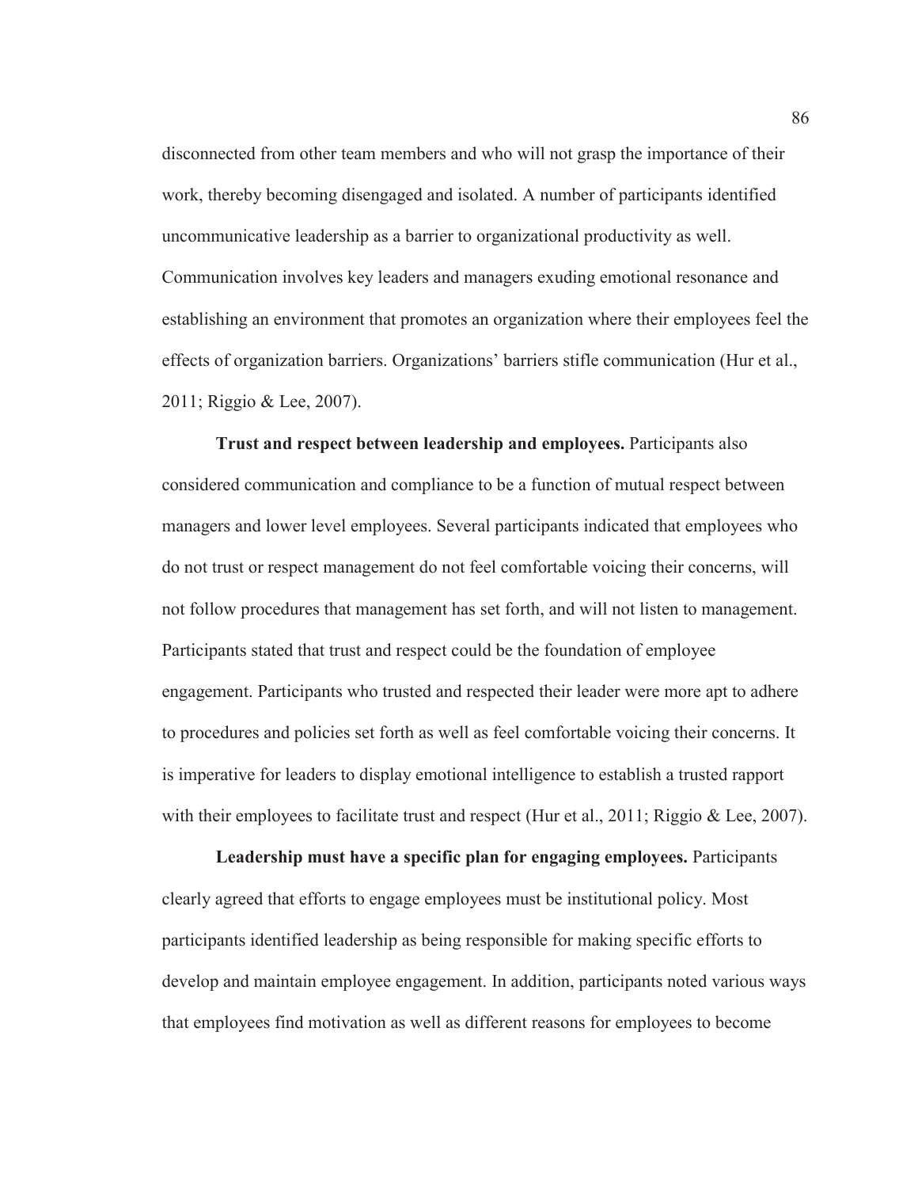disconnected from other team members and who will not grasp the importance of their work, thereby becoming disengaged and isolated. A number of participants identified uncommunicative leadership as a barrier to organizational productivity as well. Communication involves key leaders and managers exuding emotional resonance and establishing an environment that promotes an organization where their employees feel the effects of organization barriers. Organizations' barriers stifle communication (Hur et al., 2011; Riggio & Lee, 2007).

**Trust and respect between leadership and employees.** Participants also considered communication and compliance to be a function of mutual respect between managers and lower level employees. Several participants indicated that employees who do not trust or respect management do not feel comfortable voicing their concerns, will not follow procedures that management has set forth, and will not listen to management. Participants stated that trust and respect could be the foundation of employee engagement. Participants who trusted and respected their leader were more apt to adhere to procedures and policies set forth as well as feel comfortable voicing their concerns. It is imperative for leaders to display emotional intelligence to establish a trusted rapport with their employees to facilitate trust and respect (Hur et al., 2011; Riggio & Lee, 2007).

**Leadership must have a specific plan for engaging employees.** Participants clearly agreed that efforts to engage employees must be institutional policy. Most participants identified leadership as being responsible for making specific efforts to develop and maintain employee engagement. In addition, participants noted various ways that employees find motivation as well as different reasons for employees to become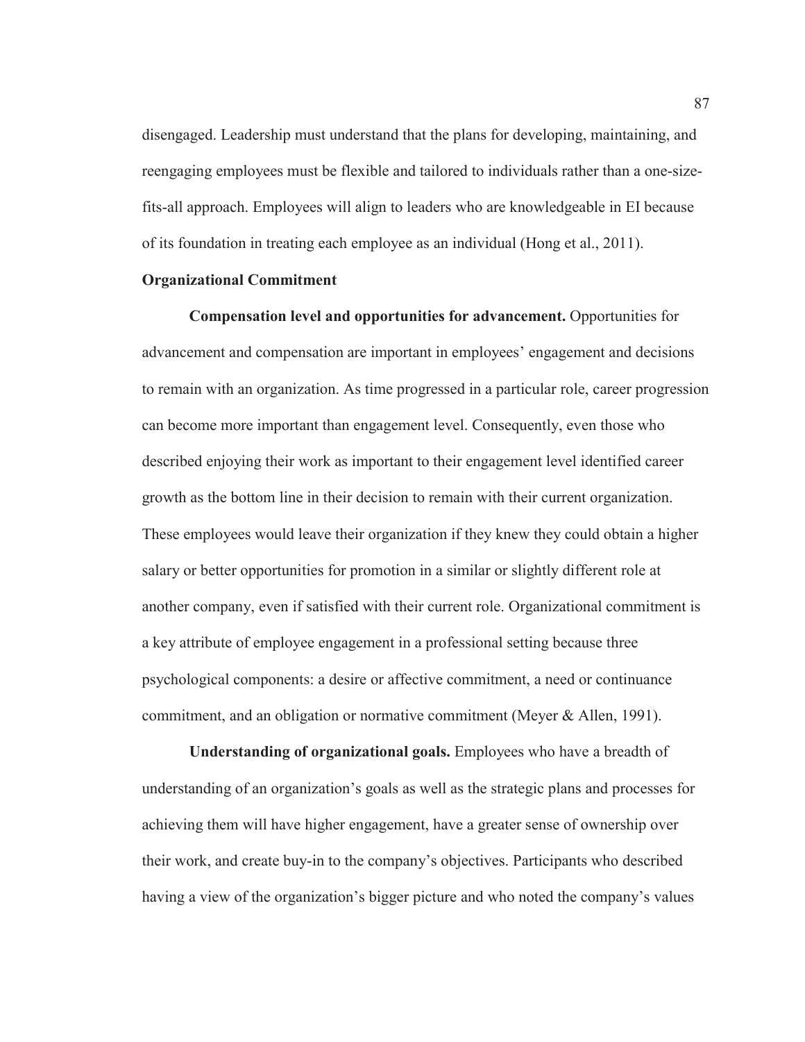disengaged. Leadership must understand that the plans for developing, maintaining, and reengaging employees must be flexible and tailored to individuals rather than a one-size-fits-all approach. Employees will align to leaders who are knowledgeable in EI because of its foundation in treating each employee as an individual (Hong et al., 2011).

## Organizational Commitment

**Compensation level and opportunities for advancement.** Opportunities for advancement and compensation are important in employees' engagement and decisions to remain with an organization. As time progressed in a particular role, career progression can become more important than engagement level. Consequently, even those who described enjoying their work as important to their engagement level identified career growth as the bottom line in their decision to remain with their current organization. These employees would leave their organization if they knew they could obtain a higher salary or better opportunities for promotion in a similar or slightly different role at another company, even if satisfied with their current role. Organizational commitment is a key attribute of employee engagement in a professional setting because three psychological components: a desire or affective commitment, a need or continuance commitment, and an obligation or normative commitment (Meyer & Allen, 1991).

**Understanding of organizational goals.** Employees who have a breadth of understanding of an organization's goals as well as the strategic plans and processes for achieving them will have higher engagement, have a greater sense of ownership over their work, and create buy-in to the company's objectives. Participants who described having a view of the organization's bigger picture and who noted the company's values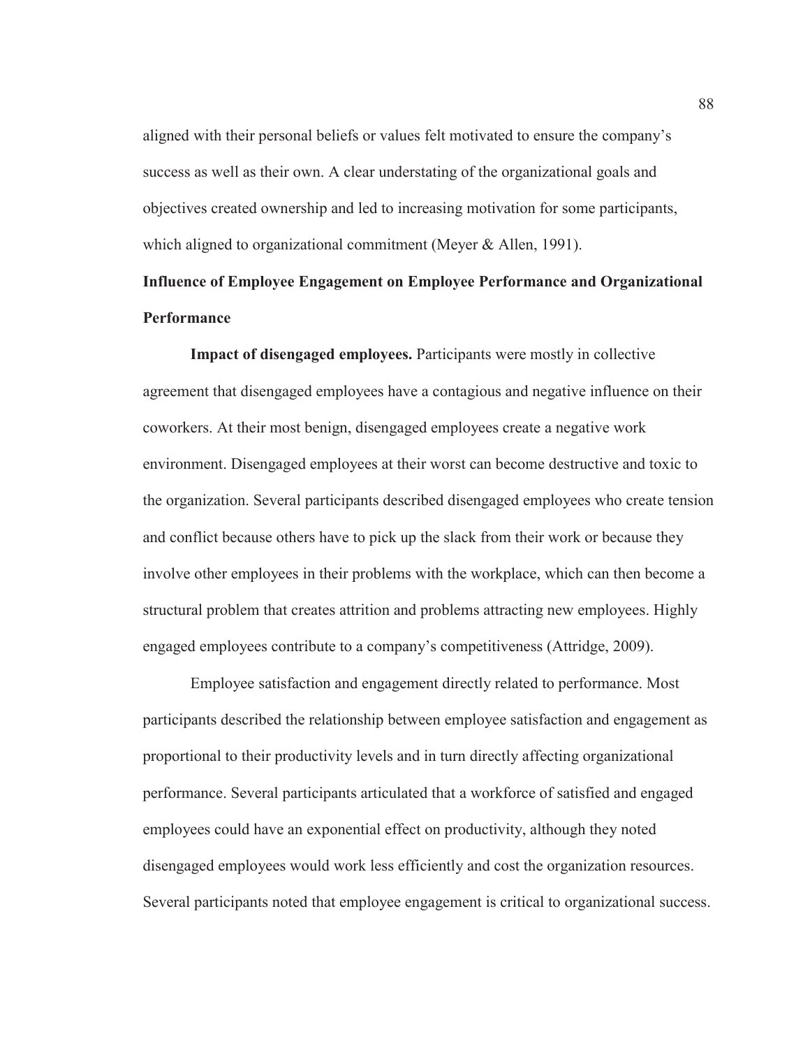aligned with their personal beliefs or values felt motivated to ensure the company's success as well as their own. A clear understating of the organizational goals and objectives created ownership and led to increasing motivation for some participants, which aligned to organizational commitment (Meyer & Allen, 1991).

## Influence of Employee Engagement on Employee Performance and Organizational Performance

**Impact of disengaged employees.** Participants were mostly in collective agreement that disengaged employees have a contagious and negative influence on their coworkers. At their most benign, disengaged employees create a negative work environment. Disengaged employees at their worst can become destructive and toxic to the organization. Several participants described disengaged employees who create tension and conflict because others have to pick up the slack from their work or because they involve other employees in their problems with the workplace, which can then become a structural problem that creates attrition and problems attracting new employees. Highly engaged employees contribute to a company's competitiveness (Attridge, 2009).

Employee satisfaction and engagement directly related to performance. Most participants described the relationship between employee satisfaction and engagement as proportional to their productivity levels and in turn directly affecting organizational performance. Several participants articulated that a workforce of satisfied and engaged employees could have an exponential effect on productivity, although they noted disengaged employees would work less efficiently and cost the organization resources. Several participants noted that employee engagement is critical to organizational success.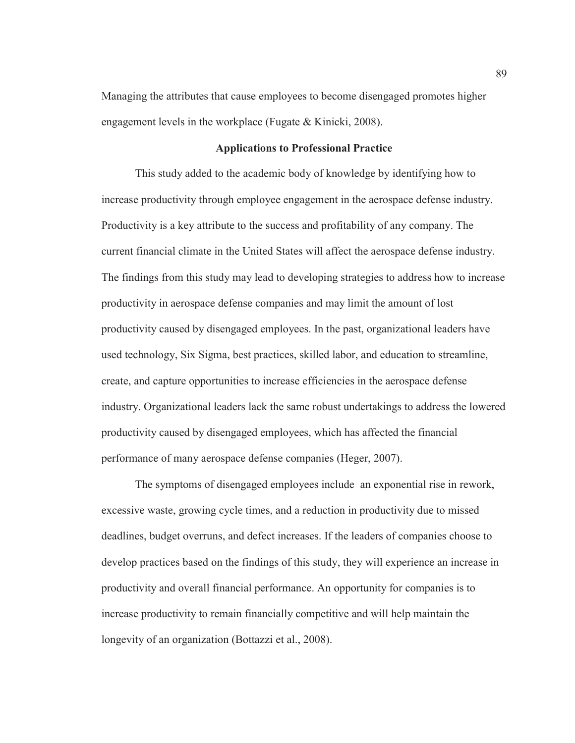Managing the attributes that cause employees to become disengaged promotes higher engagement levels in the workplace (Fugate & Kinicki, 2008).

## Applications to Professional Practice

This study added to the academic body of knowledge by identifying how to increase productivity through employee engagement in the aerospace defense industry. Productivity is a key attribute to the success and profitability of any company. The current financial climate in the United States will affect the aerospace defense industry. The findings from this study may lead to developing strategies to address how to increase productivity in aerospace defense companies and may limit the amount of lost productivity caused by disengaged employees. In the past, organizational leaders have used technology, Six Sigma, best practices, skilled labor, and education to streamline, create, and capture opportunities to increase efficiencies in the aerospace defense industry. Organizational leaders lack the same robust undertakings to address the lowered productivity caused by disengaged employees, which has affected the financial performance of many aerospace defense companies (Heger, 2007).

The symptoms of disengaged employees include an exponential rise in rework, excessive waste, growing cycle times, and a reduction in productivity due to missed deadlines, budget overruns, and defect increases. If the leaders of companies choose to develop practices based on the findings of this study, they will experience an increase in productivity and overall financial performance. An opportunity for companies is to increase productivity to remain financially competitive and will help maintain the longevity of an organization (Bottazzi et al., 2008).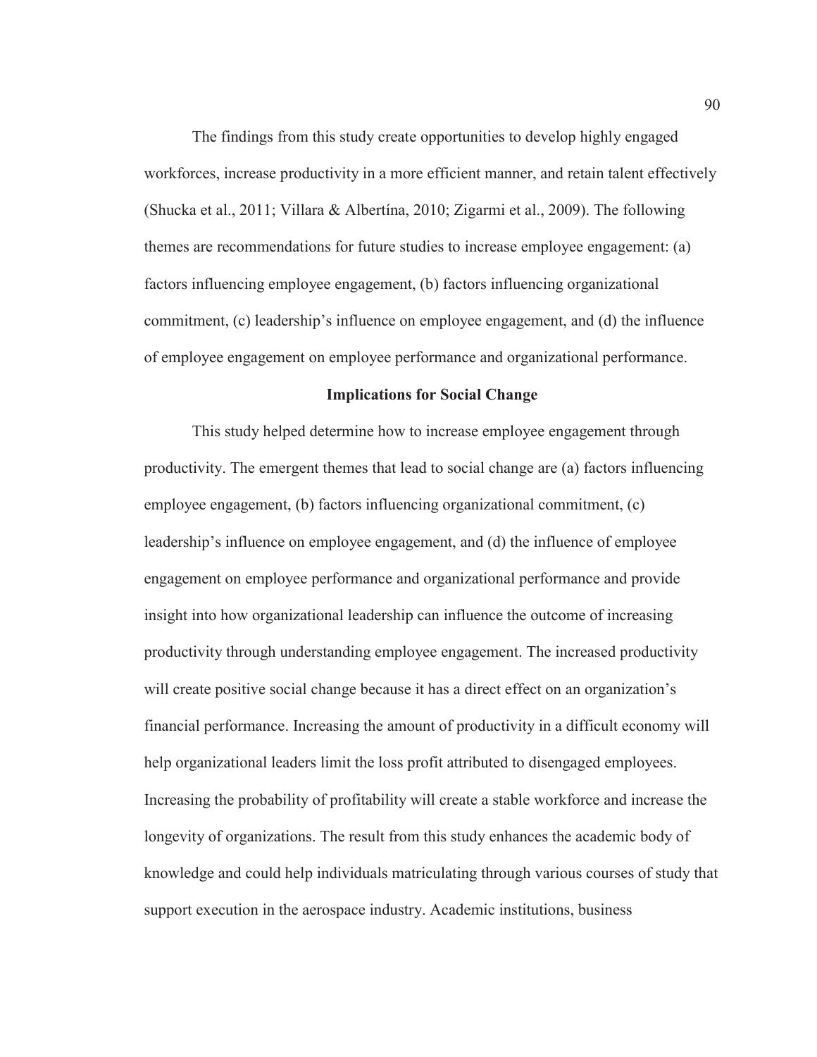The findings from this study create opportunities to develop highly engaged workforces, increase productivity in a more efficient manner, and retain talent effectively (Shucka et al., 2011; Villara & Albertína, 2010; Zigarmi et al., 2009). The following themes are recommendations for future studies to increase employee engagement: (a) factors influencing employee engagement, (b) factors influencing organizational commitment, (c) leadership's influence on employee engagement, and (d) the influence of employee engagement on employee performance and organizational performance.

## Implications for Social Change

This study helped determine how to increase employee engagement through productivity. The emergent themes that lead to social change are (a) factors influencing employee engagement, (b) factors influencing organizational commitment, (c) leadership's influence on employee engagement, and (d) the influence of employee engagement on employee performance and organizational performance and provide insight into how organizational leadership can influence the outcome of increasing productivity through understanding employee engagement. The increased productivity will create positive social change because it has a direct effect on an organization's financial performance. Increasing the amount of productivity in a difficult economy will help organizational leaders limit the loss profit attributed to disengaged employees. Increasing the probability of profitability will create a stable workforce and increase the longevity of organizations. The result from this study enhances the academic body of knowledge and could help individuals matriculating through various courses of study that support execution in the aerospace industry. Academic institutions, business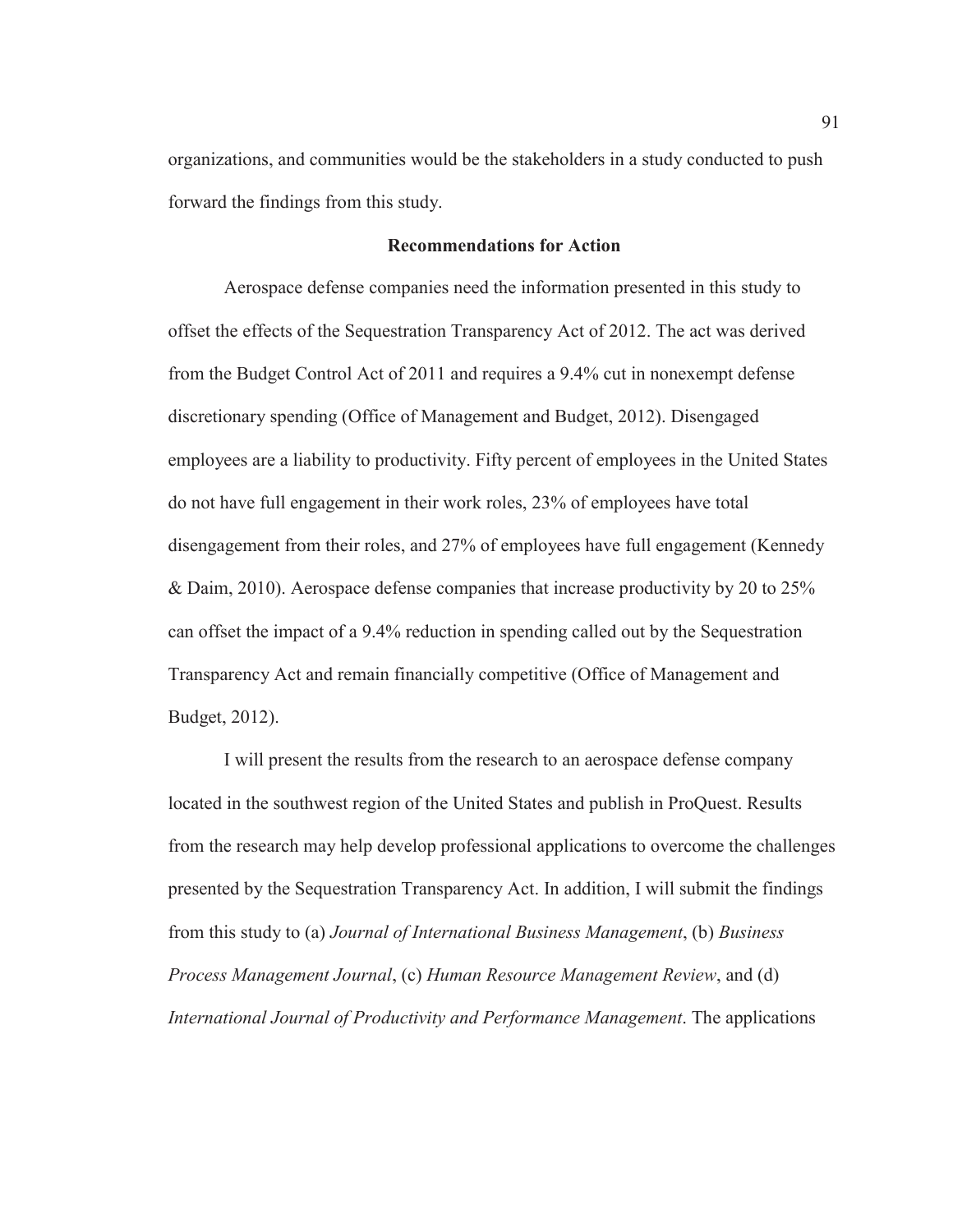organizations, and communities would be the stakeholders in a study conducted to push forward the findings from this study.

## Recommendations for Action

Aerospace defense companies need the information presented in this study to offset the effects of the Sequestration Transparency Act of 2012. The act was derived from the Budget Control Act of 2011 and requires a 9.4% cut in nonexempt defense discretionary spending (Office of Management and Budget, 2012). Disengaged employees are a liability to productivity. Fifty percent of employees in the United States do not have full engagement in their work roles, 23% of employees have total disengagement from their roles, and 27% of employees have full engagement (Kennedy & Daim, 2010). Aerospace defense companies that increase productivity by 20 to 25% can offset the impact of a 9.4% reduction in spending called out by the Sequestration Transparency Act and remain financially competitive (Office of Management and Budget, 2012).

I will present the results from the research to an aerospace defense company located in the southwest region of the United States and publish in ProQuest. Results from the research may help develop professional applications to overcome the challenges presented by the Sequestration Transparency Act. In addition, I will submit the findings from this study to (a) *Journal of International Business Management*, (b) *Business Process Management Journal*, (c) *Human Resource Management Review*, and (d) *International Journal of Productivity and Performance Management*. The applications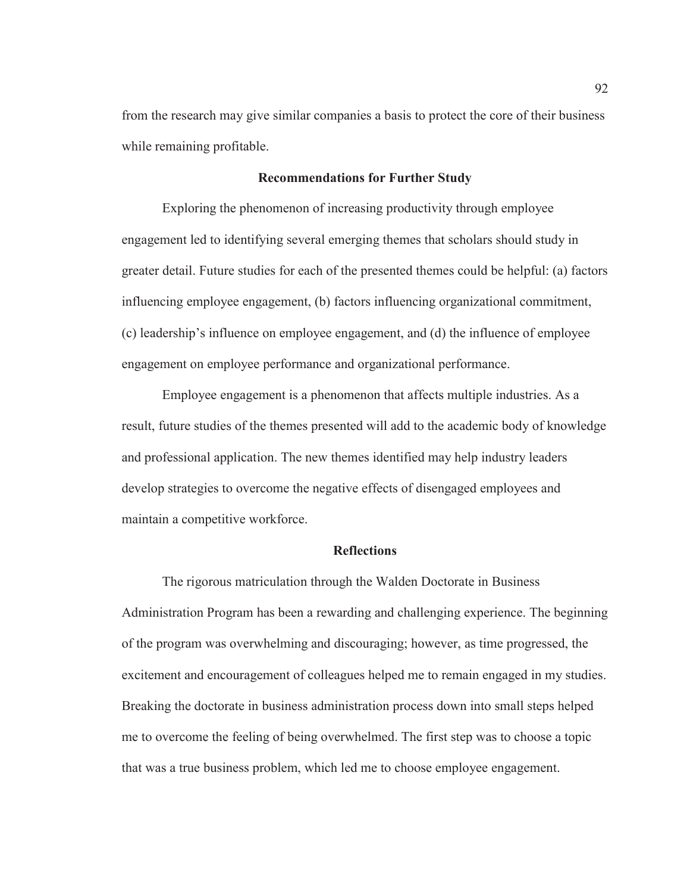from the research may give similar companies a basis to protect the core of their business while remaining profitable.

### Recommendations for Further Study

Exploring the phenomenon of increasing productivity through employee engagement led to identifying several emerging themes that scholars should study in greater detail. Future studies for each of the presented themes could be helpful: (a) factors influencing employee engagement, (b) factors influencing organizational commitment, (c) leadership's influence on employee engagement, and (d) the influence of employee engagement on employee performance and organizational performance.

Employee engagement is a phenomenon that affects multiple industries. As a result, future studies of the themes presented will add to the academic body of knowledge and professional application. The new themes identified may help industry leaders develop strategies to overcome the negative effects of disengaged employees and maintain a competitive workforce.

### Reflections

The rigorous matriculation through the Walden Doctorate in Business Administration Program has been a rewarding and challenging experience. The beginning of the program was overwhelming and discouraging; however, as time progressed, the excitement and encouragement of colleagues helped me to remain engaged in my studies. Breaking the doctorate in business administration process down into small steps helped me to overcome the feeling of being overwhelmed. The first step was to choose a topic that was a true business problem, which led me to choose employee engagement.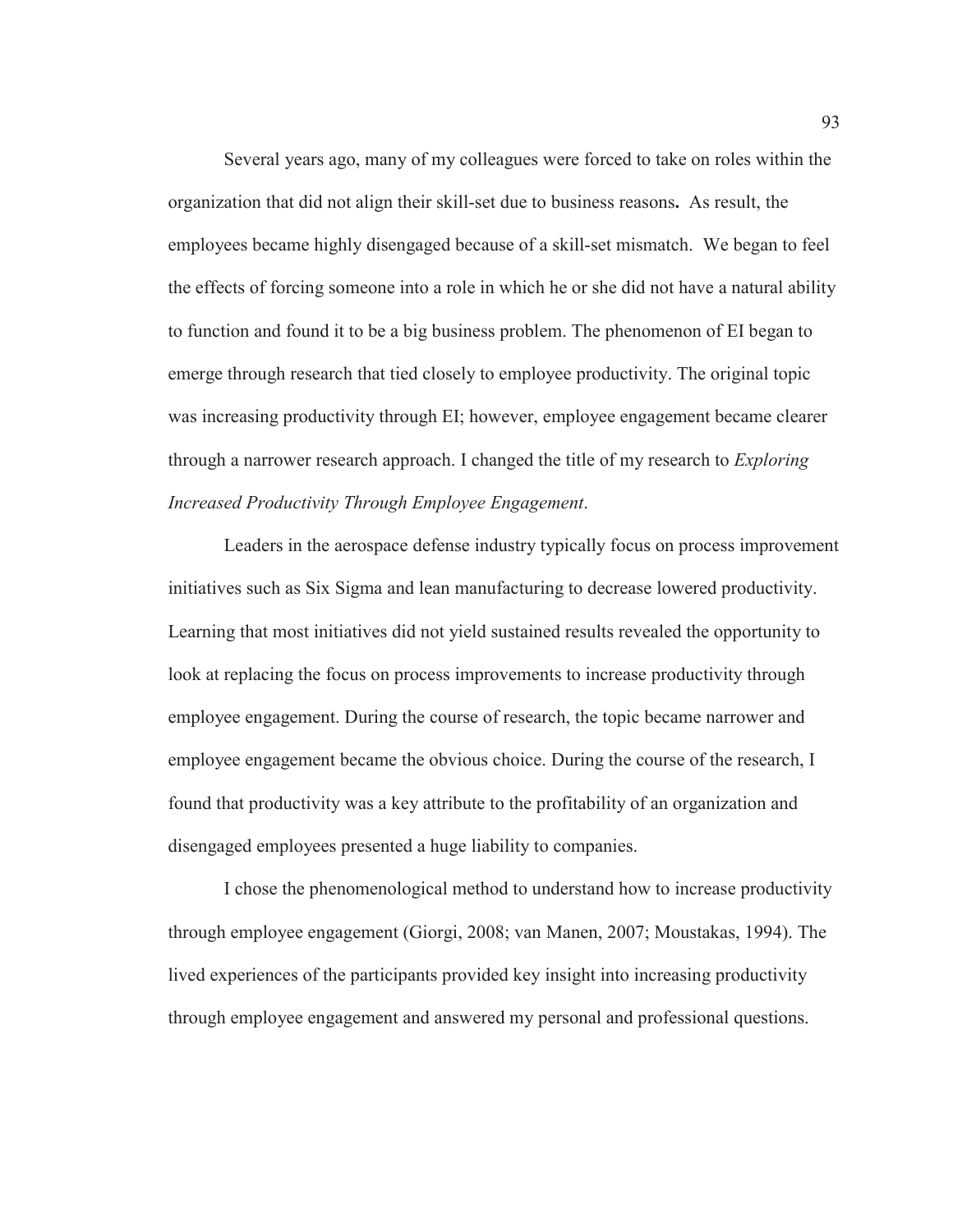Several years ago, many of my colleagues were forced to take on roles within the organization that did not align their skill-set due to business reasons**.** As result, the employees became highly disengaged because of a skill-set mismatch. We began to feel the effects of forcing someone into a role in which he or she did not have a natural ability to function and found it to be a big business problem. The phenomenon of EI began to emerge through research that tied closely to employee productivity. The original topic was increasing productivity through EI; however, employee engagement became clearer through a narrower research approach. I changed the title of my research to *Exploring Increased Productivity Through Employee Engagement*.

Leaders in the aerospace defense industry typically focus on process improvement initiatives such as Six Sigma and lean manufacturing to decrease lowered productivity. Learning that most initiatives did not yield sustained results revealed the opportunity to look at replacing the focus on process improvements to increase productivity through employee engagement. During the course of research, the topic became narrower and employee engagement became the obvious choice. During the course of the research, I found that productivity was a key attribute to the profitability of an organization and disengaged employees presented a huge liability to companies.

I chose the phenomenological method to understand how to increase productivity through employee engagement (Giorgi, 2008; van Manen, 2007; Moustakas, 1994). The lived experiences of the participants provided key insight into increasing productivity through employee engagement and answered my personal and professional questions.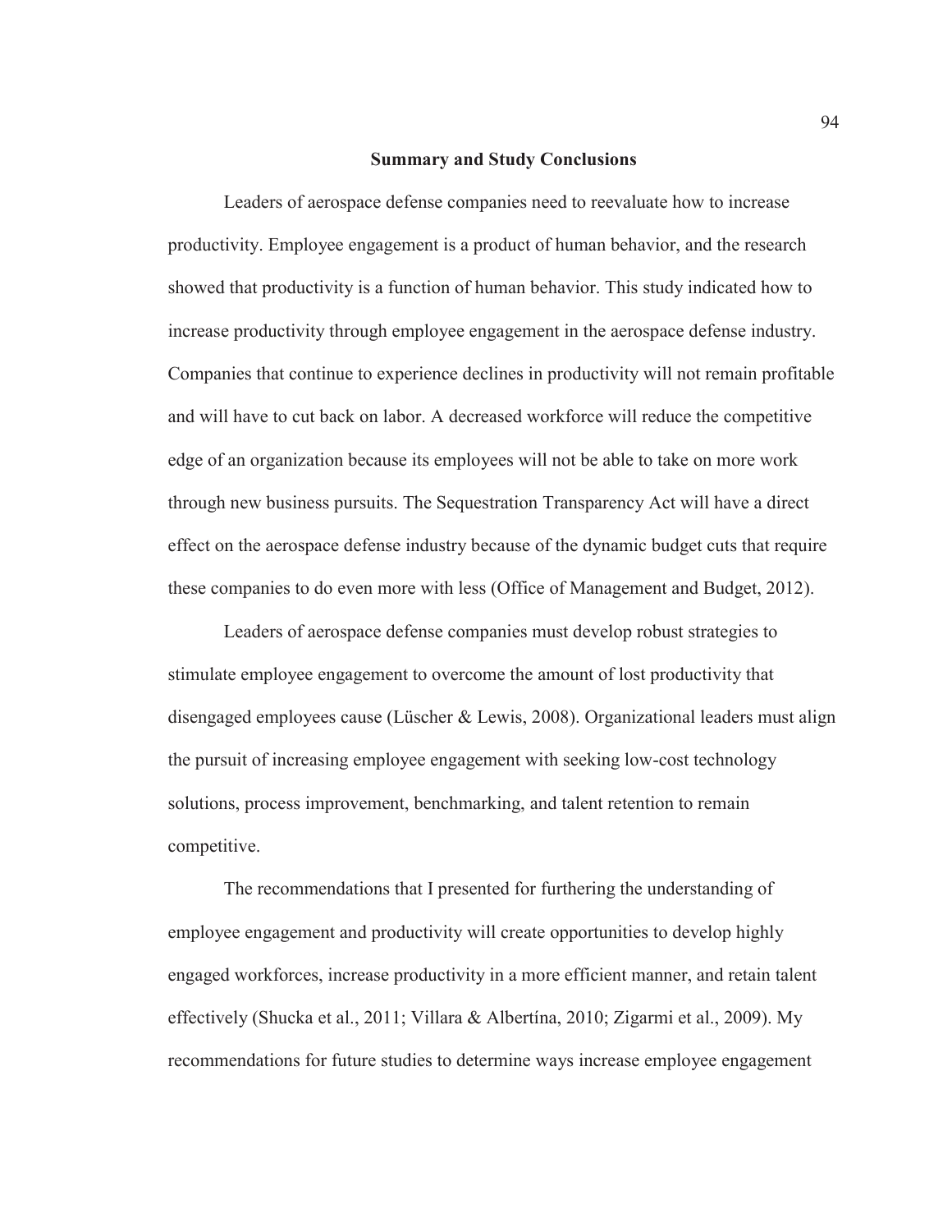## Summary and Study Conclusions

Leaders of aerospace defense companies need to reevaluate how to increase productivity. Employee engagement is a product of human behavior, and the research showed that productivity is a function of human behavior. This study indicated how to increase productivity through employee engagement in the aerospace defense industry. Companies that continue to experience declines in productivity will not remain profitable and will have to cut back on labor. A decreased workforce will reduce the competitive edge of an organization because its employees will not be able to take on more work through new business pursuits. The Sequestration Transparency Act will have a direct effect on the aerospace defense industry because of the dynamic budget cuts that require these companies to do even more with less (Office of Management and Budget, 2012).

Leaders of aerospace defense companies must develop robust strategies to stimulate employee engagement to overcome the amount of lost productivity that disengaged employees cause (Lüscher & Lewis, 2008). Organizational leaders must align the pursuit of increasing employee engagement with seeking low-cost technology solutions, process improvement, benchmarking, and talent retention to remain competitive.

The recommendations that I presented for furthering the understanding of employee engagement and productivity will create opportunities to develop highly engaged workforces, increase productivity in a more efficient manner, and retain talent effectively (Shucka et al., 2011; Villara & Albertína, 2010; Zigarmi et al., 2009). My recommendations for future studies to determine ways increase employee engagement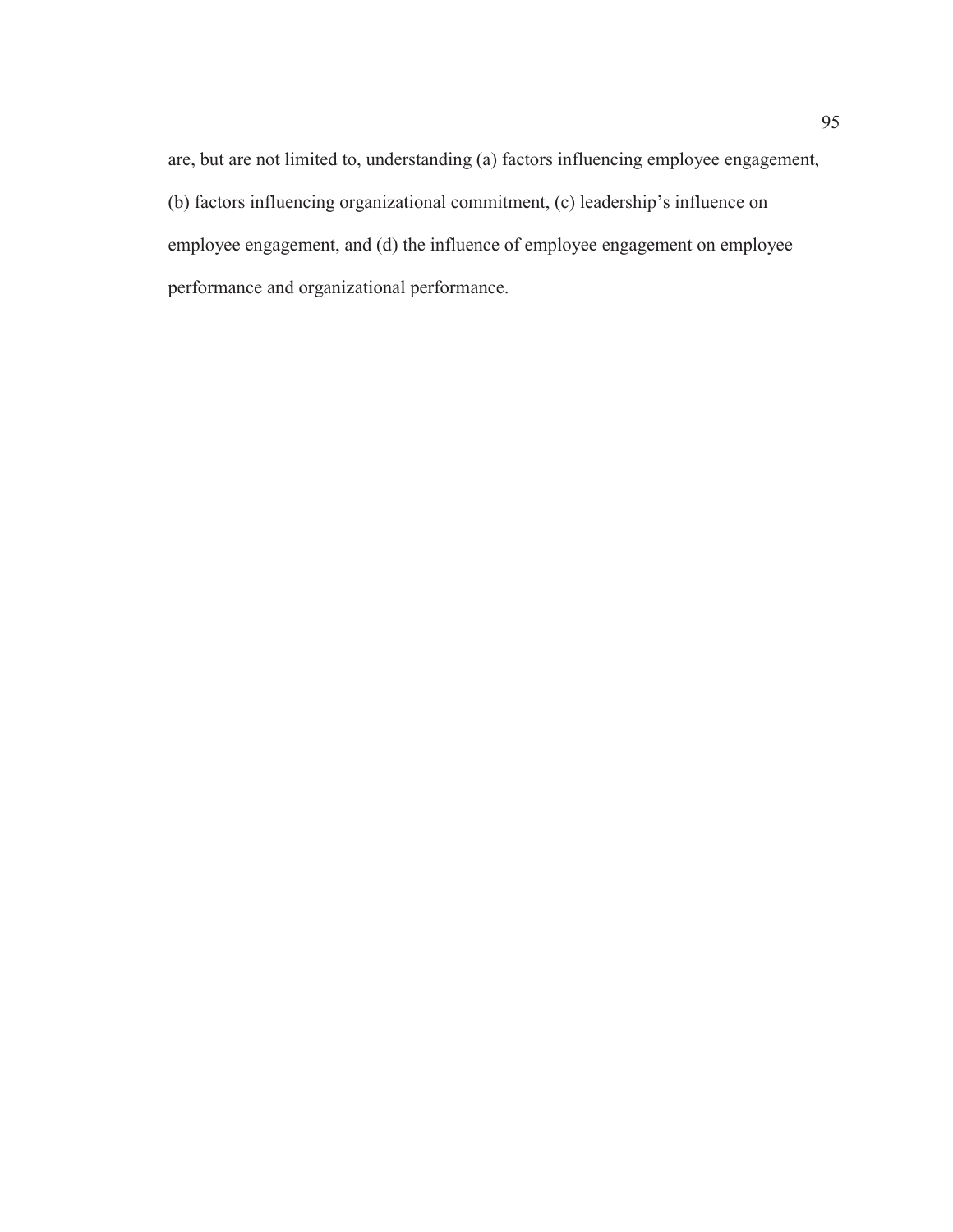are, but are not limited to, understanding (a) factors influencing employee engagement, (b) factors influencing organizational commitment, (c) leadership's influence on employee engagement, and (d) the influence of employee engagement on employee performance and organizational performance.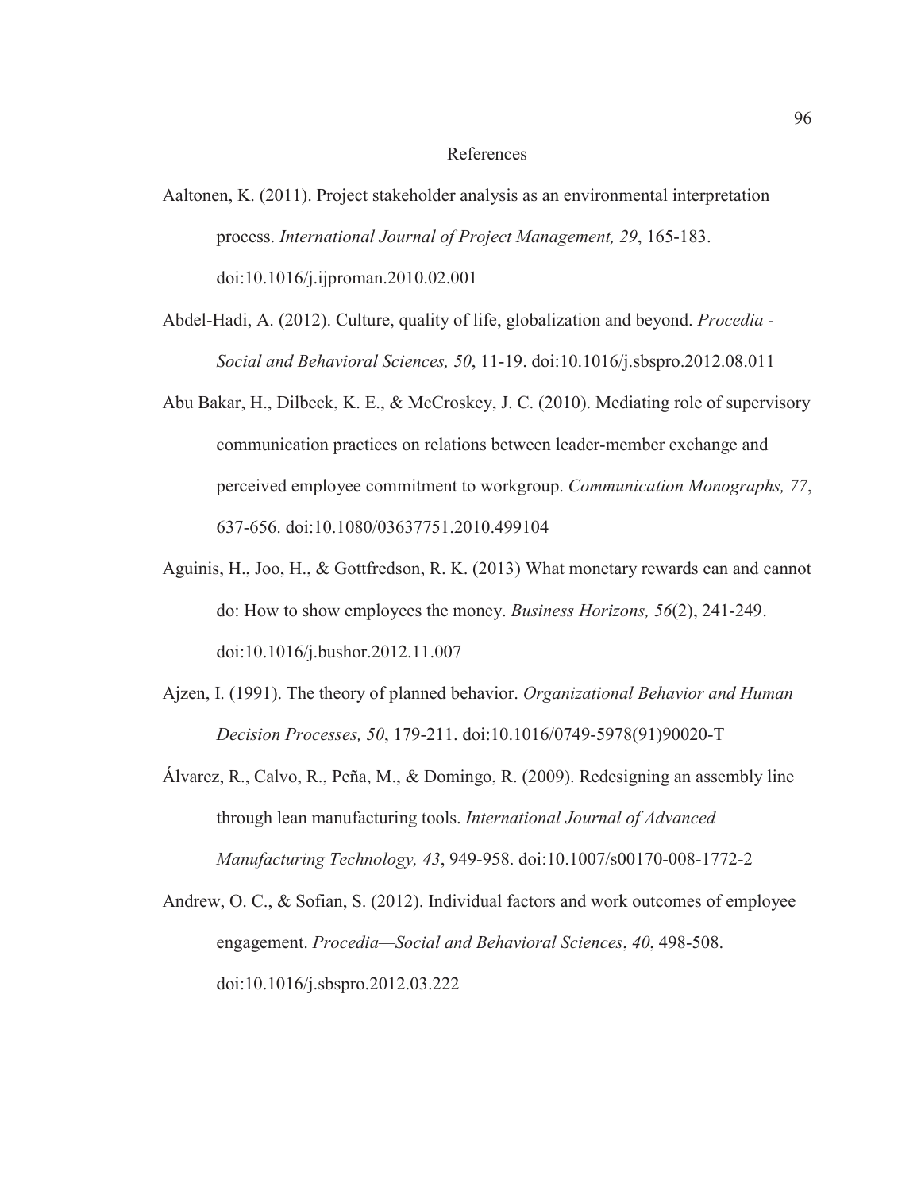# References

Aaltonen, K. (2011). Project stakeholder analysis as an environmental interpretation process. *International Journal of Project Management, 29*, 165-183. doi:10.1016/j.ijproman.2010.02.001

Abdel-Hadi, A. (2012). Culture, quality of life, globalization and beyond. *Procedia - Social and Behavioral Sciences, 50*, 11-19. doi:10.1016/j.sbspro.2012.08.011

Abu Bakar, H., Dilbeck, K. E., & McCroskey, J. C. (2010). Mediating role of supervisory communication practices on relations between leader-member exchange and perceived employee commitment to workgroup. *Communication Monographs, 77*, 637-656. doi:10.1080/03637751.2010.499104

Aguinis, H., Joo, H., & Gottfredson, R. K. (2013) What monetary rewards can and cannot do: How to show employees the money. *Business Horizons, 56*(2), 241-249. doi:10.1016/j.bushor.2012.11.007

Ajzen, I. (1991). The theory of planned behavior. *Organizational Behavior and Human Decision Processes, 50*, 179-211. doi:10.1016/0749-5978(91)90020-T

Álvarez, R., Calvo, R., Peña, M., & Domingo, R. (2009). Redesigning an assembly line through lean manufacturing tools. *International Journal of Advanced Manufacturing Technology, 43*, 949-958. doi:10.1007/s00170-008-1772-2

Andrew, O. C., & Sofian, S. (2012). Individual factors and work outcomes of employee engagement. *Procedia—Social and Behavioral Sciences*, *40*, 498-508. doi:10.1016/j.sbspro.2012.03.222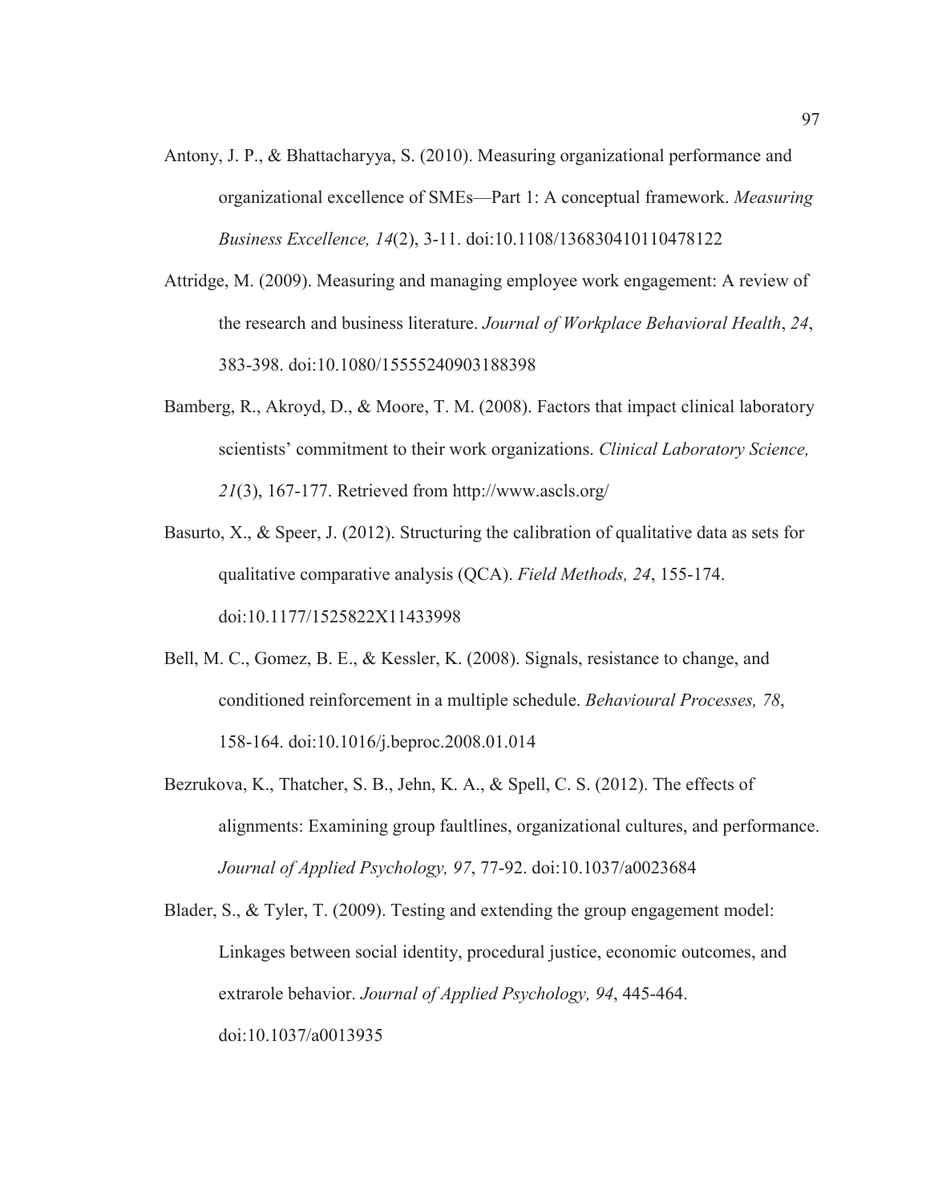Antony, J. P., & Bhattacharyya, S. (2010). Measuring organizational performance and organizational excellence of SMEs—Part 1: A conceptual framework. *Measuring Business Excellence, 14*(2), 3-11. doi:10.1108/13683041011047812

Attridge, M. (2009). Measuring and managing employee work engagement: A review of the research and business literature. *Journal of Workplace Behavioral Health*, *24*, 383-398. doi:10.1080/15555240903188398

Bamberg, R., Akroyd, D., & Moore, T. M. (2008). Factors that impact clinical laboratory scientists' commitment to their work organizations. *Clinical Laboratory Science, 21*(3), 167-177. Retrieved from http://www.ascls.org/

Basurto, X., & Speer, J. (2012). Structuring the calibration of qualitative data as sets for qualitative comparative analysis (QCA). *Field Methods, 24*, 155-174. doi:10.1177/1525822X11433998

Bell, M. C., Gomez, B. E., & Kessler, K. (2008). Signals, resistance to change, and conditioned reinforcement in a multiple schedule. *Behavioural Processes, 78*, 158-164. doi:10.1016/j.beproc.2008.01.014

Bezrukova, K., Thatcher, S. B., Jehn, K. A., & Spell, C. S. (2012). The effects of alignments: Examining group faultlines, organizational cultures, and performance. *Journal of Applied Psychology, 97*, 77-92. doi:10.1037/a0023684

Blader, S., & Tyler, T. (2009). Testing and extending the group engagement model: Linkages between social identity, procedural justice, economic outcomes, and extrarole behavior. *Journal of Applied Psychology, 94*, 445-464. doi:10.1037/a0013935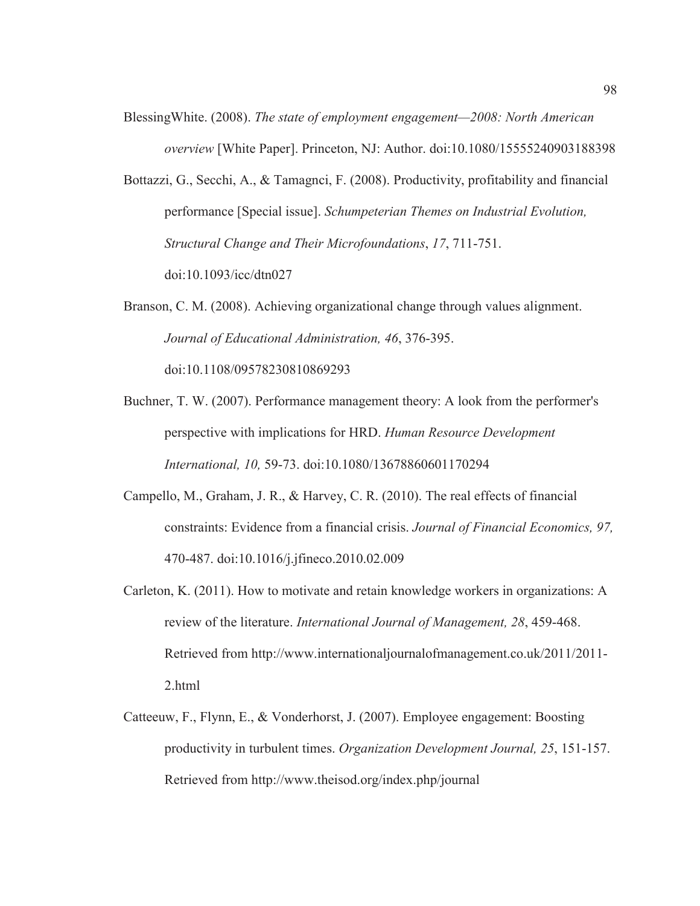BlessingWhite. (2008). *The state of employment engagement—2008: North American overview* [White Paper]. Princeton, NJ: Author. doi:10.1080/15555240903188398

Bottazzi, G., Secchi, A., & Tamagnci, F. (2008). Productivity, profitability and financial performance [Special issue]. *Schumpeterian Themes on Industrial Evolution, Structural Change and Their Microfoundations*, *17*, 711-751. doi:10.1093/icc/dtn027

Branson, C. M. (2008). Achieving organizational change through values alignment. *Journal of Educational Administration, 46*, 376-395. doi:10.1108/09578230810869293

Buchner, T. W. (2007). Performance management theory: A look from the performer's perspective with implications for HRD. *Human Resource Development International, 10,* 59-73. doi:10.1080/13678860601170294

Campello, M., Graham, J. R., & Harvey, C. R. (2010). The real effects of financial constraints: Evidence from a financial crisis. *Journal of Financial Economics, 97,* 470-487. doi:10.1016/j.jfineco.2010.02.009

Carleton, K. (2011). How to motivate and retain knowledge workers in organizations: A review of the literature. *International Journal of Management, 28*, 459-468. Retrieved from http://www.internationaljournalofmanagement.co.uk/2011/2011-2.html

Catteeuw, F., Flynn, E., & Vonderhorst, J. (2007). Employee engagement: Boosting productivity in turbulent times. *Organization Development Journal, 25*, 151-157. Retrieved from http://www.theisod.org/index.php/journal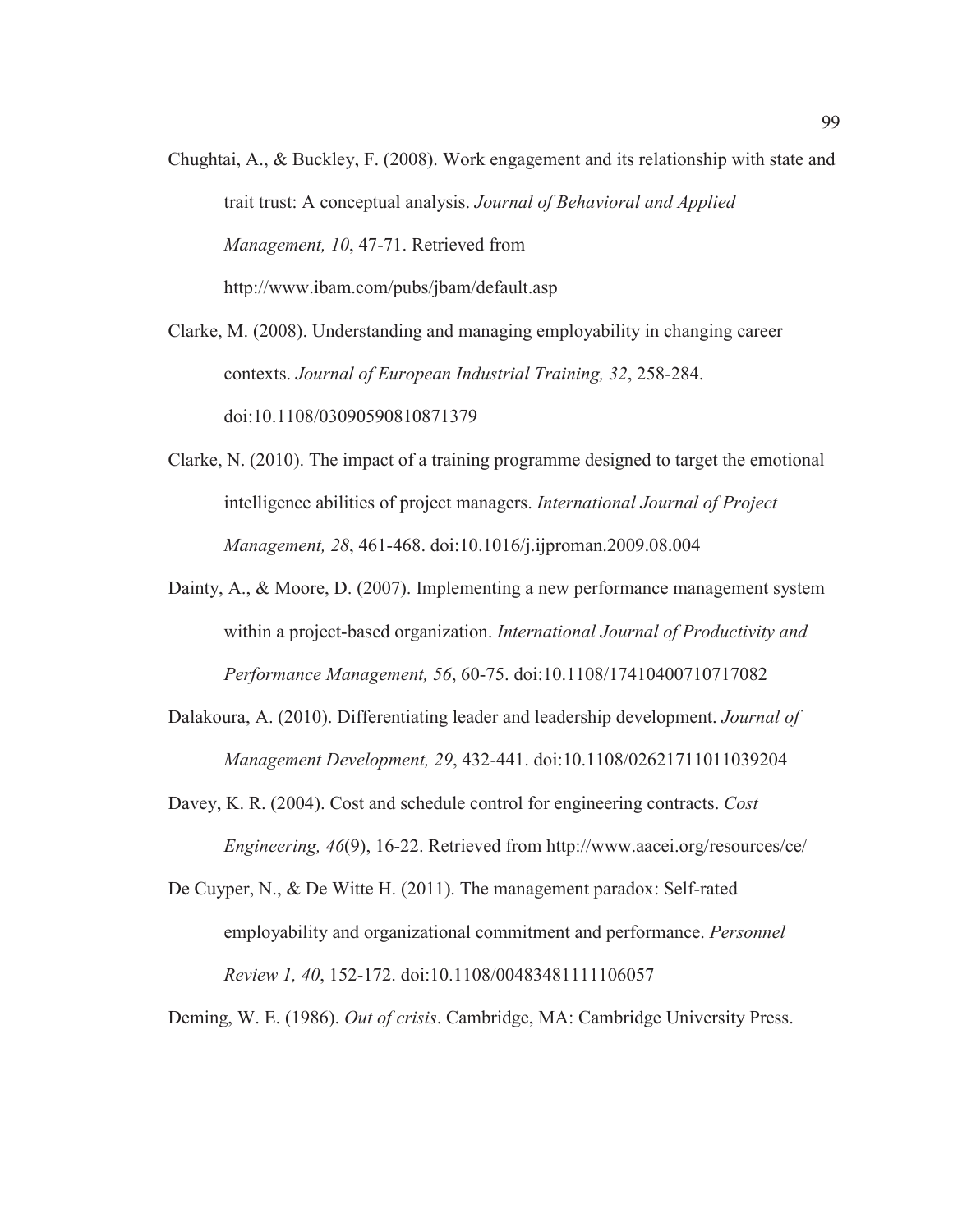Chughtai, A., & Buckley, F. (2008). Work engagement and its relationship with state and trait trust: A conceptual analysis. *Journal of Behavioral and Applied Management, 10*, 47-71. Retrieved from http://www.ibam.com/pubs/jbam/default.asp

Clarke, M. (2008). Understanding and managing employability in changing career contexts. *Journal of European Industrial Training, 32*, 258-284. doi:10.1108/03090590810871379

Clarke, N. (2010). The impact of a training programme designed to target the emotional intelligence abilities of project managers. *International Journal of Project Management, 28*, 461-468. doi:10.1016/j.ijproman.2009.08.004

Dainty, A., & Moore, D. (2007). Implementing a new performance management system within a project-based organization. *International Journal of Productivity and Performance Management, 56*, 60-75. doi:10.1108/17410400710717082

Dalakoura, A. (2010). Differentiating leader and leadership development. *Journal of Management Development, 29*, 432-441. doi:10.1108/02621711011039204

Davey, K. R. (2004). Cost and schedule control for engineering contracts. *Cost Engineering, 46*(9), 16-22. Retrieved from http://www.aacei.org/resources/ce/

De Cuyper, N., & De Witte H. (2011). The management paradox: Self-rated employability and organizational commitment and performance. *Personnel Review 1, 40*, 152-172. doi:10.1108/00483481111106057

Deming, W. E. (1986). *Out of crisis*. Cambridge, MA: Cambridge University Press.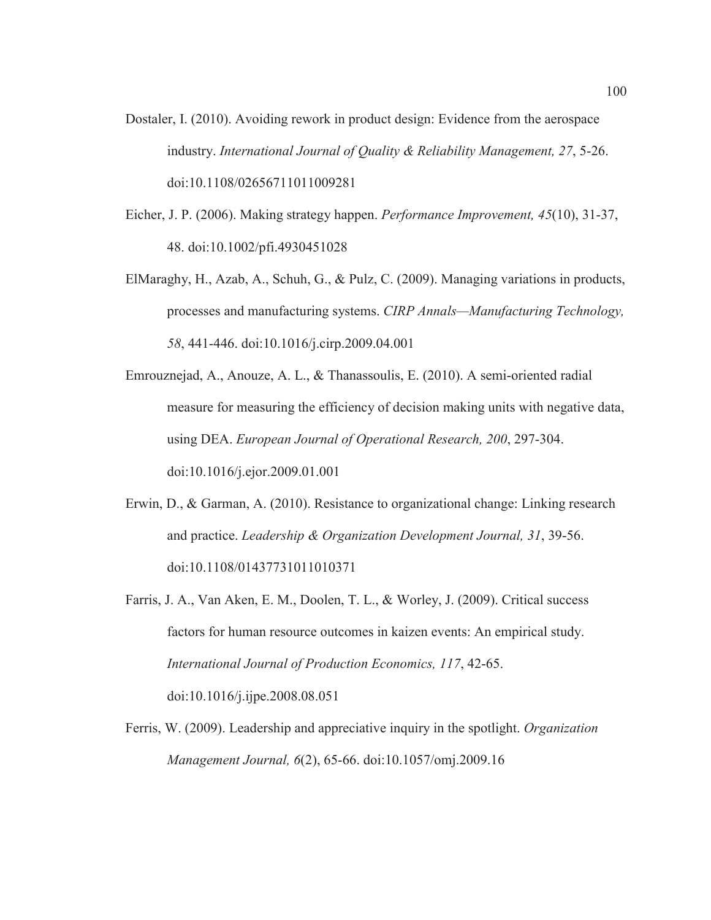Dostaler, I. (2010). Avoiding rework in product design: Evidence from the aerospace industry. *International Journal of Quality & Reliability Management, 27*, 5-26. doi:10.1108/02656711011009281

Eicher, J. P. (2006). Making strategy happen. *Performance Improvement, 45*(10), 31-37, 48. doi:10.1002/pfi.4930451028

ElMaraghy, H., Azab, A., Schuh, G., & Pulz, C. (2009). Managing variations in products, processes and manufacturing systems. *CIRP Annals—Manufacturing Technology, 58*, 441-446. doi:10.1016/j.cirp.2009.04.001

Emrouznejad, A., Anouze, A. L., & Thanassoulis, E. (2010). A semi-oriented radial measure for measuring the efficiency of decision making units with negative data, using DEA. *European Journal of Operational Research, 200*, 297-304. doi:10.1016/j.ejor.2009.01.001

Erwin, D., & Garman, A. (2010). Resistance to organizational change: Linking research and practice. *Leadership & Organization Development Journal, 31*, 39-56. doi:10.1108/01437731011010371

Farris, J. A., Van Aken, E. M., Doolen, T. L., & Worley, J. (2009). Critical success factors for human resource outcomes in kaizen events: An empirical study. *International Journal of Production Economics, 117*, 42-65. doi:10.1016/j.ijpe.2008.08.051

Ferris, W. (2009). Leadership and appreciative inquiry in the spotlight. *Organization Management Journal, 6*(2), 65-66. doi:10.1057/omj.2009.16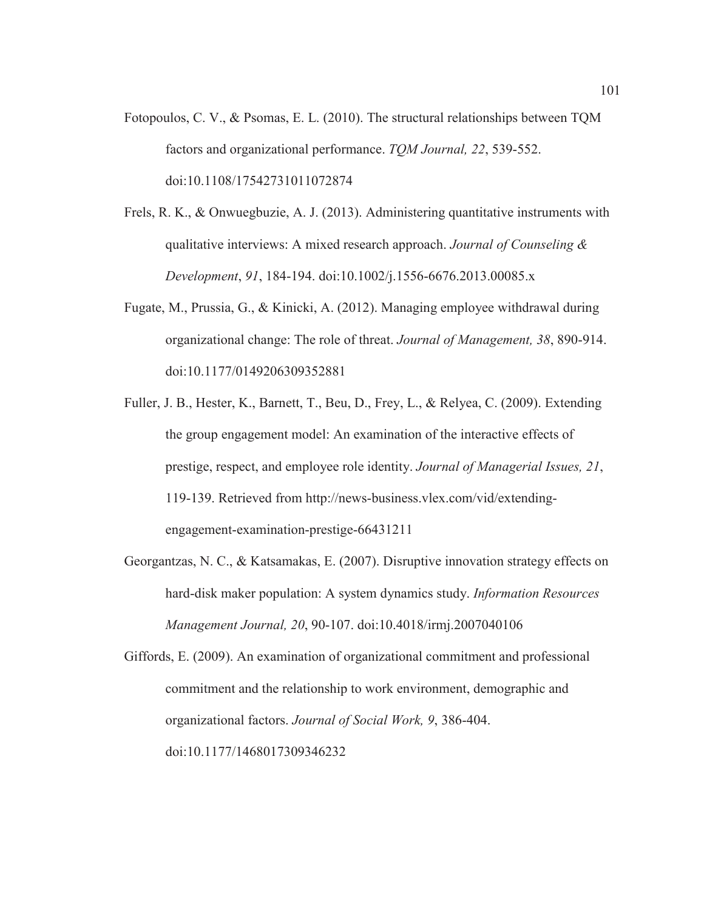Fotopoulos, C. V., & Psomas, E. L. (2010). The structural relationships between TQM factors and organizational performance. *TQM Journal, 22*, 539-552. doi:10.1108/17542731011072874

Frels, R. K., & Onwuegbuzie, A. J. (2013). Administering quantitative instruments with qualitative interviews: A mixed research approach. *Journal of Counseling & Development*, *91*, 184-194. doi:10.1002/j.1556-6676.2013.00085.x

Fugate, M., Prussia, G., & Kinicki, A. (2012). Managing employee withdrawal during organizational change: The role of threat. *Journal of Management, 38*, 890-914. doi:10.1177/0149206309352881

Fuller, J. B., Hester, K., Barnett, T., Beu, D., Frey, L., & Relyea, C. (2009). Extending the group engagement model: An examination of the interactive effects of prestige, respect, and employee role identity. *Journal of Managerial Issues, 21*, 119-139. Retrieved from http://news-business.vlex.com/vid/extending-engagement-examination-prestige-66431211

Georgantzas, N. C., & Katsamakas, E. (2007). Disruptive innovation strategy effects on hard-disk maker population: A system dynamics study. *Information Resources Management Journal, 20*, 90-107. doi:10.4018/irmj.2007040106

Giffords, E. (2009). An examination of organizational commitment and professional commitment and the relationship to work environment, demographic and organizational factors. *Journal of Social Work, 9*, 386-404. doi:10.1177/1468017309346232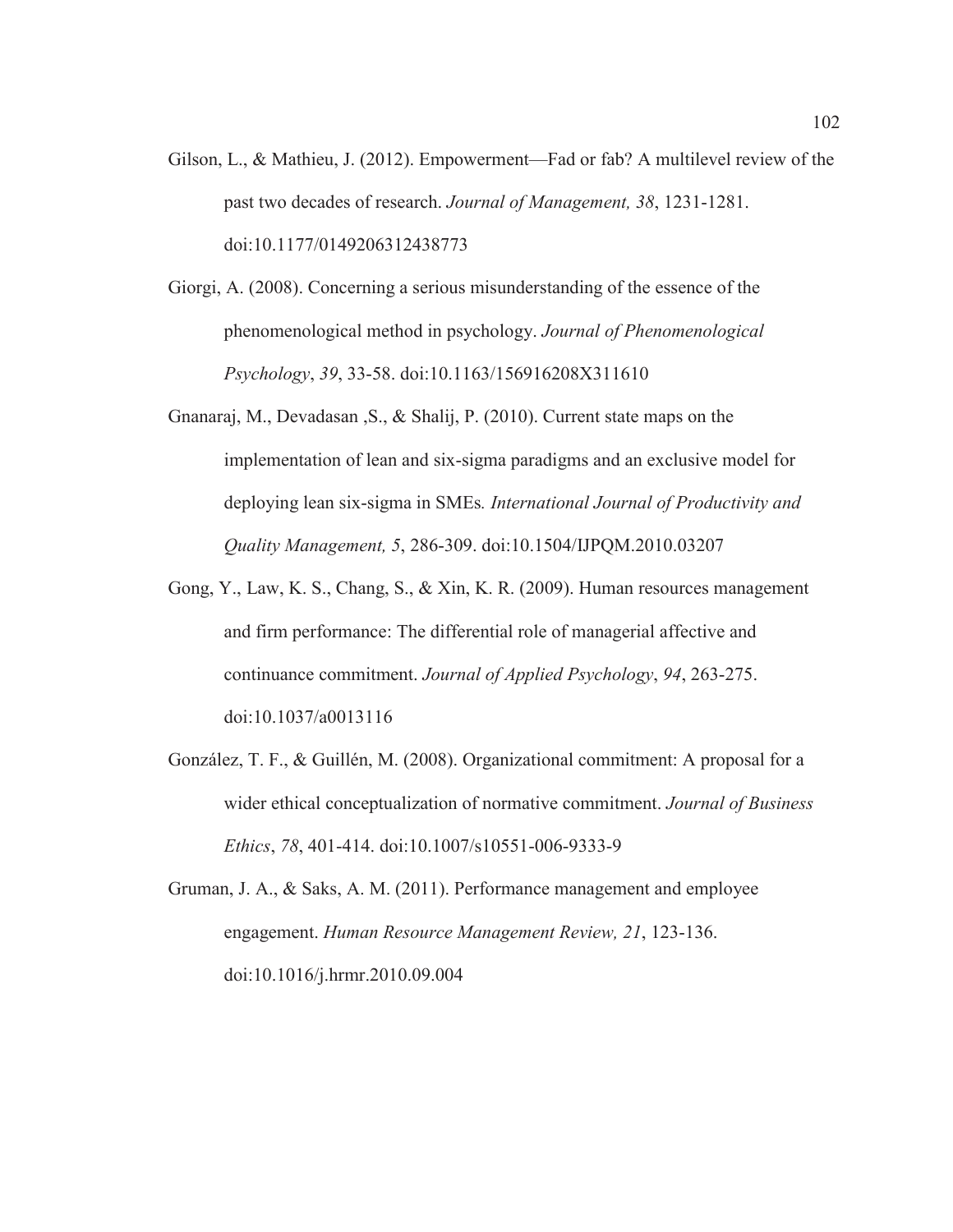Gilson, L., & Mathieu, J. (2012). Empowerment—Fad or fab? A multilevel review of the past two decades of research. *Journal of Management, 38*, 1231-1281. doi:10.1177/0149206312438773

Giorgi, A. (2008). Concerning a serious misunderstanding of the essence of the phenomenological method in psychology. *Journal of Phenomenological Psychology*, *39*, 33-58. doi:10.1163/156916208X311610

Gnanaraj, M., Devadasan ,S., & Shalij, P. (2010). Current state maps on the implementation of lean and six-sigma paradigms and an exclusive model for deploying lean six-sigma in SMEs*. International Journal of Productivity and Quality Management, 5*, 286-309. doi:10.1504/IJPQM.2010.03207

Gong, Y., Law, K. S., Chang, S., & Xin, K. R. (2009). Human resources management and firm performance: The differential role of managerial affective and continuance commitment. *Journal of Applied Psychology*, *94*, 263-275. doi:10.1037/a0013116

González, T. F., & Guillén, M. (2008). Organizational commitment: A proposal for a wider ethical conceptualization of normative commitment. *Journal of Business Ethics*, *78*, 401-414. doi:10.1007/s10551-006-9333-9

Gruman, J. A., & Saks, A. M. (2011). Performance management and employee engagement. *Human Resource Management Review, 21*, 123-136. doi:10.1016/j.hrmr.2010.09.004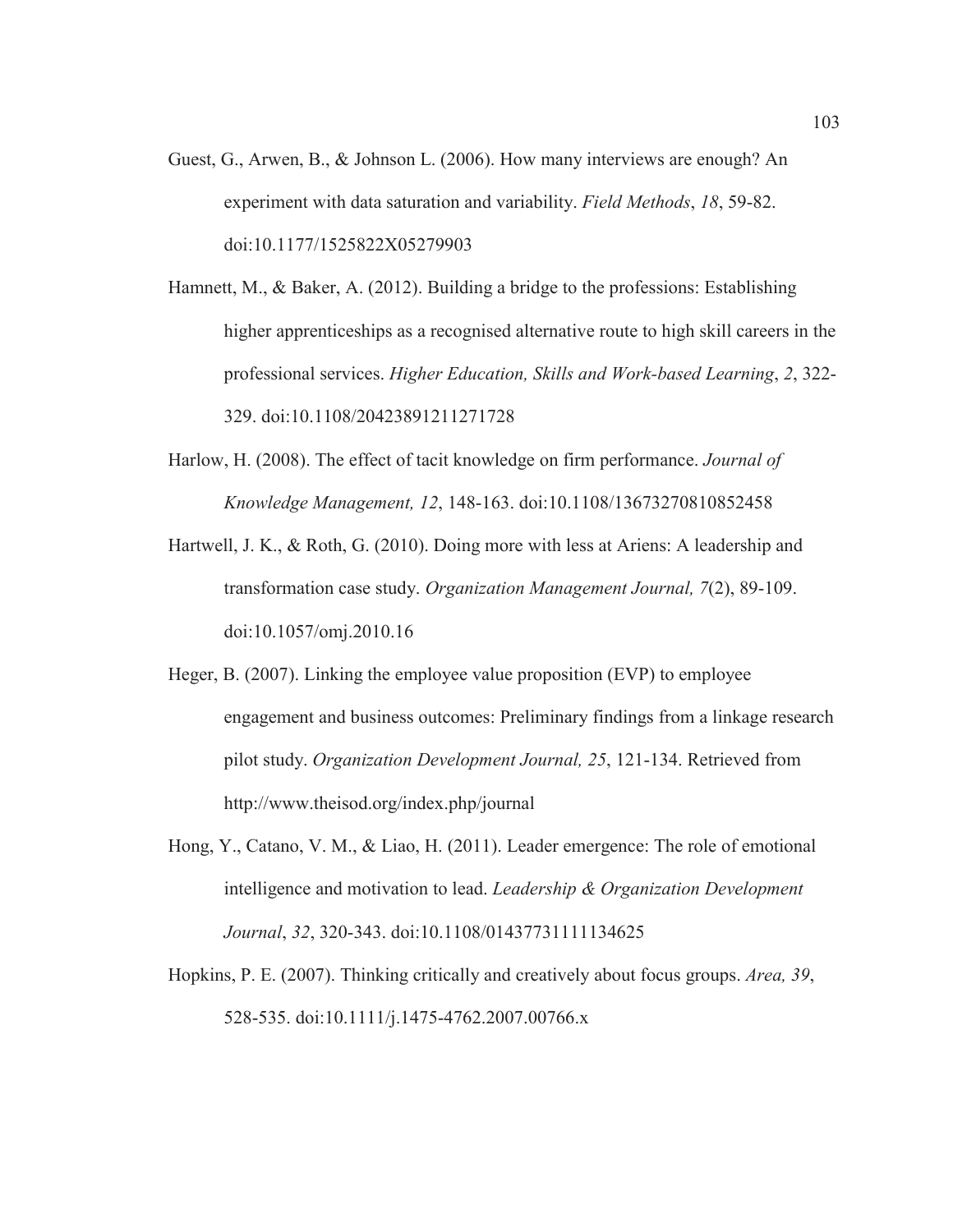Guest, G., Arwen, B., & Johnson L. (2006). How many interviews are enough? An experiment with data saturation and variability. *Field Methods*, *18*, 59-82. doi:10.1177/1525822X05279903

Hamnett, M., & Baker, A. (2012). Building a bridge to the professions: Establishing higher apprenticeships as a recognised alternative route to high skill careers in the professional services. *Higher Education, Skills and Work-based Learning*, *2*, 322-329. doi:10.1108/20423891211271728

Harlow, H. (2008). The effect of tacit knowledge on firm performance. *Journal of Knowledge Management, 12*, 148-163. doi:10.1108/13673270810852458

Hartwell, J. K., & Roth, G. (2010). Doing more with less at Ariens: A leadership and transformation case study. *Organization Management Journal, 7*(2), 89-109. doi:10.1057/omj.2010.16

Heger, B. (2007). Linking the employee value proposition (EVP) to employee engagement and business outcomes: Preliminary findings from a linkage research pilot study. *Organization Development Journal, 25*, 121-134. Retrieved from http://www.theisod.org/index.php/journal

Hong, Y., Catano, V. M., & Liao, H. (2011). Leader emergence: The role of emotional intelligence and motivation to lead. *Leadership & Organization Development Journal*, *32*, 320-343. doi:10.1108/01437731111134625

Hopkins, P. E. (2007). Thinking critically and creatively about focus groups. *Area, 39*, 528-535. doi:10.1111/j.1475-4762.2007.00766.x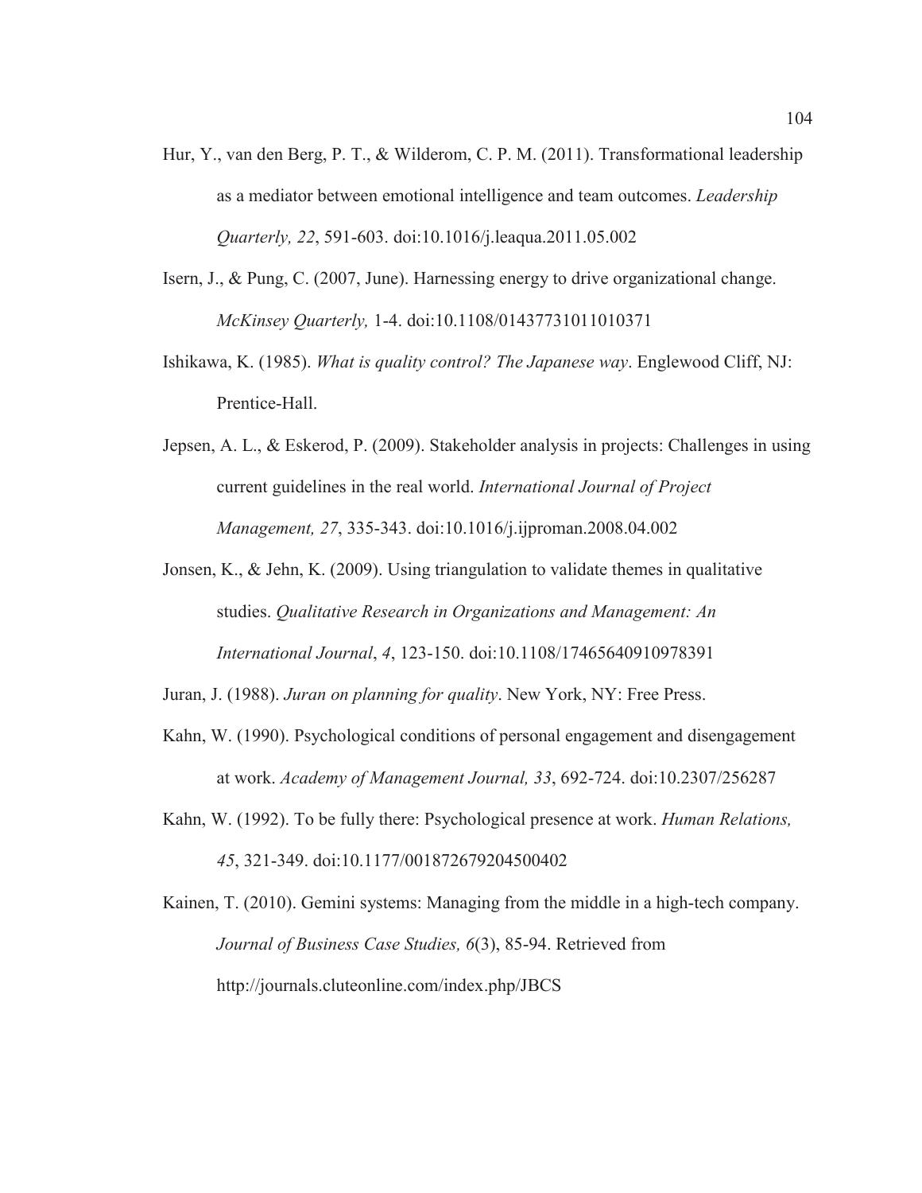Hur, Y., van den Berg, P. T., & Wilderom, C. P. M. (2011). Transformational leadership as a mediator between emotional intelligence and team outcomes. *Leadership Quarterly, 22*, 591-603. doi:10.1016/j.leaqua.2011.05.002

Isern, J., & Pung, C. (2007, June). Harnessing energy to drive organizational change. *McKinsey Quarterly,* 1-4. doi:10.1108/01437731011010371

Ishikawa, K. (1985). *What is quality control? The Japanese way*. Englewood Cliff, NJ: Prentice-Hall.

Jepsen, A. L., & Eskerod, P. (2009). Stakeholder analysis in projects: Challenges in using current guidelines in the real world. *International Journal of Project Management, 27*, 335-343. doi:10.1016/j.ijproman.2008.04.002

Jonsen, K., & Jehn, K. (2009). Using triangulation to validate themes in qualitative studies. *Qualitative Research in Organizations and Management: An International Journal*, *4*, 123-150. doi:10.1108/17465640910978391

Juran, J. (1988). *Juran on planning for quality*. New York, NY: Free Press.

Kahn, W. (1990). Psychological conditions of personal engagement and disengagement at work. *Academy of Management Journal, 33*, 692-724. doi:10.2307/256287

Kahn, W. (1992). To be fully there: Psychological presence at work. *Human Relations, 45*, 321-349. doi:10.1177/001872679204500402

Kainen, T. (2010). Gemini systems: Managing from the middle in a high-tech company. *Journal of Business Case Studies, 6*(3), 85-94. Retrieved from http://journals.cluteonline.com/index.php/JBCS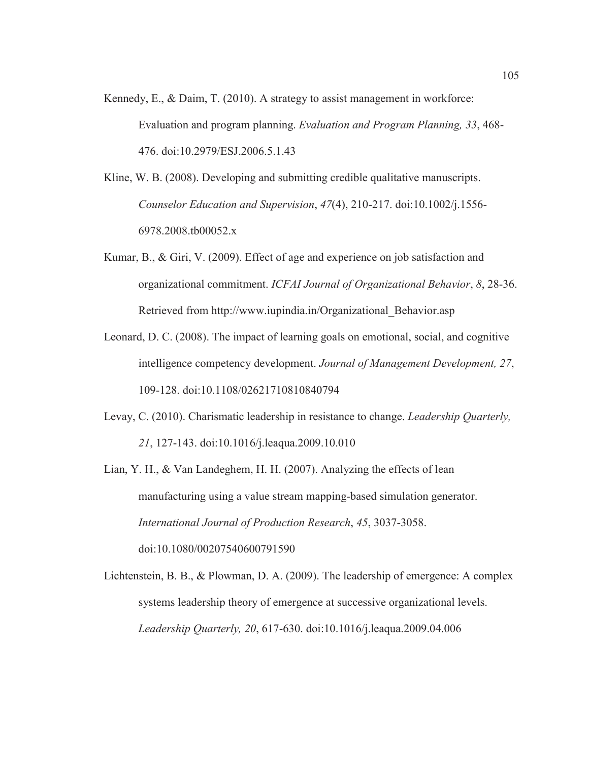Kennedy, E., & Daim, T. (2010). A strategy to assist management in workforce: Evaluation and program planning. *Evaluation and Program Planning, 33*, 468-476. doi:10.2979/ESJ.2006.5.1.43

Kline, W. B. (2008). Developing and submitting credible qualitative manuscripts. *Counselor Education and Supervision*, *47*(4), 210-217. doi:10.1002/j.1556-6978.2008.tb00052.x

Kumar, B., & Giri, V. (2009). Effect of age and experience on job satisfaction and organizational commitment. *ICFAI Journal of Organizational Behavior*, *8*, 28-36. Retrieved from http://www.iupindia.in/Organizational_Behavior.asp

Leonard, D. C. (2008). The impact of learning goals on emotional, social, and cognitive intelligence competency development. *Journal of Management Development, 27*, 109-128. doi:10.1108/02621710810840794

Levay, C. (2010). Charismatic leadership in resistance to change. *Leadership Quarterly, 21*, 127-143. doi:10.1016/j.leaqua.2009.10.010

Lian, Y. H., & Van Landeghem, H. H. (2007). Analyzing the effects of lean manufacturing using a value stream mapping-based simulation generator. *International Journal of Production Research*, *45*, 3037-3058. doi:10.1080/00207540600791590

Lichtenstein, B. B., & Plowman, D. A. (2009). The leadership of emergence: A complex systems leadership theory of emergence at successive organizational levels. *Leadership Quarterly, 20*, 617-630. doi:10.1016/j.leaqua.2009.04.006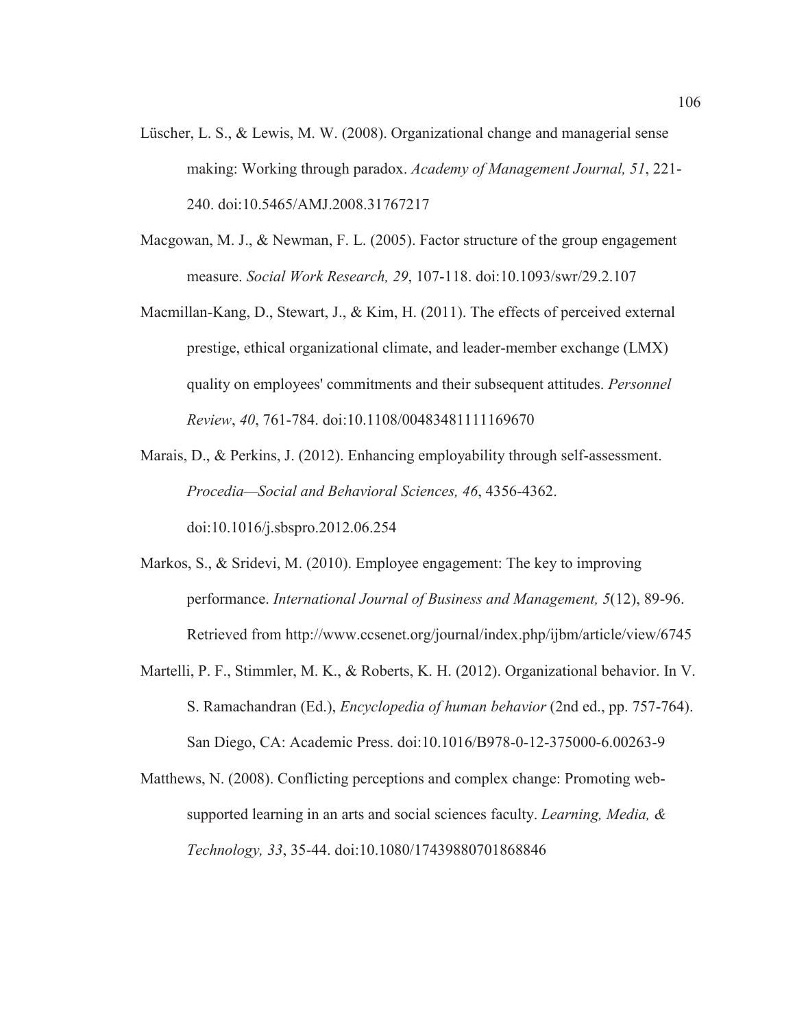Lüscher, L. S., & Lewis, M. W. (2008). Organizational change and managerial sense making: Working through paradox. *Academy of Management Journal, 51*, 221-240. doi:10.5465/AMJ.2008.31767217

Macgowan, M. J., & Newman, F. L. (2005). Factor structure of the group engagement measure. *Social Work Research, 29*, 107-118. doi:10.1093/swr/29.2.107

Macmillan-Kang, D., Stewart, J., & Kim, H. (2011). The effects of perceived external prestige, ethical organizational climate, and leader-member exchange (LMX) quality on employees' commitments and their subsequent attitudes. *Personnel Review*, *40*, 761-784. doi:10.1108/00483481111169670

Marais, D., & Perkins, J. (2012). Enhancing employability through self-assessment. *Procedia—Social and Behavioral Sciences, 46*, 4356-4362. doi:10.1016/j.sbspro.2012.06.254

Markos, S., & Sridevi, M. (2010). Employee engagement: The key to improving performance. *International Journal of Business and Management, 5*(12), 89-96. Retrieved from http://www.ccsenet.org/journal/index.php/ijbm/article/view/6745

Martelli, P. F., Stimmler, M. K., & Roberts, K. H. (2012). Organizational behavior. In V. S. Ramachandran (Ed.), *Encyclopedia of human behavior* (2nd ed., pp. 757-764). San Diego, CA: Academic Press. doi:10.1016/B978-0-12-375000-6.00263-9

Matthews, N. (2008). Conflicting perceptions and complex change: Promoting web-supported learning in an arts and social sciences faculty. *Learning, Media, & Technology, 33*, 35-44. doi:10.1080/17439880701868846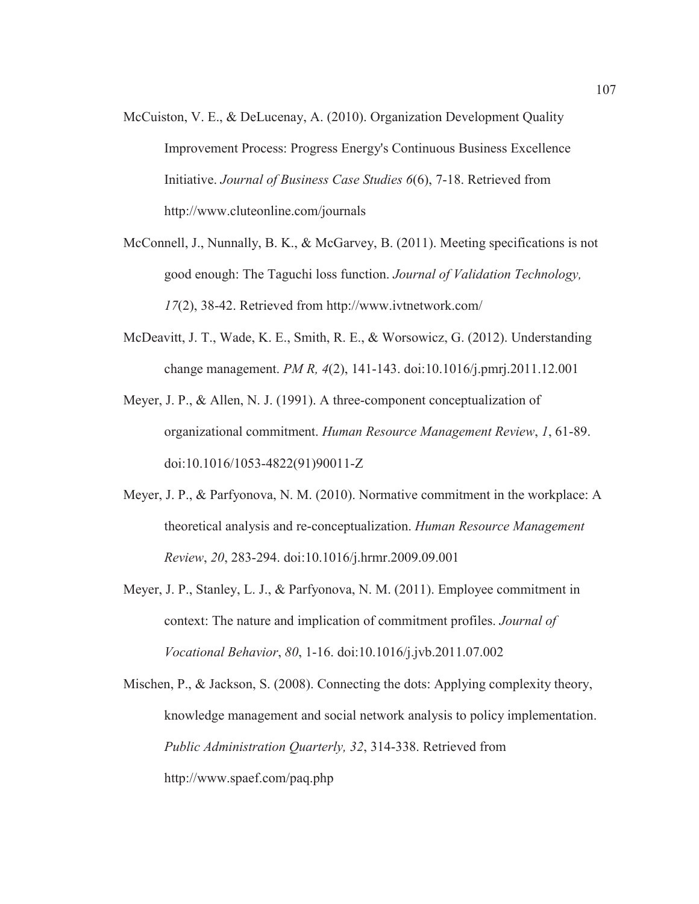McCuiston, V. E., & DeLucenay, A. (2010). Organization Development Quality Improvement Process: Progress Energy's Continuous Business Excellence Initiative. *Journal of Business Case Studies 6*(6), 7-18. Retrieved from http://www.cluteonline.com/journals

McConnell, J., Nunnally, B. K., & McGarvey, B. (2011). Meeting specifications is not good enough: The Taguchi loss function. *Journal of Validation Technology, 17*(2), 38-42. Retrieved from http://www.ivtnetwork.com/

McDeavitt, J. T., Wade, K. E., Smith, R. E., & Worsowicz, G. (2012). Understanding change management. *PM R, 4*(2), 141-143. doi:10.1016/j.pmrj.2011.12.001

Meyer, J. P., & Allen, N. J. (1991). A three-component conceptualization of organizational commitment. *Human Resource Management Review*, *1*, 61-89. doi:10.1016/1053-4822(91)90011-Z

Meyer, J. P., & Parfyonova, N. M. (2010). Normative commitment in the workplace: A theoretical analysis and re-conceptualization. *Human Resource Management Review*, *20*, 283-294. doi:10.1016/j.hrmr.2009.09.001

Meyer, J. P., Stanley, L. J., & Parfyonova, N. M. (2011). Employee commitment in context: The nature and implication of commitment profiles. *Journal of Vocational Behavior*, *80*, 1-16. doi:10.1016/j.jvb.2011.07.002

Mischen, P., & Jackson, S. (2008). Connecting the dots: Applying complexity theory, knowledge management and social network analysis to policy implementation. *Public Administration Quarterly, 32*, 314-338. Retrieved from http://www.spaef.com/paq.php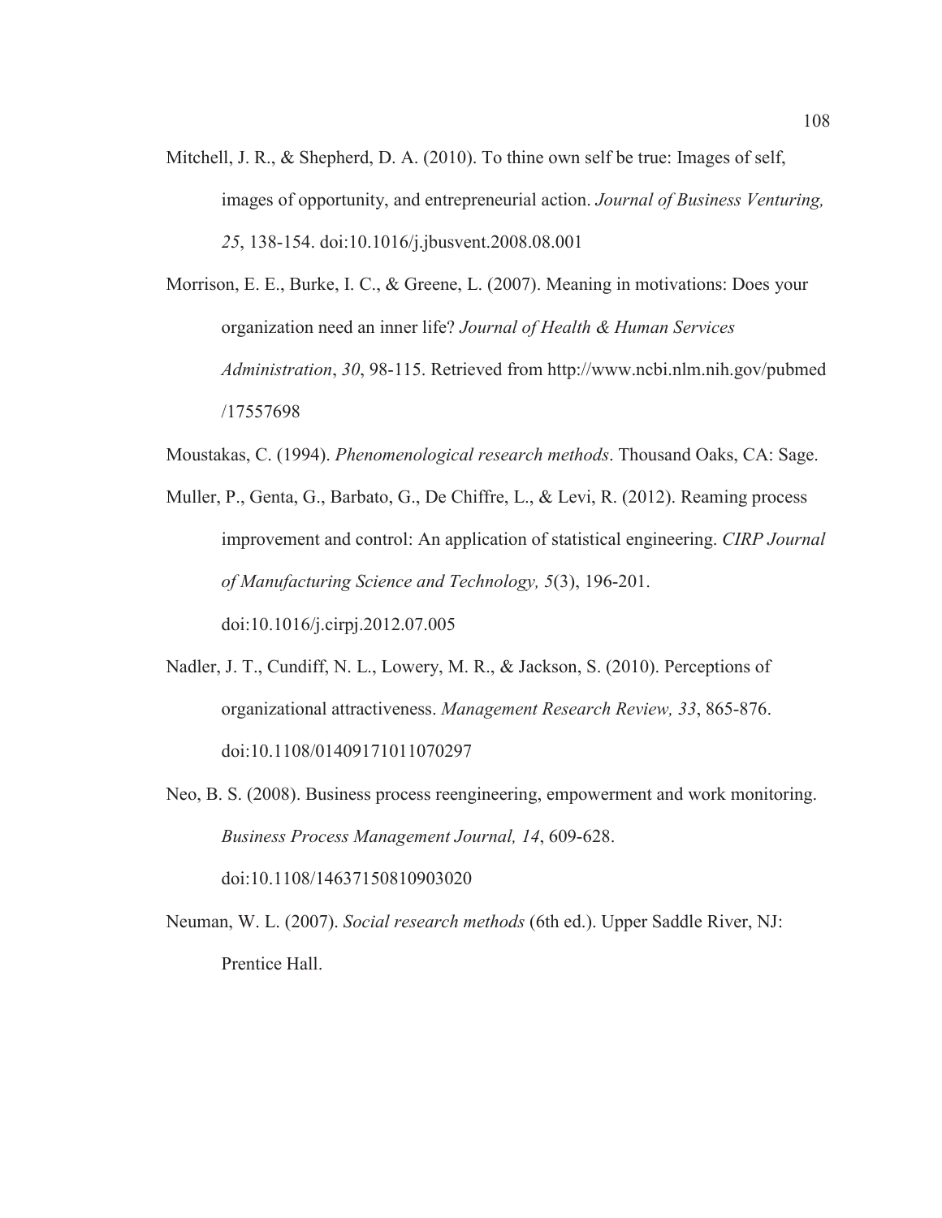Mitchell, J. R., & Shepherd, D. A. (2010). To thine own self be true: Images of self, images of opportunity, and entrepreneurial action. *Journal of Business Venturing, 25*, 138-154. doi:10.1016/j.jbusvent.2008.08.001

Morrison, E. E., Burke, I. C., & Greene, L. (2007). Meaning in motivations: Does your organization need an inner life? *Journal of Health & Human Services Administration*, *30*, 98-115. Retrieved from http://www.ncbi.nlm.nih.gov/pubmed/17557698

Moustakas, C. (1994). *Phenomenological research methods*. Thousand Oaks, CA: Sage.

Muller, P., Genta, G., Barbato, G., De Chiffre, L., & Levi, R. (2012). Reaming process improvement and control: An application of statistical engineering. *CIRP Journal of Manufacturing Science and Technology, 5*(3), 196-201. doi:10.1016/j.cirpj.2012.07.005

Nadler, J. T., Cundiff, N. L., Lowery, M. R., & Jackson, S. (2010). Perceptions of organizational attractiveness. *Management Research Review, 33*, 865-876. doi:10.1108/01409171011070297

Neo, B. S. (2008). Business process reengineering, empowerment and work monitoring. *Business Process Management Journal, 14*, 609-628. doi:10.1108/14637150810903020

Neuman, W. L. (2007). *Social research methods* (6th ed.). Upper Saddle River, NJ: Prentice Hall.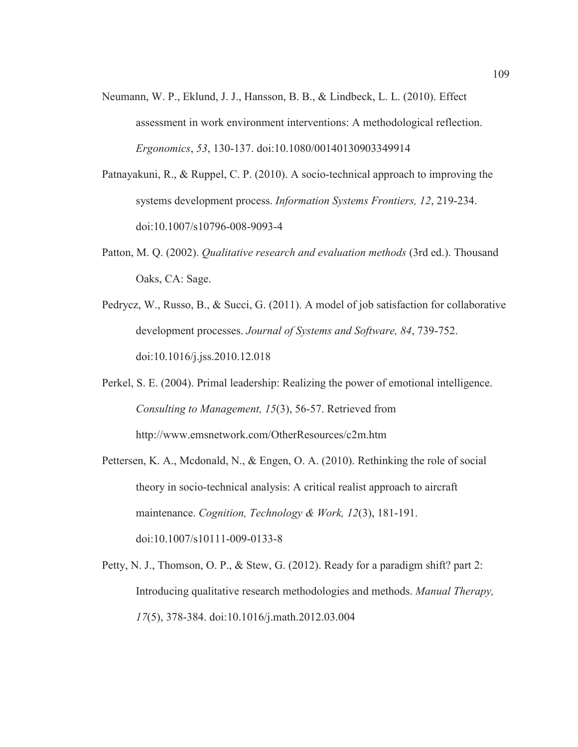Neumann, W. P., Eklund, J. J., Hansson, B. B., & Lindbeck, L. L. (2010). Effect assessment in work environment interventions: A methodological reflection. *Ergonomics*, *53*, 130-137. doi:10.1080/00140130903349914

Patnayakuni, R., & Ruppel, C. P. (2010). A socio-technical approach to improving the systems development process. *Information Systems Frontiers, 12*, 219-234. doi:10.1007/s10796-008-9093-4

Patton, M. Q. (2002). *Qualitative research and evaluation methods* (3rd ed.). Thousand Oaks, CA: Sage.

Pedrycz, W., Russo, B., & Succi, G. (2011). A model of job satisfaction for collaborative development processes. *Journal of Systems and Software, 84*, 739-752. doi:10.1016/j.jss.2010.12.018

Perkel, S. E. (2004). Primal leadership: Realizing the power of emotional intelligence. *Consulting to Management, 15*(3), 56-57. Retrieved from http://www.emsnetwork.com/OtherResources/c2m.htm

Pettersen, K. A., Mcdonald, N., & Engen, O. A. (2010). Rethinking the role of social theory in socio-technical analysis: A critical realist approach to aircraft maintenance. *Cognition, Technology & Work, 12*(3), 181-191. doi:10.1007/s10111-009-0133-8

Petty, N. J., Thomson, O. P., & Stew, G. (2012). Ready for a paradigm shift? part 2: Introducing qualitative research methodologies and methods. *Manual Therapy, 17*(5), 378-384. doi:10.1016/j.math.2012.03.004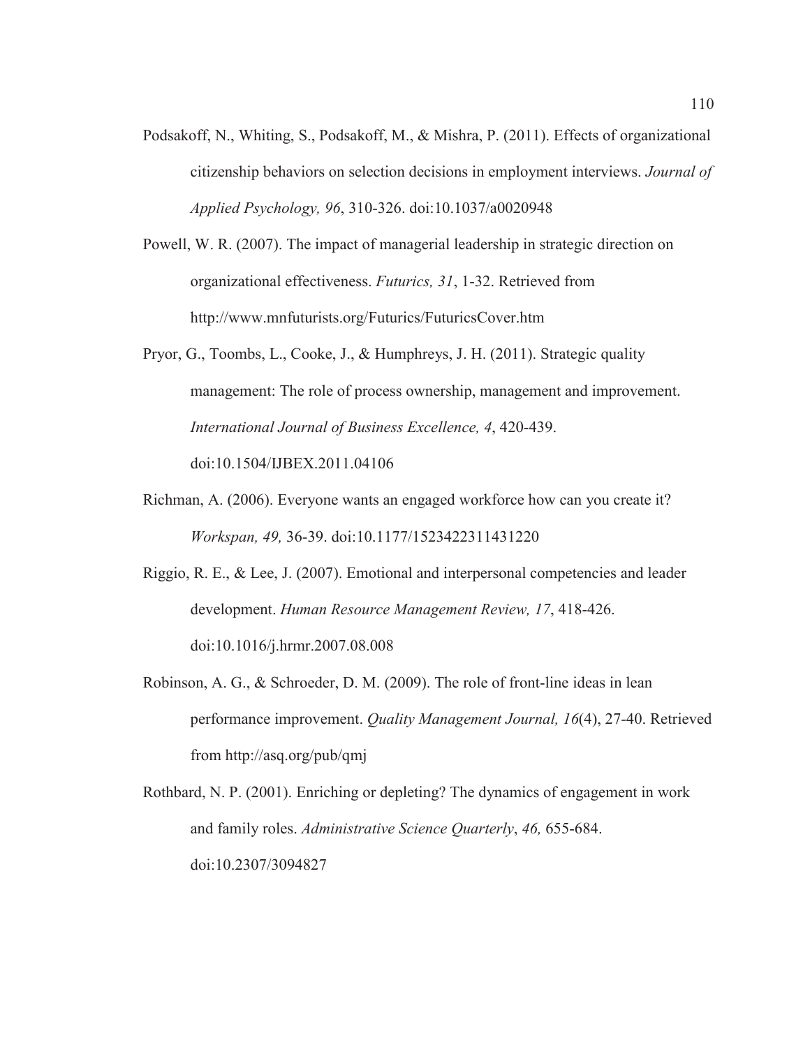Podsakoff, N., Whiting, S., Podsakoff, M., & Mishra, P. (2011). Effects of organizational citizenship behaviors on selection decisions in employment interviews. *Journal of Applied Psychology, 96*, 310-326. doi:10.1037/a0020948

Powell, W. R. (2007). The impact of managerial leadership in strategic direction on organizational effectiveness. *Futurics, 31*, 1-32. Retrieved from http://www.mnfuturists.org/Futurics/FuturicsCover.htm

Pryor, G., Toombs, L., Cooke, J., & Humphreys, J. H. (2011). Strategic quality management: The role of process ownership, management and improvement. *International Journal of Business Excellence, 4*, 420-439. doi:10.1504/IJBEX.2011.04106

Richman, A. (2006). Everyone wants an engaged workforce how can you create it? *Workspan, 49,* 36-39. doi:10.1177/1523422311431220

Riggio, R. E., & Lee, J. (2007). Emotional and interpersonal competencies and leader development. *Human Resource Management Review, 17*, 418-426. doi:10.1016/j.hrmr.2007.08.008

Robinson, A. G., & Schroeder, D. M. (2009). The role of front-line ideas in lean performance improvement. *Quality Management Journal, 16*(4), 27-40. Retrieved from http://asq.org/pub/qmj

Rothbard, N. P. (2001). Enriching or depleting? The dynamics of engagement in work and family roles. *Administrative Science Quarterly*, *46,* 655-684. doi:10.2307/3094827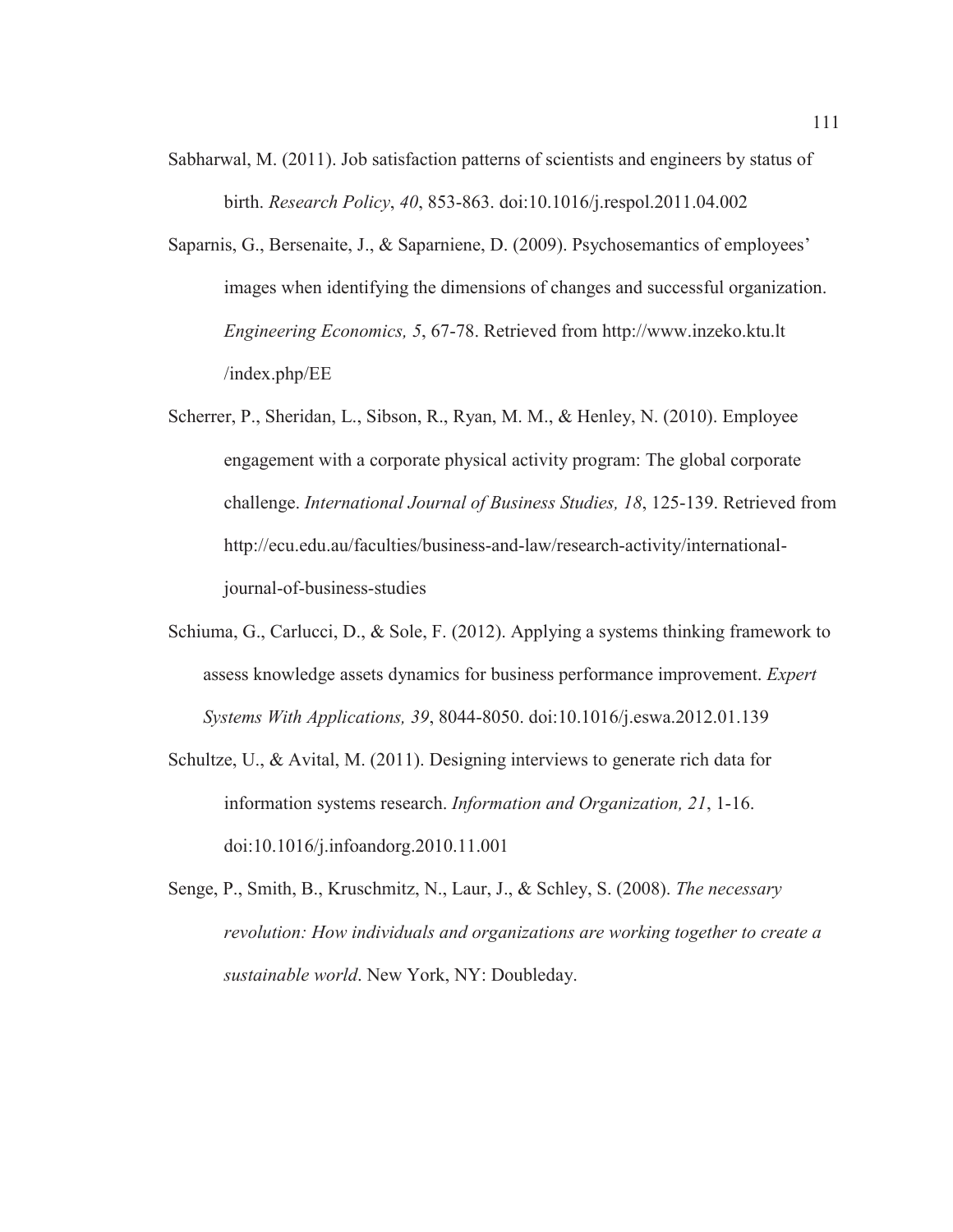Sabharwal, M. (2011). Job satisfaction patterns of scientists and engineers by status of birth. *Research Policy*, *40*, 853-863. doi:10.1016/j.respol.2011.04.002

Saparnis, G., Bersenaite, J., & Saparniene, D. (2009). Psychosemantics of employees' images when identifying the dimensions of changes and successful organization. *Engineering Economics, 5*, 67-78. Retrieved from http://www.inzeko.ktu.lt /index.php/EE

Scherrer, P., Sheridan, L., Sibson, R., Ryan, M. M., & Henley, N. (2010). Employee engagement with a corporate physical activity program: The global corporate challenge. *International Journal of Business Studies, 18*, 125-139. Retrieved from http://ecu.edu.au/faculties/business-and-law/research-activity/international-journal-of-business-studies

Schiuma, G., Carlucci, D., & Sole, F. (2012). Applying a systems thinking framework to assess knowledge assets dynamics for business performance improvement. *Expert Systems With Applications, 39*, 8044-8050. doi:10.1016/j.eswa.2012.01.139

Schultze, U., & Avital, M. (2011). Designing interviews to generate rich data for information systems research. *Information and Organization, 21*, 1-16. doi:10.1016/j.infoandorg.2010.11.001

Senge, P., Smith, B., Kruschmitz, N., Laur, J., & Schley, S. (2008). *The necessary revolution: How individuals and organizations are working together to create a sustainable world*. New York, NY: Doubleday.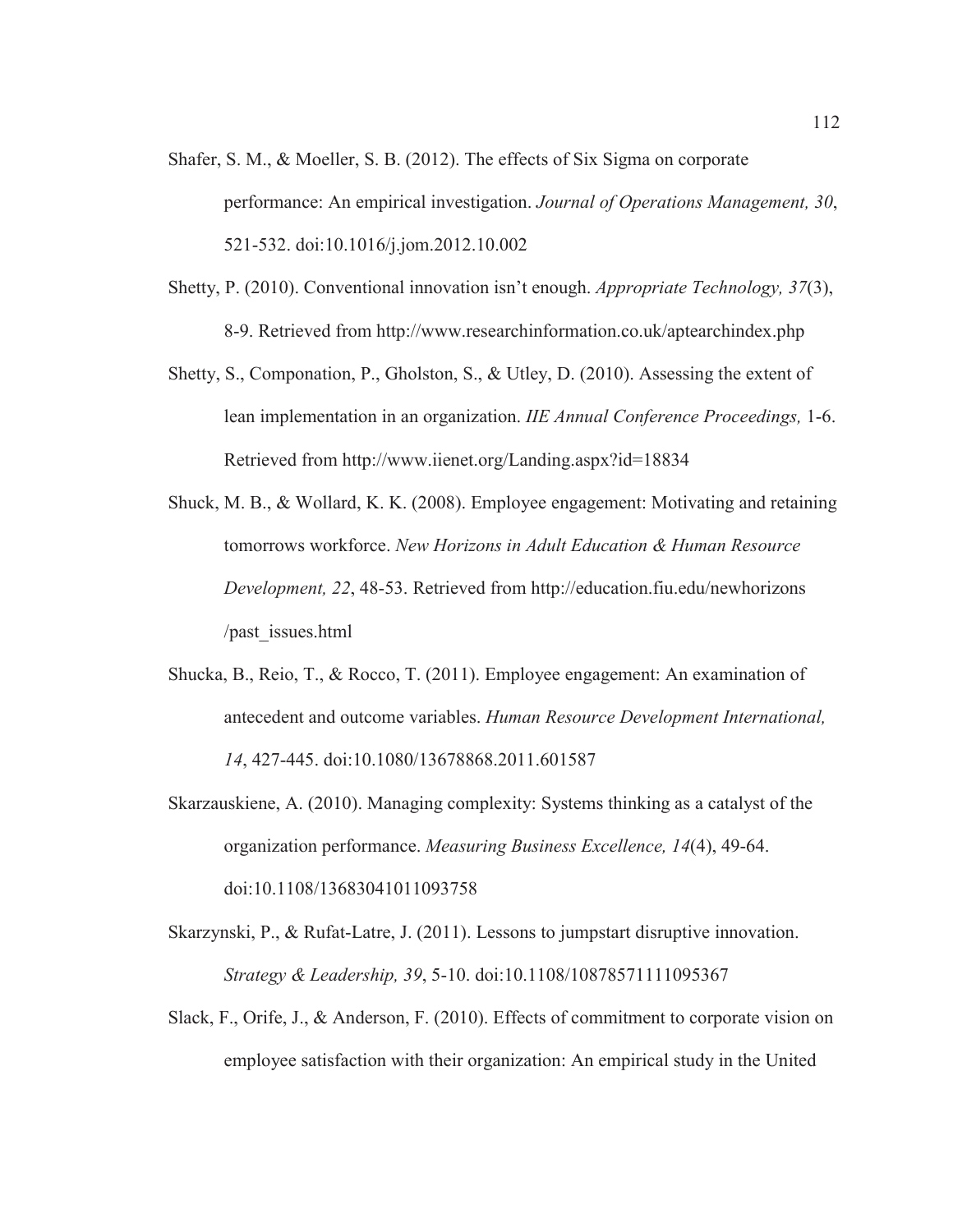Shafer, S. M., & Moeller, S. B. (2012). The effects of Six Sigma on corporate performance: An empirical investigation. *Journal of Operations Management, 30*, 521-532. doi:10.1016/j.jom.2012.10.002

Shetty, P. (2010). Conventional innovation isn't enough. *Appropriate Technology, 37*(3), 8-9. Retrieved from http://www.researchinformation.co.uk/aptearchindex.php

Shetty, S., Componation, P., Gholston, S., & Utley, D. (2010). Assessing the extent of lean implementation in an organization. *IIE Annual Conference Proceedings,* 1-6. Retrieved from http://www.iienet.org/Landing.aspx?id=18834

Shuck, M. B., & Wollard, K. K. (2008). Employee engagement: Motivating and retaining tomorrows workforce. *New Horizons in Adult Education & Human Resource Development, 22*, 48-53. Retrieved from http://education.fiu.edu/newhorizons/past_issues.html

Shucka, B., Reio, T., & Rocco, T. (2011). Employee engagement: An examination of antecedent and outcome variables. *Human Resource Development International, 14*, 427-445. doi:10.1080/13678868.2011.601587

Skarzauskiene, A. (2010). Managing complexity: Systems thinking as a catalyst of the organization performance. *Measuring Business Excellence, 14*(4), 49-64. doi:10.1108/13683041011093758

Skarzynski, P., & Rufat-Latre, J. (2011). Lessons to jumpstart disruptive innovation. *Strategy & Leadership, 39*, 5-10. doi:10.1108/10878571111095367

Slack, F., Orife, J., & Anderson, F. (2010). Effects of commitment to corporate vision on employee satisfaction with their organization: An empirical study in the United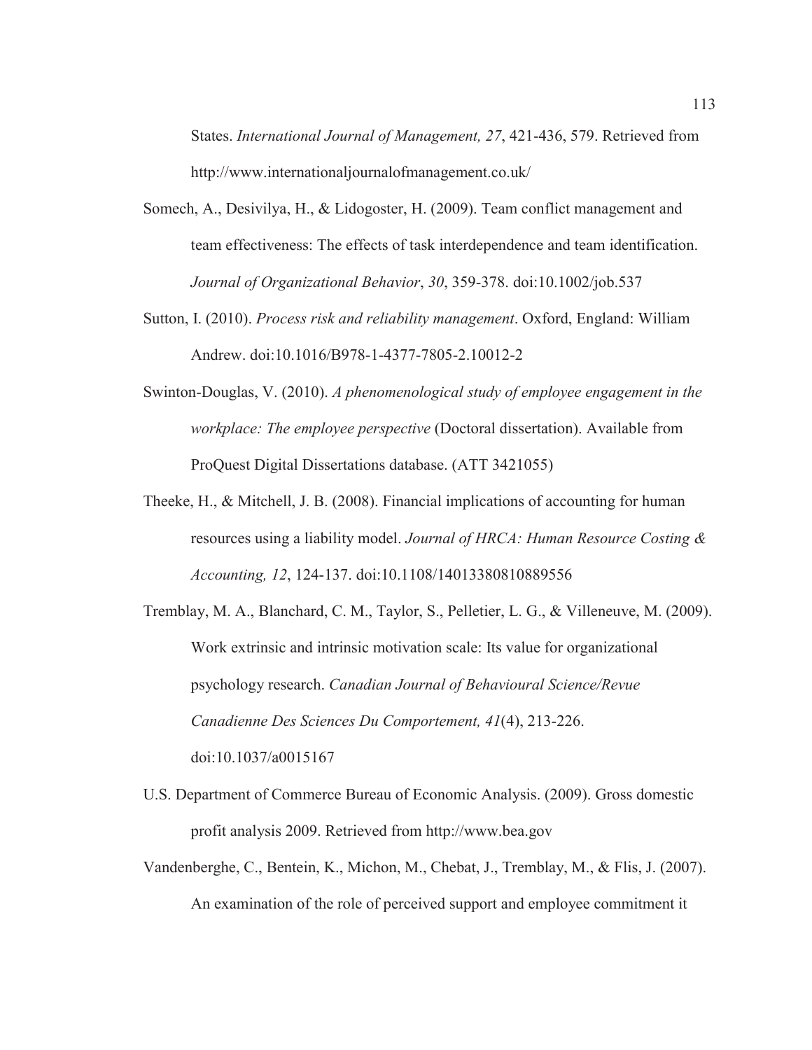States. *International Journal of Management, 27*, 421-436, 579. Retrieved from http://www.internationaljournalofmanagement.co.uk/

Somech, A., Desivilya, H., & Lidogoster, H. (2009). Team conflict management and team effectiveness: The effects of task interdependence and team identification. *Journal of Organizational Behavior*, *30*, 359-378. doi:10.1002/job.537

Sutton, I. (2010). *Process risk and reliability management*. Oxford, England: William Andrew. doi:10.1016/B978-1-4377-7805-2.10012-2

Swinton-Douglas, V. (2010). *A phenomenological study of employee engagement in the workplace: The employee perspective* (Doctoral dissertation). Available from ProQuest Digital Dissertations database. (ATT 3421055)

Theeke, H., & Mitchell, J. B. (2008). Financial implications of accounting for human resources using a liability model. *Journal of HRCA: Human Resource Costing & Accounting, 12*, 124-137. doi:10.1108/14013380810889556

Tremblay, M. A., Blanchard, C. M., Taylor, S., Pelletier, L. G., & Villeneuve, M. (2009). Work extrinsic and intrinsic motivation scale: Its value for organizational psychology research. *Canadian Journal of Behavioural Science/Revue Canadienne Des Sciences Du Comportement, 41*(4), 213-226. doi:10.1037/a0015167

U.S. Department of Commerce Bureau of Economic Analysis. (2009). Gross domestic profit analysis 2009. Retrieved from http://www.bea.gov

Vandenberghe, C., Bentein, K., Michon, M., Chebat, J., Tremblay, M., & Flis, J. (2007). An examination of the role of perceived support and employee commitment it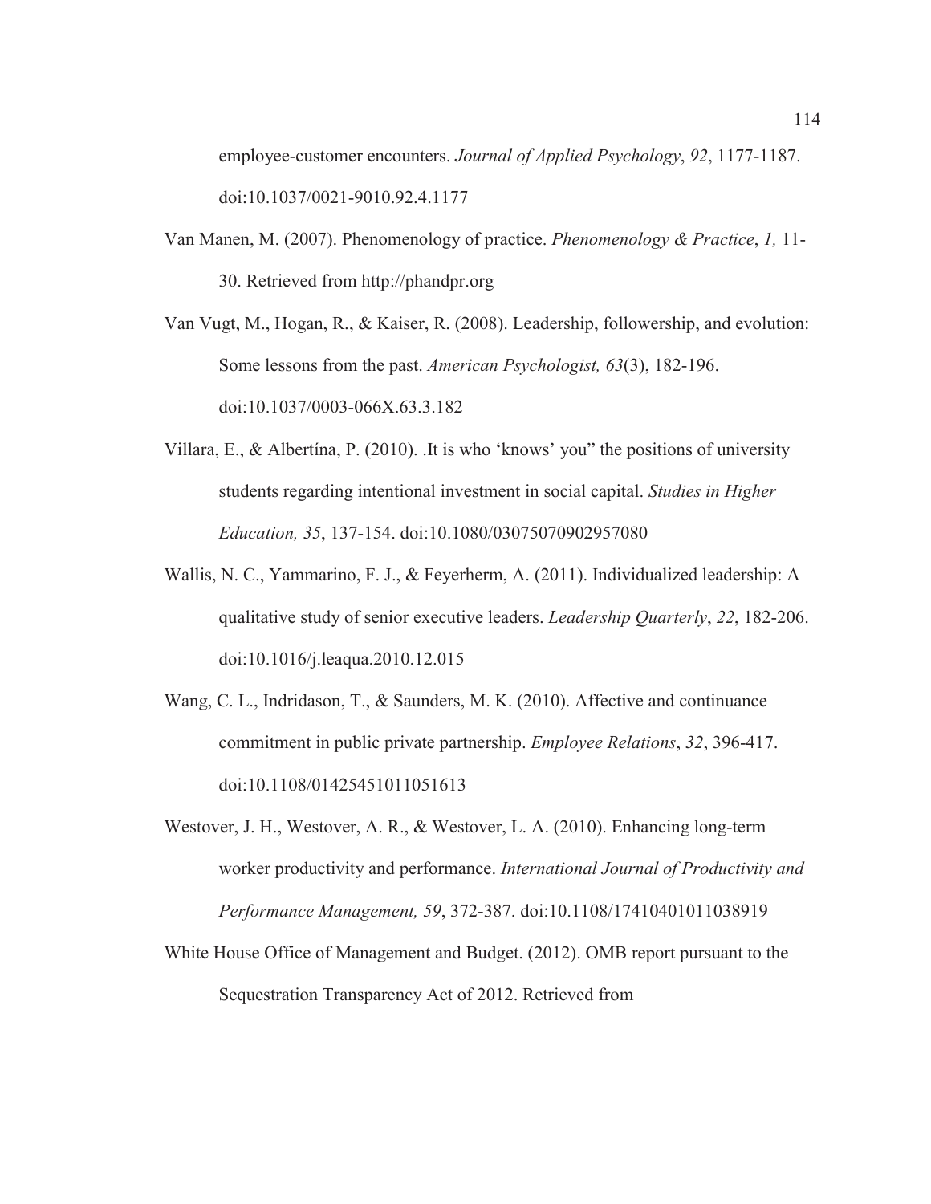employee-customer encounters. *Journal of Applied Psychology*, *92*, 1177-1187. doi:10.1037/0021-9010.92.4.1177

Van Manen, M. (2007). Phenomenology of practice. *Phenomenology & Practice*, *1,* 11-30. Retrieved from http://phandpr.org

Van Vugt, M., Hogan, R., & Kaiser, R. (2008). Leadership, followership, and evolution: Some lessons from the past. *American Psychologist, 63*(3), 182-196. doi:10.1037/0003-066X.63.3.182

Villara, E., & Albertína, P. (2010). .It is who 'knows' you" the positions of university students regarding intentional investment in social capital. *Studies in Higher Education, 35*, 137-154. doi:10.1080/03075070902957080

Wallis, N. C., Yammarino, F. J., & Feyerherm, A. (2011). Individualized leadership: A qualitative study of senior executive leaders. *Leadership Quarterly*, *22*, 182-206. doi:10.1016/j.leaqua.2010.12.015

Wang, C. L., Indridason, T., & Saunders, M. K. (2010). Affective and continuance commitment in public private partnership. *Employee Relations*, *32*, 396-417. doi:10.1108/01425451011051613

Westover, J. H., Westover, A. R., & Westover, L. A. (2010). Enhancing long-term worker productivity and performance. *International Journal of Productivity and Performance Management, 59*, 372-387. doi:10.1108/17410401011038919

White House Office of Management and Budget. (2012). OMB report pursuant to the Sequestration Transparency Act of 2012. Retrieved from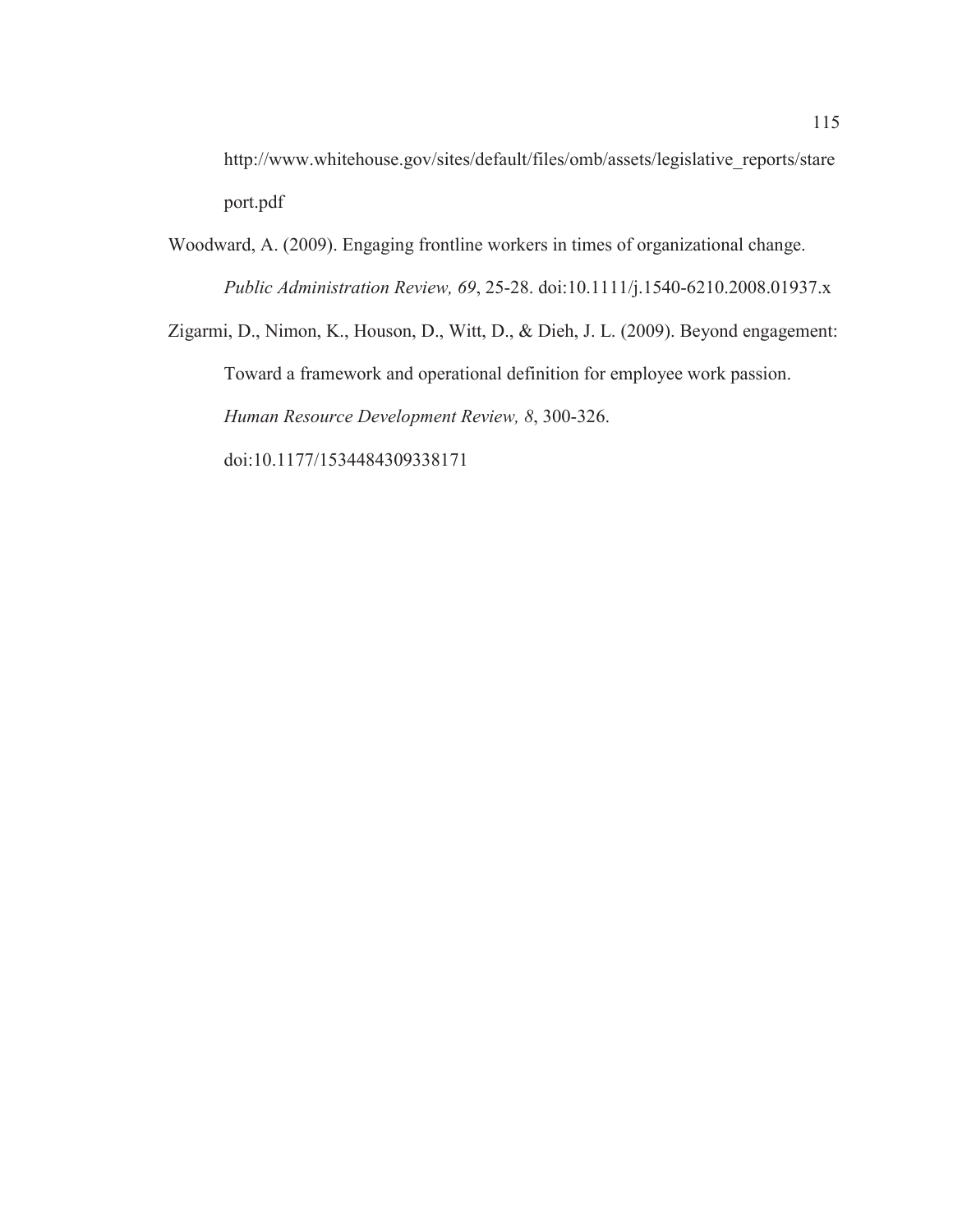http://www.whitehouse.gov/sites/default/files/omb/assets/legislative_reports/stareport.pdf

Woodward, A. (2009). Engaging frontline workers in times of organizational change. *Public Administration Review, 69*, 25-28. doi:10.1111/j.1540-6210.2008.01937.x

Zigarmi, D., Nimon, K., Houson, D., Witt, D., & Dieh, J. L. (2009). Beyond engagement: Toward a framework and operational definition for employee work passion. *Human Resource Development Review, 8*, 300-326. doi:10.1177/1534484309338171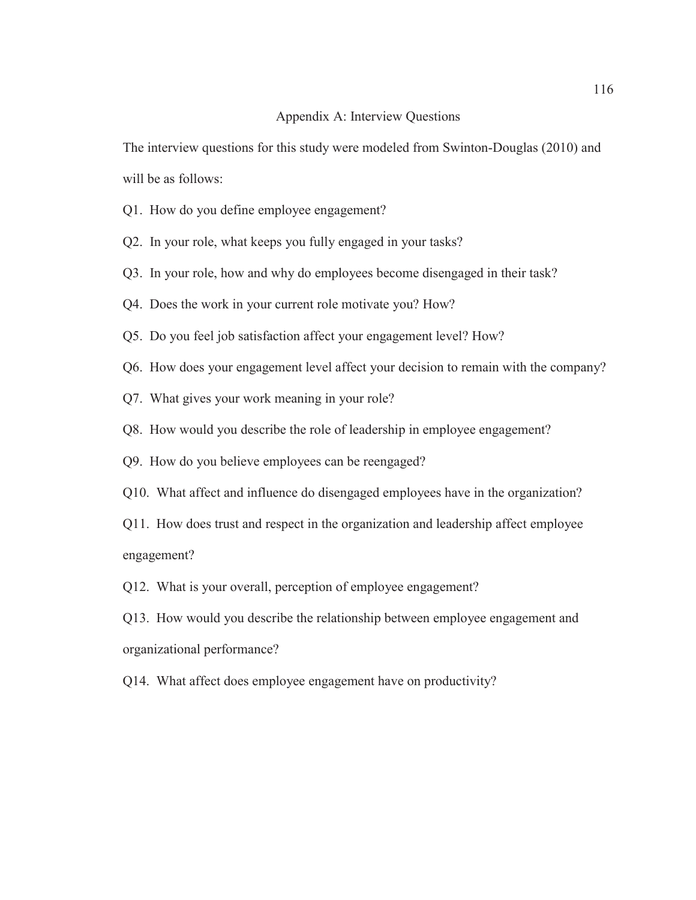# Appendix A: Interview Questions

The interview questions for this study were modeled from Swinton-Douglas (2010) and will be as follows:

Q1. How do you define employee engagement?

Q2. In your role, what keeps you fully engaged in your tasks?

Q3. In your role, how and why do employees become disengaged in their task?

Q4. Does the work in your current role motivate you? How?

Q5. Do you feel job satisfaction affect your engagement level? How?

Q6. How does your engagement level affect your decision to remain with the company?

Q7. What gives your work meaning in your role?

Q8. How would you describe the role of leadership in employee engagement?

Q9. How do you believe employees can be reengaged?

Q10. What affect and influence do disengaged employees have in the organization?

Q11. How does trust and respect in the organization and leadership affect employee engagement?

Q12. What is your overall, perception of employee engagement?

Q13. How would you describe the relationship between employee engagement and organizational performance?

Q14. What affect does employee engagement have on productivity?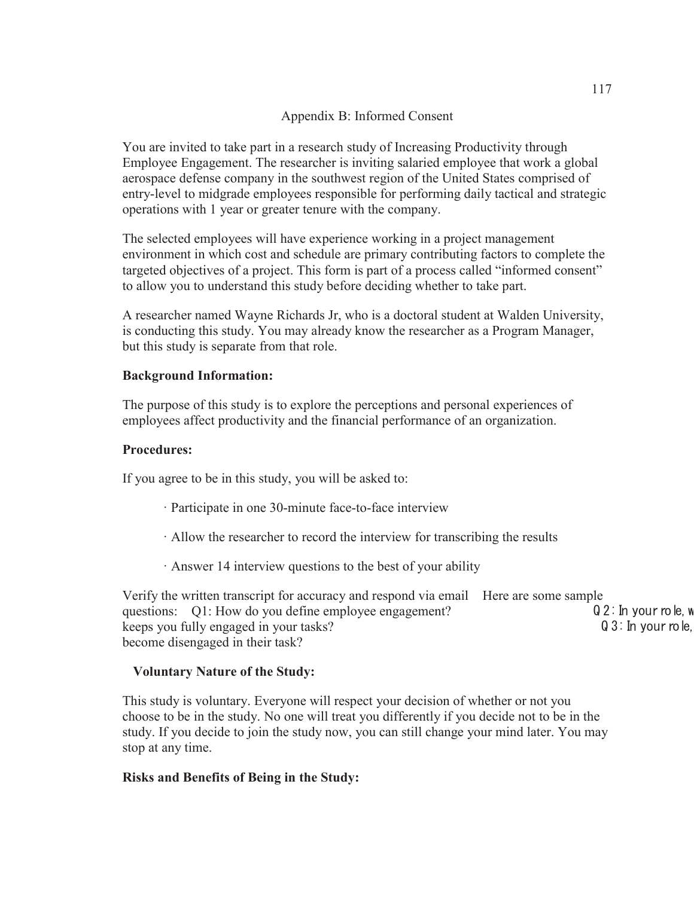# Appendix B: Informed Consent

You are invited to take part in a research study of Increasing Productivity through Employee Engagement. The researcher is inviting salaried employee that work a global aerospace defense company in the southwest region of the United States comprised of entry-level to midgrade employees responsible for performing daily tactical and strategic operations with 1 year or greater tenure with the company.

The selected employees will have experience working in a project management environment in which cost and schedule are primary contributing factors to complete the targeted objectives of a project. This form is part of a process called "informed consent" to allow you to understand this study before deciding whether to take part.

A researcher named Wayne Richards Jr, who is a doctoral student at Walden University, is conducting this study. You may already know the researcher as a Program Manager, but this study is separate from that role.

**Background Information:**

The purpose of this study is to explore the perceptions and personal experiences of employees affect productivity and the financial performance of an organization.

**Procedures:**

If you agree to be in this study, you will be asked to:

· Participate in one 30-minute face-to-face interview

· Allow the researcher to record the interview for transcribing the results

· Answer 14 interview questions to the best of your ability

Verify the written transcript for accuracy and respond via email Here are some sample questions: Q1: How do you define employee engagement? Q2: In your role, w keeps you fully engaged in your tasks? Q3: In your role, become disengaged in their task?

**Voluntary Nature of the Study:**

This study is voluntary. Everyone will respect your decision of whether or not you choose to be in the study. No one will treat you differently if you decide not to be in the study. If you decide to join the study now, you can still change your mind later. You may stop at any time.

**Risks and Benefits of Being in the Study:**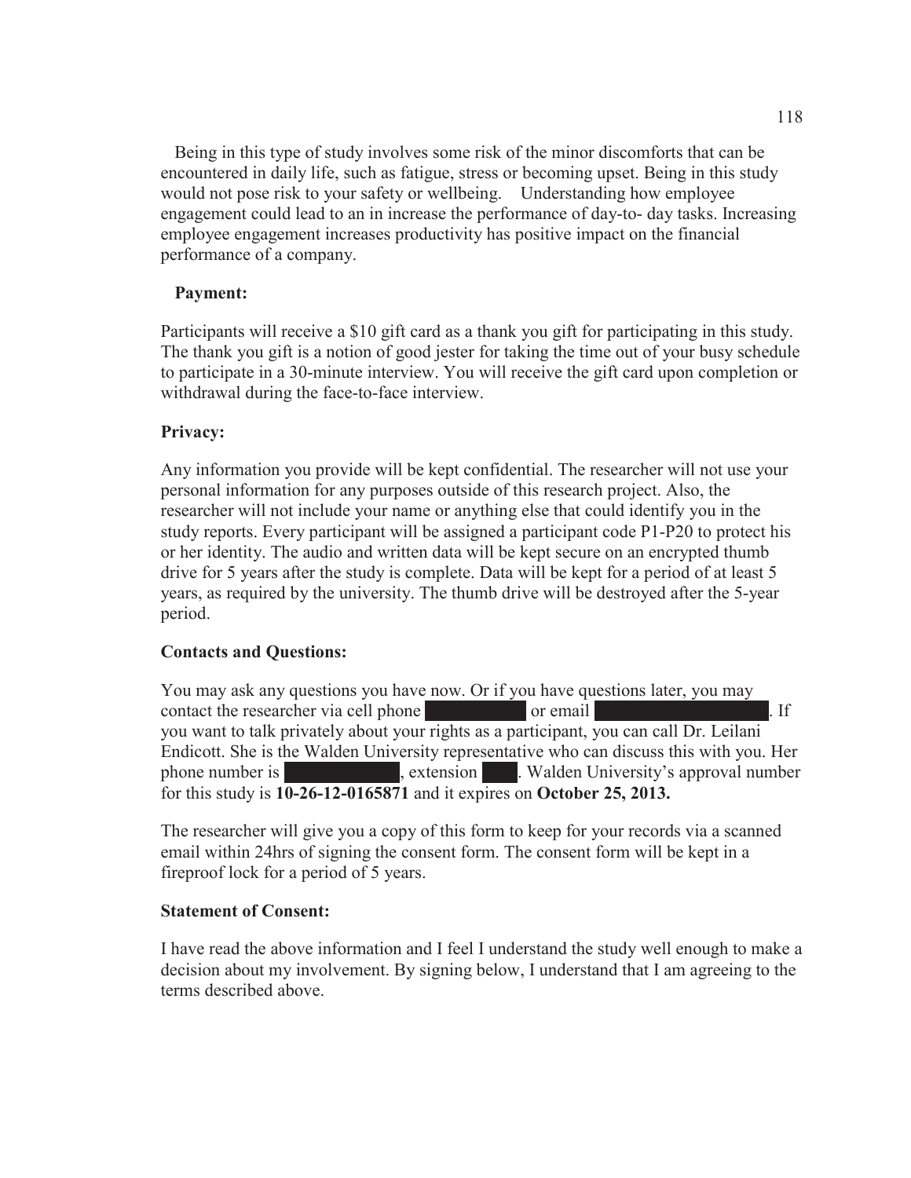Being in this type of study involves some risk of the minor discomforts that can be encountered in daily life, such as fatigue, stress or becoming upset. Being in this study would not pose risk to your safety or wellbeing.   Understanding how employee engagement could lead to an in increase the performance of day-to- day tasks. Increasing employee engagement increases productivity has positive impact on the financial performance of a company.

**Payment:**

Participants will receive a $10 gift card as a thank you gift for participating in this study. The thank you gift is a notion of good jester for taking the time out of your busy schedule to participate in a 30-minute interview. You will receive the gift card upon completion or withdrawal during the face-to-face interview.

**Privacy:**

Any information you provide will be kept confidential. The researcher will not use your personal information for any purposes outside of this research project. Also, the researcher will not include your name or anything else that could identify you in the study reports. Every participant will be assigned a participant code P1-P20 to protect his or her identity. The audio and written data will be kept secure on an encrypted thumb drive for 5 years after the study is complete. Data will be kept for a period of at least 5 years, as required by the university. The thumb drive will be destroyed after the 5-year period.

**Contacts and Questions:**

You may ask any questions you have now. Or if you have questions later, you may contact the researcher via cell phone [REDACTED] or email [REDACTED]. If you want to talk privately about your rights as a participant, you can call Dr. Leilani Endicott. She is the Walden University representative who can discuss this with you. Her phone number is [REDACTED], extension [REDACTED]. Walden University's approval number for this study is **10-26-12-0165871** and it expires on **October 25, 2013.**

The researcher will give you a copy of this form to keep for your records via a scanned email within 24hrs of signing the consent form. The consent form will be kept in a fireproof lock for a period of 5 years.

**Statement of Consent:**

I have read the above information and I feel I understand the study well enough to make a decision about my involvement. By signing below, I understand that I am agreeing to the terms described above.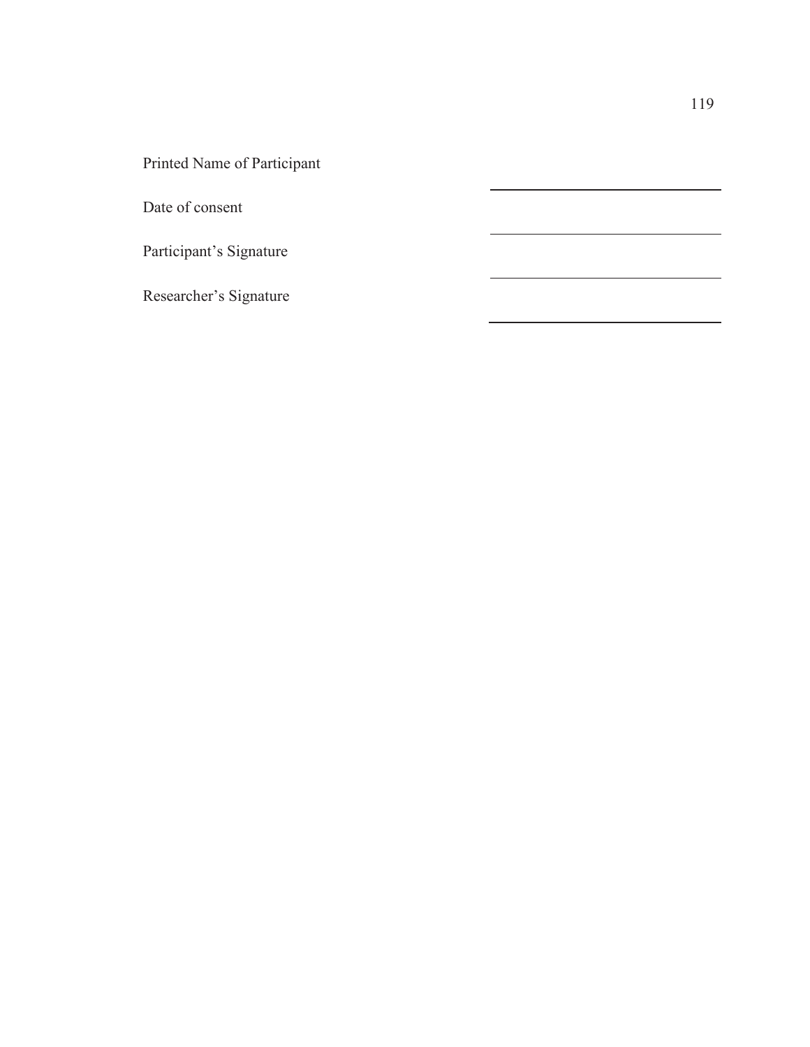Printed Name of Participant ______________________

Date of consent ______________________

Participant's Signature ______________________

Researcher's Signature ______________________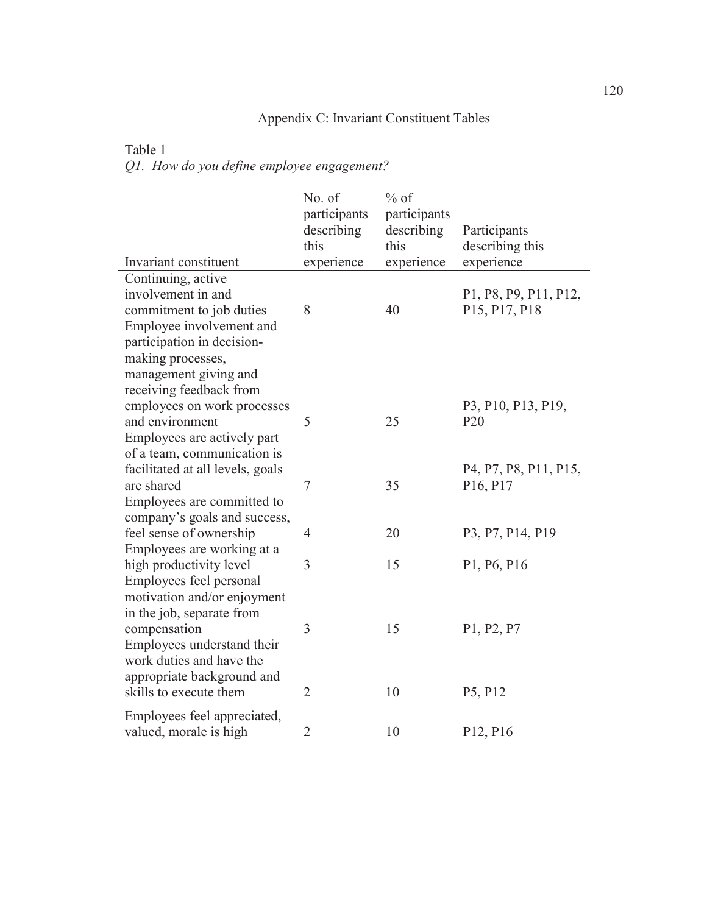# Appendix C: Invariant Constituent Tables

Table 1

*Q1. How do you define employee engagement?*

| Invariant constituent | No. of participants describing this experience | % of participants describing this experience | Participants describing this experience |
|---|---|---|---|
| Continuing, active involvement in and commitment to job duties | 8 | 40 | P1, P8, P9, P11, P12, P15, P17, P18 |
| Employee involvement and participation in decision-making processes, management giving and receiving feedback from employees on work processes and environment | 5 | 25 | P3, P10, P13, P19, P20 |
| Employees are actively part of a team, communication is facilitated at all levels, goals are shared | 7 | 35 | P4, P7, P8, P11, P15, P16, P17 |
| Employees are committed to company's goals and success, feel sense of ownership | 4 | 20 | P3, P7, P14, P19 |
| Employees are working at a high productivity level | 3 | 15 | P1, P6, P16 |
| Employees feel personal motivation and/or enjoyment in the job, separate from compensation | 3 | 15 | P1, P2, P7 |
| Employees understand their work duties and have the appropriate background and skills to execute them | 2 | 10 | P5, P12 |
| Employees feel appreciated, valued, morale is high | 2 | 10 | P12, P16 |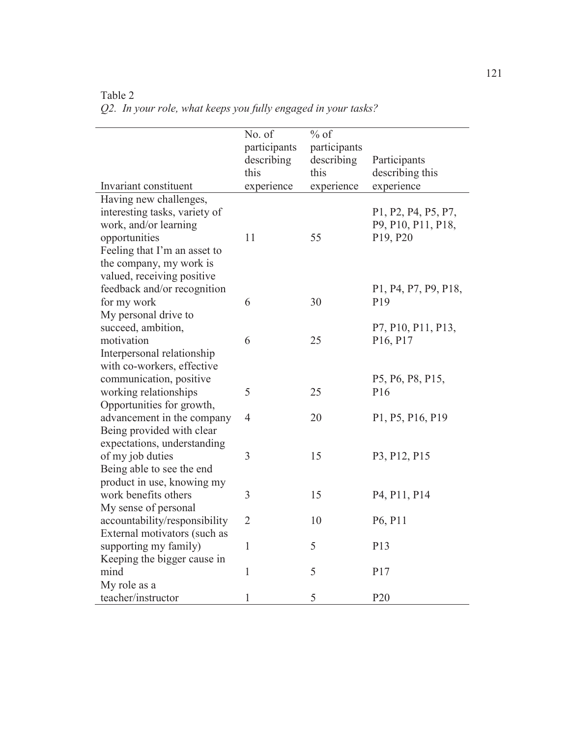Table 2

*Q2. In your role, what keeps you fully engaged in your tasks?*

| Invariant constituent | No. of participants describing this experience | % of participants describing this experience | Participants describing this experience |
|---|---|---|---|
| Having new challenges, interesting tasks, variety of work, and/or learning opportunities | 11 | 55 | P1, P2, P4, P5, P7, P9, P10, P11, P18, P19, P20 |
| Feeling that I'm an asset to the company, my work is valued, receiving positive feedback and/or recognition for my work | 6 | 30 | P1, P4, P7, P9, P18, P19 |
| My personal drive to succeed, ambition, motivation | 6 | 25 | P7, P10, P11, P13, P16, P17 |
| Interpersonal relationship with co-workers, effective communication, positive working relationships | 5 | 25 | P5, P6, P8, P15, P16 |
| Opportunities for growth, advancement in the company | 4 | 20 | P1, P5, P16, P19 |
| Being provided with clear expectations, understanding of my job duties | 3 | 15 | P3, P12, P15 |
| Being able to see the end product in use, knowing my work benefits others | 3 | 15 | P4, P11, P14 |
| My sense of personal accountability/responsibility | 2 | 10 | P6, P11 |
| External motivators (such as supporting my family) | 1 | 5 | P13 |
| Keeping the bigger cause in mind | 1 | 5 | P17 |
| My role as a teacher/instructor | 1 | 5 | P20 |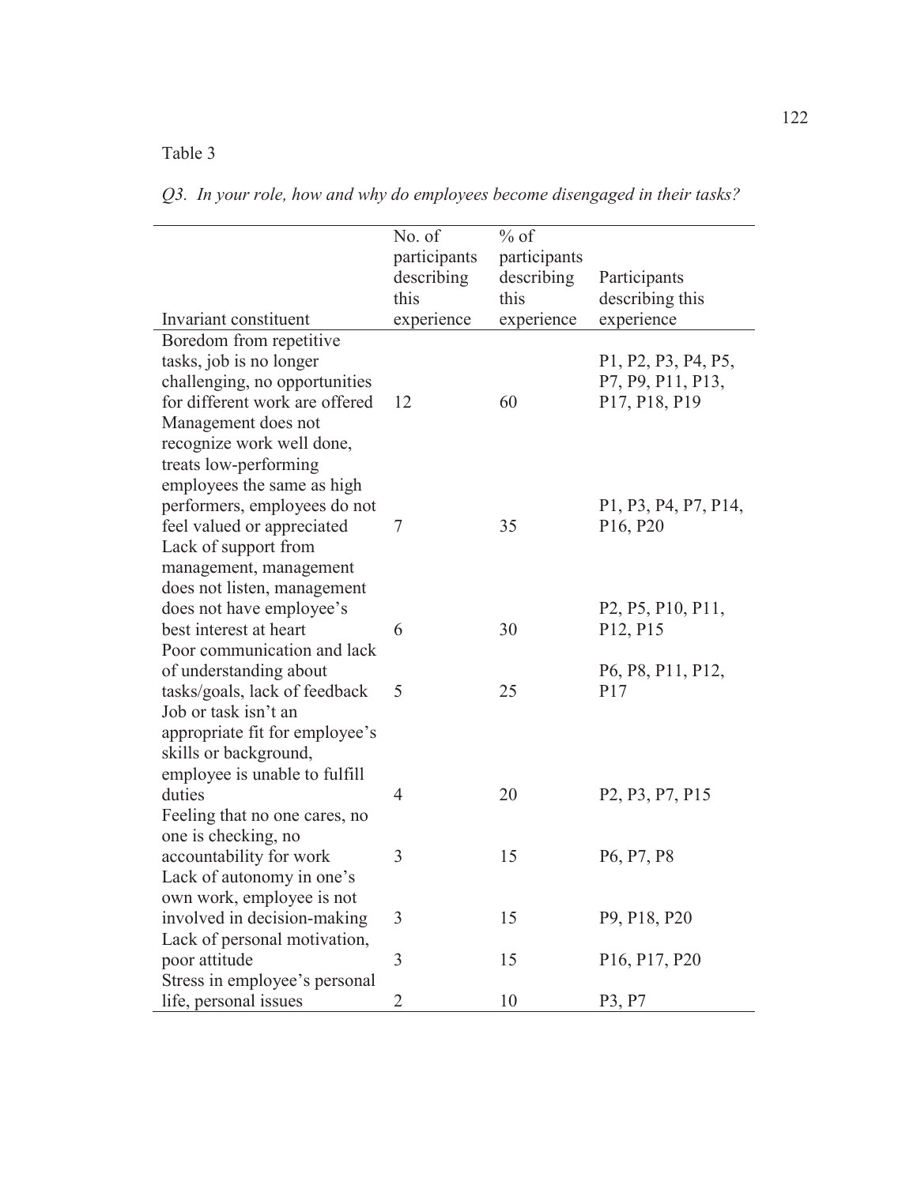Table 3

*Q3. In your role, how and why do employees become disengaged in their tasks?*

| Invariant constituent | No. of participants describing this experience | % of participants describing this experience | Participants describing this experience |
|---|---|---|---|
| Boredom from repetitive tasks, job is no longer challenging, no opportunities for different work are offered | 12 | 60 | P1, P2, P3, P4, P5, P7, P9, P11, P13, P17, P18, P19 |
| Management does not recognize work well done, treats low-performing employees the same as high performers, employees do not feel valued or appreciated | 7 | 35 | P1, P3, P4, P7, P14, P16, P20 |
| Lack of support from management, management does not listen, management does not have employee's best interest at heart | 6 | 30 | P2, P5, P10, P11, P12, P15 |
| Poor communication and lack of understanding about tasks/goals, lack of feedback | 5 | 25 | P6, P8, P11, P12, P17 |
| Job or task isn't an appropriate fit for employee's skills or background, employee is unable to fulfill duties | 4 | 20 | P2, P3, P7, P15 |
| Feeling that no one cares, no one is checking, no accountability for work | 3 | 15 | P6, P7, P8 |
| Lack of autonomy in one's own work, employee is not involved in decision-making | 3 | 15 | P9, P18, P20 |
| Lack of personal motivation, poor attitude | 3 | 15 | P16, P17, P20 |
| Stress in employee's personal life, personal issues | 2 | 10 | P3, P7 |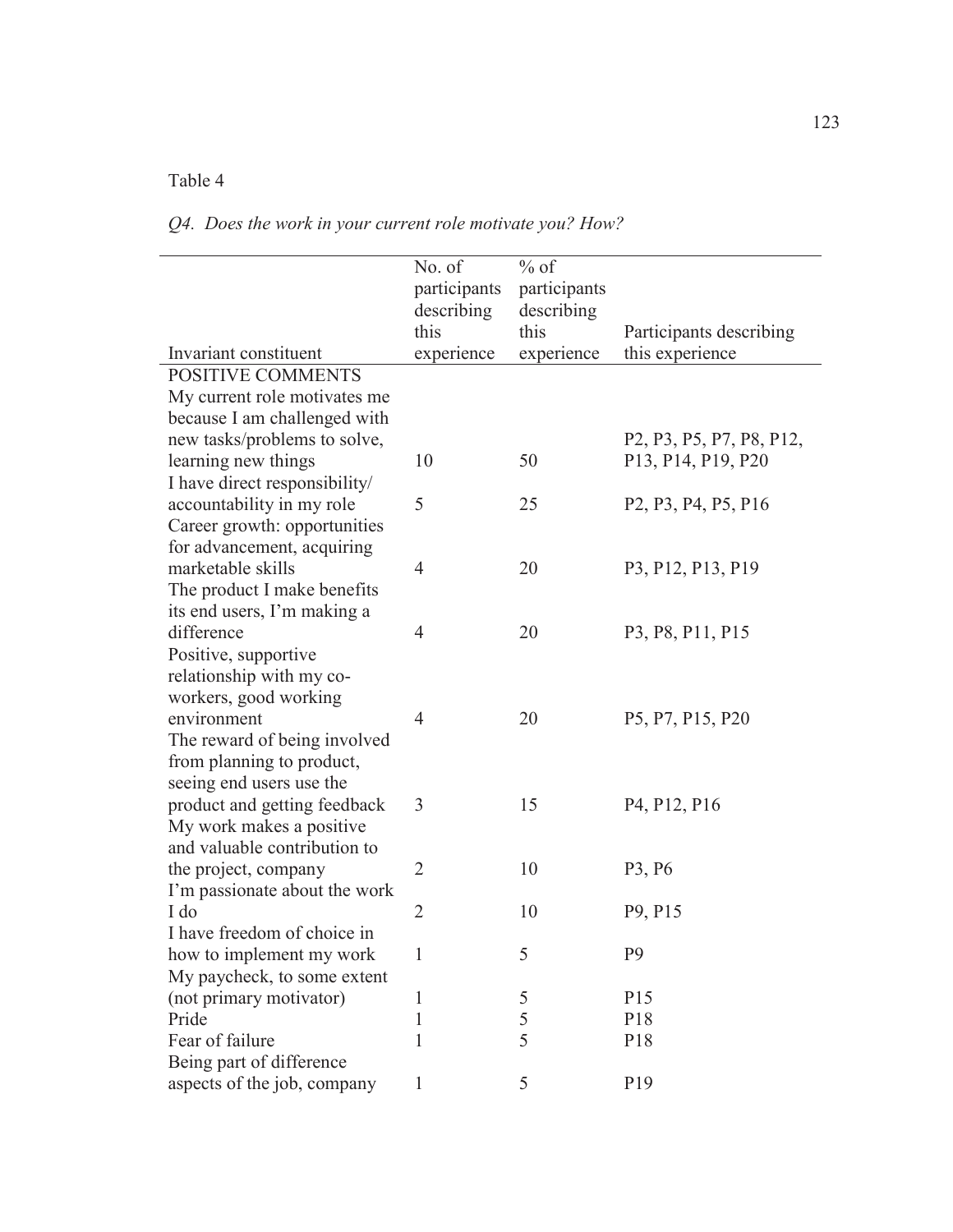Table 4

*Q4. Does the work in your current role motivate you? How?*

| Invariant constituent | No. of participants describing this experience | % of participants describing this experience | Participants describing this experience |
|---|---|---|---|
| POSITIVE COMMENTS | | | |
| My current role motivates me because I am challenged with new tasks/problems to solve, learning new things | 10 | 50 | P2, P3, P5, P7, P8, P12, P13, P14, P19, P20 |
| I have direct responsibility/ accountability in my role | 5 | 25 | P2, P3, P4, P5, P16 |
| Career growth: opportunities for advancement, acquiring marketable skills | 4 | 20 | P3, P12, P13, P19 |
| The product I make benefits its end users, I'm making a difference | 4 | 20 | P3, P8, P11, P15 |
| Positive, supportive relationship with my co-workers, good working environment | 4 | 20 | P5, P7, P15, P20 |
| The reward of being involved from planning to product, seeing end users use the product and getting feedback | 3 | 15 | P4, P12, P16 |
| My work makes a positive and valuable contribution to the project, company | 2 | 10 | P3, P6 |
| I'm passionate about the work I do | 2 | 10 | P9, P15 |
| I have freedom of choice in how to implement my work | 1 | 5 | P9 |
| My paycheck, to some extent (not primary motivator) | 1 | 5 | P15 |
| Pride | 1 | 5 | P18 |
| Fear of failure | 1 | 5 | P18 |
| Being part of difference aspects of the job, company | 1 | 5 | P19 |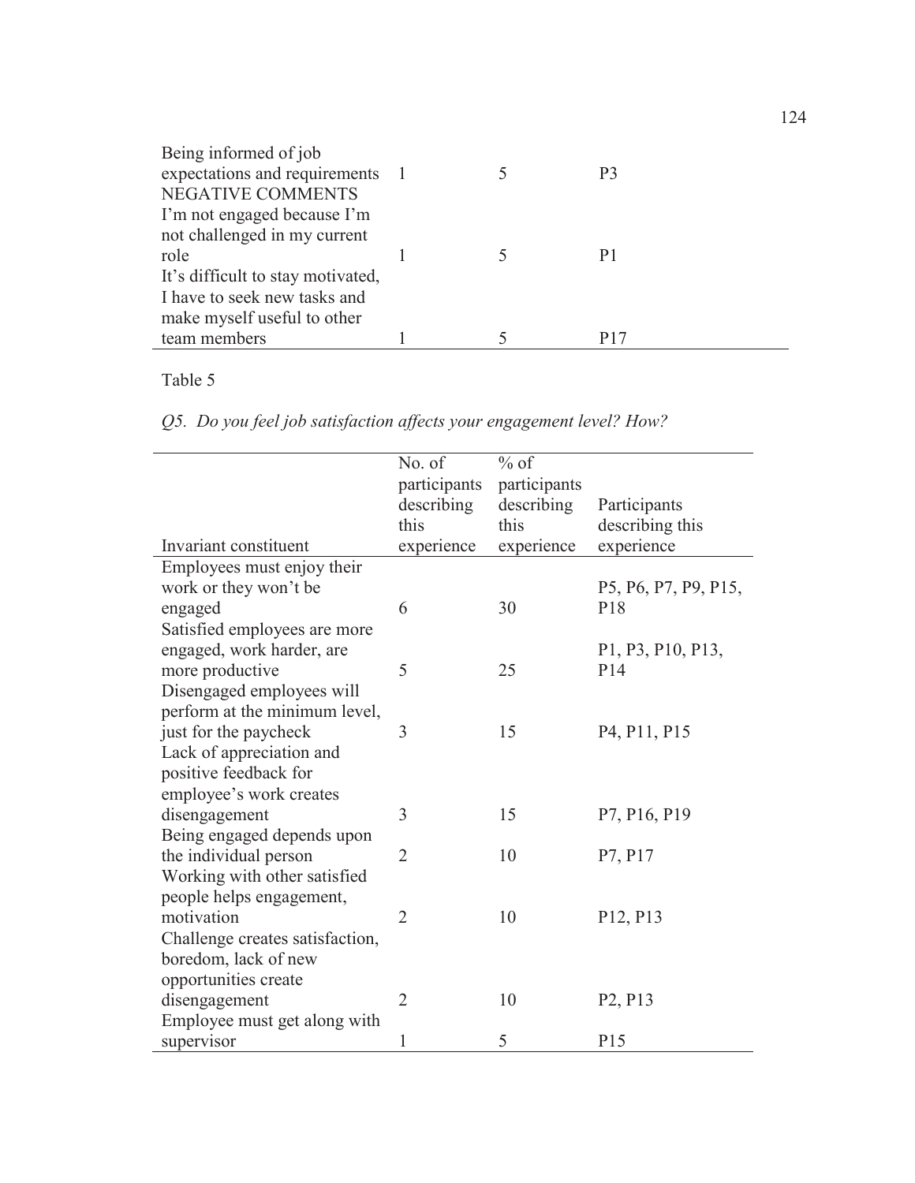| | | | |
|---|---|---|---|
| Being informed of job expectations and requirements | 1 | 5 | P3 |
| NEGATIVE COMMENTS | | | |
| I'm not engaged because I'm not challenged in my current role | 1 | 5 | P1 |
| It's difficult to stay motivated, I have to seek new tasks and make myself useful to other team members | 1 | 5 | P17 |

Table 5

*Q5. Do you feel job satisfaction affects your engagement level? How?*

| Invariant constituent | No. of participants describing this experience | % of participants describing this experience | Participants describing this experience |
|---|---|---|---|
| Employees must enjoy their work or they won't be engaged | 6 | 30 | P5, P6, P7, P9, P15, P18 |
| Satisfied employees are more engaged, work harder, are more productive | 5 | 25 | P1, P3, P10, P13, P14 |
| Disengaged employees will perform at the minimum level, just for the paycheck | 3 | 15 | P4, P11, P15 |
| Lack of appreciation and positive feedback for employee's work creates disengagement | 3 | 15 | P7, P16, P19 |
| Being engaged depends upon the individual person | 2 | 10 | P7, P17 |
| Working with other satisfied people helps engagement, motivation | 2 | 10 | P12, P13 |
| Challenge creates satisfaction, boredom, lack of new opportunities create disengagement | 2 | 10 | P2, P13 |
| Employee must get along with supervisor | 1 | 5 | P15 |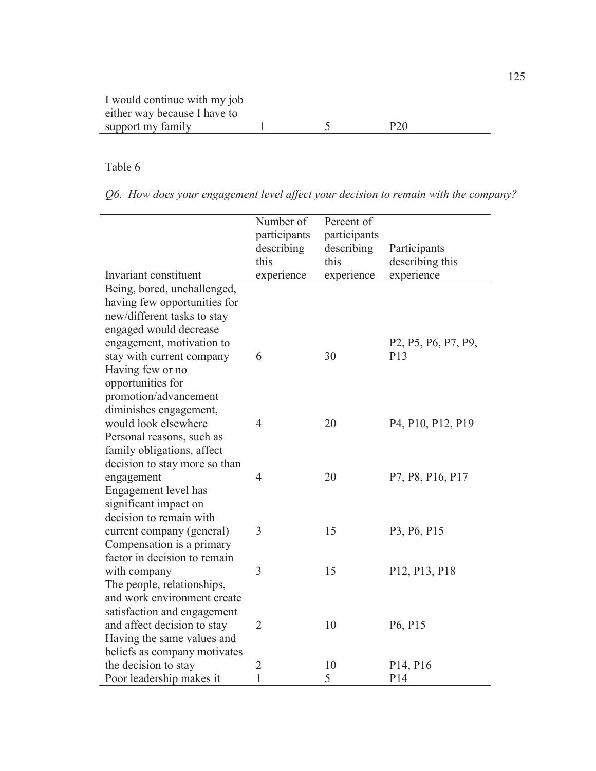| | | | |
|---|---|---|---|
| I would continue with my job either way because I have to support my family | 1 | 5 | P20 |

Table 6

*Q6. How does your engagement level affect your decision to remain with the company?*

| Invariant constituent | Number of participants describing this experience | Percent of participants describing this experience | Participants describing this experience |
|---|---|---|---|
| Being, bored, unchallenged, having few opportunities for new/different tasks to stay engaged would decrease engagement, motivation to stay with current company | 6 | 30 | P2, P5, P6, P7, P9, P13 |
| Having few or no opportunities for promotion/advancement diminishes engagement, would look elsewhere | 4 | 20 | P4, P10, P12, P19 |
| Personal reasons, such as family obligations, affect decision to stay more so than engagement | 4 | 20 | P7, P8, P16, P17 |
| Engagement level has significant impact on decision to remain with current company (general) | 3 | 15 | P3, P6, P15 |
| Compensation is a primary factor in decision to remain with company | 3 | 15 | P12, P13, P18 |
| The people, relationships, and work environment create satisfaction and engagement and affect decision to stay | 2 | 10 | P6, P15 |
| Having the same values and beliefs as company motivates the decision to stay | 2 | 10 | P14, P16 |
| Poor leadership makes it | 1 | 5 | P14 |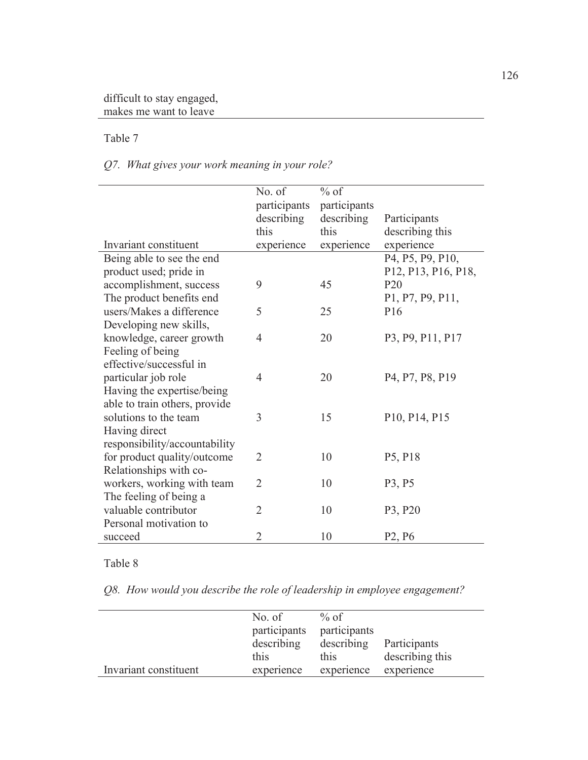| | | | |
|---|---|---|---|
| difficult to stay engaged, makes me want to leave | | | |

Table 7

*Q7. What gives your work meaning in your role?*

| Invariant constituent | No. of participants describing this experience | % of participants describing this experience | Participants describing this experience |
|---|---|---|---|
| Being able to see the end product used; pride in accomplishment, success | 9 | 45 | P4, P5, P9, P10, P12, P13, P16, P18, P20 |
| The product benefits end users/Makes a difference | 5 | 25 | P1, P7, P9, P11, P16 |
| Developing new skills, knowledge, career growth | 4 | 20 | P3, P9, P11, P17 |
| Feeling of being effective/successful in particular job role | 4 | 20 | P4, P7, P8, P19 |
| Having the expertise/being able to train others, provide solutions to the team | 3 | 15 | P10, P14, P15 |
| Having direct responsibility/accountability for product quality/outcome | 2 | 10 | P5, P18 |
| Relationships with co-workers, working with team | 2 | 10 | P3, P5 |
| The feeling of being a valuable contributor | 2 | 10 | P3, P20 |
| Personal motivation to succeed | 2 | 10 | P2, P6 |

Table 8

*Q8. How would you describe the role of leadership in employee engagement?*

| Invariant constituent | No. of participants describing this experience | % of participants describing this experience | Participants describing this experience |
|---|---|---|---|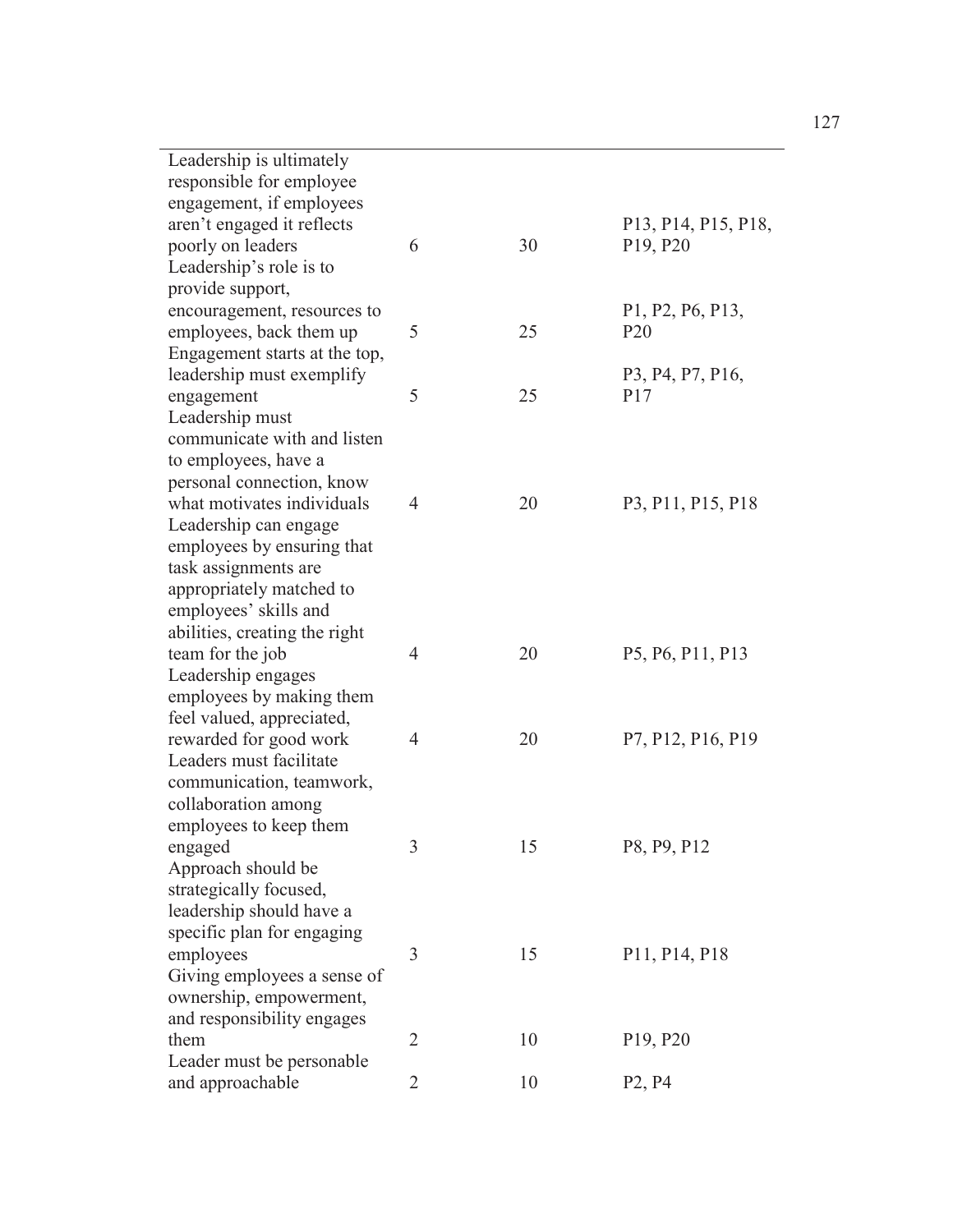| | | | |
|---|---|---|---|
| Leadership is ultimately responsible for employee engagement, if employees aren't engaged it reflects poorly on leaders | 6 | 30 | P13, P14, P15, P18, P19, P20 |
| Leadership's role is to provide support, encouragement, resources to employees, back them up | 5 | 25 | P1, P2, P6, P13, P20 |
| Engagement starts at the top, leadership must exemplify engagement | 5 | 25 | P3, P4, P7, P16, P17 |
| Leadership must communicate with and listen to employees, have a personal connection, know what motivates individuals | 4 | 20 | P3, P11, P15, P18 |
| Leadership can engage employees by ensuring that task assignments are appropriately matched to employees' skills and abilities, creating the right team for the job | 4 | 20 | P5, P6, P11, P13 |
| Leadership engages employees by making them feel valued, appreciated, rewarded for good work | 4 | 20 | P7, P12, P16, P19 |
| Leaders must facilitate communication, teamwork, collaboration among employees to keep them engaged | 3 | 15 | P8, P9, P12 |
| Approach should be strategically focused, leadership should have a specific plan for engaging employees | 3 | 15 | P11, P14, P18 |
| Giving employees a sense of ownership, empowerment, and responsibility engages them | 2 | 10 | P19, P20 |
| Leader must be personable and approachable | 2 | 10 | P2, P4 |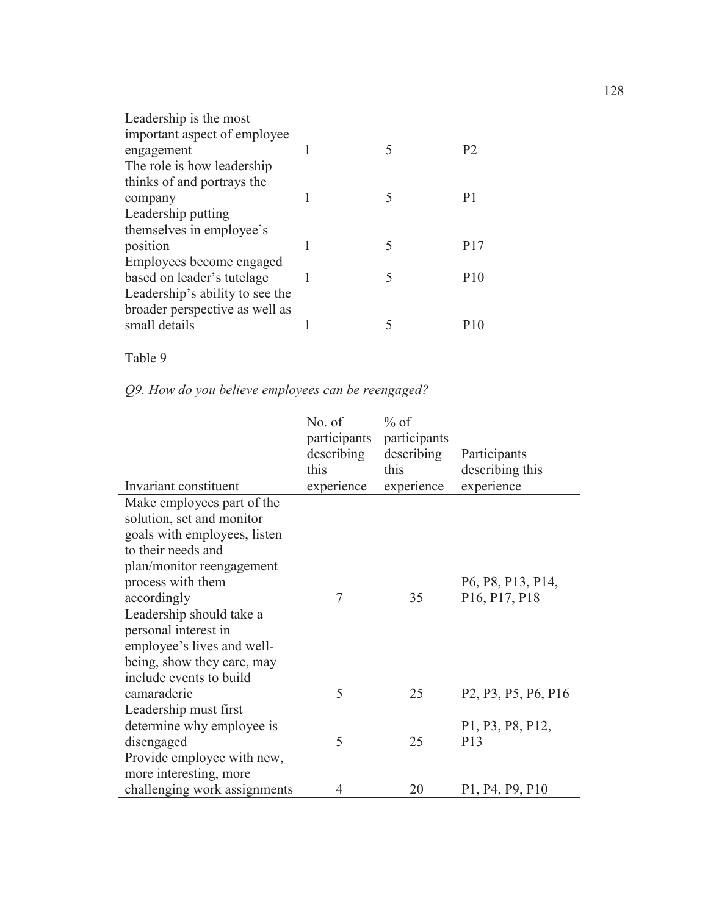| | | | |
|---|---|---|---|
| Leadership is the most important aspect of employee engagement | 1 | 5 | P2 |
| The role is how leadership thinks of and portrays the company | 1 | 5 | P1 |
| Leadership putting themselves in employee's position | 1 | 5 | P17 |
| Employees become engaged based on leader's tutelage | 1 | 5 | P10 |
| Leadership's ability to see the broader perspective as well as small details | 1 | 5 | P10 |

Table 9

*Q9. How do you believe employees can be reengaged?*

| Invariant constituent | No. of participants describing this experience | % of participants describing this experience | Participants describing this experience |
|---|---|---|---|
| Make employees part of the solution, set and monitor goals with employees, listen to their needs and plan/monitor reengagement process with them accordingly | 7 | 35 | P6, P8, P13, P14, P16, P17, P18 |
| Leadership should take a personal interest in employee's lives and well-being, show they care, may include events to build camaraderie | 5 | 25 | P2, P3, P5, P6, P16 |
| Leadership must first determine why employee is disengaged | 5 | 25 | P1, P3, P8, P12, P13 |
| Provide employee with new, more interesting, more challenging work assignments | 4 | 20 | P1, P4, P9, P10 |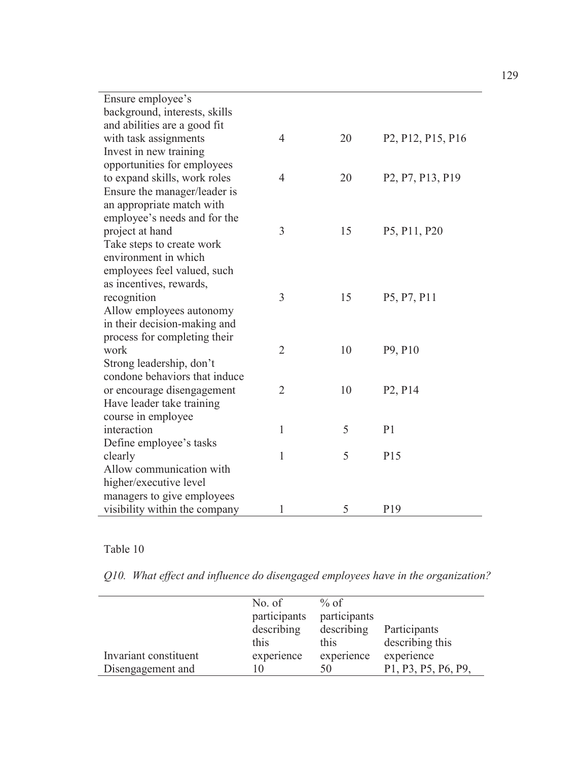| | | | |
|---|---|---|---|
| Ensure employee's background, interests, skills and abilities are a good fit with task assignments | 4 | 20 | P2, P12, P15, P16 |
| Invest in new training opportunities for employees to expand skills, work roles | 4 | 20 | P2, P7, P13, P19 |
| Ensure the manager/leader is an appropriate match with employee's needs and for the project at hand | 3 | 15 | P5, P11, P20 |
| Take steps to create work environment in which employees feel valued, such as incentives, rewards, recognition | 3 | 15 | P5, P7, P11 |
| Allow employees autonomy in their decision-making and process for completing their work | 2 | 10 | P9, P10 |
| Strong leadership, don't condone behaviors that induce or encourage disengagement | 2 | 10 | P2, P14 |
| Have leader take training course in employee interaction | 1 | 5 | P1 |
| Define employee's tasks clearly | 1 | 5 | P15 |
| Allow communication with higher/executive level managers to give employees visibility within the company | 1 | 5 | P19 |

Table 10

*Q10. What effect and influence do disengaged employees have in the organization?*

| Invariant constituent | No. of participants describing this experience | % of participants describing this experience | Participants describing this experience |
|---|---|---|---|
| Disengagement and | 10 | 50 | P1, P3, P5, P6, P9, |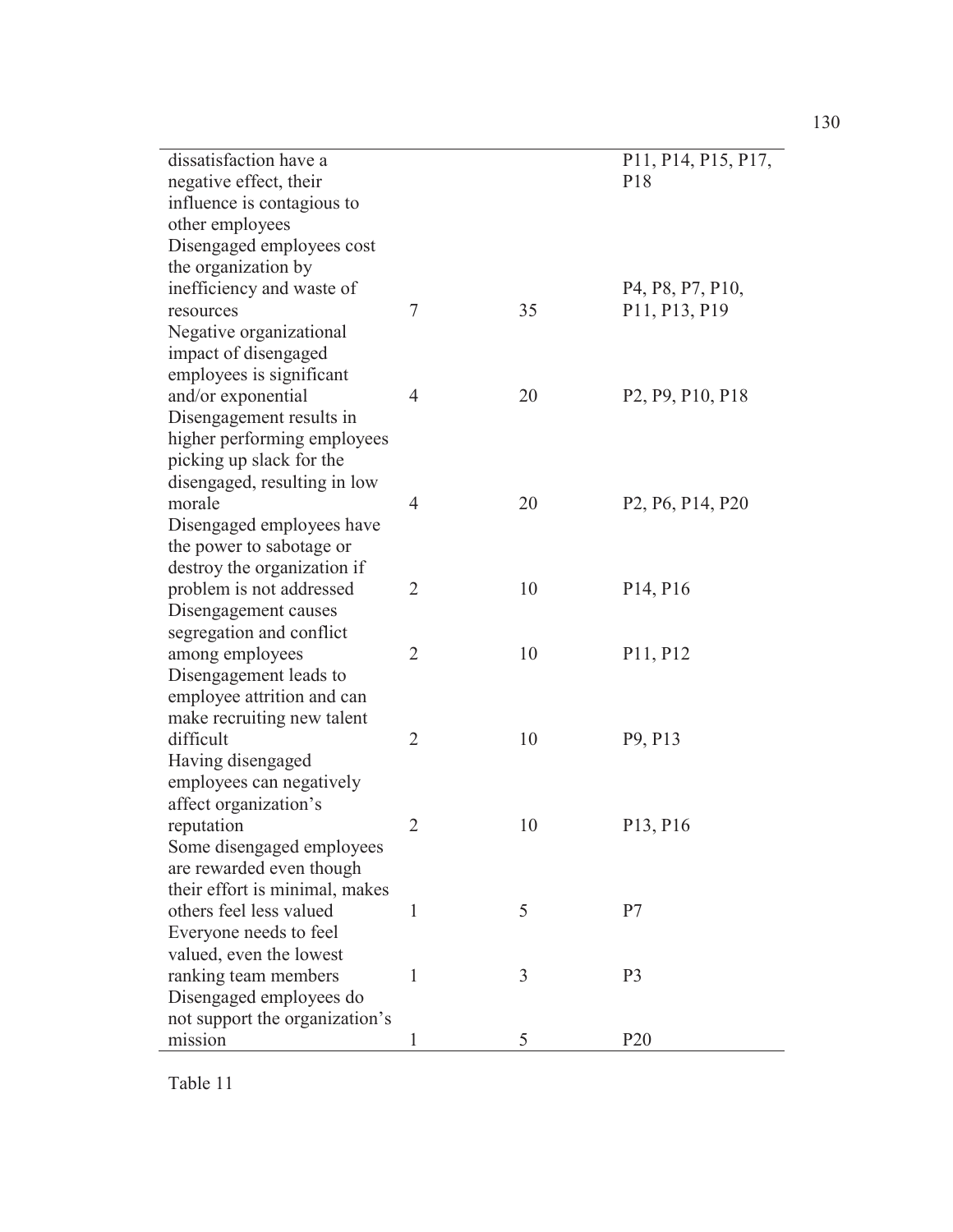| | | | |
|---|---|---|---|
| dissatisfaction have a negative effect, their influence is contagious to other employees | | | P11, P14, P15, P17, P18 |
| Disengaged employees cost the organization by inefficiency and waste of resources | 7 | 35 | P4, P8, P7, P10, P11, P13, P19 |
| Negative organizational impact of disengaged employees is significant and/or exponential | 4 | 20 | P2, P9, P10, P18 |
| Disengagement results in higher performing employees picking up slack for the disengaged, resulting in low morale | 4 | 20 | P2, P6, P14, P20 |
| Disengaged employees have the power to sabotage or destroy the organization if problem is not addressed | 2 | 10 | P14, P16 |
| Disengagement causes segregation and conflict among employees | 2 | 10 | P11, P12 |
| Disengagement leads to employee attrition and can make recruiting new talent difficult | 2 | 10 | P9, P13 |
| Having disengaged employees can negatively affect organization's reputation | 2 | 10 | P13, P16 |
| Some disengaged employees are rewarded even though their effort is minimal, makes others feel less valued | 1 | 5 | P7 |
| Everyone needs to feel valued, even the lowest ranking team members | 1 | 3 | P3 |
| Disengaged employees do not support the organization's mission | 1 | 5 | P20 |

Table 11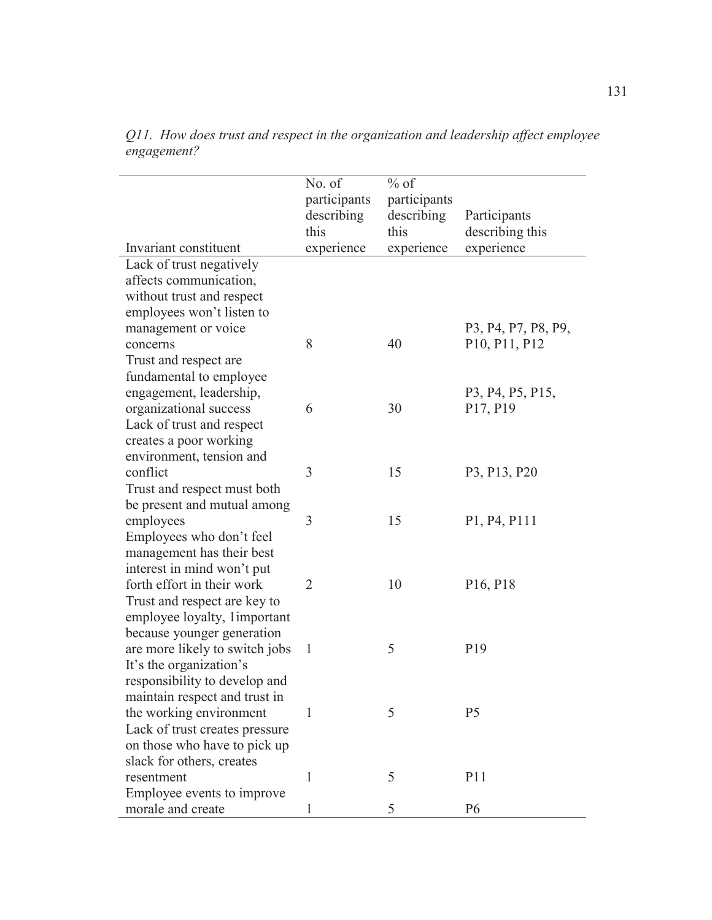*Q11. How does trust and respect in the organization and leadership affect employee engagement?*

| Invariant constituent | No. of participants describing this experience | % of participants describing this experience | Participants describing this experience |
|---|---|---|---|
| Lack of trust negatively affects communication, without trust and respect employees won't listen to management or voice concerns | 8 | 40 | P3, P4, P7, P8, P9, P10, P11, P12 |
| Trust and respect are fundamental to employee engagement, leadership, organizational success | 6 | 30 | P3, P4, P5, P15, P17, P19 |
| Lack of trust and respect creates a poor working environment, tension and conflict | 3 | 15 | P3, P13, P20 |
| Trust and respect must both be present and mutual among employees | 3 | 15 | P1, P4, P111 |
| Employees who don't feel management has their best interest in mind won't put forth effort in their work | 2 | 10 | P16, P18 |
| Trust and respect are key to employee loyalty, 1important because younger generation are more likely to switch jobs | 1 | 5 | P19 |
| It's the organization's responsibility to develop and maintain respect and trust in the working environment | 1 | 5 | P5 |
| Lack of trust creates pressure on those who have to pick up slack for others, creates resentment | 1 | 5 | P11 |
| Employee events to improve morale and create | 1 | 5 | P6 |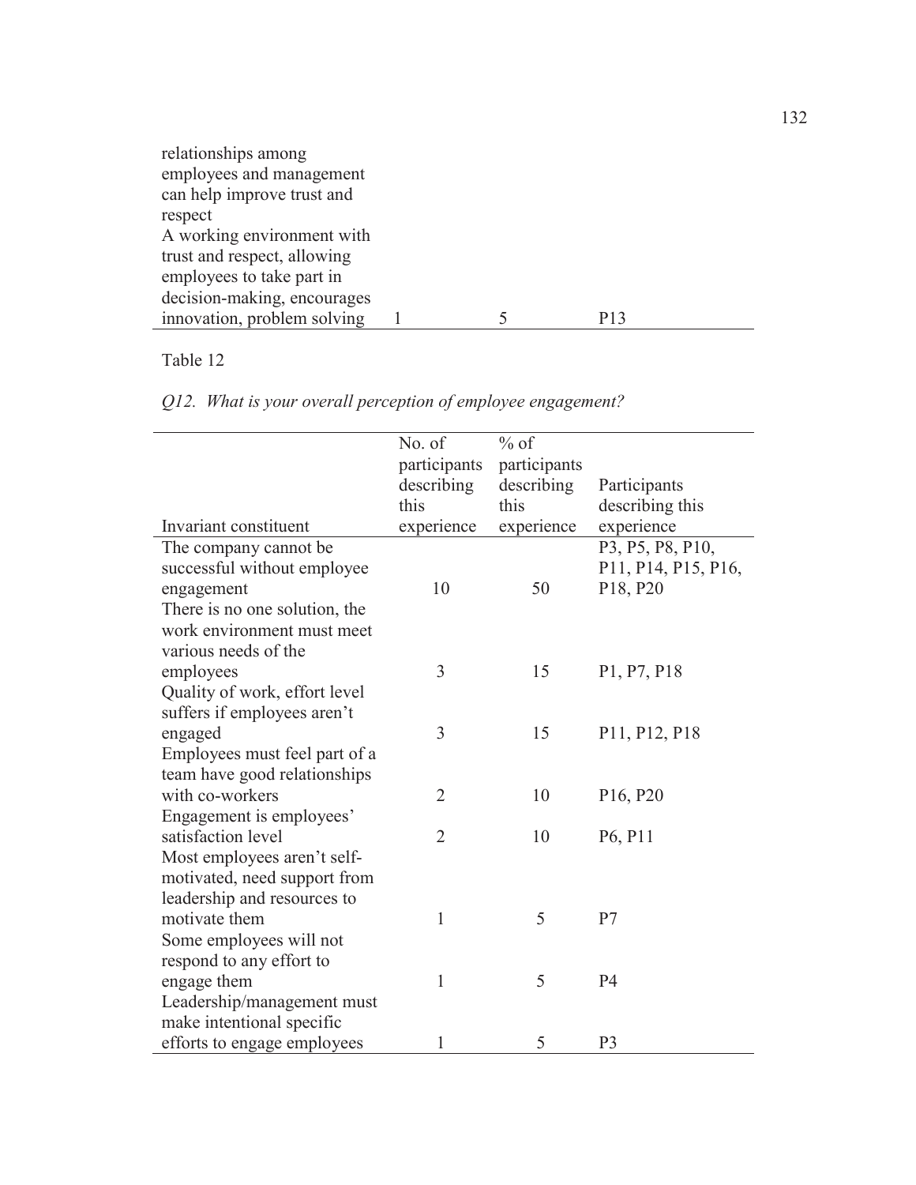| | | | |
|---|---|---|---|
| relationships among employees and management can help improve trust and respect | | | |
| A working environment with trust and respect, allowing employees to take part in decision-making, encourages innovation, problem solving | 1 | 5 | P13 |

Table 12

*Q12. What is your overall perception of employee engagement?*

| Invariant constituent | No. of participants describing this experience | % of participants describing this experience | Participants describing this experience |
|---|---|---|---|
| The company cannot be successful without employee engagement | 10 | 50 | P3, P5, P8, P10, P11, P14, P15, P16, P18, P20 |
| There is no one solution, the work environment must meet various needs of the employees | 3 | 15 | P1, P7, P18 |
| Quality of work, effort level suffers if employees aren't engaged | 3 | 15 | P11, P12, P18 |
| Employees must feel part of a team have good relationships with co-workers | 2 | 10 | P16, P20 |
| Engagement is employees' satisfaction level | 2 | 10 | P6, P11 |
| Most employees aren't self-motivated, need support from leadership and resources to motivate them | 1 | 5 | P7 |
| Some employees will not respond to any effort to engage them | 1 | 5 | P4 |
| Leadership/management must make intentional specific efforts to engage employees | 1 | 5 | P3 |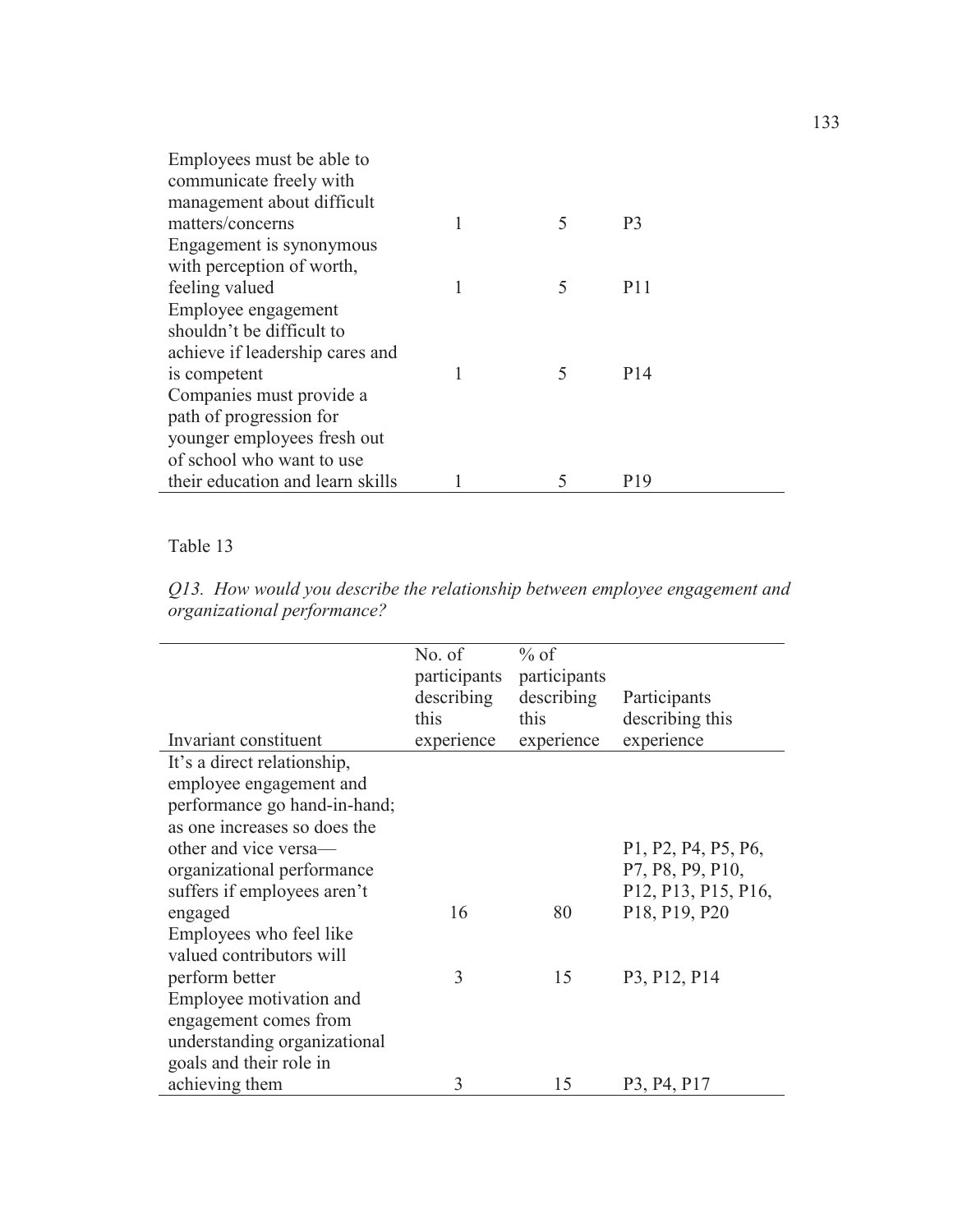| | | | |
|---|---|---|---|
| Employees must be able to communicate freely with management about difficult matters/concerns | 1 | 5 | P3 |
| Engagement is synonymous with perception of worth, feeling valued | 1 | 5 | P11 |
| Employee engagement shouldn't be difficult to achieve if leadership cares and is competent | 1 | 5 | P14 |
| Companies must provide a path of progression for younger employees fresh out of school who want to use their education and learn skills | 1 | 5 | P19 |

Table 13

*Q13. How would you describe the relationship between employee engagement and organizational performance?*

| Invariant constituent | No. of participants describing this experience | % of participants describing this experience | Participants describing this experience |
|---|---|---|---|
| It's a direct relationship, employee engagement and performance go hand-in-hand; as one increases so does the other and vice versa—organizational performance suffers if employees aren't engaged | 16 | 80 | P1, P2, P4, P5, P6, P7, P8, P9, P10, P12, P13, P15, P16, P18, P19, P20 |
| Employees who feel like valued contributors will perform better | 3 | 15 | P3, P12, P14 |
| Employee motivation and engagement comes from understanding organizational goals and their role in achieving them | 3 | 15 | P3, P4, P17 |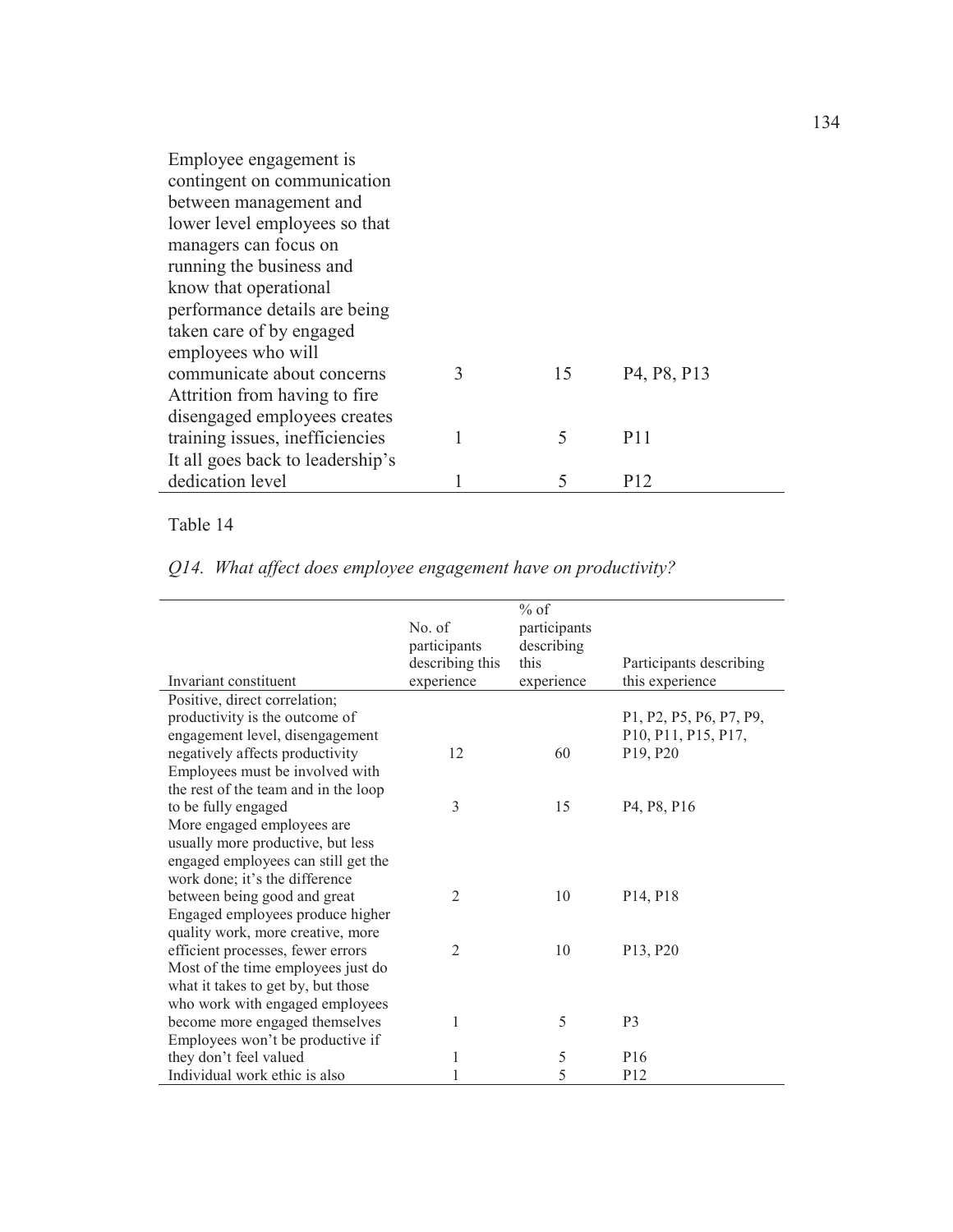| | | | |
|---|---|---|---|
| Employee engagement is contingent on communication between management and lower level employees so that managers can focus on running the business and know that operational performance details are being taken care of by engaged employees who will communicate about concerns | 3 | 15 | P4, P8, P13 |
| Attrition from having to fire disengaged employees creates training issues, inefficiencies | 1 | 5 | P11 |
| It all goes back to leadership's dedication level | 1 | 5 | P12 |

Table 14

*Q14. What affect does employee engagement have on productivity?*

| Invariant constituent | No. of participants describing this experience | % of participants describing this experience | Participants describing this experience |
|---|---|---|---|
| Positive, direct correlation; productivity is the outcome of engagement level, disengagement negatively affects productivity | 12 | 60 | P1, P2, P5, P6, P7, P9, P10, P11, P15, P17, P19, P20 |
| Employees must be involved with the rest of the team and in the loop to be fully engaged | 3 | 15 | P4, P8, P16 |
| More engaged employees are usually more productive, but less engaged employees can still get the work done; it's the difference between being good and great | 2 | 10 | P14, P18 |
| Engaged employees produce higher quality work, more creative, more efficient processes, fewer errors | 2 | 10 | P13, P20 |
| Most of the time employees just do what it takes to get by, but those who work with engaged employees become more engaged themselves | 1 | 5 | P3 |
| Employees won't be productive if they don't feel valued | 1 | 5 | P16 |
| Individual work ethic is also | 1 | 5 | P12 |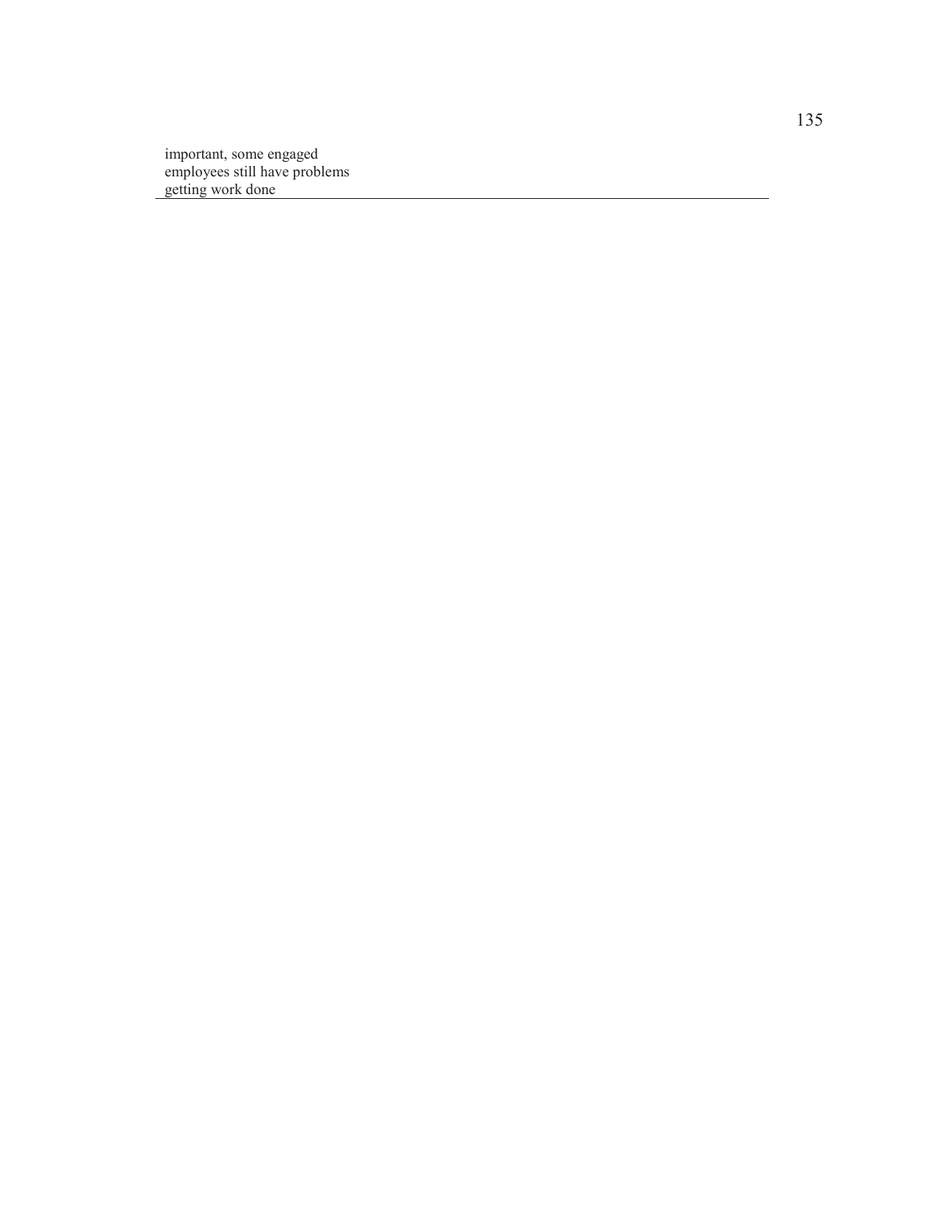important, some engaged employees still have problems getting work done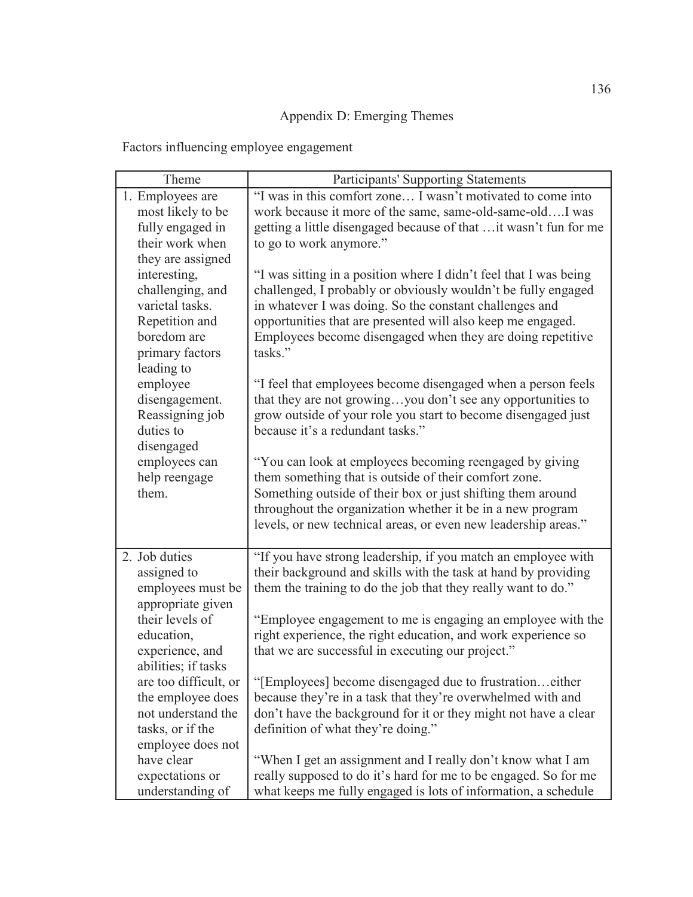# Appendix D: Emerging Themes

Factors influencing employee engagement

| Theme | Participants' Supporting Statements |
|---|---|
| 1. Employees are most likely to be fully engaged in their work when they are assigned interesting, challenging, and varietal tasks. Repetition and boredom are primary factors leading to employee disengagement. Reassigning job duties to disengaged employees can help reengage them. | "I was in this comfort zone… I wasn't motivated to come into work because it more of the same, same-old-same-old….I was getting a little disengaged because of that …it wasn't fun for me to go to work anymore." <br><br> "I was sitting in a position where I didn't feel that I was being challenged, I probably or obviously wouldn't be fully engaged in whatever I was doing. So the constant challenges and opportunities that are presented will also keep me engaged. Employees become disengaged when they are doing repetitive tasks." <br><br> "I feel that employees become disengaged when a person feels that they are not growing…you don't see any opportunities to grow outside of your role you start to become disengaged just because it's a redundant tasks." <br><br> "You can look at employees becoming reengaged by giving them something that is outside of their comfort zone. Something outside of their box or just shifting them around throughout the organization whether it be in a new program levels, or new technical areas, or even new leadership areas." |
| 2. Job duties assigned to employees must be appropriate given their levels of education, experience, and abilities; if tasks are too difficult, or the employee does not understand the tasks, or if the employee does not have clear expectations or understanding of | "If you have strong leadership, if you match an employee with their background and skills with the task at hand by providing them the training to do the job that they really want to do." <br><br> "Employee engagement to me is engaging an employee with the right experience, the right education, and work experience so that we are successful in executing our project." <br><br> "[Employees] become disengaged due to frustration…either because they're in a task that they're overwhelmed with and don't have the background for it or they might not have a clear definition of what they're doing." <br><br> "When I get an assignment and I really don't know what I am really supposed to do it's hard for me to be engaged. So for me what keeps me fully engaged is lots of information, a schedule |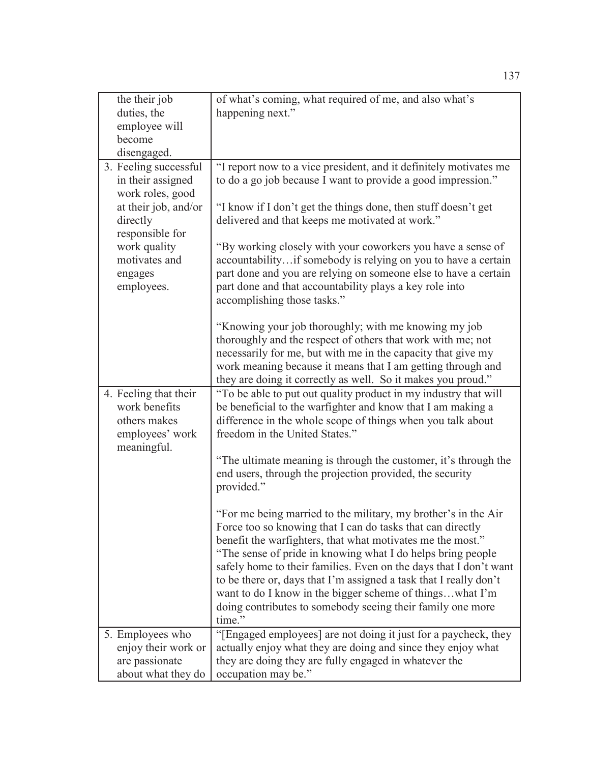| | |
|---|---|
| the their job duties, the employee will become disengaged. | of what's coming, what required of me, and also what's happening next." |
| 3. Feeling successful in their assigned work roles, good at their job, and/or directly responsible for work quality motivates and engages employees. | "I report now to a vice president, and it definitely motivates me to do a go job because I want to provide a good impression."<br><br>"I know if I don't get the things done, then stuff doesn't get delivered and that keeps me motivated at work."<br><br>"By working closely with your coworkers you have a sense of accountability…if somebody is relying on you to have a certain part done and you are relying on someone else to have a certain part done and that accountability plays a key role into accomplishing those tasks."<br><br>"Knowing your job thoroughly; with me knowing my job thoroughly and the respect of others that work with me; not necessarily for me, but with me in the capacity that give my work meaning because it means that I am getting through and they are doing it correctly as well. So it makes you proud." |
| 4. Feeling that their work benefits others makes employees' work meaningful. | "To be able to put out quality product in my industry that will be beneficial to the warfighter and know that I am making a difference in the whole scope of things when you talk about freedom in the United States."<br><br>"The ultimate meaning is through the customer, it's through the end users, through the projection provided, the security provided."<br><br>"For me being married to the military, my brother's in the Air Force too so knowing that I can do tasks that can directly benefit the warfighters, that what motivates me the most."<br>"The sense of pride in knowing what I do helps bring people safely home to their families. Even on the days that I don't want to be there or, days that I'm assigned a task that I really don't want to do I know in the bigger scheme of things…what I'm doing contributes to somebody seeing their family one more time." |
| 5. Employees who enjoy their work or are passionate about what they do | "[Engaged employees] are not doing it just for a paycheck, they actually enjoy what they are doing and since they enjoy what they are doing they are fully engaged in whatever the occupation may be." |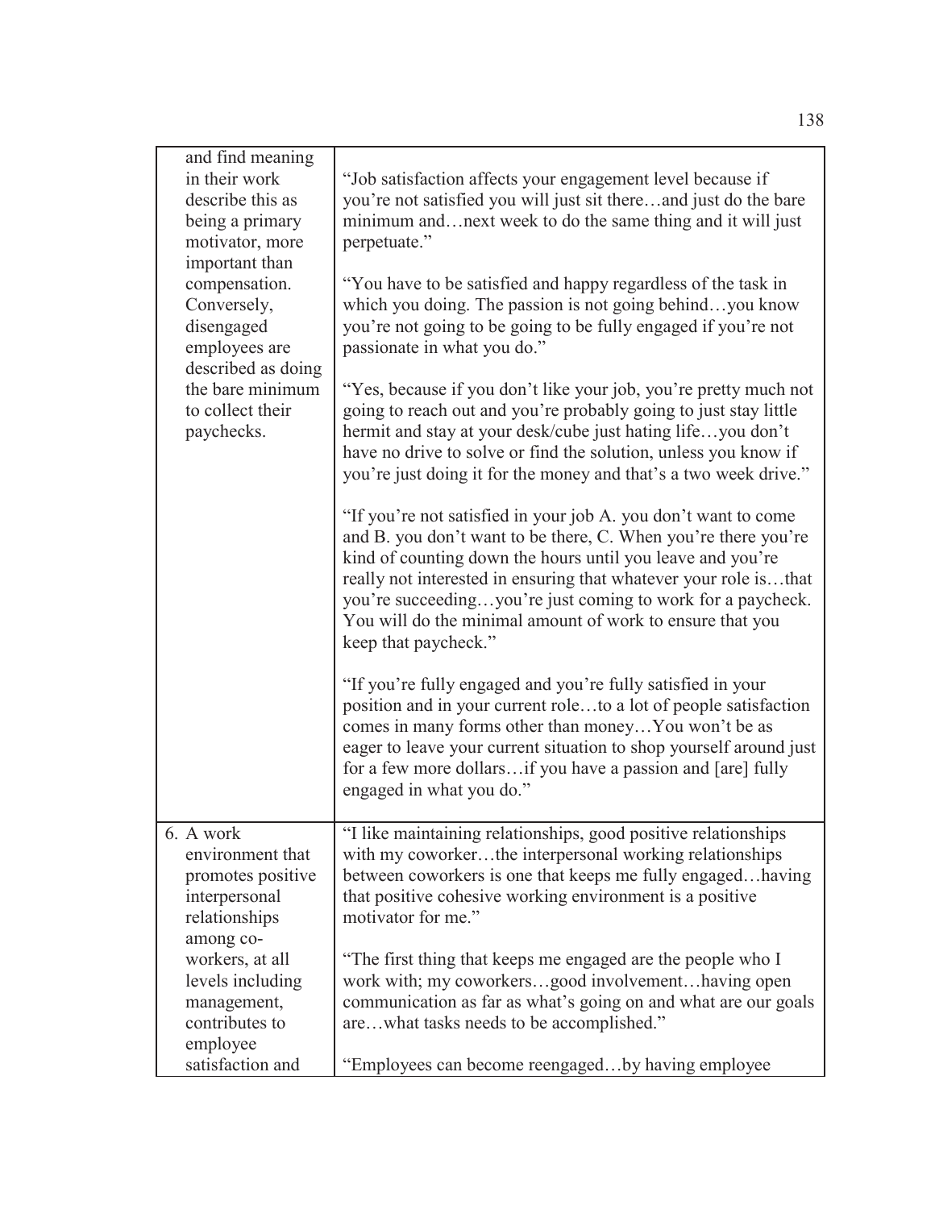| | |
|---|---|
| and find meaning in their work describe this as being a primary motivator, more important than compensation. Conversely, disengaged employees are described as doing the bare minimum to collect their paychecks. | "Job satisfaction affects your engagement level because if you're not satisfied you will just sit there…and just do the bare minimum and…next week to do the same thing and it will just perpetuate."<br><br>"You have to be satisfied and happy regardless of the task in which you doing. The passion is not going behind…you know you're not going to be going to be fully engaged if you're not passionate in what you do."<br><br>"Yes, because if you don't like your job, you're pretty much not going to reach out and you're probably going to just stay little hermit and stay at your desk/cube just hating life…you don't have no drive to solve or find the solution, unless you know if you're just doing it for the money and that's a two week drive."<br><br>"If you're not satisfied in your job A. you don't want to come and B. you don't want to be there, C. When you're there you're kind of counting down the hours until you leave and you're really not interested in ensuring that whatever your role is…that you're succeeding…you're just coming to work for a paycheck. You will do the minimal amount of work to ensure that you keep that paycheck."<br><br>"If you're fully engaged and you're fully satisfied in your position and in your current role…to a lot of people satisfaction comes in many forms other than money…You won't be as eager to leave your current situation to shop yourself around just for a few more dollars…if you have a passion and [are] fully engaged in what you do." |
| 6. A work environment that promotes positive interpersonal relationships among co-workers, at all levels including management, contributes to employee satisfaction and | "I like maintaining relationships, good positive relationships with my coworker…the interpersonal working relationships between coworkers is one that keeps me fully engaged…having that positive cohesive working environment is a positive motivator for me."<br><br>"The first thing that keeps me engaged are the people who I work with; my coworkers…good involvement…having open communication as far as what's going on and what are our goals are…what tasks needs to be accomplished."<br><br>"Employees can become reengaged…by having employee |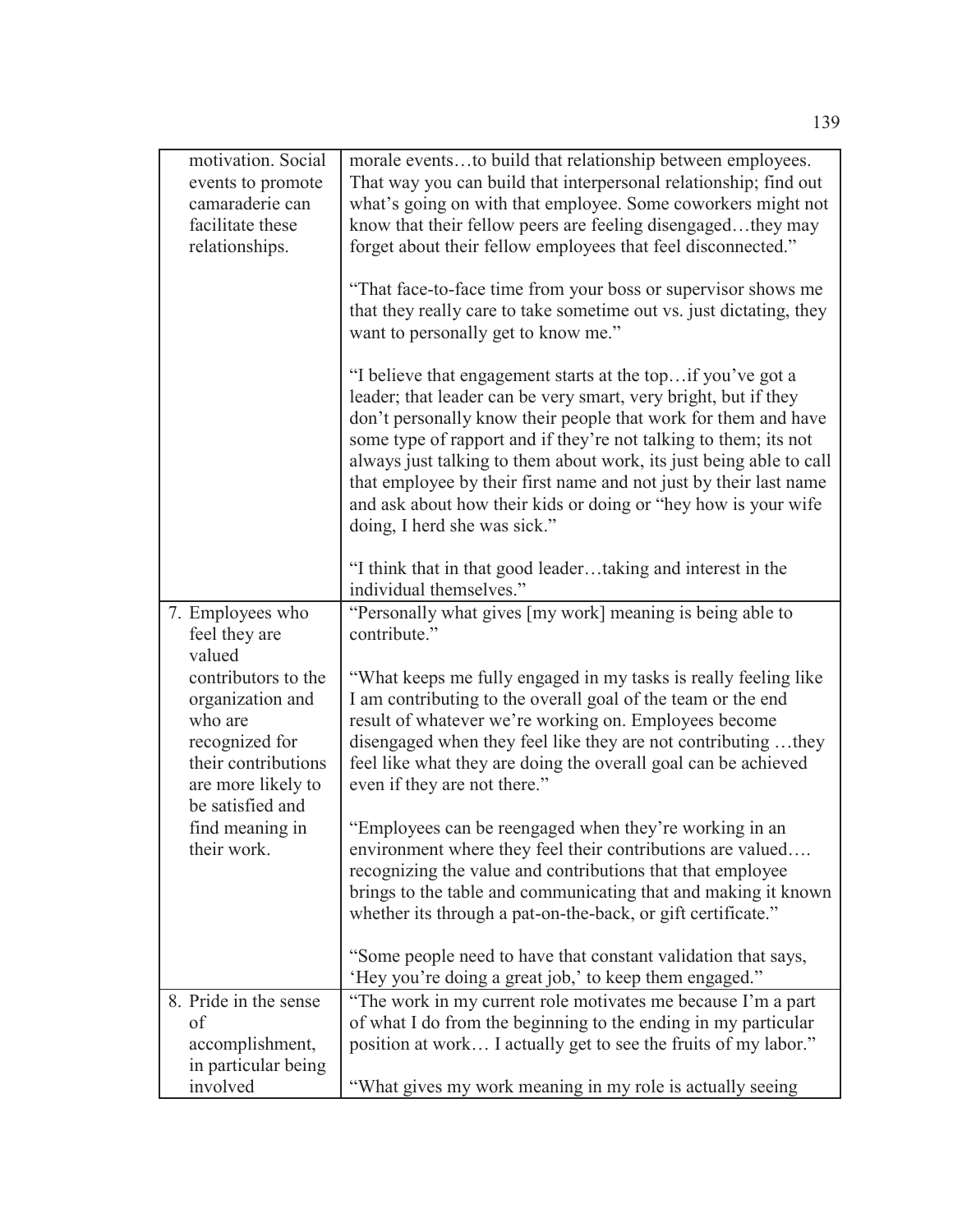| | |
|---|---|
| motivation. Social events to promote camaraderie can facilitate these relationships. | morale events…to build that relationship between employees. That way you can build that interpersonal relationship; find out what's going on with that employee. Some coworkers might not know that their fellow peers are feeling disengaged…they may forget about their fellow employees that feel disconnected."<br><br>"That face-to-face time from your boss or supervisor shows me that they really care to take sometime out vs. just dictating, they want to personally get to know me."<br><br>"I believe that engagement starts at the top…if you've got a leader; that leader can be very smart, very bright, but if they don't personally know their people that work for them and have some type of rapport and if they're not talking to them; its not always just talking to them about work, its just being able to call that employee by their first name and not just by their last name and ask about how their kids or doing or "hey how is your wife doing, I herd she was sick."<br><br>"I think that in that good leader…taking and interest in the individual themselves." |
| 7. Employees who feel they are valued contributors to the organization and who are recognized for their contributions are more likely to be satisfied and find meaning in their work. | "Personally what gives [my work] meaning is being able to contribute."<br><br>"What keeps me fully engaged in my tasks is really feeling like I am contributing to the overall goal of the team or the end result of whatever we're working on. Employees become disengaged when they feel like they are not contributing …they feel like what they are doing the overall goal can be achieved even if they are not there."<br><br>"Employees can be reengaged when they're working in an environment where they feel their contributions are valued…. recognizing the value and contributions that that employee brings to the table and communicating that and making it known whether its through a pat-on-the-back, or gift certificate."<br><br>"Some people need to have that constant validation that says, 'Hey you're doing a great job,' to keep them engaged." |
| 8. Pride in the sense of accomplishment, in particular being involved | "The work in my current role motivates me because I'm a part of what I do from the beginning to the ending in my particular position at work… I actually get to see the fruits of my labor."<br><br>"What gives my work meaning in my role is actually seeing |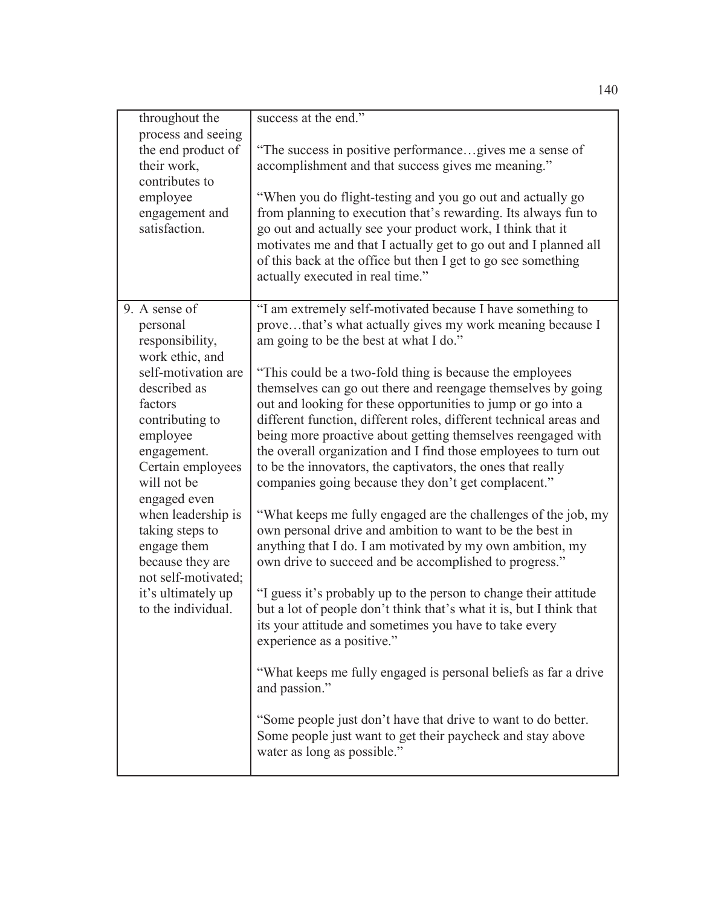| | |
|---|---|
| throughout the process and seeing the end product of their work, contributes to employee engagement and satisfaction. | success at the end."<br><br>"The success in positive performance…gives me a sense of accomplishment and that success gives me meaning."<br><br>"When you do flight-testing and you go out and actually go from planning to execution that's rewarding. Its always fun to go out and actually see your product work, I think that it motivates me and that I actually get to go out and I planned all of this back at the office but then I get to go see something actually executed in real time." |
| 9. A sense of personal responsibility, work ethic, and self-motivation are described as factors contributing to employee engagement. Certain employees will not be engaged even when leadership is taking steps to engage them because they are not self-motivated; it's ultimately up to the individual. | "I am extremely self-motivated because I have something to prove…that's what actually gives my work meaning because I am going to be the best at what I do."<br><br>"This could be a two-fold thing is because the employees themselves can go out there and reengage themselves by going out and looking for these opportunities to jump or go into a different function, different roles, different technical areas and being more proactive about getting themselves reengaged with the overall organization and I find those employees to turn out to be the innovators, the captivators, the ones that really companies going because they don't get complacent."<br><br>"What keeps me fully engaged are the challenges of the job, my own personal drive and ambition to want to be the best in anything that I do. I am motivated by my own ambition, my own drive to succeed and be accomplished to progress."<br><br>"I guess it's probably up to the person to change their attitude but a lot of people don't think that's what it is, but I think that its your attitude and sometimes you have to take every experience as a positive."<br><br>"What keeps me fully engaged is personal beliefs as far a drive and passion."<br><br>"Some people just don't have that drive to want to do better. Some people just want to get their paycheck and stay above water as long as possible." |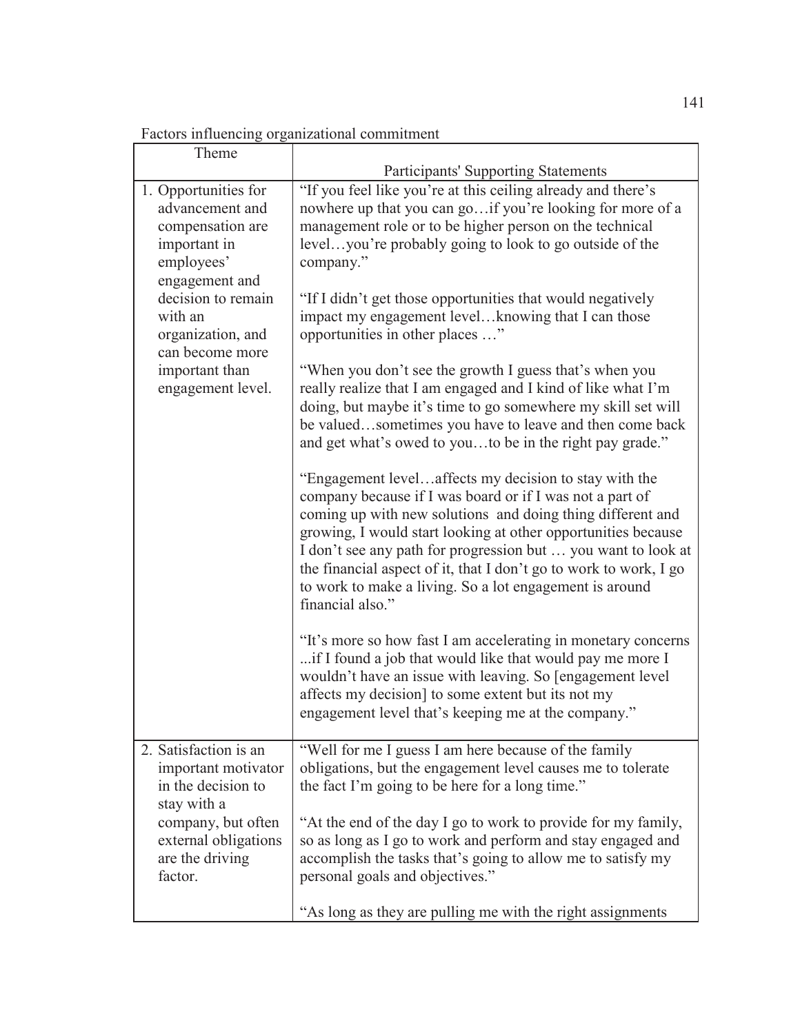Factors influencing organizational commitment

| Theme | Participants' Supporting Statements |
| --- | --- |
| 1. Opportunities for advancement and compensation are important in employees' engagement and decision to remain with an organization, and can become more important than engagement level. | "If you feel like you're at this ceiling already and there's nowhere up that you can go…if you're looking for more of a management role or to be higher person on the technical level…you're probably going to look to go outside of the company." <br><br> "If I didn't get those opportunities that would negatively impact my engagement level…knowing that I can those opportunities in other places …" <br><br> "When you don't see the growth I guess that's when you really realize that I am engaged and I kind of like what I'm doing, but maybe it's time to go somewhere my skill set will be valued…sometimes you have to leave and then come back and get what's owed to you…to be in the right pay grade." <br><br> "Engagement level…affects my decision to stay with the company because if I was board or if I was not a part of coming up with new solutions and doing thing different and growing, I would start looking at other opportunities because I don't see any path for progression but … you want to look at the financial aspect of it, that I don't go to work to work, I go to work to make a living. So a lot engagement is around financial also." <br><br> "It's more so how fast I am accelerating in monetary concerns ...if I found a job that would like that would pay me more I wouldn't have an issue with leaving. So [engagement level affects my decision] to some extent but its not my engagement level that's keeping me at the company." |
| 2. Satisfaction is an important motivator in the decision to stay with a company, but often external obligations are the driving factor. | "Well for me I guess I am here because of the family obligations, but the engagement level causes me to tolerate the fact I'm going to be here for a long time." <br><br> "At the end of the day I go to work to provide for my family, so as long as I go to work and perform and stay engaged and accomplish the tasks that's going to allow me to satisfy my personal goals and objectives." <br><br> "As long as they are pulling me with the right assignments |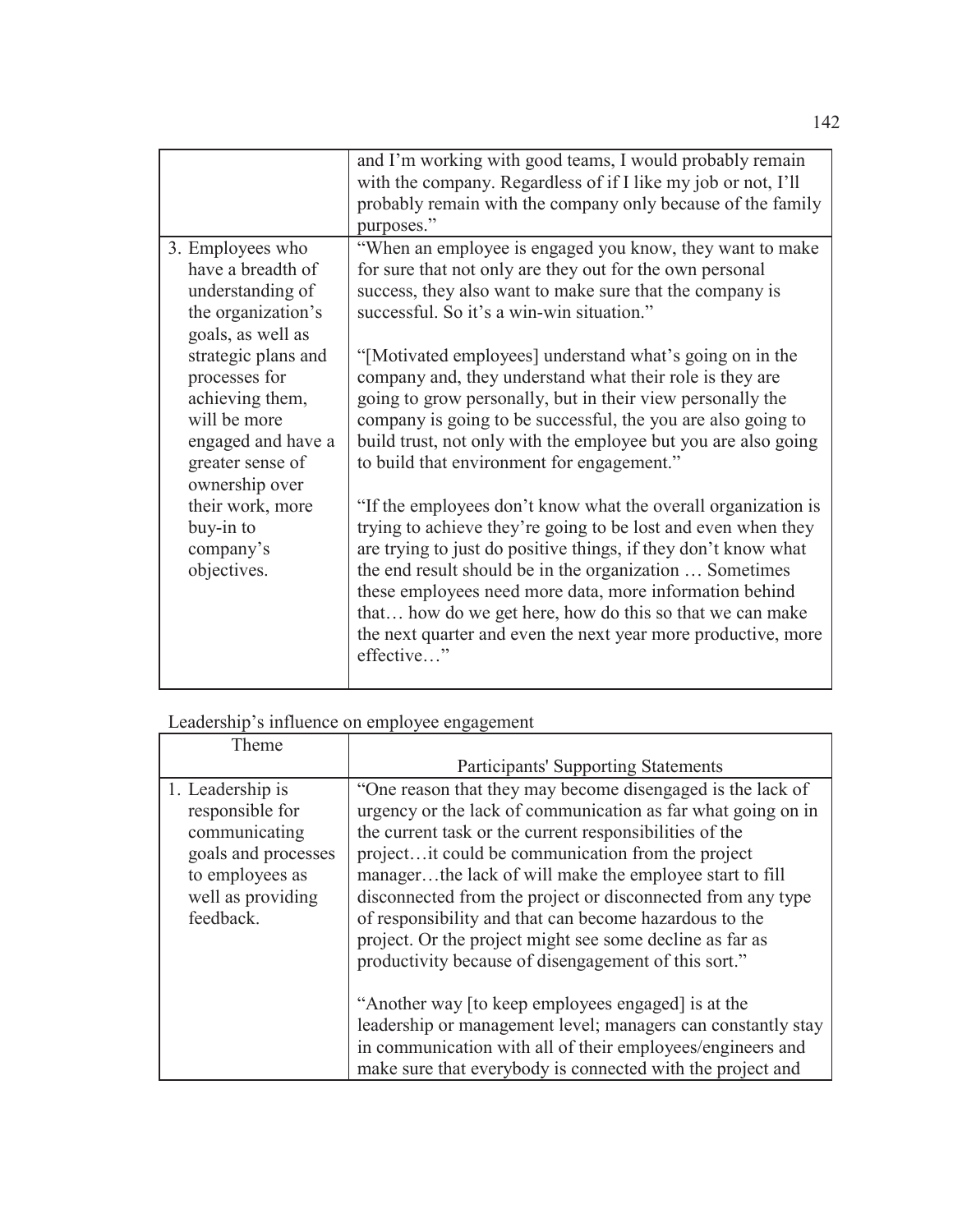| | |
|---|---|
| | and I'm working with good teams, I would probably remain with the company. Regardless of if I like my job or not, I'll probably remain with the company only because of the family purposes." |
| 3. Employees who have a breadth of understanding of the organization's goals, as well as strategic plans and processes for achieving them, will be more engaged and have a greater sense of ownership over their work, more buy-in to company's objectives. | "When an employee is engaged you know, they want to make for sure that not only are they out for the own personal success, they also want to make sure that the company is successful. So it's a win-win situation."<br><br>"[Motivated employees] understand what's going on in the company and, they understand what their role is they are going to grow personally, but in their view personally the company is going to be successful, the you are also going to build trust, not only with the employee but you are also going to build that environment for engagement."<br><br>"If the employees don't know what the overall organization is trying to achieve they're going to be lost and even when they are trying to just do positive things, if they don't know what the end result should be in the organization … Sometimes these employees need more data, more information behind that… how do we get here, how do this so that we can make the next quarter and even the next year more productive, more effective…" |

Leadership's influence on employee engagement

| Theme | Participants' Supporting Statements |
|---|---|
| 1. Leadership is responsible for communicating goals and processes to employees as well as providing feedback. | "One reason that they may become disengaged is the lack of urgency or the lack of communication as far what going on in the current task or the current responsibilities of the project…it could be communication from the project manager…the lack of will make the employee start to fill disconnected from the project or disconnected from any type of responsibility and that can become hazardous to the project. Or the project might see some decline as far as productivity because of disengagement of this sort."<br><br>"Another way [to keep employees engaged] is at the leadership or management level; managers can constantly stay in communication with all of their employees/engineers and make sure that everybody is connected with the project and |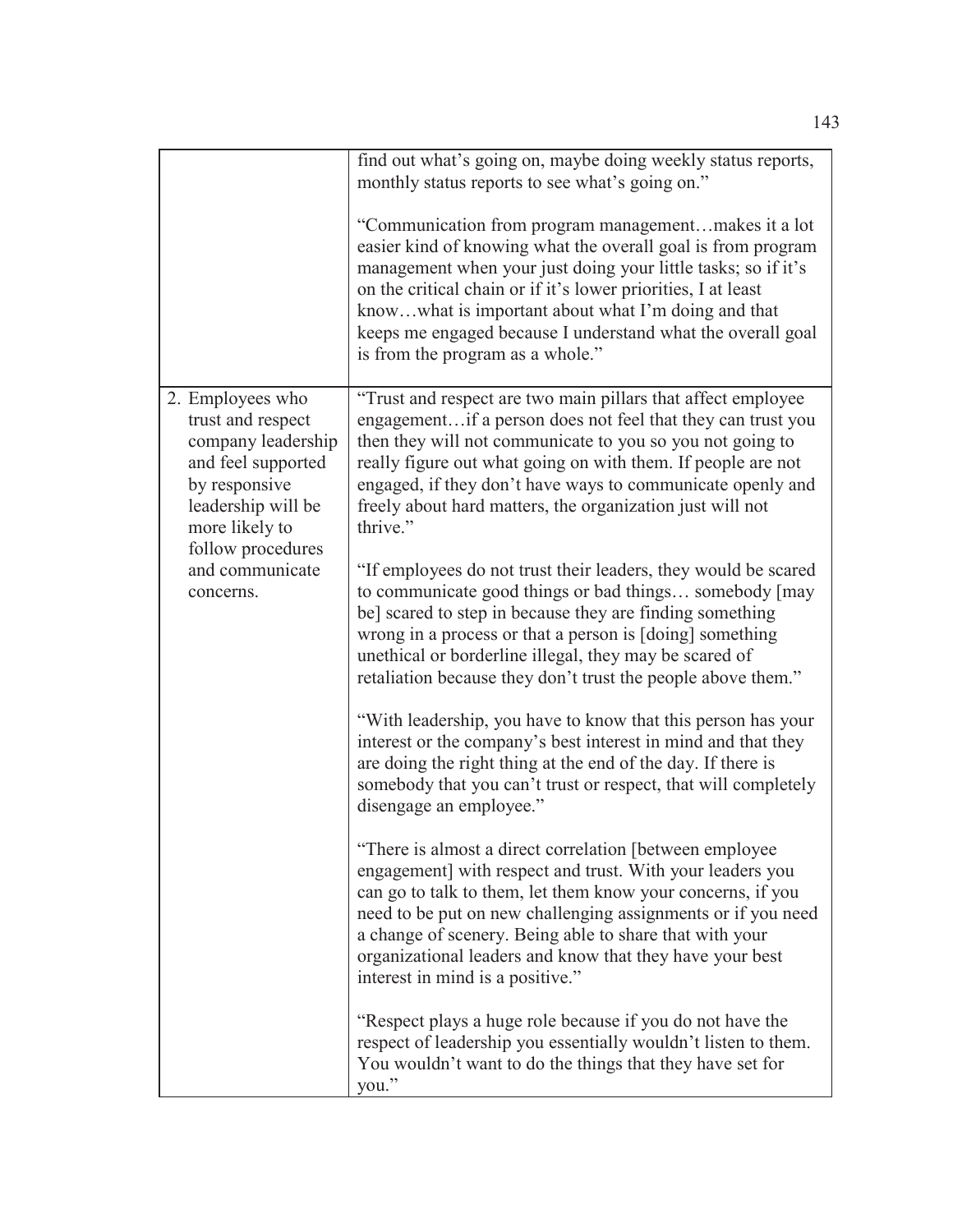| | |
|---|---|
| | "find out what's going on, maybe doing weekly status reports, monthly status reports to see what's going on."<br><br>"Communication from program management…makes it a lot easier kind of knowing what the overall goal is from program management when your just doing your little tasks; so if it's on the critical chain or if it's lower priorities, I at least know…what is important about what I'm doing and that keeps me engaged because I understand what the overall goal is from the program as a whole." |
| 2. Employees who trust and respect company leadership and feel supported by responsive leadership will be more likely to follow procedures and communicate concerns. | "Trust and respect are two main pillars that affect employee engagement…if a person does not feel that they can trust you then they will not communicate to you so you not going to really figure out what going on with them. If people are not engaged, if they don't have ways to communicate openly and freely about hard matters, the organization just will not thrive."<br><br>"If employees do not trust their leaders, they would be scared to communicate good things or bad things… somebody [may be] scared to step in because they are finding something wrong in a process or that a person is [doing] something unethical or borderline illegal, they may be scared of retaliation because they don't trust the people above them."<br><br>"With leadership, you have to know that this person has your interest or the company's best interest in mind and that they are doing the right thing at the end of the day. If there is somebody that you can't trust or respect, that will completely disengage an employee."<br><br>"There is almost a direct correlation [between employee engagement] with respect and trust. With your leaders you can go to talk to them, let them know your concerns, if you need to be put on new challenging assignments or if you need a change of scenery. Being able to share that with your organizational leaders and know that they have your best interest in mind is a positive."<br><br>"Respect plays a huge role because if you do not have the respect of leadership you essentially wouldn't listen to them. You wouldn't want to do the things that they have set for you." |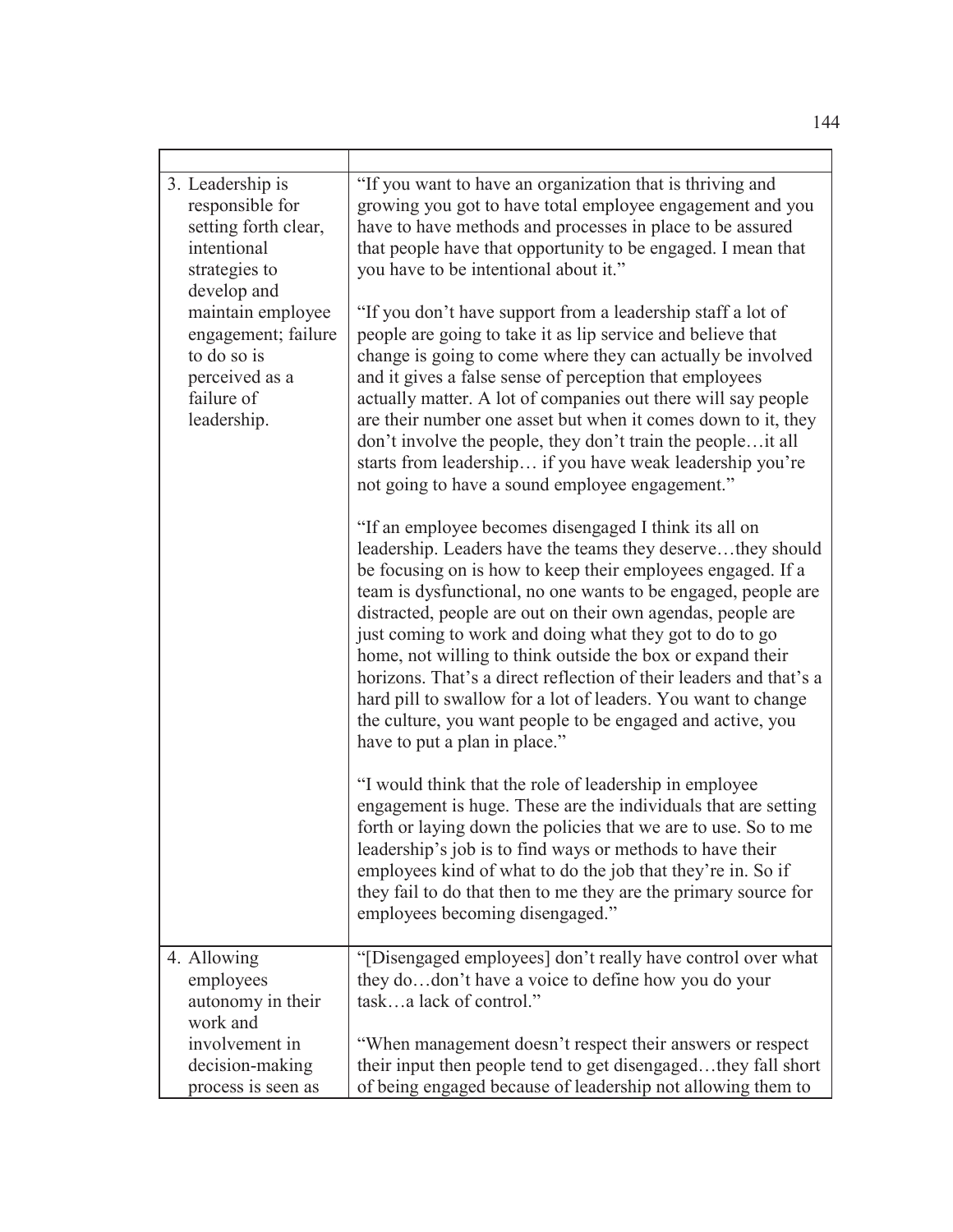| | |
|---|---|
| 3. Leadership is responsible for setting forth clear, intentional strategies to develop and maintain employee engagement; failure to do so is perceived as a failure of leadership. | "If you want to have an organization that is thriving and growing you got to have total employee engagement and you have to have methods and processes in place to be assured that people have that opportunity to be engaged. I mean that you have to be intentional about it." <br><br> "If you don't have support from a leadership staff a lot of people are going to take it as lip service and believe that change is going to come where they can actually be involved and it gives a false sense of perception that employees actually matter. A lot of companies out there will say people are their number one asset but when it comes down to it, they don't involve the people, they don't train the people…it all starts from leadership… if you have weak leadership you're not going to have a sound employee engagement." <br><br> "If an employee becomes disengaged I think its all on leadership. Leaders have the teams they deserve…they should be focusing on is how to keep their employees engaged. If a team is dysfunctional, no one wants to be engaged, people are distracted, people are out on their own agendas, people are just coming to work and doing what they got to do to go home, not willing to think outside the box or expand their horizons. That's a direct reflection of their leaders and that's a hard pill to swallow for a lot of leaders. You want to change the culture, you want people to be engaged and active, you have to put a plan in place." <br><br> "I would think that the role of leadership in employee engagement is huge. These are the individuals that are setting forth or laying down the policies that we are to use. So to me leadership's job is to find ways or methods to have their employees kind of what to do the job that they're in. So if they fail to do that then to me they are the primary source for employees becoming disengaged." |
| 4. Allowing employees autonomy in their work and involvement in decision-making process is seen as | "[Disengaged employees] don't really have control over what they do…don't have a voice to define how you do your task…a lack of control." <br><br> "When management doesn't respect their answers or respect their input then people tend to get disengaged…they fall short of being engaged because of leadership not allowing them to |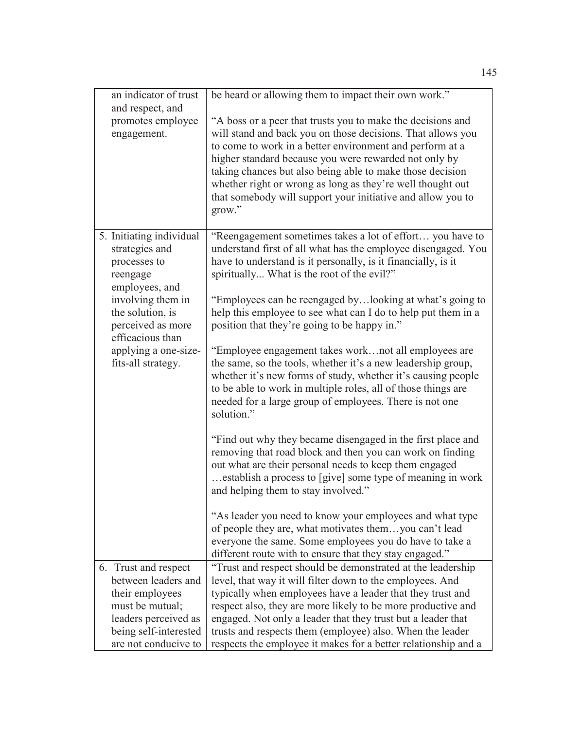| | |
|---|---|
| an indicator of trust and respect, and promotes employee engagement. | be heard or allowing them to impact their own work."<br><br>"A boss or a peer that trusts you to make the decisions and will stand and back you on those decisions. That allows you to come to work in a better environment and perform at a higher standard because you were rewarded not only by taking chances but also being able to make those decision whether right or wrong as long as they're well thought out that somebody will support your initiative and allow you to grow." |
| 5. Initiating individual strategies and processes to reengage employees, and involving them in the solution, is perceived as more efficacious than applying a one-size-fits-all strategy. | "Reengagement sometimes takes a lot of effort… you have to understand first of all what has the employee disengaged. You have to understand is it personally, is it financially, is it spiritually... What is the root of the evil?"<br><br>"Employees can be reengaged by…looking at what's going to help this employee to see what can I do to help put them in a position that they're going to be happy in."<br><br>"Employee engagement takes work…not all employees are the same, so the tools, whether it's a new leadership group, whether it's new forms of study, whether it's causing people to be able to work in multiple roles, all of those things are needed for a large group of employees. There is not one solution."<br><br>"Find out why they became disengaged in the first place and removing that road block and then you can work on finding out what are their personal needs to keep them engaged …establish a process to [give] some type of meaning in work and helping them to stay involved."<br><br>"As leader you need to know your employees and what type of people they are, what motivates them…you can't lead everyone the same. Some employees you do have to take a different route with to ensure that they stay engaged." |
| 6. Trust and respect between leaders and their employees must be mutual; leaders perceived as being self-interested are not conducive to | "Trust and respect should be demonstrated at the leadership level, that way it will filter down to the employees. And typically when employees have a leader that they trust and respect also, they are more likely to be more productive and engaged. Not only a leader that they trust but a leader that trusts and respects them (employee) also. When the leader respects the employee it makes for a better relationship and a |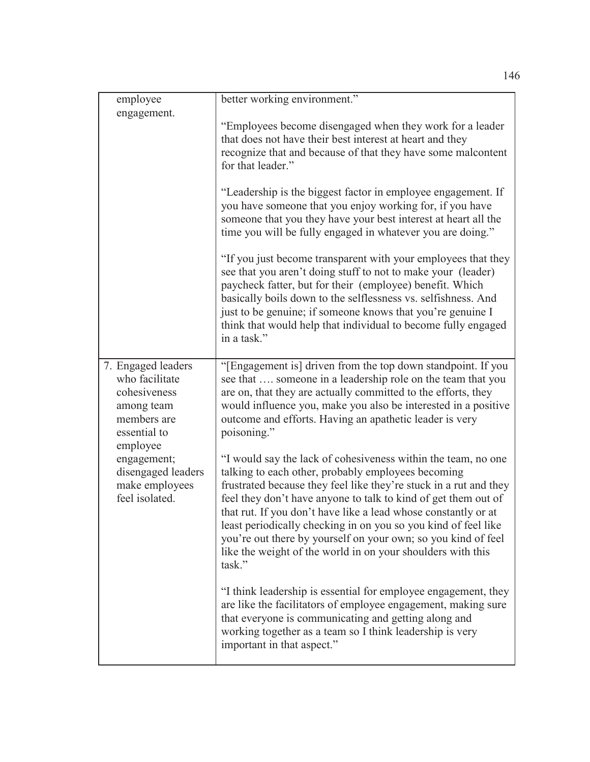| | |
|---|---|
| employee engagement. | better working environment."<br><br>"Employees become disengaged when they work for a leader that does not have their best interest at heart and they recognize that and because of that they have some malcontent for that leader."<br><br>"Leadership is the biggest factor in employee engagement. If you have someone that you enjoy working for, if you have someone that you they have your best interest at heart all the time you will be fully engaged in whatever you are doing."<br><br>"If you just become transparent with your employees that they see that you aren't doing stuff to not to make your (leader) paycheck fatter, but for their (employee) benefit. Which basically boils down to the selflessness vs. selfishness. And just to be genuine; if someone knows that you're genuine I think that would help that individual to become fully engaged in a task." |
| 7. Engaged leaders who facilitate cohesiveness among team members are essential to employee engagement; disengaged leaders make employees feel isolated. | "[Engagement is] driven from the top down standpoint. If you see that …. someone in a leadership role on the team that you are on, that they are actually committed to the efforts, they would influence you, make you also be interested in a positive outcome and efforts. Having an apathetic leader is very poisoning."<br><br>"I would say the lack of cohesiveness within the team, no one talking to each other, probably employees becoming frustrated because they feel like they're stuck in a rut and they feel they don't have anyone to talk to kind of get them out of that rut. If you don't have like a lead whose constantly or at least periodically checking in on you so you kind of feel like you're out there by yourself on your own; so you kind of feel like the weight of the world in on your shoulders with this task."<br><br>"I think leadership is essential for employee engagement, they are like the facilitators of employee engagement, making sure that everyone is communicating and getting along and working together as a team so I think leadership is very important in that aspect." |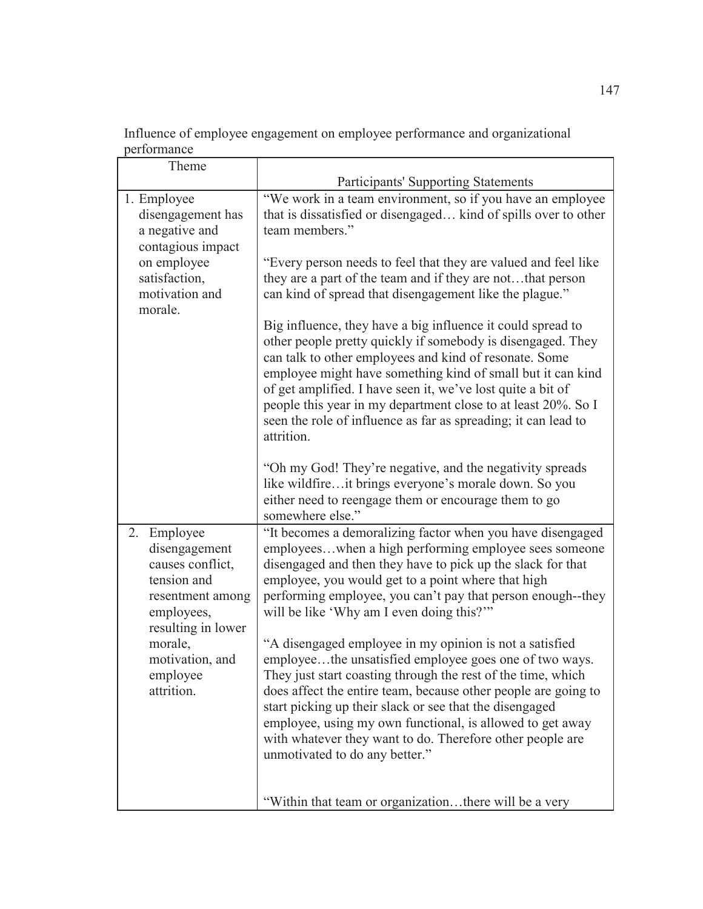Influence of employee engagement on employee performance and organizational performance

| Theme | Participants' Supporting Statements |
|---|---|
| 1. Employee disengagement has a negative and contagious impact on employee satisfaction, motivation and morale. | "We work in a team environment, so if you have an employee that is dissatisfied or disengaged… kind of spills over to other team members." <br><br> "Every person needs to feel that they are valued and feel like they are a part of the team and if they are not…that person can kind of spread that disengagement like the plague." <br><br> Big influence, they have a big influence it could spread to other people pretty quickly if somebody is disengaged. They can talk to other employees and kind of resonate. Some employee might have something kind of small but it can kind of get amplified. I have seen it, we've lost quite a bit of people this year in my department close to at least 20%. So I seen the role of influence as far as spreading; it can lead to attrition. <br><br> "Oh my God! They're negative, and the negativity spreads like wildfire…it brings everyone's morale down. So you either need to reengage them or encourage them to go somewhere else." |
| 2. Employee disengagement causes conflict, tension and resentment among employees, resulting in lower morale, motivation, and employee attrition. | "It becomes a demoralizing factor when you have disengaged employees…when a high performing employee sees someone disengaged and then they have to pick up the slack for that employee, you would get to a point where that high performing employee, you can't pay that person enough--they will be like 'Why am I even doing this?'" <br><br> "A disengaged employee in my opinion is not a satisfied employee…the unsatisfied employee goes one of two ways. They just start coasting through the rest of the time, which does affect the entire team, because other people are going to start picking up their slack or see that the disengaged employee, using my own functional, is allowed to get away with whatever they want to do. Therefore other people are unmotivated to do any better." <br><br> "Within that team or organization…there will be a very |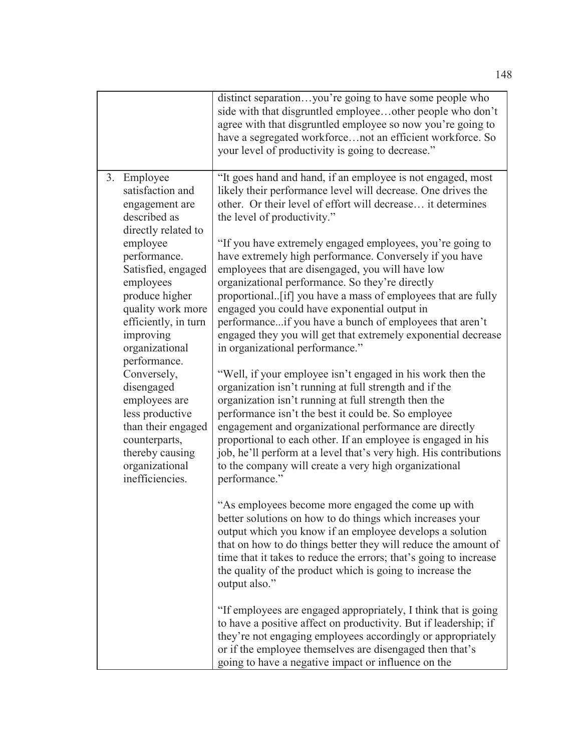| | |
|---|---|
| | distinct separation…you're going to have some people who side with that disgruntled employee…other people who don't agree with that disgruntled employee so now you're going to have a segregated workforce…not an efficient workforce. So your level of productivity is going to decrease." |
| 3. Employee satisfaction and engagement are described as directly related to employee performance. Satisfied, engaged employees produce higher quality work more efficiently, in turn improving organizational performance. Conversely, disengaged employees are less productive than their engaged counterparts, thereby causing organizational inefficiencies. | "It goes hand and hand, if an employee is not engaged, most likely their performance level will decrease. One drives the other. Or their level of effort will decrease… it determines the level of productivity."<br><br>"If you have extremely engaged employees, you're going to have extremely high performance. Conversely if you have employees that are disengaged, you will have low organizational performance. So they're directly proportional..[if] you have a mass of employees that are fully engaged you could have exponential output in performance...if you have a bunch of employees that aren't engaged they you will get that extremely exponential decrease in organizational performance."<br><br>"Well, if your employee isn't engaged in his work then the organization isn't running at full strength and if the organization isn't running at full strength then the performance isn't the best it could be. So employee engagement and organizational performance are directly proportional to each other. If an employee is engaged in his job, he'll perform at a level that's very high. His contributions to the company will create a very high organizational performance."<br><br>"As employees become more engaged the come up with better solutions on how to do things which increases your output which you know if an employee develops a solution that on how to do things better they will reduce the amount of time that it takes to reduce the errors; that's going to increase the quality of the product which is going to increase the output also."<br><br>"If employees are engaged appropriately, I think that is going to have a positive affect on productivity. But if leadership; if they're not engaging employees accordingly or appropriately or if the employee themselves are disengaged then that's going to have a negative impact or influence on the |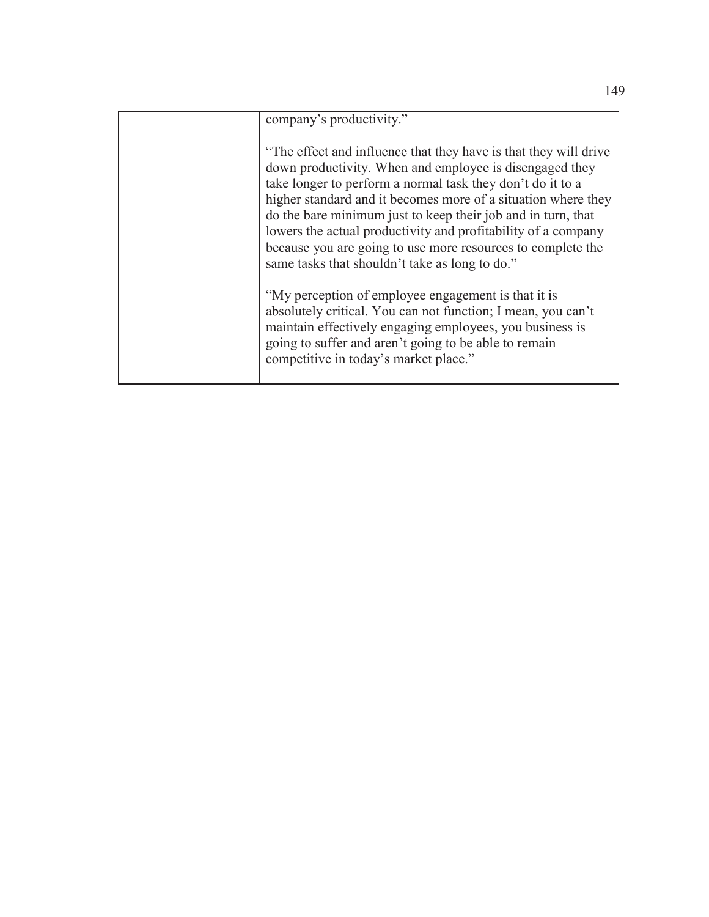| | |
|---|---|
| | company's productivity."<br><br>"The effect and influence that they have is that they will drive down productivity. When and employee is disengaged they take longer to perform a normal task they don't do it to a higher standard and it becomes more of a situation where they do the bare minimum just to keep their job and in turn, that lowers the actual productivity and profitability of a company because you are going to use more resources to complete the same tasks that shouldn't take as long to do."<br><br>"My perception of employee engagement is that it is absolutely critical. You can not function; I mean, you can't maintain effectively engaging employees, you business is going to suffer and aren't going to be able to remain competitive in today's market place." |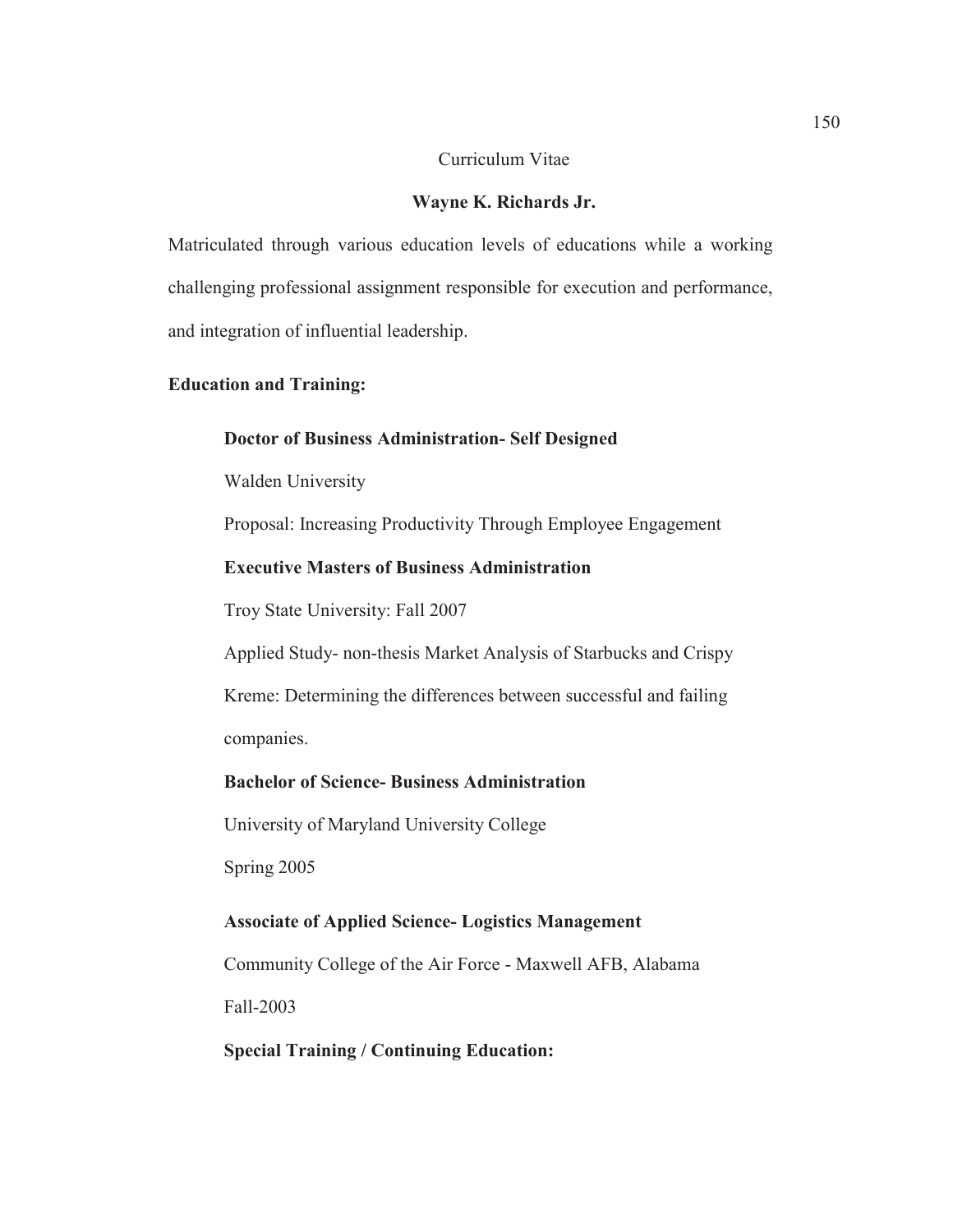Curriculum Vitae

**Wayne K. Richards Jr.**

Matriculated through various education levels of educations while a working challenging professional assignment responsible for execution and performance, and integration of influential leadership.

**Education and Training:**

**Doctor of Business Administration- Self Designed**

Walden University

Proposal: Increasing Productivity Through Employee Engagement

**Executive Masters of Business Administration**

Troy State University: Fall 2007

Applied Study- non-thesis Market Analysis of Starbucks and Crispy Kreme: Determining the differences between successful and failing companies.

**Bachelor of Science- Business Administration**

University of Maryland University College

Spring 2005

**Associate of Applied Science- Logistics Management**

Community College of the Air Force - Maxwell AFB, Alabama

Fall-2003

**Special Training / Continuing Education:**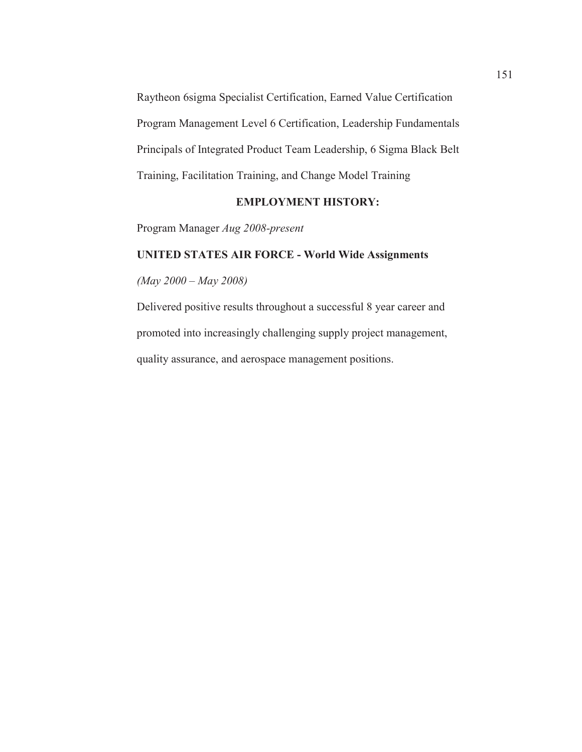Raytheon 6sigma Specialist Certification, Earned Value Certification Program Management Level 6 Certification, Leadership Fundamentals Principals of Integrated Product Team Leadership, 6 Sigma Black Belt Training, Facilitation Training, and Change Model Training

**EMPLOYMENT HISTORY:**

Program Manager *Aug 2008-present*

**UNITED STATES AIR FORCE - World Wide Assignments**

*(May 2000 – May 2008)*

Delivered positive results throughout a successful 8 year career and promoted into increasingly challenging supply project management, quality assurance, and aerospace management positions.